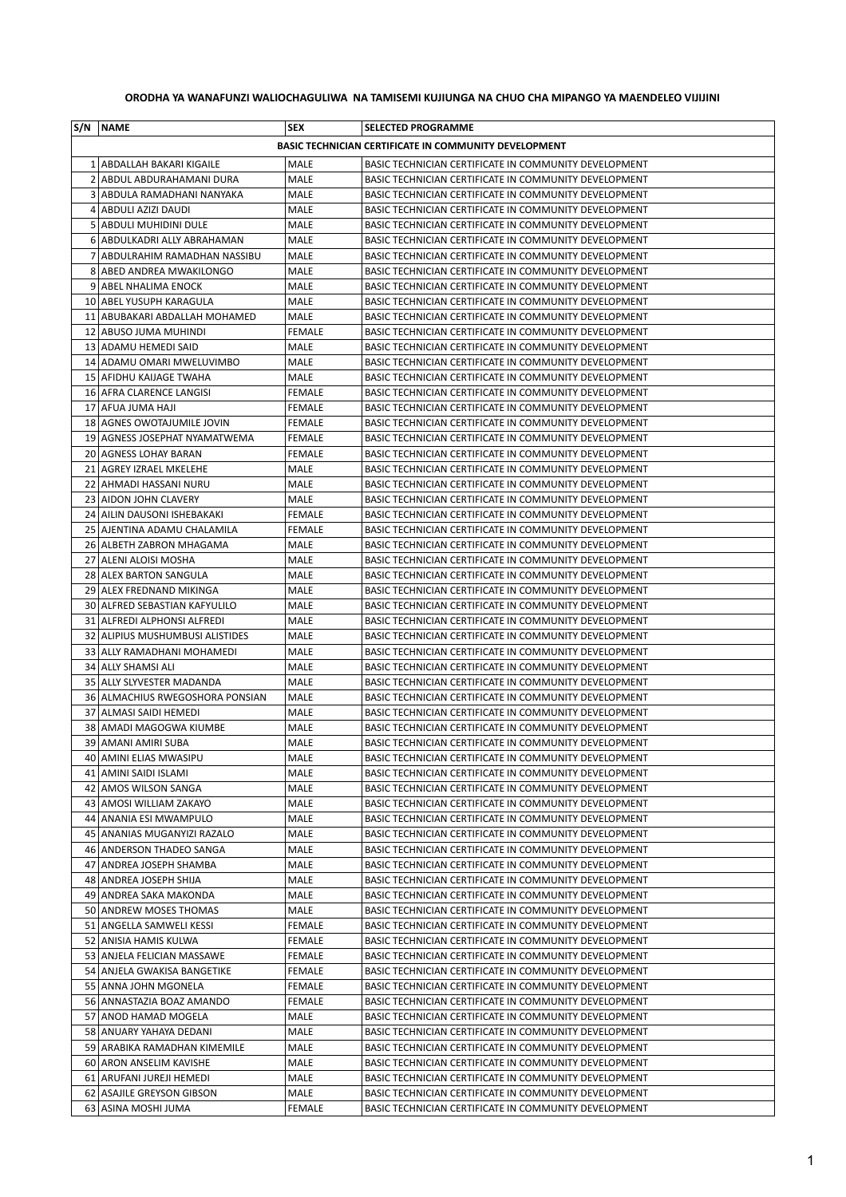**ORODHA YA WANAFUNZI WALIOCHAGULIWA NA TAMISEMI KUJIUNGA NA CHUO CHA MIPANGO YA MAENDELEO VIJIJINI**

| S/N | NAME | SEX | SELECTED PROGRAMME |
|---|---|---|---|
| | **BASIC TECHNICIAN CERTIFICATE IN COMMUNITY DEVELOPMENT** | | |
| 1 | ABDALLAH BAKARI KIGAILE | MALE | BASIC TECHNICIAN CERTIFICATE IN COMMUNITY DEVELOPMENT |
| 2 | ABDUL ABDURAHAMANI DURA | MALE | BASIC TECHNICIAN CERTIFICATE IN COMMUNITY DEVELOPMENT |
| 3 | ABDULA RAMADHANI NANYAKA | MALE | BASIC TECHNICIAN CERTIFICATE IN COMMUNITY DEVELOPMENT |
| 4 | ABDULI AZIZI DAUDI | MALE | BASIC TECHNICIAN CERTIFICATE IN COMMUNITY DEVELOPMENT |
| 5 | ABDULI MUHIDINI DULE | MALE | BASIC TECHNICIAN CERTIFICATE IN COMMUNITY DEVELOPMENT |
| 6 | ABDULKADRI ALLY ABRAHAMAN | MALE | BASIC TECHNICIAN CERTIFICATE IN COMMUNITY DEVELOPMENT |
| 7 | ABDULRAHIM RAMADHAN NASSIBU | MALE | BASIC TECHNICIAN CERTIFICATE IN COMMUNITY DEVELOPMENT |
| 8 | ABED ANDREA MWAKILONGO | MALE | BASIC TECHNICIAN CERTIFICATE IN COMMUNITY DEVELOPMENT |
| 9 | ABEL NHALIMA ENOCK | MALE | BASIC TECHNICIAN CERTIFICATE IN COMMUNITY DEVELOPMENT |
| 10 | ABEL YUSUPH KARAGULA | MALE | BASIC TECHNICIAN CERTIFICATE IN COMMUNITY DEVELOPMENT |
| 11 | ABUBAKARI ABDALLAH MOHAMED | MALE | BASIC TECHNICIAN CERTIFICATE IN COMMUNITY DEVELOPMENT |
| 12 | ABUSO JUMA MUHINDI | FEMALE | BASIC TECHNICIAN CERTIFICATE IN COMMUNITY DEVELOPMENT |
| 13 | ADAMU HEMEDI SAID | MALE | BASIC TECHNICIAN CERTIFICATE IN COMMUNITY DEVELOPMENT |
| 14 | ADAMU OMARI MWELUVIMBO | MALE | BASIC TECHNICIAN CERTIFICATE IN COMMUNITY DEVELOPMENT |
| 15 | AFIDHU KAIJAGE TWAHA | MALE | BASIC TECHNICIAN CERTIFICATE IN COMMUNITY DEVELOPMENT |
| 16 | AFRA CLARENCE LANGISI | FEMALE | BASIC TECHNICIAN CERTIFICATE IN COMMUNITY DEVELOPMENT |
| 17 | AFUA JUMA HAJI | FEMALE | BASIC TECHNICIAN CERTIFICATE IN COMMUNITY DEVELOPMENT |
| 18 | AGNES OWOTAJUMILE JOVIN | FEMALE | BASIC TECHNICIAN CERTIFICATE IN COMMUNITY DEVELOPMENT |
| 19 | AGNESS JOSEPHAT NYAMATWEMA | FEMALE | BASIC TECHNICIAN CERTIFICATE IN COMMUNITY DEVELOPMENT |
| 20 | AGNESS LOHAY BARAN | FEMALE | BASIC TECHNICIAN CERTIFICATE IN COMMUNITY DEVELOPMENT |
| 21 | AGREY IZRAEL MKELEHE | MALE | BASIC TECHNICIAN CERTIFICATE IN COMMUNITY DEVELOPMENT |
| 22 | AHMADI HASSANI NURU | MALE | BASIC TECHNICIAN CERTIFICATE IN COMMUNITY DEVELOPMENT |
| 23 | AIDON JOHN CLAVERY | MALE | BASIC TECHNICIAN CERTIFICATE IN COMMUNITY DEVELOPMENT |
| 24 | AILIN DAUSONI ISHEBAKAKI | FEMALE | BASIC TECHNICIAN CERTIFICATE IN COMMUNITY DEVELOPMENT |
| 25 | AJENTINA ADAMU CHALAMILA | FEMALE | BASIC TECHNICIAN CERTIFICATE IN COMMUNITY DEVELOPMENT |
| 26 | ALBETH ZABRON MHAGAMA | MALE | BASIC TECHNICIAN CERTIFICATE IN COMMUNITY DEVELOPMENT |
| 27 | ALENI ALOISI MOSHA | MALE | BASIC TECHNICIAN CERTIFICATE IN COMMUNITY DEVELOPMENT |
| 28 | ALEX BARTON SANGULA | MALE | BASIC TECHNICIAN CERTIFICATE IN COMMUNITY DEVELOPMENT |
| 29 | ALEX FREDNAND MIKINGA | MALE | BASIC TECHNICIAN CERTIFICATE IN COMMUNITY DEVELOPMENT |
| 30 | ALFRED SEBASTIAN KAFYULILO | MALE | BASIC TECHNICIAN CERTIFICATE IN COMMUNITY DEVELOPMENT |
| 31 | ALFREDI ALPHONSI ALFREDI | MALE | BASIC TECHNICIAN CERTIFICATE IN COMMUNITY DEVELOPMENT |
| 32 | ALIPIUS MUSHUMBUSI ALISTIDES | MALE | BASIC TECHNICIAN CERTIFICATE IN COMMUNITY DEVELOPMENT |
| 33 | ALLY RAMADHANI MOHAMEDI | MALE | BASIC TECHNICIAN CERTIFICATE IN COMMUNITY DEVELOPMENT |
| 34 | ALLY SHAMSI ALI | MALE | BASIC TECHNICIAN CERTIFICATE IN COMMUNITY DEVELOPMENT |
| 35 | ALLY SLYVESTER MADANDA | MALE | BASIC TECHNICIAN CERTIFICATE IN COMMUNITY DEVELOPMENT |
| 36 | ALMACHIUS RWEGOSHORA PONSIAN | MALE | BASIC TECHNICIAN CERTIFICATE IN COMMUNITY DEVELOPMENT |
| 37 | ALMASI SAIDI HEMEDI | MALE | BASIC TECHNICIAN CERTIFICATE IN COMMUNITY DEVELOPMENT |
| 38 | AMADI MAGOGWA KIUMBE | MALE | BASIC TECHNICIAN CERTIFICATE IN COMMUNITY DEVELOPMENT |
| 39 | AMANI AMIRI SUBA | MALE | BASIC TECHNICIAN CERTIFICATE IN COMMUNITY DEVELOPMENT |
| 40 | AMINI ELIAS MWASIPU | MALE | BASIC TECHNICIAN CERTIFICATE IN COMMUNITY DEVELOPMENT |
| 41 | AMINI SAIDI ISLAMI | MALE | BASIC TECHNICIAN CERTIFICATE IN COMMUNITY DEVELOPMENT |
| 42 | AMOS WILSON SANGA | MALE | BASIC TECHNICIAN CERTIFICATE IN COMMUNITY DEVELOPMENT |
| 43 | AMOSI WILLIAM ZAKAYO | MALE | BASIC TECHNICIAN CERTIFICATE IN COMMUNITY DEVELOPMENT |
| 44 | ANANIA ESI MWAMPULO | MALE | BASIC TECHNICIAN CERTIFICATE IN COMMUNITY DEVELOPMENT |
| 45 | ANANIAS MUGANYIZI RAZALO | MALE | BASIC TECHNICIAN CERTIFICATE IN COMMUNITY DEVELOPMENT |
| 46 | ANDERSON THADEO SANGA | MALE | BASIC TECHNICIAN CERTIFICATE IN COMMUNITY DEVELOPMENT |
| 47 | ANDREA JOSEPH SHAMBA | MALE | BASIC TECHNICIAN CERTIFICATE IN COMMUNITY DEVELOPMENT |
| 48 | ANDREA JOSEPH SHIJA | MALE | BASIC TECHNICIAN CERTIFICATE IN COMMUNITY DEVELOPMENT |
| 49 | ANDREA SAKA MAKONDA | MALE | BASIC TECHNICIAN CERTIFICATE IN COMMUNITY DEVELOPMENT |
| 50 | ANDREW MOSES THOMAS | MALE | BASIC TECHNICIAN CERTIFICATE IN COMMUNITY DEVELOPMENT |
| 51 | ANGELLA SAMWELI KESSI | FEMALE | BASIC TECHNICIAN CERTIFICATE IN COMMUNITY DEVELOPMENT |
| 52 | ANISIA HAMIS KULWA | FEMALE | BASIC TECHNICIAN CERTIFICATE IN COMMUNITY DEVELOPMENT |
| 53 | ANJELA FELICIAN MASSAWE | FEMALE | BASIC TECHNICIAN CERTIFICATE IN COMMUNITY DEVELOPMENT |
| 54 | ANJELA GWAKISA BANGETIKE | FEMALE | BASIC TECHNICIAN CERTIFICATE IN COMMUNITY DEVELOPMENT |
| 55 | ANNA JOHN MGONELA | FEMALE | BASIC TECHNICIAN CERTIFICATE IN COMMUNITY DEVELOPMENT |
| 56 | ANNASTAZIA BOAZ AMANDO | FEMALE | BASIC TECHNICIAN CERTIFICATE IN COMMUNITY DEVELOPMENT |
| 57 | ANOD HAMAD MOGELA | MALE | BASIC TECHNICIAN CERTIFICATE IN COMMUNITY DEVELOPMENT |
| 58 | ANUARY YAHAYA DEDANI | MALE | BASIC TECHNICIAN CERTIFICATE IN COMMUNITY DEVELOPMENT |
| 59 | ARABIKA RAMADHAN KIMEMILE | MALE | BASIC TECHNICIAN CERTIFICATE IN COMMUNITY DEVELOPMENT |
| 60 | ARON ANSELIM KAVISHE | MALE | BASIC TECHNICIAN CERTIFICATE IN COMMUNITY DEVELOPMENT |
| 61 | ARUFANI JUREJI HEMEDI | MALE | BASIC TECHNICIAN CERTIFICATE IN COMMUNITY DEVELOPMENT |
| 62 | ASAJILE GREYSON GIBSON | MALE | BASIC TECHNICIAN CERTIFICATE IN COMMUNITY DEVELOPMENT |
| 63 | ASINA MOSHI JUMA | FEMALE | BASIC TECHNICIAN CERTIFICATE IN COMMUNITY DEVELOPMENT |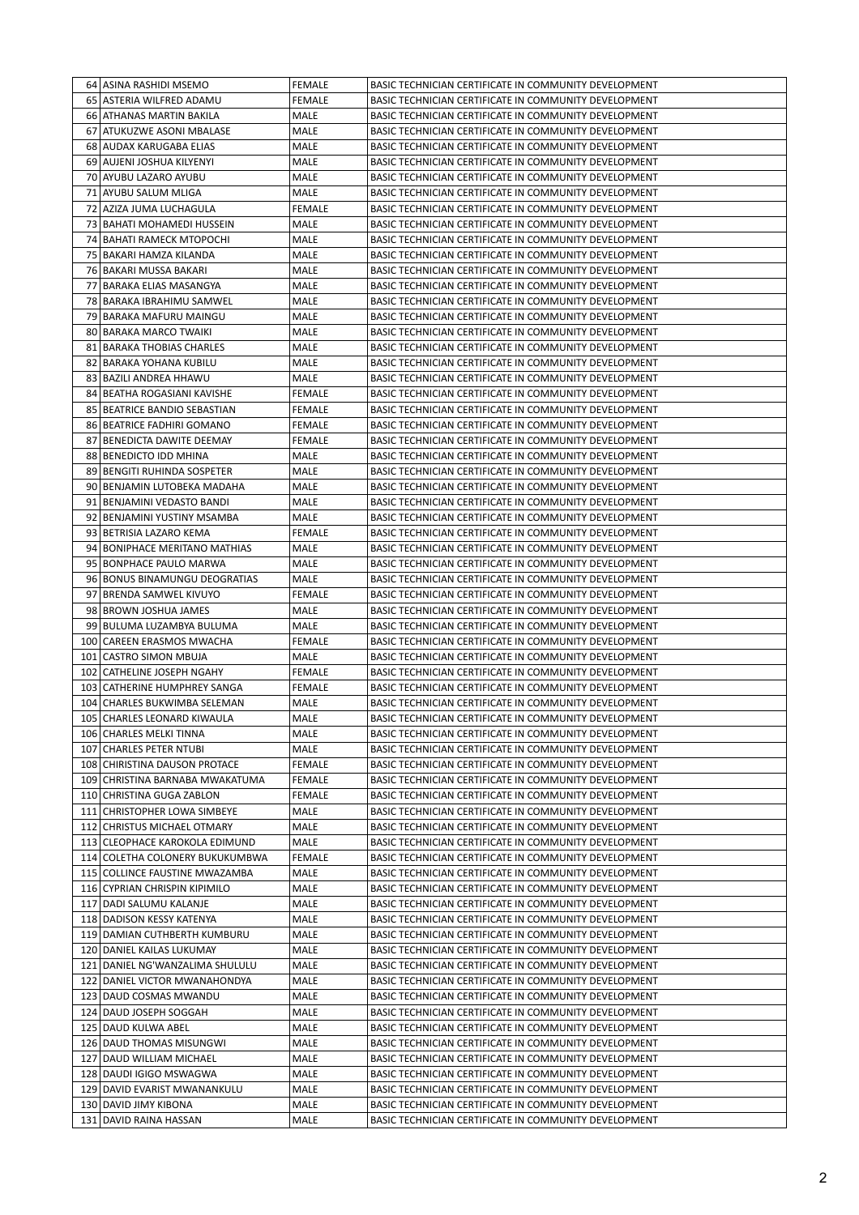| 64 | ASINA RASHIDI MSEMO | FEMALE | BASIC TECHNICIAN CERTIFICATE IN COMMUNITY DEVELOPMENT |
|---|---|---|---|
| 65 | ASTERIA WILFRED ADAMU | FEMALE | BASIC TECHNICIAN CERTIFICATE IN COMMUNITY DEVELOPMENT |
| 66 | ATHANAS MARTIN BAKILA | MALE | BASIC TECHNICIAN CERTIFICATE IN COMMUNITY DEVELOPMENT |
| 67 | ATUKUZWE ASONI MBALASE | MALE | BASIC TECHNICIAN CERTIFICATE IN COMMUNITY DEVELOPMENT |
| 68 | AUDAX KARUGABA ELIAS | MALE | BASIC TECHNICIAN CERTIFICATE IN COMMUNITY DEVELOPMENT |
| 69 | AUJENI JOSHUA KILYENYI | MALE | BASIC TECHNICIAN CERTIFICATE IN COMMUNITY DEVELOPMENT |
| 70 | AYUBU LAZARO AYUBU | MALE | BASIC TECHNICIAN CERTIFICATE IN COMMUNITY DEVELOPMENT |
| 71 | AYUBU SALUM MLIGA | MALE | BASIC TECHNICIAN CERTIFICATE IN COMMUNITY DEVELOPMENT |
| 72 | AZIZA JUMA LUCHAGULA | FEMALE | BASIC TECHNICIAN CERTIFICATE IN COMMUNITY DEVELOPMENT |
| 73 | BAHATI MOHAMEDI HUSSEIN | MALE | BASIC TECHNICIAN CERTIFICATE IN COMMUNITY DEVELOPMENT |
| 74 | BAHATI RAMECK MTOPOCHI | MALE | BASIC TECHNICIAN CERTIFICATE IN COMMUNITY DEVELOPMENT |
| 75 | BAKARI HAMZA KILANDA | MALE | BASIC TECHNICIAN CERTIFICATE IN COMMUNITY DEVELOPMENT |
| 76 | BAKARI MUSSA BAKARI | MALE | BASIC TECHNICIAN CERTIFICATE IN COMMUNITY DEVELOPMENT |
| 77 | BARAKA ELIAS MASANGYA | MALE | BASIC TECHNICIAN CERTIFICATE IN COMMUNITY DEVELOPMENT |
| 78 | BARAKA IBRAHIMU SAMWEL | MALE | BASIC TECHNICIAN CERTIFICATE IN COMMUNITY DEVELOPMENT |
| 79 | BARAKA MAFURU MAINGU | MALE | BASIC TECHNICIAN CERTIFICATE IN COMMUNITY DEVELOPMENT |
| 80 | BARAKA MARCO TWAIKI | MALE | BASIC TECHNICIAN CERTIFICATE IN COMMUNITY DEVELOPMENT |
| 81 | BARAKA THOBIAS CHARLES | MALE | BASIC TECHNICIAN CERTIFICATE IN COMMUNITY DEVELOPMENT |
| 82 | BARAKA YOHANA KUBILU | MALE | BASIC TECHNICIAN CERTIFICATE IN COMMUNITY DEVELOPMENT |
| 83 | BAZILI ANDREA HHAWU | MALE | BASIC TECHNICIAN CERTIFICATE IN COMMUNITY DEVELOPMENT |
| 84 | BEATHA ROGASIANI KAVISHE | FEMALE | BASIC TECHNICIAN CERTIFICATE IN COMMUNITY DEVELOPMENT |
| 85 | BEATRICE BANDIO SEBASTIAN | FEMALE | BASIC TECHNICIAN CERTIFICATE IN COMMUNITY DEVELOPMENT |
| 86 | BEATRICE FADHIRI GOMANO | FEMALE | BASIC TECHNICIAN CERTIFICATE IN COMMUNITY DEVELOPMENT |
| 87 | BENEDICTA DAWITE DEEMAY | FEMALE | BASIC TECHNICIAN CERTIFICATE IN COMMUNITY DEVELOPMENT |
| 88 | BENEDICTO IDD MHINA | MALE | BASIC TECHNICIAN CERTIFICATE IN COMMUNITY DEVELOPMENT |
| 89 | BENGITI RUHINDA SOSPETER | MALE | BASIC TECHNICIAN CERTIFICATE IN COMMUNITY DEVELOPMENT |
| 90 | BENJAMIN LUTOBEKA MADAHA | MALE | BASIC TECHNICIAN CERTIFICATE IN COMMUNITY DEVELOPMENT |
| 91 | BENJAMINI VEDASTO BANDI | MALE | BASIC TECHNICIAN CERTIFICATE IN COMMUNITY DEVELOPMENT |
| 92 | BENJAMINI YUSTINY MSAMBA | MALE | BASIC TECHNICIAN CERTIFICATE IN COMMUNITY DEVELOPMENT |
| 93 | BETRISIA LAZARO KEMA | FEMALE | BASIC TECHNICIAN CERTIFICATE IN COMMUNITY DEVELOPMENT |
| 94 | BONIPHACE MERITANO MATHIAS | MALE | BASIC TECHNICIAN CERTIFICATE IN COMMUNITY DEVELOPMENT |
| 95 | BONPHACE PAULO MARWA | MALE | BASIC TECHNICIAN CERTIFICATE IN COMMUNITY DEVELOPMENT |
| 96 | BONUS BINAMUNGU DEOGRATIAS | MALE | BASIC TECHNICIAN CERTIFICATE IN COMMUNITY DEVELOPMENT |
| 97 | BRENDA SAMWEL KIVUYO | FEMALE | BASIC TECHNICIAN CERTIFICATE IN COMMUNITY DEVELOPMENT |
| 98 | BROWN JOSHUA JAMES | MALE | BASIC TECHNICIAN CERTIFICATE IN COMMUNITY DEVELOPMENT |
| 99 | BULUMA LUZAMBYA BULUMA | MALE | BASIC TECHNICIAN CERTIFICATE IN COMMUNITY DEVELOPMENT |
| 100 | CAREEN ERASMOS MWACHA | FEMALE | BASIC TECHNICIAN CERTIFICATE IN COMMUNITY DEVELOPMENT |
| 101 | CASTRO SIMON MBUJA | MALE | BASIC TECHNICIAN CERTIFICATE IN COMMUNITY DEVELOPMENT |
| 102 | CATHELINE JOSEPH NGAHY | FEMALE | BASIC TECHNICIAN CERTIFICATE IN COMMUNITY DEVELOPMENT |
| 103 | CATHERINE HUMPHREY SANGA | FEMALE | BASIC TECHNICIAN CERTIFICATE IN COMMUNITY DEVELOPMENT |
| 104 | CHARLES BUKWIMBA SELEMAN | MALE | BASIC TECHNICIAN CERTIFICATE IN COMMUNITY DEVELOPMENT |
| 105 | CHARLES LEONARD KIWAULA | MALE | BASIC TECHNICIAN CERTIFICATE IN COMMUNITY DEVELOPMENT |
| 106 | CHARLES MELKI TINNA | MALE | BASIC TECHNICIAN CERTIFICATE IN COMMUNITY DEVELOPMENT |
| 107 | CHARLES PETER NTUBI | MALE | BASIC TECHNICIAN CERTIFICATE IN COMMUNITY DEVELOPMENT |
| 108 | CHIRISTINA DAUSON PROTACE | FEMALE | BASIC TECHNICIAN CERTIFICATE IN COMMUNITY DEVELOPMENT |
| 109 | CHRISTINA BARNABA MWAKATUMA | FEMALE | BASIC TECHNICIAN CERTIFICATE IN COMMUNITY DEVELOPMENT |
| 110 | CHRISTINA GUGA ZABLON | FEMALE | BASIC TECHNICIAN CERTIFICATE IN COMMUNITY DEVELOPMENT |
| 111 | CHRISTOPHER LOWA SIMBEYE | MALE | BASIC TECHNICIAN CERTIFICATE IN COMMUNITY DEVELOPMENT |
| 112 | CHRISTUS MICHAEL OTMARY | MALE | BASIC TECHNICIAN CERTIFICATE IN COMMUNITY DEVELOPMENT |
| 113 | CLEOPHACE KAROKOLA EDIMUND | MALE | BASIC TECHNICIAN CERTIFICATE IN COMMUNITY DEVELOPMENT |
| 114 | COLETHA COLONERY BUKUKUMBWA | FEMALE | BASIC TECHNICIAN CERTIFICATE IN COMMUNITY DEVELOPMENT |
| 115 | COLLINCE FAUSTINE MWAZAMBA | MALE | BASIC TECHNICIAN CERTIFICATE IN COMMUNITY DEVELOPMENT |
| 116 | CYPRIAN CHRISPIN KIPIMILO | MALE | BASIC TECHNICIAN CERTIFICATE IN COMMUNITY DEVELOPMENT |
| 117 | DADI SALUMU KALANJE | MALE | BASIC TECHNICIAN CERTIFICATE IN COMMUNITY DEVELOPMENT |
| 118 | DADISON KESSY KATENYA | MALE | BASIC TECHNICIAN CERTIFICATE IN COMMUNITY DEVELOPMENT |
| 119 | DAMIAN CUTHBERTH KUMBURU | MALE | BASIC TECHNICIAN CERTIFICATE IN COMMUNITY DEVELOPMENT |
| 120 | DANIEL KAILAS LUKUMAY | MALE | BASIC TECHNICIAN CERTIFICATE IN COMMUNITY DEVELOPMENT |
| 121 | DANIEL NG'WANZALIMA SHULULU | MALE | BASIC TECHNICIAN CERTIFICATE IN COMMUNITY DEVELOPMENT |
| 122 | DANIEL VICTOR MWANAHONDYA | MALE | BASIC TECHNICIAN CERTIFICATE IN COMMUNITY DEVELOPMENT |
| 123 | DAUD COSMAS MWANDU | MALE | BASIC TECHNICIAN CERTIFICATE IN COMMUNITY DEVELOPMENT |
| 124 | DAUD JOSEPH SOGGAH | MALE | BASIC TECHNICIAN CERTIFICATE IN COMMUNITY DEVELOPMENT |
| 125 | DAUD KULWA ABEL | MALE | BASIC TECHNICIAN CERTIFICATE IN COMMUNITY DEVELOPMENT |
| 126 | DAUD THOMAS MISUNGWI | MALE | BASIC TECHNICIAN CERTIFICATE IN COMMUNITY DEVELOPMENT |
| 127 | DAUD WILLIAM MICHAEL | MALE | BASIC TECHNICIAN CERTIFICATE IN COMMUNITY DEVELOPMENT |
| 128 | DAUDI IGIGO MSWAGWA | MALE | BASIC TECHNICIAN CERTIFICATE IN COMMUNITY DEVELOPMENT |
| 129 | DAVID EVARIST MWANANKULU | MALE | BASIC TECHNICIAN CERTIFICATE IN COMMUNITY DEVELOPMENT |
| 130 | DAVID JIMY KIBONA | MALE | BASIC TECHNICIAN CERTIFICATE IN COMMUNITY DEVELOPMENT |
| 131 | DAVID RAINA HASSAN | MALE | BASIC TECHNICIAN CERTIFICATE IN COMMUNITY DEVELOPMENT |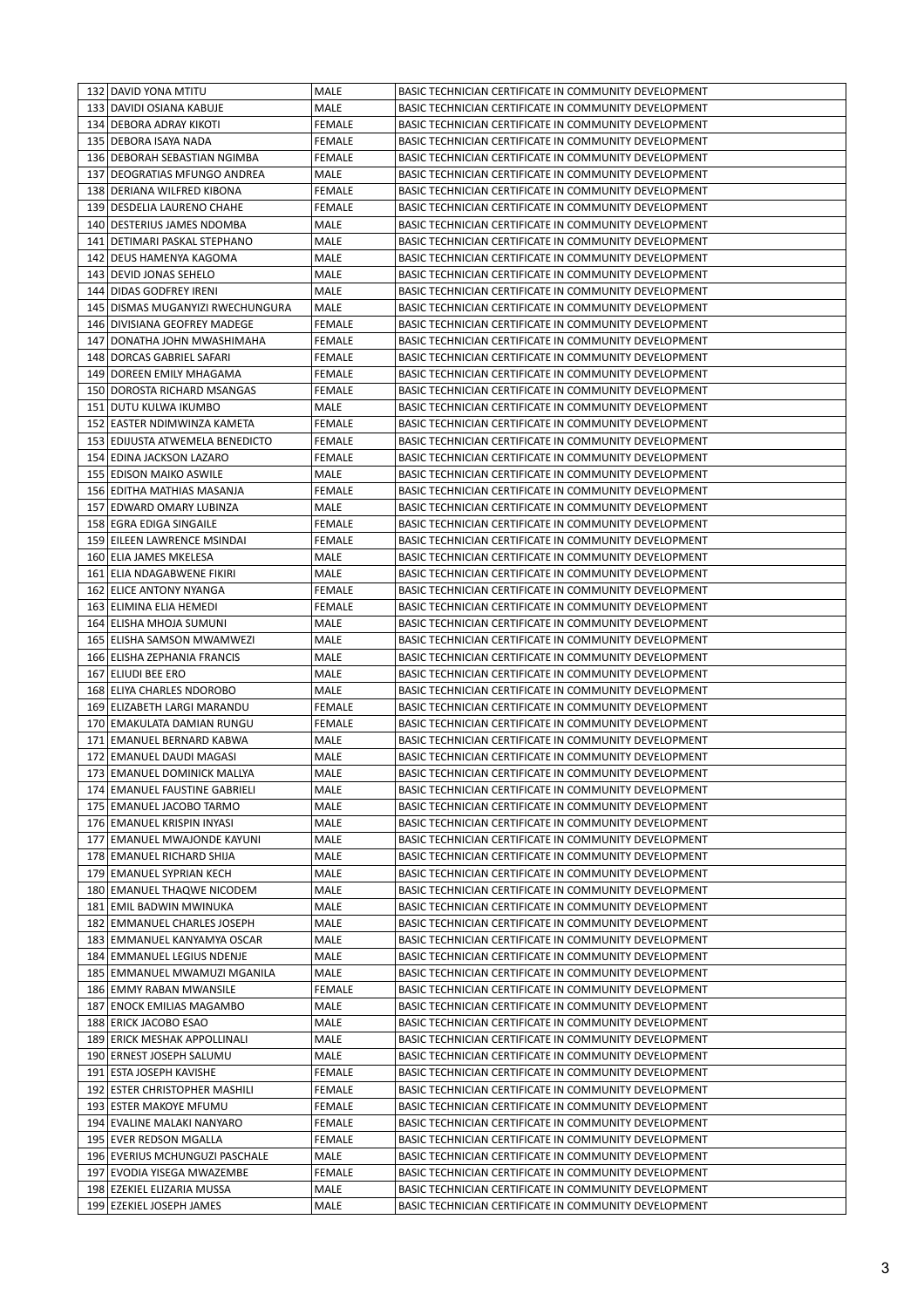| | | | |
|---|---|---|---|
| 132 | DAVID YONA MTITU | MALE | BASIC TECHNICIAN CERTIFICATE IN COMMUNITY DEVELOPMENT |
| 133 | DAVIDI OSIANA KABUJE | MALE | BASIC TECHNICIAN CERTIFICATE IN COMMUNITY DEVELOPMENT |
| 134 | DEBORA ADRAY KIKOTI | FEMALE | BASIC TECHNICIAN CERTIFICATE IN COMMUNITY DEVELOPMENT |
| 135 | DEBORA ISAYA NADA | FEMALE | BASIC TECHNICIAN CERTIFICATE IN COMMUNITY DEVELOPMENT |
| 136 | DEBORAH SEBASTIAN NGIMBA | FEMALE | BASIC TECHNICIAN CERTIFICATE IN COMMUNITY DEVELOPMENT |
| 137 | DEOGRATIAS MFUNGO ANDREA | MALE | BASIC TECHNICIAN CERTIFICATE IN COMMUNITY DEVELOPMENT |
| 138 | DERIANA WILFRED KIBONA | FEMALE | BASIC TECHNICIAN CERTIFICATE IN COMMUNITY DEVELOPMENT |
| 139 | DESDELIA LAURENO CHAHE | FEMALE | BASIC TECHNICIAN CERTIFICATE IN COMMUNITY DEVELOPMENT |
| 140 | DESTERIUS JAMES NDOMBA | MALE | BASIC TECHNICIAN CERTIFICATE IN COMMUNITY DEVELOPMENT |
| 141 | DETIMARI PASKAL STEPHANO | MALE | BASIC TECHNICIAN CERTIFICATE IN COMMUNITY DEVELOPMENT |
| 142 | DEUS HAMENYA KAGOMA | MALE | BASIC TECHNICIAN CERTIFICATE IN COMMUNITY DEVELOPMENT |
| 143 | DEVID JONAS SEHELO | MALE | BASIC TECHNICIAN CERTIFICATE IN COMMUNITY DEVELOPMENT |
| 144 | DIDAS GODFREY IRENI | MALE | BASIC TECHNICIAN CERTIFICATE IN COMMUNITY DEVELOPMENT |
| 145 | DISMAS MUGANYIZI RWECHUNGURA | MALE | BASIC TECHNICIAN CERTIFICATE IN COMMUNITY DEVELOPMENT |
| 146 | DIVISIANA GEOFREY MADEGE | FEMALE | BASIC TECHNICIAN CERTIFICATE IN COMMUNITY DEVELOPMENT |
| 147 | DONATHA JOHN MWASHIMAHA | FEMALE | BASIC TECHNICIAN CERTIFICATE IN COMMUNITY DEVELOPMENT |
| 148 | DORCAS GABRIEL SAFARI | FEMALE | BASIC TECHNICIAN CERTIFICATE IN COMMUNITY DEVELOPMENT |
| 149 | DOREEN EMILY MHAGAMA | FEMALE | BASIC TECHNICIAN CERTIFICATE IN COMMUNITY DEVELOPMENT |
| 150 | DOROSTA RICHARD MSANGAS | FEMALE | BASIC TECHNICIAN CERTIFICATE IN COMMUNITY DEVELOPMENT |
| 151 | DUTU KULWA IKUMBO | MALE | BASIC TECHNICIAN CERTIFICATE IN COMMUNITY DEVELOPMENT |
| 152 | EASTER NDIMWINZA KAMETA | FEMALE | BASIC TECHNICIAN CERTIFICATE IN COMMUNITY DEVELOPMENT |
| 153 | EDIJUSTA ATWEMELA BENEDICTO | FEMALE | BASIC TECHNICIAN CERTIFICATE IN COMMUNITY DEVELOPMENT |
| 154 | EDINA JACKSON LAZARO | FEMALE | BASIC TECHNICIAN CERTIFICATE IN COMMUNITY DEVELOPMENT |
| 155 | EDISON MAIKO ASWILE | MALE | BASIC TECHNICIAN CERTIFICATE IN COMMUNITY DEVELOPMENT |
| 156 | EDITHA MATHIAS MASANJA | FEMALE | BASIC TECHNICIAN CERTIFICATE IN COMMUNITY DEVELOPMENT |
| 157 | EDWARD OMARY LUBINZA | MALE | BASIC TECHNICIAN CERTIFICATE IN COMMUNITY DEVELOPMENT |
| 158 | EGRA EDIGA SINGAILE | FEMALE | BASIC TECHNICIAN CERTIFICATE IN COMMUNITY DEVELOPMENT |
| 159 | EILEEN LAWRENCE MSINDAI | FEMALE | BASIC TECHNICIAN CERTIFICATE IN COMMUNITY DEVELOPMENT |
| 160 | ELIA JAMES MKELESA | MALE | BASIC TECHNICIAN CERTIFICATE IN COMMUNITY DEVELOPMENT |
| 161 | ELIA NDAGABWENE FIKIRI | MALE | BASIC TECHNICIAN CERTIFICATE IN COMMUNITY DEVELOPMENT |
| 162 | ELICE ANTONY NYANGA | FEMALE | BASIC TECHNICIAN CERTIFICATE IN COMMUNITY DEVELOPMENT |
| 163 | ELIMINA ELIA HEMEDI | FEMALE | BASIC TECHNICIAN CERTIFICATE IN COMMUNITY DEVELOPMENT |
| 164 | ELISHA MHOJA SUMUNI | MALE | BASIC TECHNICIAN CERTIFICATE IN COMMUNITY DEVELOPMENT |
| 165 | ELISHA SAMSON MWAMWEZI | MALE | BASIC TECHNICIAN CERTIFICATE IN COMMUNITY DEVELOPMENT |
| 166 | ELISHA ZEPHANIA FRANCIS | MALE | BASIC TECHNICIAN CERTIFICATE IN COMMUNITY DEVELOPMENT |
| 167 | ELIUDI BEE ERO | MALE | BASIC TECHNICIAN CERTIFICATE IN COMMUNITY DEVELOPMENT |
| 168 | ELIYA CHARLES NDOROBO | MALE | BASIC TECHNICIAN CERTIFICATE IN COMMUNITY DEVELOPMENT |
| 169 | ELIZABETH LARGI MARANDU | FEMALE | BASIC TECHNICIAN CERTIFICATE IN COMMUNITY DEVELOPMENT |
| 170 | EMAKULATA DAMIAN RUNGU | FEMALE | BASIC TECHNICIAN CERTIFICATE IN COMMUNITY DEVELOPMENT |
| 171 | EMANUEL BERNARD KABWA | MALE | BASIC TECHNICIAN CERTIFICATE IN COMMUNITY DEVELOPMENT |
| 172 | EMANUEL DAUDI MAGASI | MALE | BASIC TECHNICIAN CERTIFICATE IN COMMUNITY DEVELOPMENT |
| 173 | EMANUEL DOMINICK MALLYA | MALE | BASIC TECHNICIAN CERTIFICATE IN COMMUNITY DEVELOPMENT |
| 174 | EMANUEL FAUSTINE GABRIELI | MALE | BASIC TECHNICIAN CERTIFICATE IN COMMUNITY DEVELOPMENT |
| 175 | EMANUEL JACOBO TARMO | MALE | BASIC TECHNICIAN CERTIFICATE IN COMMUNITY DEVELOPMENT |
| 176 | EMANUEL KRISPIN INYASI | MALE | BASIC TECHNICIAN CERTIFICATE IN COMMUNITY DEVELOPMENT |
| 177 | EMANUEL MWAJONDE KAYUNI | MALE | BASIC TECHNICIAN CERTIFICATE IN COMMUNITY DEVELOPMENT |
| 178 | EMANUEL RICHARD SHIJA | MALE | BASIC TECHNICIAN CERTIFICATE IN COMMUNITY DEVELOPMENT |
| 179 | EMANUEL SYPRIAN KECH | MALE | BASIC TECHNICIAN CERTIFICATE IN COMMUNITY DEVELOPMENT |
| 180 | EMANUEL THAQWE NICODEM | MALE | BASIC TECHNICIAN CERTIFICATE IN COMMUNITY DEVELOPMENT |
| 181 | EMIL BADWIN MWINUKA | MALE | BASIC TECHNICIAN CERTIFICATE IN COMMUNITY DEVELOPMENT |
| 182 | EMMANUEL CHARLES JOSEPH | MALE | BASIC TECHNICIAN CERTIFICATE IN COMMUNITY DEVELOPMENT |
| 183 | EMMANUEL KANYAMYA OSCAR | MALE | BASIC TECHNICIAN CERTIFICATE IN COMMUNITY DEVELOPMENT |
| 184 | EMMANUEL LEGIUS NDENJE | MALE | BASIC TECHNICIAN CERTIFICATE IN COMMUNITY DEVELOPMENT |
| 185 | EMMANUEL MWAMUZI MGANILA | MALE | BASIC TECHNICIAN CERTIFICATE IN COMMUNITY DEVELOPMENT |
| 186 | EMMY RABAN MWANSILE | FEMALE | BASIC TECHNICIAN CERTIFICATE IN COMMUNITY DEVELOPMENT |
| 187 | ENOCK EMILIAS MAGAMBO | MALE | BASIC TECHNICIAN CERTIFICATE IN COMMUNITY DEVELOPMENT |
| 188 | ERICK JACOBO ESAO | MALE | BASIC TECHNICIAN CERTIFICATE IN COMMUNITY DEVELOPMENT |
| 189 | ERICK MESHAK APPOLLINALI | MALE | BASIC TECHNICIAN CERTIFICATE IN COMMUNITY DEVELOPMENT |
| 190 | ERNEST JOSEPH SALUMU | MALE | BASIC TECHNICIAN CERTIFICATE IN COMMUNITY DEVELOPMENT |
| 191 | ESTA JOSEPH KAVISHE | FEMALE | BASIC TECHNICIAN CERTIFICATE IN COMMUNITY DEVELOPMENT |
| 192 | ESTER CHRISTOPHER MASHILI | FEMALE | BASIC TECHNICIAN CERTIFICATE IN COMMUNITY DEVELOPMENT |
| 193 | ESTER MAKOYE MFUMU | FEMALE | BASIC TECHNICIAN CERTIFICATE IN COMMUNITY DEVELOPMENT |
| 194 | EVALINE MALAKI NANYARO | FEMALE | BASIC TECHNICIAN CERTIFICATE IN COMMUNITY DEVELOPMENT |
| 195 | EVER REDSON MGALLA | FEMALE | BASIC TECHNICIAN CERTIFICATE IN COMMUNITY DEVELOPMENT |
| 196 | EVERIUS MCHUNGUZI PASCHALE | MALE | BASIC TECHNICIAN CERTIFICATE IN COMMUNITY DEVELOPMENT |
| 197 | EVODIA YISEGA MWAZEMBE | FEMALE | BASIC TECHNICIAN CERTIFICATE IN COMMUNITY DEVELOPMENT |
| 198 | EZEKIEL ELIZARIA MUSSA | MALE | BASIC TECHNICIAN CERTIFICATE IN COMMUNITY DEVELOPMENT |
| 199 | EZEKIEL JOSEPH JAMES | MALE | BASIC TECHNICIAN CERTIFICATE IN COMMUNITY DEVELOPMENT |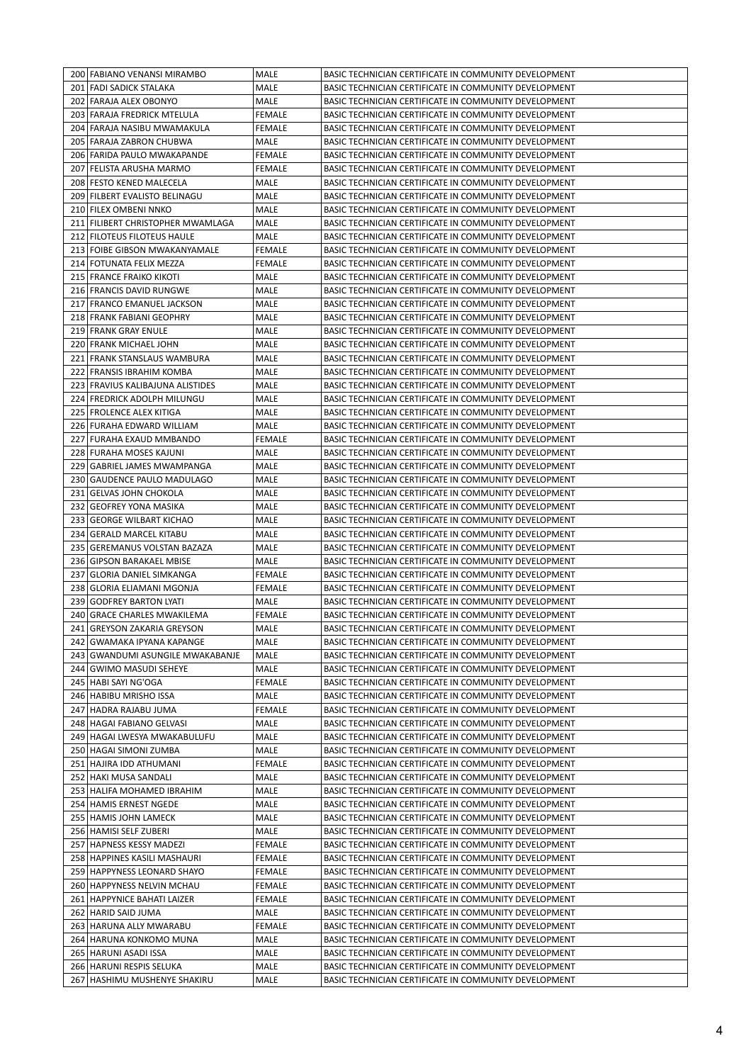| | | | |
|---|---|---|---|
| 200 | FABIANO VENANSI MIRAMBO | MALE | BASIC TECHNICIAN CERTIFICATE IN COMMUNITY DEVELOPMENT |
| 201 | FADI SADICK STALAKA | MALE | BASIC TECHNICIAN CERTIFICATE IN COMMUNITY DEVELOPMENT |
| 202 | FARAJA ALEX OBONYO | MALE | BASIC TECHNICIAN CERTIFICATE IN COMMUNITY DEVELOPMENT |
| 203 | FARAJA FREDRICK MTELULA | FEMALE | BASIC TECHNICIAN CERTIFICATE IN COMMUNITY DEVELOPMENT |
| 204 | FARAJA NASIBU MWAMAKULA | FEMALE | BASIC TECHNICIAN CERTIFICATE IN COMMUNITY DEVELOPMENT |
| 205 | FARAJA ZABRON CHUBWA | MALE | BASIC TECHNICIAN CERTIFICATE IN COMMUNITY DEVELOPMENT |
| 206 | FARIDA PAULO MWAKAPANDE | FEMALE | BASIC TECHNICIAN CERTIFICATE IN COMMUNITY DEVELOPMENT |
| 207 | FELISTA ARUSHA MARMO | FEMALE | BASIC TECHNICIAN CERTIFICATE IN COMMUNITY DEVELOPMENT |
| 208 | FESTO KENED MALECELA | MALE | BASIC TECHNICIAN CERTIFICATE IN COMMUNITY DEVELOPMENT |
| 209 | FILBERT EVALISTO BELINAGU | MALE | BASIC TECHNICIAN CERTIFICATE IN COMMUNITY DEVELOPMENT |
| 210 | FILEX OMBENI NNKO | MALE | BASIC TECHNICIAN CERTIFICATE IN COMMUNITY DEVELOPMENT |
| 211 | FILIBERT CHRISTOPHER MWAMLAGA | MALE | BASIC TECHNICIAN CERTIFICATE IN COMMUNITY DEVELOPMENT |
| 212 | FILOTEUS FILOTEUS HAULE | MALE | BASIC TECHNICIAN CERTIFICATE IN COMMUNITY DEVELOPMENT |
| 213 | FOIBE GIBSON MWAKANYAMALE | FEMALE | BASIC TECHNICIAN CERTIFICATE IN COMMUNITY DEVELOPMENT |
| 214 | FOTUNATA FELIX MEZZA | FEMALE | BASIC TECHNICIAN CERTIFICATE IN COMMUNITY DEVELOPMENT |
| 215 | FRANCE FRAIKO KIKOTI | MALE | BASIC TECHNICIAN CERTIFICATE IN COMMUNITY DEVELOPMENT |
| 216 | FRANCIS DAVID RUNGWE | MALE | BASIC TECHNICIAN CERTIFICATE IN COMMUNITY DEVELOPMENT |
| 217 | FRANCO EMANUEL JACKSON | MALE | BASIC TECHNICIAN CERTIFICATE IN COMMUNITY DEVELOPMENT |
| 218 | FRANK FABIANI GEOPHRY | MALE | BASIC TECHNICIAN CERTIFICATE IN COMMUNITY DEVELOPMENT |
| 219 | FRANK GRAY ENULE | MALE | BASIC TECHNICIAN CERTIFICATE IN COMMUNITY DEVELOPMENT |
| 220 | FRANK MICHAEL JOHN | MALE | BASIC TECHNICIAN CERTIFICATE IN COMMUNITY DEVELOPMENT |
| 221 | FRANK STANSLAUS WAMBURA | MALE | BASIC TECHNICIAN CERTIFICATE IN COMMUNITY DEVELOPMENT |
| 222 | FRANSIS IBRAHIM KOMBA | MALE | BASIC TECHNICIAN CERTIFICATE IN COMMUNITY DEVELOPMENT |
| 223 | FRAVIUS KALIBAJUNA ALISTIDES | MALE | BASIC TECHNICIAN CERTIFICATE IN COMMUNITY DEVELOPMENT |
| 224 | FREDRICK ADOLPH MILUNGU | MALE | BASIC TECHNICIAN CERTIFICATE IN COMMUNITY DEVELOPMENT |
| 225 | FROLENCE ALEX KITIGA | MALE | BASIC TECHNICIAN CERTIFICATE IN COMMUNITY DEVELOPMENT |
| 226 | FURAHA EDWARD WILLIAM | MALE | BASIC TECHNICIAN CERTIFICATE IN COMMUNITY DEVELOPMENT |
| 227 | FURAHA EXAUD MMBANDO | FEMALE | BASIC TECHNICIAN CERTIFICATE IN COMMUNITY DEVELOPMENT |
| 228 | FURAHA MOSES KAJUNI | MALE | BASIC TECHNICIAN CERTIFICATE IN COMMUNITY DEVELOPMENT |
| 229 | GABRIEL JAMES MWAMPANGA | MALE | BASIC TECHNICIAN CERTIFICATE IN COMMUNITY DEVELOPMENT |
| 230 | GAUDENCE PAULO MADULAGO | MALE | BASIC TECHNICIAN CERTIFICATE IN COMMUNITY DEVELOPMENT |
| 231 | GELVAS JOHN CHOKOLA | MALE | BASIC TECHNICIAN CERTIFICATE IN COMMUNITY DEVELOPMENT |
| 232 | GEOFREY YONA MASIKA | MALE | BASIC TECHNICIAN CERTIFICATE IN COMMUNITY DEVELOPMENT |
| 233 | GEORGE WILBART KICHAO | MALE | BASIC TECHNICIAN CERTIFICATE IN COMMUNITY DEVELOPMENT |
| 234 | GERALD MARCEL KITABU | MALE | BASIC TECHNICIAN CERTIFICATE IN COMMUNITY DEVELOPMENT |
| 235 | GEREMANUS VOLSTAN BAZAZA | MALE | BASIC TECHNICIAN CERTIFICATE IN COMMUNITY DEVELOPMENT |
| 236 | GIPSON BARAKAEL MBISE | MALE | BASIC TECHNICIAN CERTIFICATE IN COMMUNITY DEVELOPMENT |
| 237 | GLORIA DANIEL SIMKANGA | FEMALE | BASIC TECHNICIAN CERTIFICATE IN COMMUNITY DEVELOPMENT |
| 238 | GLORIA ELIAMANI MGONJA | FEMALE | BASIC TECHNICIAN CERTIFICATE IN COMMUNITY DEVELOPMENT |
| 239 | GODFREY BARTON LYATI | MALE | BASIC TECHNICIAN CERTIFICATE IN COMMUNITY DEVELOPMENT |
| 240 | GRACE CHARLES MWAKILEMA | FEMALE | BASIC TECHNICIAN CERTIFICATE IN COMMUNITY DEVELOPMENT |
| 241 | GREYSON ZAKARIA GREYSON | MALE | BASIC TECHNICIAN CERTIFICATE IN COMMUNITY DEVELOPMENT |
| 242 | GWAMAKA IPYANA KAPANGE | MALE | BASIC TECHNICIAN CERTIFICATE IN COMMUNITY DEVELOPMENT |
| 243 | GWANDUMI ASUNGILE MWAKABANJE | MALE | BASIC TECHNICIAN CERTIFICATE IN COMMUNITY DEVELOPMENT |
| 244 | GWIMO MASUDI SEHEYE | MALE | BASIC TECHNICIAN CERTIFICATE IN COMMUNITY DEVELOPMENT |
| 245 | HABI SAYI NG'OGA | FEMALE | BASIC TECHNICIAN CERTIFICATE IN COMMUNITY DEVELOPMENT |
| 246 | HABIBU MRISHO ISSA | MALE | BASIC TECHNICIAN CERTIFICATE IN COMMUNITY DEVELOPMENT |
| 247 | HADRA RAJABU JUMA | FEMALE | BASIC TECHNICIAN CERTIFICATE IN COMMUNITY DEVELOPMENT |
| 248 | HAGAI FABIANO GELVASI | MALE | BASIC TECHNICIAN CERTIFICATE IN COMMUNITY DEVELOPMENT |
| 249 | HAGAI LWESYA MWAKABULUFU | MALE | BASIC TECHNICIAN CERTIFICATE IN COMMUNITY DEVELOPMENT |
| 250 | HAGAI SIMONI ZUMBA | MALE | BASIC TECHNICIAN CERTIFICATE IN COMMUNITY DEVELOPMENT |
| 251 | HAJIRA IDD ATHUMANI | FEMALE | BASIC TECHNICIAN CERTIFICATE IN COMMUNITY DEVELOPMENT |
| 252 | HAKI MUSA SANDALI | MALE | BASIC TECHNICIAN CERTIFICATE IN COMMUNITY DEVELOPMENT |
| 253 | HALIFA MOHAMED IBRAHIM | MALE | BASIC TECHNICIAN CERTIFICATE IN COMMUNITY DEVELOPMENT |
| 254 | HAMIS ERNEST NGEDE | MALE | BASIC TECHNICIAN CERTIFICATE IN COMMUNITY DEVELOPMENT |
| 255 | HAMIS JOHN LAMECK | MALE | BASIC TECHNICIAN CERTIFICATE IN COMMUNITY DEVELOPMENT |
| 256 | HAMISI SELF ZUBERI | MALE | BASIC TECHNICIAN CERTIFICATE IN COMMUNITY DEVELOPMENT |
| 257 | HAPNESS KESSY MADEZI | FEMALE | BASIC TECHNICIAN CERTIFICATE IN COMMUNITY DEVELOPMENT |
| 258 | HAPPINES KASILI MASHAURI | FEMALE | BASIC TECHNICIAN CERTIFICATE IN COMMUNITY DEVELOPMENT |
| 259 | HAPPYNESS LEONARD SHAYO | FEMALE | BASIC TECHNICIAN CERTIFICATE IN COMMUNITY DEVELOPMENT |
| 260 | HAPPYNESS NELVIN MCHAU | FEMALE | BASIC TECHNICIAN CERTIFICATE IN COMMUNITY DEVELOPMENT |
| 261 | HAPPYNICE BAHATI LAIZER | FEMALE | BASIC TECHNICIAN CERTIFICATE IN COMMUNITY DEVELOPMENT |
| 262 | HARID SAID JUMA | MALE | BASIC TECHNICIAN CERTIFICATE IN COMMUNITY DEVELOPMENT |
| 263 | HARUNA ALLY MWARABU | FEMALE | BASIC TECHNICIAN CERTIFICATE IN COMMUNITY DEVELOPMENT |
| 264 | HARUNA KONKOMO MUNA | MALE | BASIC TECHNICIAN CERTIFICATE IN COMMUNITY DEVELOPMENT |
| 265 | HARUNI ASADI ISSA | MALE | BASIC TECHNICIAN CERTIFICATE IN COMMUNITY DEVELOPMENT |
| 266 | HARUNI RESPIS SELUKA | MALE | BASIC TECHNICIAN CERTIFICATE IN COMMUNITY DEVELOPMENT |
| 267 | HASHIMU MUSHENYE SHAKIRU | MALE | BASIC TECHNICIAN CERTIFICATE IN COMMUNITY DEVELOPMENT |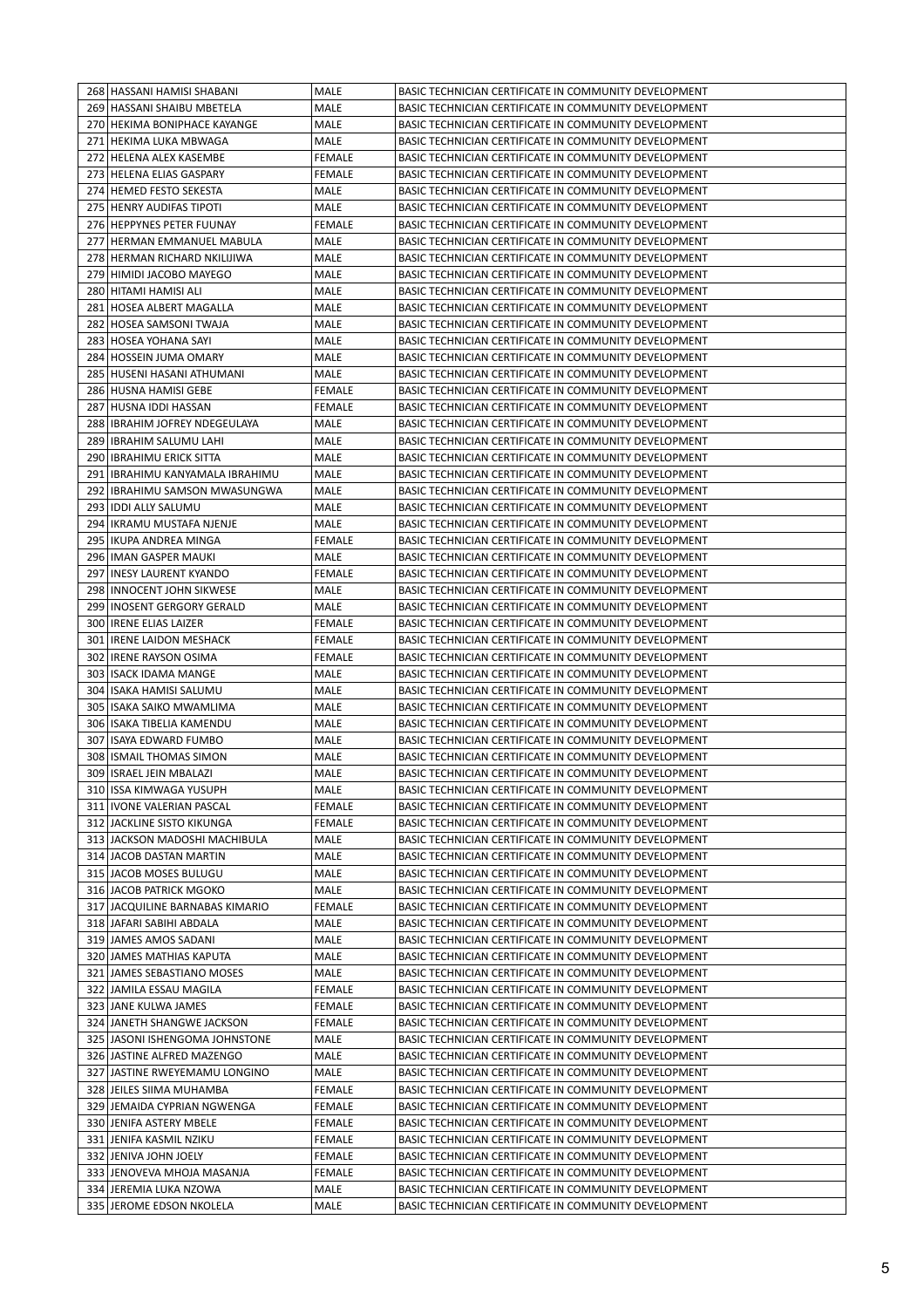| | | | |
|---|---|---|---|
| 268 | HASSANI HAMISI SHABANI | MALE | BASIC TECHNICIAN CERTIFICATE IN COMMUNITY DEVELOPMENT |
| 269 | HASSANI SHAIBU MBETELA | MALE | BASIC TECHNICIAN CERTIFICATE IN COMMUNITY DEVELOPMENT |
| 270 | HEKIMA BONIPHACE KAYANGE | MALE | BASIC TECHNICIAN CERTIFICATE IN COMMUNITY DEVELOPMENT |
| 271 | HEKIMA LUKA MBWAGA | MALE | BASIC TECHNICIAN CERTIFICATE IN COMMUNITY DEVELOPMENT |
| 272 | HELENA ALEX KASEMBE | FEMALE | BASIC TECHNICIAN CERTIFICATE IN COMMUNITY DEVELOPMENT |
| 273 | HELENA ELIAS GASPARY | FEMALE | BASIC TECHNICIAN CERTIFICATE IN COMMUNITY DEVELOPMENT |
| 274 | HEMED FESTO SEKESTA | MALE | BASIC TECHNICIAN CERTIFICATE IN COMMUNITY DEVELOPMENT |
| 275 | HENRY AUDIFAS TIPOTI | MALE | BASIC TECHNICIAN CERTIFICATE IN COMMUNITY DEVELOPMENT |
| 276 | HEPPYNES PETER FUUNAY | FEMALE | BASIC TECHNICIAN CERTIFICATE IN COMMUNITY DEVELOPMENT |
| 277 | HERMAN EMMANUEL MABULA | MALE | BASIC TECHNICIAN CERTIFICATE IN COMMUNITY DEVELOPMENT |
| 278 | HERMAN RICHARD NKILIJIWA | MALE | BASIC TECHNICIAN CERTIFICATE IN COMMUNITY DEVELOPMENT |
| 279 | HIMIDI JACOBO MAYEGO | MALE | BASIC TECHNICIAN CERTIFICATE IN COMMUNITY DEVELOPMENT |
| 280 | HITAMI HAMISI ALI | MALE | BASIC TECHNICIAN CERTIFICATE IN COMMUNITY DEVELOPMENT |
| 281 | HOSEA ALBERT MAGALLA | MALE | BASIC TECHNICIAN CERTIFICATE IN COMMUNITY DEVELOPMENT |
| 282 | HOSEA SAMSONI TWAJA | MALE | BASIC TECHNICIAN CERTIFICATE IN COMMUNITY DEVELOPMENT |
| 283 | HOSEA YOHANA SAYI | MALE | BASIC TECHNICIAN CERTIFICATE IN COMMUNITY DEVELOPMENT |
| 284 | HOSSEIN JUMA OMARY | MALE | BASIC TECHNICIAN CERTIFICATE IN COMMUNITY DEVELOPMENT |
| 285 | HUSENI HASANI ATHUMANI | MALE | BASIC TECHNICIAN CERTIFICATE IN COMMUNITY DEVELOPMENT |
| 286 | HUSNA HAMISI GEBE | FEMALE | BASIC TECHNICIAN CERTIFICATE IN COMMUNITY DEVELOPMENT |
| 287 | HUSNA IDDI HASSAN | FEMALE | BASIC TECHNICIAN CERTIFICATE IN COMMUNITY DEVELOPMENT |
| 288 | IBRAHIM JOFREY NDEGEULAYA | MALE | BASIC TECHNICIAN CERTIFICATE IN COMMUNITY DEVELOPMENT |
| 289 | IBRAHIM SALUMU LAHI | MALE | BASIC TECHNICIAN CERTIFICATE IN COMMUNITY DEVELOPMENT |
| 290 | IBRAHIMU ERICK SITTA | MALE | BASIC TECHNICIAN CERTIFICATE IN COMMUNITY DEVELOPMENT |
| 291 | IBRAHIMU KANYAMALA IBRAHIMU | MALE | BASIC TECHNICIAN CERTIFICATE IN COMMUNITY DEVELOPMENT |
| 292 | IBRAHIMU SAMSON MWASUNGWA | MALE | BASIC TECHNICIAN CERTIFICATE IN COMMUNITY DEVELOPMENT |
| 293 | IDDI ALLY SALUMU | MALE | BASIC TECHNICIAN CERTIFICATE IN COMMUNITY DEVELOPMENT |
| 294 | IKRAMU MUSTAFA NJENJE | MALE | BASIC TECHNICIAN CERTIFICATE IN COMMUNITY DEVELOPMENT |
| 295 | IKUPA ANDREA MINGA | FEMALE | BASIC TECHNICIAN CERTIFICATE IN COMMUNITY DEVELOPMENT |
| 296 | IMAN GASPER MAUKI | MALE | BASIC TECHNICIAN CERTIFICATE IN COMMUNITY DEVELOPMENT |
| 297 | INESY LAURENT KYANDO | FEMALE | BASIC TECHNICIAN CERTIFICATE IN COMMUNITY DEVELOPMENT |
| 298 | INNOCENT JOHN SIKWESE | MALE | BASIC TECHNICIAN CERTIFICATE IN COMMUNITY DEVELOPMENT |
| 299 | INOSENT GERGORY GERALD | MALE | BASIC TECHNICIAN CERTIFICATE IN COMMUNITY DEVELOPMENT |
| 300 | IRENE ELIAS LAIZER | FEMALE | BASIC TECHNICIAN CERTIFICATE IN COMMUNITY DEVELOPMENT |
| 301 | IRENE LAIDON MESHACK | FEMALE | BASIC TECHNICIAN CERTIFICATE IN COMMUNITY DEVELOPMENT |
| 302 | IRENE RAYSON OSIMA | FEMALE | BASIC TECHNICIAN CERTIFICATE IN COMMUNITY DEVELOPMENT |
| 303 | ISACK IDAMA MANGE | MALE | BASIC TECHNICIAN CERTIFICATE IN COMMUNITY DEVELOPMENT |
| 304 | ISAKA HAMISI SALUMU | MALE | BASIC TECHNICIAN CERTIFICATE IN COMMUNITY DEVELOPMENT |
| 305 | ISAKA SAIKO MWAMLIMA | MALE | BASIC TECHNICIAN CERTIFICATE IN COMMUNITY DEVELOPMENT |
| 306 | ISAKA TIBELIA KAMENDU | MALE | BASIC TECHNICIAN CERTIFICATE IN COMMUNITY DEVELOPMENT |
| 307 | ISAYA EDWARD FUMBO | MALE | BASIC TECHNICIAN CERTIFICATE IN COMMUNITY DEVELOPMENT |
| 308 | ISMAIL THOMAS SIMON | MALE | BASIC TECHNICIAN CERTIFICATE IN COMMUNITY DEVELOPMENT |
| 309 | ISRAEL JEIN MBALAZI | MALE | BASIC TECHNICIAN CERTIFICATE IN COMMUNITY DEVELOPMENT |
| 310 | ISSA KIMWAGA YUSUPH | MALE | BASIC TECHNICIAN CERTIFICATE IN COMMUNITY DEVELOPMENT |
| 311 | IVONE VALERIAN PASCAL | FEMALE | BASIC TECHNICIAN CERTIFICATE IN COMMUNITY DEVELOPMENT |
| 312 | JACKLINE SISTO KIKUNGA | FEMALE | BASIC TECHNICIAN CERTIFICATE IN COMMUNITY DEVELOPMENT |
| 313 | JACKSON MADOSHI MACHIBULA | MALE | BASIC TECHNICIAN CERTIFICATE IN COMMUNITY DEVELOPMENT |
| 314 | JACOB DASTAN MARTIN | MALE | BASIC TECHNICIAN CERTIFICATE IN COMMUNITY DEVELOPMENT |
| 315 | JACOB MOSES BULUGU | MALE | BASIC TECHNICIAN CERTIFICATE IN COMMUNITY DEVELOPMENT |
| 316 | JACOB PATRICK MGOKO | MALE | BASIC TECHNICIAN CERTIFICATE IN COMMUNITY DEVELOPMENT |
| 317 | JACQUILINE BARNABAS KIMARIO | FEMALE | BASIC TECHNICIAN CERTIFICATE IN COMMUNITY DEVELOPMENT |
| 318 | JAFARI SABIHI ABDALA | MALE | BASIC TECHNICIAN CERTIFICATE IN COMMUNITY DEVELOPMENT |
| 319 | JAMES AMOS SADANI | MALE | BASIC TECHNICIAN CERTIFICATE IN COMMUNITY DEVELOPMENT |
| 320 | JAMES MATHIAS KAPUTA | MALE | BASIC TECHNICIAN CERTIFICATE IN COMMUNITY DEVELOPMENT |
| 321 | JAMES SEBASTIANO MOSES | MALE | BASIC TECHNICIAN CERTIFICATE IN COMMUNITY DEVELOPMENT |
| 322 | JAMILA ESSAU MAGILA | FEMALE | BASIC TECHNICIAN CERTIFICATE IN COMMUNITY DEVELOPMENT |
| 323 | JANE KULWA JAMES | FEMALE | BASIC TECHNICIAN CERTIFICATE IN COMMUNITY DEVELOPMENT |
| 324 | JANETH SHANGWE JACKSON | FEMALE | BASIC TECHNICIAN CERTIFICATE IN COMMUNITY DEVELOPMENT |
| 325 | JASONI ISHENGOMA JOHNSTONE | MALE | BASIC TECHNICIAN CERTIFICATE IN COMMUNITY DEVELOPMENT |
| 326 | JASTINE ALFRED MAZENGO | MALE | BASIC TECHNICIAN CERTIFICATE IN COMMUNITY DEVELOPMENT |
| 327 | JASTINE RWEYEMAMU LONGINO | MALE | BASIC TECHNICIAN CERTIFICATE IN COMMUNITY DEVELOPMENT |
| 328 | JEILES SIIMA MUHAMBA | FEMALE | BASIC TECHNICIAN CERTIFICATE IN COMMUNITY DEVELOPMENT |
| 329 | JEMAIDA CYPRIAN NGWENGA | FEMALE | BASIC TECHNICIAN CERTIFICATE IN COMMUNITY DEVELOPMENT |
| 330 | JENIFA ASTERY MBELE | FEMALE | BASIC TECHNICIAN CERTIFICATE IN COMMUNITY DEVELOPMENT |
| 331 | JENIFA KASMIL NZIKU | FEMALE | BASIC TECHNICIAN CERTIFICATE IN COMMUNITY DEVELOPMENT |
| 332 | JENIVA JOHN JOELY | FEMALE | BASIC TECHNICIAN CERTIFICATE IN COMMUNITY DEVELOPMENT |
| 333 | JENOVEVA MHOJA MASANJA | FEMALE | BASIC TECHNICIAN CERTIFICATE IN COMMUNITY DEVELOPMENT |
| 334 | JEREMIA LUKA NZOWA | MALE | BASIC TECHNICIAN CERTIFICATE IN COMMUNITY DEVELOPMENT |
| 335 | JEROME EDSON NKOLELA | MALE | BASIC TECHNICIAN CERTIFICATE IN COMMUNITY DEVELOPMENT |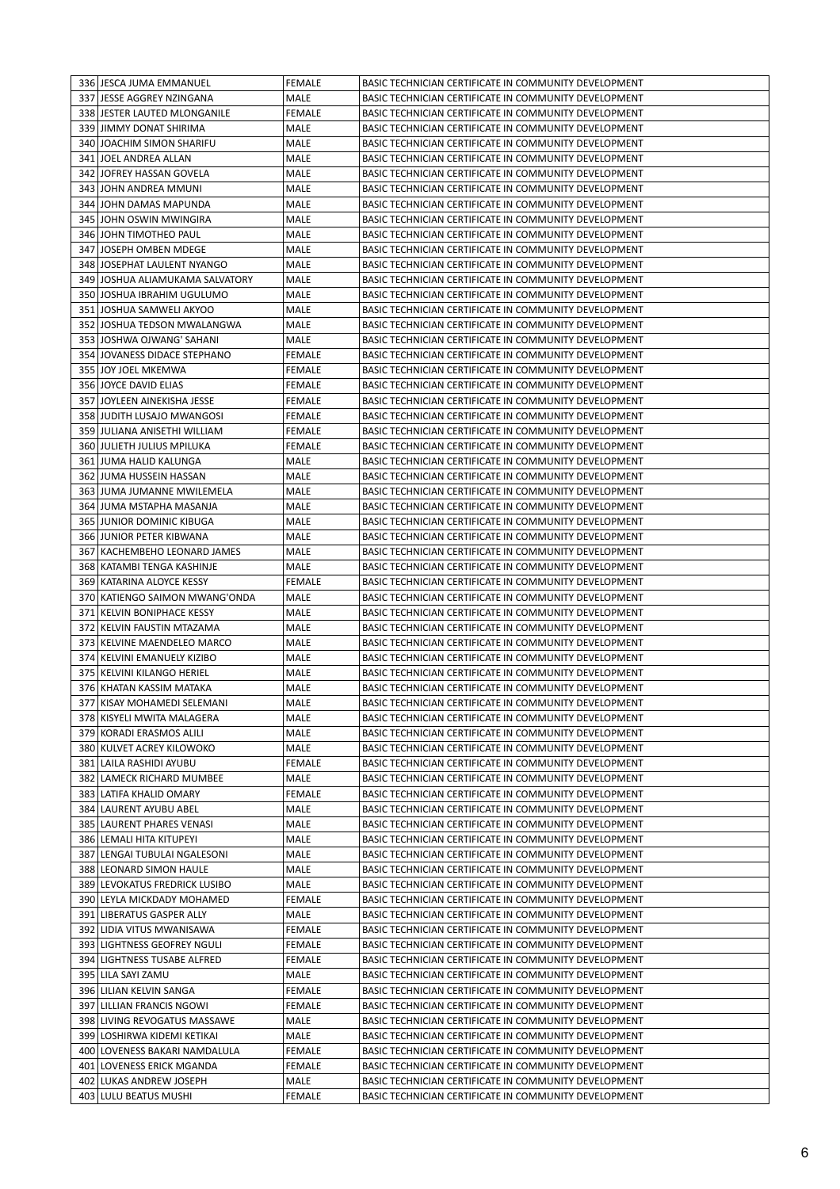| | | | |
|---|---|---|---|
| 336 | JESCA JUMA EMMANUEL | FEMALE | BASIC TECHNICIAN CERTIFICATE IN COMMUNITY DEVELOPMENT |
| 337 | JESSE AGGREY NZINGANA | MALE | BASIC TECHNICIAN CERTIFICATE IN COMMUNITY DEVELOPMENT |
| 338 | JESTER LAUTED MLONGANILE | FEMALE | BASIC TECHNICIAN CERTIFICATE IN COMMUNITY DEVELOPMENT |
| 339 | JIMMY DONAT SHIRIMA | MALE | BASIC TECHNICIAN CERTIFICATE IN COMMUNITY DEVELOPMENT |
| 340 | JOACHIM SIMON SHARIFU | MALE | BASIC TECHNICIAN CERTIFICATE IN COMMUNITY DEVELOPMENT |
| 341 | JOEL ANDREA ALLAN | MALE | BASIC TECHNICIAN CERTIFICATE IN COMMUNITY DEVELOPMENT |
| 342 | JOFREY HASSAN GOVELA | MALE | BASIC TECHNICIAN CERTIFICATE IN COMMUNITY DEVELOPMENT |
| 343 | JOHN ANDREA MMUNI | MALE | BASIC TECHNICIAN CERTIFICATE IN COMMUNITY DEVELOPMENT |
| 344 | JOHN DAMAS MAPUNDA | MALE | BASIC TECHNICIAN CERTIFICATE IN COMMUNITY DEVELOPMENT |
| 345 | JOHN OSWIN MWINGIRA | MALE | BASIC TECHNICIAN CERTIFICATE IN COMMUNITY DEVELOPMENT |
| 346 | JOHN TIMOTHEO PAUL | MALE | BASIC TECHNICIAN CERTIFICATE IN COMMUNITY DEVELOPMENT |
| 347 | JOSEPH OMBEN MDEGE | MALE | BASIC TECHNICIAN CERTIFICATE IN COMMUNITY DEVELOPMENT |
| 348 | JOSEPHAT LAULENT NYANGO | MALE | BASIC TECHNICIAN CERTIFICATE IN COMMUNITY DEVELOPMENT |
| 349 | JOSHUA ALIAMUKAMA SALVATORY | MALE | BASIC TECHNICIAN CERTIFICATE IN COMMUNITY DEVELOPMENT |
| 350 | JOSHUA IBRAHIM UGULUMO | MALE | BASIC TECHNICIAN CERTIFICATE IN COMMUNITY DEVELOPMENT |
| 351 | JOSHUA SAMWELI AKYOO | MALE | BASIC TECHNICIAN CERTIFICATE IN COMMUNITY DEVELOPMENT |
| 352 | JOSHUA TEDSON MWALANGWA | MALE | BASIC TECHNICIAN CERTIFICATE IN COMMUNITY DEVELOPMENT |
| 353 | JOSHWA OJWANG' SAHANI | MALE | BASIC TECHNICIAN CERTIFICATE IN COMMUNITY DEVELOPMENT |
| 354 | JOVANESS DIDACE STEPHANO | FEMALE | BASIC TECHNICIAN CERTIFICATE IN COMMUNITY DEVELOPMENT |
| 355 | JOY JOEL MKEMWA | FEMALE | BASIC TECHNICIAN CERTIFICATE IN COMMUNITY DEVELOPMENT |
| 356 | JOYCE DAVID ELIAS | FEMALE | BASIC TECHNICIAN CERTIFICATE IN COMMUNITY DEVELOPMENT |
| 357 | JOYLEEN AINEKISHA JESSE | FEMALE | BASIC TECHNICIAN CERTIFICATE IN COMMUNITY DEVELOPMENT |
| 358 | JUDITH LUSAJO MWANGOSI | FEMALE | BASIC TECHNICIAN CERTIFICATE IN COMMUNITY DEVELOPMENT |
| 359 | JULIANA ANISETHI WILLIAM | FEMALE | BASIC TECHNICIAN CERTIFICATE IN COMMUNITY DEVELOPMENT |
| 360 | JULIETH JULIUS MPILUKA | FEMALE | BASIC TECHNICIAN CERTIFICATE IN COMMUNITY DEVELOPMENT |
| 361 | JUMA HALID KALUNGA | MALE | BASIC TECHNICIAN CERTIFICATE IN COMMUNITY DEVELOPMENT |
| 362 | JUMA HUSSEIN HASSAN | MALE | BASIC TECHNICIAN CERTIFICATE IN COMMUNITY DEVELOPMENT |
| 363 | JUMA JUMANNE MWILEMELA | MALE | BASIC TECHNICIAN CERTIFICATE IN COMMUNITY DEVELOPMENT |
| 364 | JUMA MSTAPHA MASANJA | MALE | BASIC TECHNICIAN CERTIFICATE IN COMMUNITY DEVELOPMENT |
| 365 | JUNIOR DOMINIC KIBUGA | MALE | BASIC TECHNICIAN CERTIFICATE IN COMMUNITY DEVELOPMENT |
| 366 | JUNIOR PETER KIBWANA | MALE | BASIC TECHNICIAN CERTIFICATE IN COMMUNITY DEVELOPMENT |
| 367 | KACHEMBEHO LEONARD JAMES | MALE | BASIC TECHNICIAN CERTIFICATE IN COMMUNITY DEVELOPMENT |
| 368 | KATAMBI TENGA KASHINJE | MALE | BASIC TECHNICIAN CERTIFICATE IN COMMUNITY DEVELOPMENT |
| 369 | KATARINA ALOYCE KESSY | FEMALE | BASIC TECHNICIAN CERTIFICATE IN COMMUNITY DEVELOPMENT |
| 370 | KATIENGO SAIMON MWANG'ONDA | MALE | BASIC TECHNICIAN CERTIFICATE IN COMMUNITY DEVELOPMENT |
| 371 | KELVIN BONIPHACE KESSY | MALE | BASIC TECHNICIAN CERTIFICATE IN COMMUNITY DEVELOPMENT |
| 372 | KELVIN FAUSTIN MTAZAMA | MALE | BASIC TECHNICIAN CERTIFICATE IN COMMUNITY DEVELOPMENT |
| 373 | KELVINE MAENDELEO MARCO | MALE | BASIC TECHNICIAN CERTIFICATE IN COMMUNITY DEVELOPMENT |
| 374 | KELVINI EMANUELY KIZIBO | MALE | BASIC TECHNICIAN CERTIFICATE IN COMMUNITY DEVELOPMENT |
| 375 | KELVINI KILANGO HERIEL | MALE | BASIC TECHNICIAN CERTIFICATE IN COMMUNITY DEVELOPMENT |
| 376 | KHATAN KASSIM MATAKA | MALE | BASIC TECHNICIAN CERTIFICATE IN COMMUNITY DEVELOPMENT |
| 377 | KISAY MOHAMEDI SELEMANI | MALE | BASIC TECHNICIAN CERTIFICATE IN COMMUNITY DEVELOPMENT |
| 378 | KISYELI MWITA MALAGERA | MALE | BASIC TECHNICIAN CERTIFICATE IN COMMUNITY DEVELOPMENT |
| 379 | KORADI ERASMOS ALILI | MALE | BASIC TECHNICIAN CERTIFICATE IN COMMUNITY DEVELOPMENT |
| 380 | KULVET ACREY KILOWOKO | MALE | BASIC TECHNICIAN CERTIFICATE IN COMMUNITY DEVELOPMENT |
| 381 | LAILA RASHIDI AYUBU | FEMALE | BASIC TECHNICIAN CERTIFICATE IN COMMUNITY DEVELOPMENT |
| 382 | LAMECK RICHARD MUMBEE | MALE | BASIC TECHNICIAN CERTIFICATE IN COMMUNITY DEVELOPMENT |
| 383 | LATIFA KHALID OMARY | FEMALE | BASIC TECHNICIAN CERTIFICATE IN COMMUNITY DEVELOPMENT |
| 384 | LAURENT AYUBU ABEL | MALE | BASIC TECHNICIAN CERTIFICATE IN COMMUNITY DEVELOPMENT |
| 385 | LAURENT PHARES VENASI | MALE | BASIC TECHNICIAN CERTIFICATE IN COMMUNITY DEVELOPMENT |
| 386 | LEMALI HITA KITUPEYI | MALE | BASIC TECHNICIAN CERTIFICATE IN COMMUNITY DEVELOPMENT |
| 387 | LENGAI TUBULAI NGALESONI | MALE | BASIC TECHNICIAN CERTIFICATE IN COMMUNITY DEVELOPMENT |
| 388 | LEONARD SIMON HAULE | MALE | BASIC TECHNICIAN CERTIFICATE IN COMMUNITY DEVELOPMENT |
| 389 | LEVOKATUS FREDRICK LUSIBO | MALE | BASIC TECHNICIAN CERTIFICATE IN COMMUNITY DEVELOPMENT |
| 390 | LEYLA MICKDADY MOHAMED | FEMALE | BASIC TECHNICIAN CERTIFICATE IN COMMUNITY DEVELOPMENT |
| 391 | LIBERATUS GASPER ALLY | MALE | BASIC TECHNICIAN CERTIFICATE IN COMMUNITY DEVELOPMENT |
| 392 | LIDIA VITUS MWANISAWA | FEMALE | BASIC TECHNICIAN CERTIFICATE IN COMMUNITY DEVELOPMENT |
| 393 | LIGHTNESS GEOFREY NGULI | FEMALE | BASIC TECHNICIAN CERTIFICATE IN COMMUNITY DEVELOPMENT |
| 394 | LIGHTNESS TUSABE ALFRED | FEMALE | BASIC TECHNICIAN CERTIFICATE IN COMMUNITY DEVELOPMENT |
| 395 | LILA SAYI ZAMU | MALE | BASIC TECHNICIAN CERTIFICATE IN COMMUNITY DEVELOPMENT |
| 396 | LILIAN KELVIN SANGA | FEMALE | BASIC TECHNICIAN CERTIFICATE IN COMMUNITY DEVELOPMENT |
| 397 | LILLIAN FRANCIS NGOWI | FEMALE | BASIC TECHNICIAN CERTIFICATE IN COMMUNITY DEVELOPMENT |
| 398 | LIVING REVOGATUS MASSAWE | MALE | BASIC TECHNICIAN CERTIFICATE IN COMMUNITY DEVELOPMENT |
| 399 | LOSHIRWA KIDEMI KETIKAI | MALE | BASIC TECHNICIAN CERTIFICATE IN COMMUNITY DEVELOPMENT |
| 400 | LOVENESS BAKARI NAMDALULA | FEMALE | BASIC TECHNICIAN CERTIFICATE IN COMMUNITY DEVELOPMENT |
| 401 | LOVENESS ERICK MGANDA | FEMALE | BASIC TECHNICIAN CERTIFICATE IN COMMUNITY DEVELOPMENT |
| 402 | LUKAS ANDREW JOSEPH | MALE | BASIC TECHNICIAN CERTIFICATE IN COMMUNITY DEVELOPMENT |
| 403 | LULU BEATUS MUSHI | FEMALE | BASIC TECHNICIAN CERTIFICATE IN COMMUNITY DEVELOPMENT |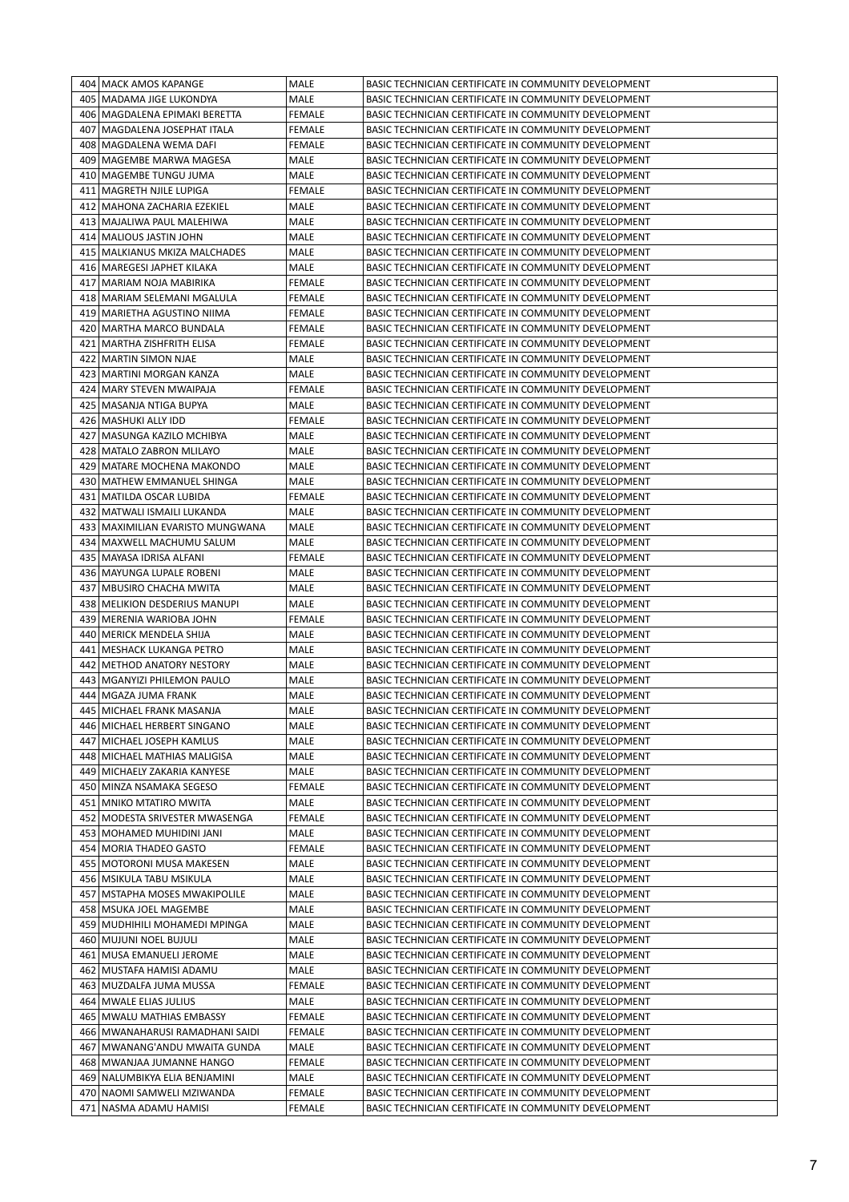| 404 | MACK AMOS KAPANGE | MALE | BASIC TECHNICIAN CERTIFICATE IN COMMUNITY DEVELOPMENT |
|---|---|---|---|
| 405 | MADAMA JIGE LUKONDYA | MALE | BASIC TECHNICIAN CERTIFICATE IN COMMUNITY DEVELOPMENT |
| 406 | MAGDALENA EPIMAKI BERETTA | FEMALE | BASIC TECHNICIAN CERTIFICATE IN COMMUNITY DEVELOPMENT |
| 407 | MAGDALENA JOSEPHAT ITALA | FEMALE | BASIC TECHNICIAN CERTIFICATE IN COMMUNITY DEVELOPMENT |
| 408 | MAGDALENA WEMA DAFI | FEMALE | BASIC TECHNICIAN CERTIFICATE IN COMMUNITY DEVELOPMENT |
| 409 | MAGEMBE MARWA MAGESA | MALE | BASIC TECHNICIAN CERTIFICATE IN COMMUNITY DEVELOPMENT |
| 410 | MAGEMBE TUNGU JUMA | MALE | BASIC TECHNICIAN CERTIFICATE IN COMMUNITY DEVELOPMENT |
| 411 | MAGRETH NJILE LUPIGA | FEMALE | BASIC TECHNICIAN CERTIFICATE IN COMMUNITY DEVELOPMENT |
| 412 | MAHONA ZACHARIA EZEKIEL | MALE | BASIC TECHNICIAN CERTIFICATE IN COMMUNITY DEVELOPMENT |
| 413 | MAJALIWA PAUL MALEHIWA | MALE | BASIC TECHNICIAN CERTIFICATE IN COMMUNITY DEVELOPMENT |
| 414 | MALIOUS JASTIN JOHN | MALE | BASIC TECHNICIAN CERTIFICATE IN COMMUNITY DEVELOPMENT |
| 415 | MALKIANUS MKIZA MALCHADES | MALE | BASIC TECHNICIAN CERTIFICATE IN COMMUNITY DEVELOPMENT |
| 416 | MAREGESI JAPHET KILAKA | MALE | BASIC TECHNICIAN CERTIFICATE IN COMMUNITY DEVELOPMENT |
| 417 | MARIAM NOJA MABIRIKA | FEMALE | BASIC TECHNICIAN CERTIFICATE IN COMMUNITY DEVELOPMENT |
| 418 | MARIAM SELEMANI MGALULA | FEMALE | BASIC TECHNICIAN CERTIFICATE IN COMMUNITY DEVELOPMENT |
| 419 | MARIETHA AGUSTINO NIIMA | FEMALE | BASIC TECHNICIAN CERTIFICATE IN COMMUNITY DEVELOPMENT |
| 420 | MARTHA MARCO BUNDALA | FEMALE | BASIC TECHNICIAN CERTIFICATE IN COMMUNITY DEVELOPMENT |
| 421 | MARTHA ZISHFRITH ELISA | FEMALE | BASIC TECHNICIAN CERTIFICATE IN COMMUNITY DEVELOPMENT |
| 422 | MARTIN SIMON NJAE | MALE | BASIC TECHNICIAN CERTIFICATE IN COMMUNITY DEVELOPMENT |
| 423 | MARTINI MORGAN KANZA | MALE | BASIC TECHNICIAN CERTIFICATE IN COMMUNITY DEVELOPMENT |
| 424 | MARY STEVEN MWAIPAJA | FEMALE | BASIC TECHNICIAN CERTIFICATE IN COMMUNITY DEVELOPMENT |
| 425 | MASANJA NTIGA BUPYA | MALE | BASIC TECHNICIAN CERTIFICATE IN COMMUNITY DEVELOPMENT |
| 426 | MASHUKI ALLY IDD | FEMALE | BASIC TECHNICIAN CERTIFICATE IN COMMUNITY DEVELOPMENT |
| 427 | MASUNGA KAZILO MCHIBYA | MALE | BASIC TECHNICIAN CERTIFICATE IN COMMUNITY DEVELOPMENT |
| 428 | MATALO ZABRON MLILAYO | MALE | BASIC TECHNICIAN CERTIFICATE IN COMMUNITY DEVELOPMENT |
| 429 | MATARE MOCHENA MAKONDO | MALE | BASIC TECHNICIAN CERTIFICATE IN COMMUNITY DEVELOPMENT |
| 430 | MATHEW EMMANUEL SHINGA | MALE | BASIC TECHNICIAN CERTIFICATE IN COMMUNITY DEVELOPMENT |
| 431 | MATILDA OSCAR LUBIDA | FEMALE | BASIC TECHNICIAN CERTIFICATE IN COMMUNITY DEVELOPMENT |
| 432 | MATWALI ISMAILI LUKANDA | MALE | BASIC TECHNICIAN CERTIFICATE IN COMMUNITY DEVELOPMENT |
| 433 | MAXIMILIAN EVARISTO MUNGWANA | MALE | BASIC TECHNICIAN CERTIFICATE IN COMMUNITY DEVELOPMENT |
| 434 | MAXWELL MACHUMU SALUM | MALE | BASIC TECHNICIAN CERTIFICATE IN COMMUNITY DEVELOPMENT |
| 435 | MAYASA IDRISA ALFANI | FEMALE | BASIC TECHNICIAN CERTIFICATE IN COMMUNITY DEVELOPMENT |
| 436 | MAYUNGA LUPALE ROBENI | MALE | BASIC TECHNICIAN CERTIFICATE IN COMMUNITY DEVELOPMENT |
| 437 | MBUSIRO CHACHA MWITA | MALE | BASIC TECHNICIAN CERTIFICATE IN COMMUNITY DEVELOPMENT |
| 438 | MELIKION DESDERIUS MANUPI | MALE | BASIC TECHNICIAN CERTIFICATE IN COMMUNITY DEVELOPMENT |
| 439 | MERENIA WARIOBA JOHN | FEMALE | BASIC TECHNICIAN CERTIFICATE IN COMMUNITY DEVELOPMENT |
| 440 | MERICK MENDELA SHIJA | MALE | BASIC TECHNICIAN CERTIFICATE IN COMMUNITY DEVELOPMENT |
| 441 | MESHACK LUKANGA PETRO | MALE | BASIC TECHNICIAN CERTIFICATE IN COMMUNITY DEVELOPMENT |
| 442 | METHOD ANATORY NESTORY | MALE | BASIC TECHNICIAN CERTIFICATE IN COMMUNITY DEVELOPMENT |
| 443 | MGANYIZI PHILEMON PAULO | MALE | BASIC TECHNICIAN CERTIFICATE IN COMMUNITY DEVELOPMENT |
| 444 | MGAZA JUMA FRANK | MALE | BASIC TECHNICIAN CERTIFICATE IN COMMUNITY DEVELOPMENT |
| 445 | MICHAEL FRANK MASANJA | MALE | BASIC TECHNICIAN CERTIFICATE IN COMMUNITY DEVELOPMENT |
| 446 | MICHAEL HERBERT SINGANO | MALE | BASIC TECHNICIAN CERTIFICATE IN COMMUNITY DEVELOPMENT |
| 447 | MICHAEL JOSEPH KAMLUS | MALE | BASIC TECHNICIAN CERTIFICATE IN COMMUNITY DEVELOPMENT |
| 448 | MICHAEL MATHIAS MALIGISA | MALE | BASIC TECHNICIAN CERTIFICATE IN COMMUNITY DEVELOPMENT |
| 449 | MICHAELY ZAKARIA KANYESE | MALE | BASIC TECHNICIAN CERTIFICATE IN COMMUNITY DEVELOPMENT |
| 450 | MINZA NSAMAKA SEGESO | FEMALE | BASIC TECHNICIAN CERTIFICATE IN COMMUNITY DEVELOPMENT |
| 451 | MNIKO MTATIRO MWITA | MALE | BASIC TECHNICIAN CERTIFICATE IN COMMUNITY DEVELOPMENT |
| 452 | MODESTA SRIVESTER MWASENGA | FEMALE | BASIC TECHNICIAN CERTIFICATE IN COMMUNITY DEVELOPMENT |
| 453 | MOHAMED MUHIDINI JANI | MALE | BASIC TECHNICIAN CERTIFICATE IN COMMUNITY DEVELOPMENT |
| 454 | MORIA THADEO GASTO | FEMALE | BASIC TECHNICIAN CERTIFICATE IN COMMUNITY DEVELOPMENT |
| 455 | MOTORONI MUSA MAKESEN | MALE | BASIC TECHNICIAN CERTIFICATE IN COMMUNITY DEVELOPMENT |
| 456 | MSIKULA TABU MSIKULA | MALE | BASIC TECHNICIAN CERTIFICATE IN COMMUNITY DEVELOPMENT |
| 457 | MSTAPHA MOSES MWAKIPOLILE | MALE | BASIC TECHNICIAN CERTIFICATE IN COMMUNITY DEVELOPMENT |
| 458 | MSUKA JOEL MAGEMBE | MALE | BASIC TECHNICIAN CERTIFICATE IN COMMUNITY DEVELOPMENT |
| 459 | MUDHIHILI MOHAMEDI MPINGA | MALE | BASIC TECHNICIAN CERTIFICATE IN COMMUNITY DEVELOPMENT |
| 460 | MUJUNI NOEL BUJULI | MALE | BASIC TECHNICIAN CERTIFICATE IN COMMUNITY DEVELOPMENT |
| 461 | MUSA EMANUELI JEROME | MALE | BASIC TECHNICIAN CERTIFICATE IN COMMUNITY DEVELOPMENT |
| 462 | MUSTAFA HAMISI ADAMU | MALE | BASIC TECHNICIAN CERTIFICATE IN COMMUNITY DEVELOPMENT |
| 463 | MUZDALFA JUMA MUSSA | FEMALE | BASIC TECHNICIAN CERTIFICATE IN COMMUNITY DEVELOPMENT |
| 464 | MWALE ELIAS JULIUS | MALE | BASIC TECHNICIAN CERTIFICATE IN COMMUNITY DEVELOPMENT |
| 465 | MWALU MATHIAS EMBASSY | FEMALE | BASIC TECHNICIAN CERTIFICATE IN COMMUNITY DEVELOPMENT |
| 466 | MWANAHARUSI RAMADHANI SAIDI | FEMALE | BASIC TECHNICIAN CERTIFICATE IN COMMUNITY DEVELOPMENT |
| 467 | MWANANG'ANDU MWAITA GUNDA | MALE | BASIC TECHNICIAN CERTIFICATE IN COMMUNITY DEVELOPMENT |
| 468 | MWANJAA JUMANNE HANGO | FEMALE | BASIC TECHNICIAN CERTIFICATE IN COMMUNITY DEVELOPMENT |
| 469 | NALUMBIKYA ELIA BENJAMINI | MALE | BASIC TECHNICIAN CERTIFICATE IN COMMUNITY DEVELOPMENT |
| 470 | NAOMI SAMWELI MZIWANDA | FEMALE | BASIC TECHNICIAN CERTIFICATE IN COMMUNITY DEVELOPMENT |
| 471 | NASMA ADAMU HAMISI | FEMALE | BASIC TECHNICIAN CERTIFICATE IN COMMUNITY DEVELOPMENT |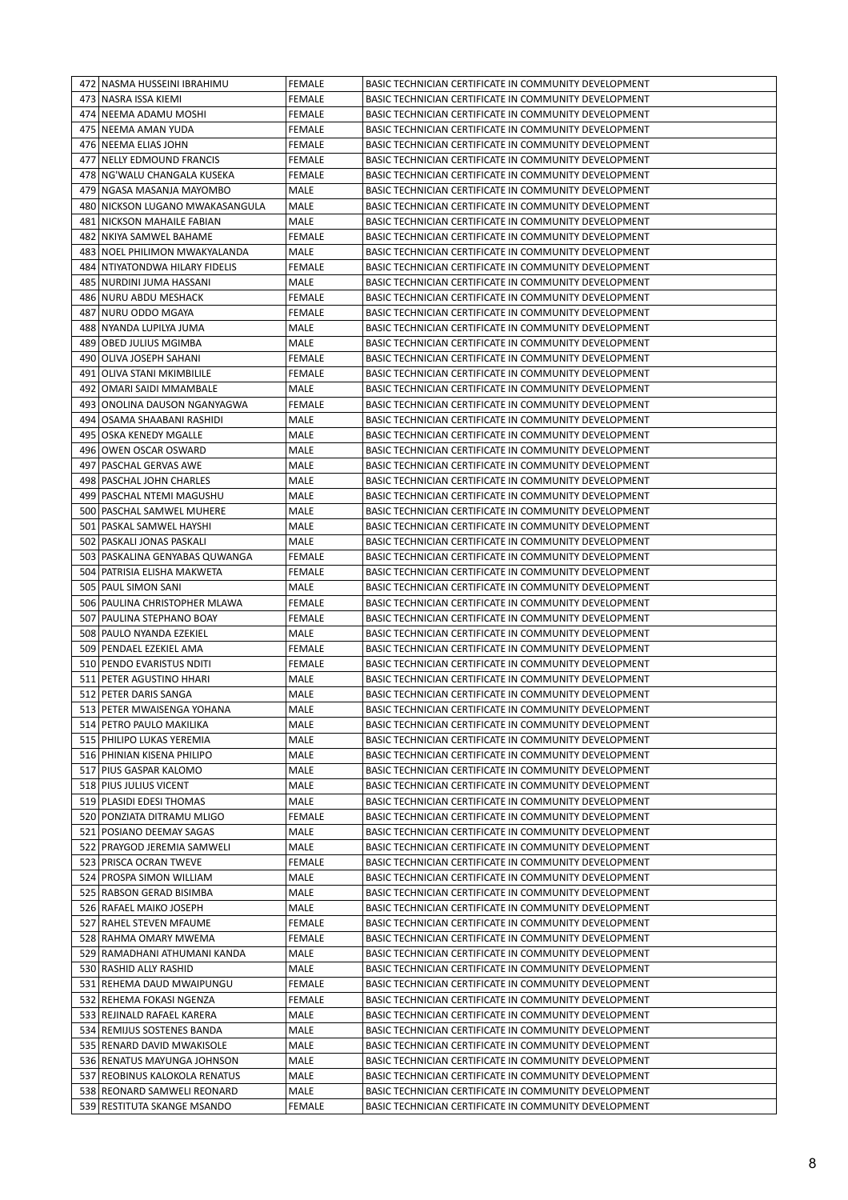| | | | |
|---|---|---|---|
| 472 | NASMA HUSSEINI IBRAHIMU | FEMALE | BASIC TECHNICIAN CERTIFICATE IN COMMUNITY DEVELOPMENT |
| 473 | NASRA ISSA KIEMI | FEMALE | BASIC TECHNICIAN CERTIFICATE IN COMMUNITY DEVELOPMENT |
| 474 | NEEMA ADAMU MOSHI | FEMALE | BASIC TECHNICIAN CERTIFICATE IN COMMUNITY DEVELOPMENT |
| 475 | NEEMA AMAN YUDA | FEMALE | BASIC TECHNICIAN CERTIFICATE IN COMMUNITY DEVELOPMENT |
| 476 | NEEMA ELIAS JOHN | FEMALE | BASIC TECHNICIAN CERTIFICATE IN COMMUNITY DEVELOPMENT |
| 477 | NELLY EDMOUND FRANCIS | FEMALE | BASIC TECHNICIAN CERTIFICATE IN COMMUNITY DEVELOPMENT |
| 478 | NG'WALU CHANGALA KUSEKA | FEMALE | BASIC TECHNICIAN CERTIFICATE IN COMMUNITY DEVELOPMENT |
| 479 | NGASA MASANJA MAYOMBO | MALE | BASIC TECHNICIAN CERTIFICATE IN COMMUNITY DEVELOPMENT |
| 480 | NICKSON LUGANO MWAKASANGULA | MALE | BASIC TECHNICIAN CERTIFICATE IN COMMUNITY DEVELOPMENT |
| 481 | NICKSON MAHAILE FABIAN | MALE | BASIC TECHNICIAN CERTIFICATE IN COMMUNITY DEVELOPMENT |
| 482 | NKIYA SAMWEL BAHAME | FEMALE | BASIC TECHNICIAN CERTIFICATE IN COMMUNITY DEVELOPMENT |
| 483 | NOEL PHILIMON MWAKYALANDA | MALE | BASIC TECHNICIAN CERTIFICATE IN COMMUNITY DEVELOPMENT |
| 484 | NTIYATONDWA HILARY FIDELIS | FEMALE | BASIC TECHNICIAN CERTIFICATE IN COMMUNITY DEVELOPMENT |
| 485 | NURDINI JUMA HASSANI | MALE | BASIC TECHNICIAN CERTIFICATE IN COMMUNITY DEVELOPMENT |
| 486 | NURU ABDU MESHACK | FEMALE | BASIC TECHNICIAN CERTIFICATE IN COMMUNITY DEVELOPMENT |
| 487 | NURU ODDO MGAYA | FEMALE | BASIC TECHNICIAN CERTIFICATE IN COMMUNITY DEVELOPMENT |
| 488 | NYANDA LUPILYA JUMA | MALE | BASIC TECHNICIAN CERTIFICATE IN COMMUNITY DEVELOPMENT |
| 489 | OBED JULIUS MGIMBA | MALE | BASIC TECHNICIAN CERTIFICATE IN COMMUNITY DEVELOPMENT |
| 490 | OLIVA JOSEPH SAHANI | FEMALE | BASIC TECHNICIAN CERTIFICATE IN COMMUNITY DEVELOPMENT |
| 491 | OLIVA STANI MKIMBILILE | FEMALE | BASIC TECHNICIAN CERTIFICATE IN COMMUNITY DEVELOPMENT |
| 492 | OMARI SAIDI MMAMBALE | MALE | BASIC TECHNICIAN CERTIFICATE IN COMMUNITY DEVELOPMENT |
| 493 | ONOLINA DAUSON NGANYAGWA | FEMALE | BASIC TECHNICIAN CERTIFICATE IN COMMUNITY DEVELOPMENT |
| 494 | OSAMA SHAABANI RASHIDI | MALE | BASIC TECHNICIAN CERTIFICATE IN COMMUNITY DEVELOPMENT |
| 495 | OSKA KENEDY MGALLE | MALE | BASIC TECHNICIAN CERTIFICATE IN COMMUNITY DEVELOPMENT |
| 496 | OWEN OSCAR OSWARD | MALE | BASIC TECHNICIAN CERTIFICATE IN COMMUNITY DEVELOPMENT |
| 497 | PASCHAL GERVAS AWE | MALE | BASIC TECHNICIAN CERTIFICATE IN COMMUNITY DEVELOPMENT |
| 498 | PASCHAL JOHN CHARLES | MALE | BASIC TECHNICIAN CERTIFICATE IN COMMUNITY DEVELOPMENT |
| 499 | PASCHAL NTEMI MAGUSHU | MALE | BASIC TECHNICIAN CERTIFICATE IN COMMUNITY DEVELOPMENT |
| 500 | PASCHAL SAMWEL MUHERE | MALE | BASIC TECHNICIAN CERTIFICATE IN COMMUNITY DEVELOPMENT |
| 501 | PASKAL SAMWEL HAYSHI | MALE | BASIC TECHNICIAN CERTIFICATE IN COMMUNITY DEVELOPMENT |
| 502 | PASKALI JONAS PASKALI | MALE | BASIC TECHNICIAN CERTIFICATE IN COMMUNITY DEVELOPMENT |
| 503 | PASKALINA GENYABAS QUWANGA | FEMALE | BASIC TECHNICIAN CERTIFICATE IN COMMUNITY DEVELOPMENT |
| 504 | PATRISIA ELISHA MAKWETA | FEMALE | BASIC TECHNICIAN CERTIFICATE IN COMMUNITY DEVELOPMENT |
| 505 | PAUL SIMON SANI | MALE | BASIC TECHNICIAN CERTIFICATE IN COMMUNITY DEVELOPMENT |
| 506 | PAULINA CHRISTOPHER MLAWA | FEMALE | BASIC TECHNICIAN CERTIFICATE IN COMMUNITY DEVELOPMENT |
| 507 | PAULINA STEPHANO BOAY | FEMALE | BASIC TECHNICIAN CERTIFICATE IN COMMUNITY DEVELOPMENT |
| 508 | PAULO NYANDA EZEKIEL | MALE | BASIC TECHNICIAN CERTIFICATE IN COMMUNITY DEVELOPMENT |
| 509 | PENDAEL EZEKIEL AMA | FEMALE | BASIC TECHNICIAN CERTIFICATE IN COMMUNITY DEVELOPMENT |
| 510 | PENDO EVARISTUS NDITI | FEMALE | BASIC TECHNICIAN CERTIFICATE IN COMMUNITY DEVELOPMENT |
| 511 | PETER AGUSTINO HHARI | MALE | BASIC TECHNICIAN CERTIFICATE IN COMMUNITY DEVELOPMENT |
| 512 | PETER DARIS SANGA | MALE | BASIC TECHNICIAN CERTIFICATE IN COMMUNITY DEVELOPMENT |
| 513 | PETER MWAISENGA YOHANA | MALE | BASIC TECHNICIAN CERTIFICATE IN COMMUNITY DEVELOPMENT |
| 514 | PETRO PAULO MAKILIKA | MALE | BASIC TECHNICIAN CERTIFICATE IN COMMUNITY DEVELOPMENT |
| 515 | PHILIPO LUKAS YEREMIA | MALE | BASIC TECHNICIAN CERTIFICATE IN COMMUNITY DEVELOPMENT |
| 516 | PHINIAN KISENA PHILIPO | MALE | BASIC TECHNICIAN CERTIFICATE IN COMMUNITY DEVELOPMENT |
| 517 | PIUS GASPAR KALOMO | MALE | BASIC TECHNICIAN CERTIFICATE IN COMMUNITY DEVELOPMENT |
| 518 | PIUS JULIUS VICENT | MALE | BASIC TECHNICIAN CERTIFICATE IN COMMUNITY DEVELOPMENT |
| 519 | PLASIDI EDESI THOMAS | MALE | BASIC TECHNICIAN CERTIFICATE IN COMMUNITY DEVELOPMENT |
| 520 | PONZIATA DITRAMU MLIGO | FEMALE | BASIC TECHNICIAN CERTIFICATE IN COMMUNITY DEVELOPMENT |
| 521 | POSIANO DEEMAY SAGAS | MALE | BASIC TECHNICIAN CERTIFICATE IN COMMUNITY DEVELOPMENT |
| 522 | PRAYGOD JEREMIA SAMWELI | MALE | BASIC TECHNICIAN CERTIFICATE IN COMMUNITY DEVELOPMENT |
| 523 | PRISCA OCRAN TWEVE | FEMALE | BASIC TECHNICIAN CERTIFICATE IN COMMUNITY DEVELOPMENT |
| 524 | PROSPA SIMON WILLIAM | MALE | BASIC TECHNICIAN CERTIFICATE IN COMMUNITY DEVELOPMENT |
| 525 | RABSON GERAD BISIMBA | MALE | BASIC TECHNICIAN CERTIFICATE IN COMMUNITY DEVELOPMENT |
| 526 | RAFAEL MAIKO JOSEPH | MALE | BASIC TECHNICIAN CERTIFICATE IN COMMUNITY DEVELOPMENT |
| 527 | RAHEL STEVEN MFAUME | FEMALE | BASIC TECHNICIAN CERTIFICATE IN COMMUNITY DEVELOPMENT |
| 528 | RAHMA OMARY MWEMA | FEMALE | BASIC TECHNICIAN CERTIFICATE IN COMMUNITY DEVELOPMENT |
| 529 | RAMADHANI ATHUMANI KANDA | MALE | BASIC TECHNICIAN CERTIFICATE IN COMMUNITY DEVELOPMENT |
| 530 | RASHID ALLY RASHID | MALE | BASIC TECHNICIAN CERTIFICATE IN COMMUNITY DEVELOPMENT |
| 531 | REHEMA DAUD MWAIPUNGU | FEMALE | BASIC TECHNICIAN CERTIFICATE IN COMMUNITY DEVELOPMENT |
| 532 | REHEMA FOKASI NGENZA | FEMALE | BASIC TECHNICIAN CERTIFICATE IN COMMUNITY DEVELOPMENT |
| 533 | REJINALD RAFAEL KARERA | MALE | BASIC TECHNICIAN CERTIFICATE IN COMMUNITY DEVELOPMENT |
| 534 | REMIJUS SOSTENES BANDA | MALE | BASIC TECHNICIAN CERTIFICATE IN COMMUNITY DEVELOPMENT |
| 535 | RENARD DAVID MWAKISOLE | MALE | BASIC TECHNICIAN CERTIFICATE IN COMMUNITY DEVELOPMENT |
| 536 | RENATUS MAYUNGA JOHNSON | MALE | BASIC TECHNICIAN CERTIFICATE IN COMMUNITY DEVELOPMENT |
| 537 | REOBINUS KALOKOLA RENATUS | MALE | BASIC TECHNICIAN CERTIFICATE IN COMMUNITY DEVELOPMENT |
| 538 | REONARD SAMWELI REONARD | MALE | BASIC TECHNICIAN CERTIFICATE IN COMMUNITY DEVELOPMENT |
| 539 | RESTITUTA SKANGE MSANDO | FEMALE | BASIC TECHNICIAN CERTIFICATE IN COMMUNITY DEVELOPMENT |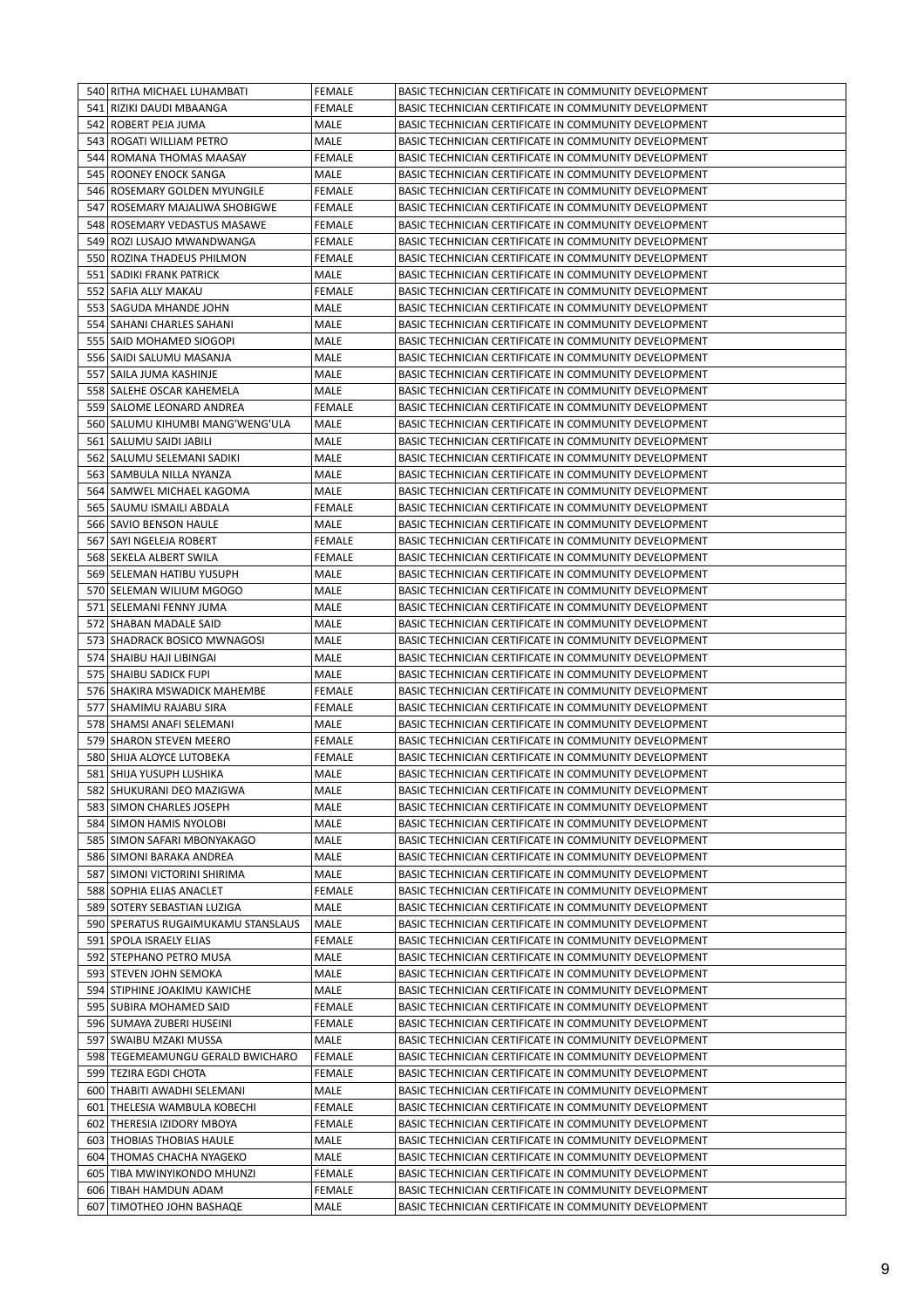| 540 | RITHA MICHAEL LUHAMBATI | FEMALE | BASIC TECHNICIAN CERTIFICATE IN COMMUNITY DEVELOPMENT |
|---|---|---|---|
| 541 | RIZIKI DAUDI MBAANGA | FEMALE | BASIC TECHNICIAN CERTIFICATE IN COMMUNITY DEVELOPMENT |
| 542 | ROBERT PEJA JUMA | MALE | BASIC TECHNICIAN CERTIFICATE IN COMMUNITY DEVELOPMENT |
| 543 | ROGATI WILLIAM PETRO | MALE | BASIC TECHNICIAN CERTIFICATE IN COMMUNITY DEVELOPMENT |
| 544 | ROMANA THOMAS MAASAY | FEMALE | BASIC TECHNICIAN CERTIFICATE IN COMMUNITY DEVELOPMENT |
| 545 | ROONEY ENOCK SANGA | MALE | BASIC TECHNICIAN CERTIFICATE IN COMMUNITY DEVELOPMENT |
| 546 | ROSEMARY GOLDEN MYUNGILE | FEMALE | BASIC TECHNICIAN CERTIFICATE IN COMMUNITY DEVELOPMENT |
| 547 | ROSEMARY MAJALIWA SHOBIGWE | FEMALE | BASIC TECHNICIAN CERTIFICATE IN COMMUNITY DEVELOPMENT |
| 548 | ROSEMARY VEDASTUS MASAWE | FEMALE | BASIC TECHNICIAN CERTIFICATE IN COMMUNITY DEVELOPMENT |
| 549 | ROZI LUSAJO MWANDWANGA | FEMALE | BASIC TECHNICIAN CERTIFICATE IN COMMUNITY DEVELOPMENT |
| 550 | ROZINA THADEUS PHILMON | FEMALE | BASIC TECHNICIAN CERTIFICATE IN COMMUNITY DEVELOPMENT |
| 551 | SADIKI FRANK PATRICK | MALE | BASIC TECHNICIAN CERTIFICATE IN COMMUNITY DEVELOPMENT |
| 552 | SAFIA ALLY MAKAU | FEMALE | BASIC TECHNICIAN CERTIFICATE IN COMMUNITY DEVELOPMENT |
| 553 | SAGUDA MHANDE JOHN | MALE | BASIC TECHNICIAN CERTIFICATE IN COMMUNITY DEVELOPMENT |
| 554 | SAHANI CHARLES SAHANI | MALE | BASIC TECHNICIAN CERTIFICATE IN COMMUNITY DEVELOPMENT |
| 555 | SAID MOHAMED SIOGOPI | MALE | BASIC TECHNICIAN CERTIFICATE IN COMMUNITY DEVELOPMENT |
| 556 | SAIDI SALUMU MASANJA | MALE | BASIC TECHNICIAN CERTIFICATE IN COMMUNITY DEVELOPMENT |
| 557 | SAILA JUMA KASHINJE | MALE | BASIC TECHNICIAN CERTIFICATE IN COMMUNITY DEVELOPMENT |
| 558 | SALEHE OSCAR KAHEMELA | MALE | BASIC TECHNICIAN CERTIFICATE IN COMMUNITY DEVELOPMENT |
| 559 | SALOME LEONARD ANDREA | FEMALE | BASIC TECHNICIAN CERTIFICATE IN COMMUNITY DEVELOPMENT |
| 560 | SALUMU KIHUMBI MANG'WENG'ULA | MALE | BASIC TECHNICIAN CERTIFICATE IN COMMUNITY DEVELOPMENT |
| 561 | SALUMU SAIDI JABILI | MALE | BASIC TECHNICIAN CERTIFICATE IN COMMUNITY DEVELOPMENT |
| 562 | SALUMU SELEMANI SADIKI | MALE | BASIC TECHNICIAN CERTIFICATE IN COMMUNITY DEVELOPMENT |
| 563 | SAMBULA NILLA NYANZA | MALE | BASIC TECHNICIAN CERTIFICATE IN COMMUNITY DEVELOPMENT |
| 564 | SAMWEL MICHAEL KAGOMA | MALE | BASIC TECHNICIAN CERTIFICATE IN COMMUNITY DEVELOPMENT |
| 565 | SAUMU ISMAILI ABDALA | FEMALE | BASIC TECHNICIAN CERTIFICATE IN COMMUNITY DEVELOPMENT |
| 566 | SAVIO BENSON HAULE | MALE | BASIC TECHNICIAN CERTIFICATE IN COMMUNITY DEVELOPMENT |
| 567 | SAYI NGELEJA ROBERT | FEMALE | BASIC TECHNICIAN CERTIFICATE IN COMMUNITY DEVELOPMENT |
| 568 | SEKELA ALBERT SWILA | FEMALE | BASIC TECHNICIAN CERTIFICATE IN COMMUNITY DEVELOPMENT |
| 569 | SELEMAN HATIBU YUSUPH | MALE | BASIC TECHNICIAN CERTIFICATE IN COMMUNITY DEVELOPMENT |
| 570 | SELEMAN WILIUM MGOGO | MALE | BASIC TECHNICIAN CERTIFICATE IN COMMUNITY DEVELOPMENT |
| 571 | SELEMANI FENNY JUMA | MALE | BASIC TECHNICIAN CERTIFICATE IN COMMUNITY DEVELOPMENT |
| 572 | SHABAN MADALE SAID | MALE | BASIC TECHNICIAN CERTIFICATE IN COMMUNITY DEVELOPMENT |
| 573 | SHADRACK BOSICO MWNAGOSI | MALE | BASIC TECHNICIAN CERTIFICATE IN COMMUNITY DEVELOPMENT |
| 574 | SHAIBU HAJI LIBINGAI | MALE | BASIC TECHNICIAN CERTIFICATE IN COMMUNITY DEVELOPMENT |
| 575 | SHAIBU SADICK FUPI | MALE | BASIC TECHNICIAN CERTIFICATE IN COMMUNITY DEVELOPMENT |
| 576 | SHAKIRA MSWADICK MAHEMBE | FEMALE | BASIC TECHNICIAN CERTIFICATE IN COMMUNITY DEVELOPMENT |
| 577 | SHAMIMU RAJABU SIRA | FEMALE | BASIC TECHNICIAN CERTIFICATE IN COMMUNITY DEVELOPMENT |
| 578 | SHAMSI ANAFI SELEMANI | MALE | BASIC TECHNICIAN CERTIFICATE IN COMMUNITY DEVELOPMENT |
| 579 | SHARON STEVEN MEERO | FEMALE | BASIC TECHNICIAN CERTIFICATE IN COMMUNITY DEVELOPMENT |
| 580 | SHIJA ALOYCE LUTOBEKA | FEMALE | BASIC TECHNICIAN CERTIFICATE IN COMMUNITY DEVELOPMENT |
| 581 | SHIJA YUSUPH LUSHIKA | MALE | BASIC TECHNICIAN CERTIFICATE IN COMMUNITY DEVELOPMENT |
| 582 | SHUKURANI DEO MAZIGWA | MALE | BASIC TECHNICIAN CERTIFICATE IN COMMUNITY DEVELOPMENT |
| 583 | SIMON CHARLES JOSEPH | MALE | BASIC TECHNICIAN CERTIFICATE IN COMMUNITY DEVELOPMENT |
| 584 | SIMON HAMIS NYOLOBI | MALE | BASIC TECHNICIAN CERTIFICATE IN COMMUNITY DEVELOPMENT |
| 585 | SIMON SAFARI MBONYAKAGO | MALE | BASIC TECHNICIAN CERTIFICATE IN COMMUNITY DEVELOPMENT |
| 586 | SIMONI BARAKA ANDREA | MALE | BASIC TECHNICIAN CERTIFICATE IN COMMUNITY DEVELOPMENT |
| 587 | SIMONI VICTORINI SHIRIMA | MALE | BASIC TECHNICIAN CERTIFICATE IN COMMUNITY DEVELOPMENT |
| 588 | SOPHIA ELIAS ANACLET | FEMALE | BASIC TECHNICIAN CERTIFICATE IN COMMUNITY DEVELOPMENT |
| 589 | SOTERY SEBASTIAN LUZIGA | MALE | BASIC TECHNICIAN CERTIFICATE IN COMMUNITY DEVELOPMENT |
| 590 | SPERATUS RUGAIMUKAMU STANSLAUS | MALE | BASIC TECHNICIAN CERTIFICATE IN COMMUNITY DEVELOPMENT |
| 591 | SPOLA ISRAELY ELIAS | FEMALE | BASIC TECHNICIAN CERTIFICATE IN COMMUNITY DEVELOPMENT |
| 592 | STEPHANO PETRO MUSA | MALE | BASIC TECHNICIAN CERTIFICATE IN COMMUNITY DEVELOPMENT |
| 593 | STEVEN JOHN SEMOKA | MALE | BASIC TECHNICIAN CERTIFICATE IN COMMUNITY DEVELOPMENT |
| 594 | STIPHINE JOAKIMU KAWICHE | MALE | BASIC TECHNICIAN CERTIFICATE IN COMMUNITY DEVELOPMENT |
| 595 | SUBIRA MOHAMED SAID | FEMALE | BASIC TECHNICIAN CERTIFICATE IN COMMUNITY DEVELOPMENT |
| 596 | SUMAYA ZUBERI HUSEINI | FEMALE | BASIC TECHNICIAN CERTIFICATE IN COMMUNITY DEVELOPMENT |
| 597 | SWAIBU MZAKI MUSSA | MALE | BASIC TECHNICIAN CERTIFICATE IN COMMUNITY DEVELOPMENT |
| 598 | TEGEMEAMUNGU GERALD BWICHARO | FEMALE | BASIC TECHNICIAN CERTIFICATE IN COMMUNITY DEVELOPMENT |
| 599 | TEZIRA EGDI CHOTA | FEMALE | BASIC TECHNICIAN CERTIFICATE IN COMMUNITY DEVELOPMENT |
| 600 | THABITI AWADHI SELEMANI | MALE | BASIC TECHNICIAN CERTIFICATE IN COMMUNITY DEVELOPMENT |
| 601 | THELESIA WAMBULA KOBECHI | FEMALE | BASIC TECHNICIAN CERTIFICATE IN COMMUNITY DEVELOPMENT |
| 602 | THERESIA IZIDORY MBOYA | FEMALE | BASIC TECHNICIAN CERTIFICATE IN COMMUNITY DEVELOPMENT |
| 603 | THOBIAS THOBIAS HAULE | MALE | BASIC TECHNICIAN CERTIFICATE IN COMMUNITY DEVELOPMENT |
| 604 | THOMAS CHACHA NYAGEKO | MALE | BASIC TECHNICIAN CERTIFICATE IN COMMUNITY DEVELOPMENT |
| 605 | TIBA MWINYIKONDO MHUNZI | FEMALE | BASIC TECHNICIAN CERTIFICATE IN COMMUNITY DEVELOPMENT |
| 606 | TIBAH HAMDUN ADAM | FEMALE | BASIC TECHNICIAN CERTIFICATE IN COMMUNITY DEVELOPMENT |
| 607 | TIMOTHEO JOHN BASHAQE | MALE | BASIC TECHNICIAN CERTIFICATE IN COMMUNITY DEVELOPMENT |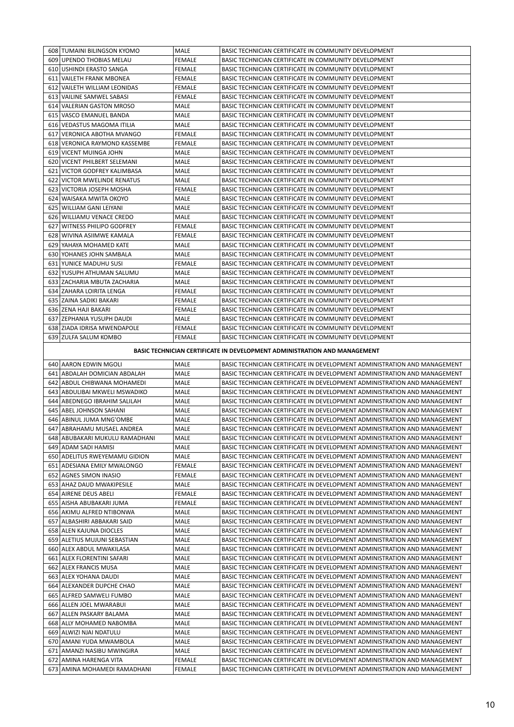| | | | |
|---|---|---|---|
| 608 | TUMAINI BILINGSON KYOMO | MALE | BASIC TECHNICIAN CERTIFICATE IN COMMUNITY DEVELOPMENT |
| 609 | UPENDO THOBIAS MELAU | FEMALE | BASIC TECHNICIAN CERTIFICATE IN COMMUNITY DEVELOPMENT |
| 610 | USHINDI ERASTO SANGA | FEMALE | BASIC TECHNICIAN CERTIFICATE IN COMMUNITY DEVELOPMENT |
| 611 | VAILETH FRANK MBONEA | FEMALE | BASIC TECHNICIAN CERTIFICATE IN COMMUNITY DEVELOPMENT |
| 612 | VAILETH WILLIAM LEONIDAS | FEMALE | BASIC TECHNICIAN CERTIFICATE IN COMMUNITY DEVELOPMENT |
| 613 | VAILINE SAMWEL SABASI | FEMALE | BASIC TECHNICIAN CERTIFICATE IN COMMUNITY DEVELOPMENT |
| 614 | VALERIAN GASTON MROSO | MALE | BASIC TECHNICIAN CERTIFICATE IN COMMUNITY DEVELOPMENT |
| 615 | VASCO EMANUEL BANDA | MALE | BASIC TECHNICIAN CERTIFICATE IN COMMUNITY DEVELOPMENT |
| 616 | VEDASTUS MAGOMA ITILIA | MALE | BASIC TECHNICIAN CERTIFICATE IN COMMUNITY DEVELOPMENT |
| 617 | VERONICA ABOTHA MVANGO | FEMALE | BASIC TECHNICIAN CERTIFICATE IN COMMUNITY DEVELOPMENT |
| 618 | VERONICA RAYMOND KASSEMBE | FEMALE | BASIC TECHNICIAN CERTIFICATE IN COMMUNITY DEVELOPMENT |
| 619 | VICENT MUINGA JOHN | MALE | BASIC TECHNICIAN CERTIFICATE IN COMMUNITY DEVELOPMENT |
| 620 | VICENT PHILBERT SELEMANI | MALE | BASIC TECHNICIAN CERTIFICATE IN COMMUNITY DEVELOPMENT |
| 621 | VICTOR GODFREY KALIMBASA | MALE | BASIC TECHNICIAN CERTIFICATE IN COMMUNITY DEVELOPMENT |
| 622 | VICTOR MWELINDE RENATUS | MALE | BASIC TECHNICIAN CERTIFICATE IN COMMUNITY DEVELOPMENT |
| 623 | VICTORIA JOSEPH MOSHA | FEMALE | BASIC TECHNICIAN CERTIFICATE IN COMMUNITY DEVELOPMENT |
| 624 | WAISAKA MWITA OKOYO | MALE | BASIC TECHNICIAN CERTIFICATE IN COMMUNITY DEVELOPMENT |
| 625 | WILLIAM GANI LEIYANI | MALE | BASIC TECHNICIAN CERTIFICATE IN COMMUNITY DEVELOPMENT |
| 626 | WILLIAMU VENACE CREDO | MALE | BASIC TECHNICIAN CERTIFICATE IN COMMUNITY DEVELOPMENT |
| 627 | WITNESS PHILIPO GODFREY | FEMALE | BASIC TECHNICIAN CERTIFICATE IN COMMUNITY DEVELOPMENT |
| 628 | WIVINA ASIIMWE KAMALA | FEMALE | BASIC TECHNICIAN CERTIFICATE IN COMMUNITY DEVELOPMENT |
| 629 | YAHAYA MOHAMED KATE | MALE | BASIC TECHNICIAN CERTIFICATE IN COMMUNITY DEVELOPMENT |
| 630 | YOHANES JOHN SAMBALA | MALE | BASIC TECHNICIAN CERTIFICATE IN COMMUNITY DEVELOPMENT |
| 631 | YUNICE MADUHU SUSI | FEMALE | BASIC TECHNICIAN CERTIFICATE IN COMMUNITY DEVELOPMENT |
| 632 | YUSUPH ATHUMAN SALUMU | MALE | BASIC TECHNICIAN CERTIFICATE IN COMMUNITY DEVELOPMENT |
| 633 | ZACHARIA MBUTA ZACHARIA | MALE | BASIC TECHNICIAN CERTIFICATE IN COMMUNITY DEVELOPMENT |
| 634 | ZAHARA LOIRITA LENGA | FEMALE | BASIC TECHNICIAN CERTIFICATE IN COMMUNITY DEVELOPMENT |
| 635 | ZAINA SADIKI BAKARI | FEMALE | BASIC TECHNICIAN CERTIFICATE IN COMMUNITY DEVELOPMENT |
| 636 | ZENA HAJI BAKARI | FEMALE | BASIC TECHNICIAN CERTIFICATE IN COMMUNITY DEVELOPMENT |
| 637 | ZEPHANIA YUSUPH DAUDI | MALE | BASIC TECHNICIAN CERTIFICATE IN COMMUNITY DEVELOPMENT |
| 638 | ZIADA IDRISA MWENDAPOLE | FEMALE | BASIC TECHNICIAN CERTIFICATE IN COMMUNITY DEVELOPMENT |
| 639 | ZULFA SALUM KOMBO | FEMALE | BASIC TECHNICIAN CERTIFICATE IN COMMUNITY DEVELOPMENT |

**BASIC TECHNICIAN CERTIFICATE IN DEVELOPMENT ADMINISTRATION AND MANAGEMENT**

| | | | |
|---|---|---|---|
| 640 | AARON EDWIN MGOLI | MALE | BASIC TECHNICIAN CERTIFICATE IN DEVELOPMENT ADMINISTRATION AND MANAGEMENT |
| 641 | ABDALAH DOMICIAN ABDALAH | MALE | BASIC TECHNICIAN CERTIFICATE IN DEVELOPMENT ADMINISTRATION AND MANAGEMENT |
| 642 | ABDUL CHIBWANA MOHAMEDI | MALE | BASIC TECHNICIAN CERTIFICATE IN DEVELOPMENT ADMINISTRATION AND MANAGEMENT |
| 643 | ABDULIBAI MKWELI MSWADIKO | MALE | BASIC TECHNICIAN CERTIFICATE IN DEVELOPMENT ADMINISTRATION AND MANAGEMENT |
| 644 | ABEDNEGO IBRAHIM SALILAH | MALE | BASIC TECHNICIAN CERTIFICATE IN DEVELOPMENT ADMINISTRATION AND MANAGEMENT |
| 645 | ABEL JOHNSON SAHANI | MALE | BASIC TECHNICIAN CERTIFICATE IN DEVELOPMENT ADMINISTRATION AND MANAGEMENT |
| 646 | ABINUL JUMA MNG'OMBE | MALE | BASIC TECHNICIAN CERTIFICATE IN DEVELOPMENT ADMINISTRATION AND MANAGEMENT |
| 647 | ABRAHAMU MUSAEL ANDREA | MALE | BASIC TECHNICIAN CERTIFICATE IN DEVELOPMENT ADMINISTRATION AND MANAGEMENT |
| 648 | ABUBAKARI MUKULU RAMADHANI | MALE | BASIC TECHNICIAN CERTIFICATE IN DEVELOPMENT ADMINISTRATION AND MANAGEMENT |
| 649 | ADAM SADI HAMISI | MALE | BASIC TECHNICIAN CERTIFICATE IN DEVELOPMENT ADMINISTRATION AND MANAGEMENT |
| 650 | ADELITUS RWEYEMAMU GIDION | MALE | BASIC TECHNICIAN CERTIFICATE IN DEVELOPMENT ADMINISTRATION AND MANAGEMENT |
| 651 | ADESIANA EMILY MWALONGO | FEMALE | BASIC TECHNICIAN CERTIFICATE IN DEVELOPMENT ADMINISTRATION AND MANAGEMENT |
| 652 | AGNES SIMON INASIO | FEMALE | BASIC TECHNICIAN CERTIFICATE IN DEVELOPMENT ADMINISTRATION AND MANAGEMENT |
| 653 | AHAZ DAUD MWAKIPESILE | MALE | BASIC TECHNICIAN CERTIFICATE IN DEVELOPMENT ADMINISTRATION AND MANAGEMENT |
| 654 | AIRENE DEUS ABELI | FEMALE | BASIC TECHNICIAN CERTIFICATE IN DEVELOPMENT ADMINISTRATION AND MANAGEMENT |
| 655 | AISHA ABUBAKARI JUMA | FEMALE | BASIC TECHNICIAN CERTIFICATE IN DEVELOPMENT ADMINISTRATION AND MANAGEMENT |
| 656 | AKIMU ALFRED NTIBONWA | MALE | BASIC TECHNICIAN CERTIFICATE IN DEVELOPMENT ADMINISTRATION AND MANAGEMENT |
| 657 | ALBASHIRI ABBAKARI SAID | MALE | BASIC TECHNICIAN CERTIFICATE IN DEVELOPMENT ADMINISTRATION AND MANAGEMENT |
| 658 | ALEN KAJUNA DIOCLES | MALE | BASIC TECHNICIAN CERTIFICATE IN DEVELOPMENT ADMINISTRATION AND MANAGEMENT |
| 659 | ALETIUS MUJUNI SEBASTIAN | MALE | BASIC TECHNICIAN CERTIFICATE IN DEVELOPMENT ADMINISTRATION AND MANAGEMENT |
| 660 | ALEX ABDUL MWAKILASA | MALE | BASIC TECHNICIAN CERTIFICATE IN DEVELOPMENT ADMINISTRATION AND MANAGEMENT |
| 661 | ALEX FLORENTINI SAFARI | MALE | BASIC TECHNICIAN CERTIFICATE IN DEVELOPMENT ADMINISTRATION AND MANAGEMENT |
| 662 | ALEX FRANCIS MUSA | MALE | BASIC TECHNICIAN CERTIFICATE IN DEVELOPMENT ADMINISTRATION AND MANAGEMENT |
| 663 | ALEX YOHANA DAUDI | MALE | BASIC TECHNICIAN CERTIFICATE IN DEVELOPMENT ADMINISTRATION AND MANAGEMENT |
| 664 | ALEXANDER DUPCHE CHAO | MALE | BASIC TECHNICIAN CERTIFICATE IN DEVELOPMENT ADMINISTRATION AND MANAGEMENT |
| 665 | ALFRED SAMWELI FUMBO | MALE | BASIC TECHNICIAN CERTIFICATE IN DEVELOPMENT ADMINISTRATION AND MANAGEMENT |
| 666 | ALLEN JOEL MWARABUI | MALE | BASIC TECHNICIAN CERTIFICATE IN DEVELOPMENT ADMINISTRATION AND MANAGEMENT |
| 667 | ALLEN PASKARY BALAMA | MALE | BASIC TECHNICIAN CERTIFICATE IN DEVELOPMENT ADMINISTRATION AND MANAGEMENT |
| 668 | ALLY MOHAMED NABOMBA | MALE | BASIC TECHNICIAN CERTIFICATE IN DEVELOPMENT ADMINISTRATION AND MANAGEMENT |
| 669 | ALWIZI NJAI NDATULU | MALE | BASIC TECHNICIAN CERTIFICATE IN DEVELOPMENT ADMINISTRATION AND MANAGEMENT |
| 670 | AMANI YUDA MWAMBOLA | MALE | BASIC TECHNICIAN CERTIFICATE IN DEVELOPMENT ADMINISTRATION AND MANAGEMENT |
| 671 | AMANZI NASIBU MWINGIRA | MALE | BASIC TECHNICIAN CERTIFICATE IN DEVELOPMENT ADMINISTRATION AND MANAGEMENT |
| 672 | AMINA HARENGA VITA | FEMALE | BASIC TECHNICIAN CERTIFICATE IN DEVELOPMENT ADMINISTRATION AND MANAGEMENT |
| 673 | AMINA MOHAMEDI RAMADHANI | FEMALE | BASIC TECHNICIAN CERTIFICATE IN DEVELOPMENT ADMINISTRATION AND MANAGEMENT |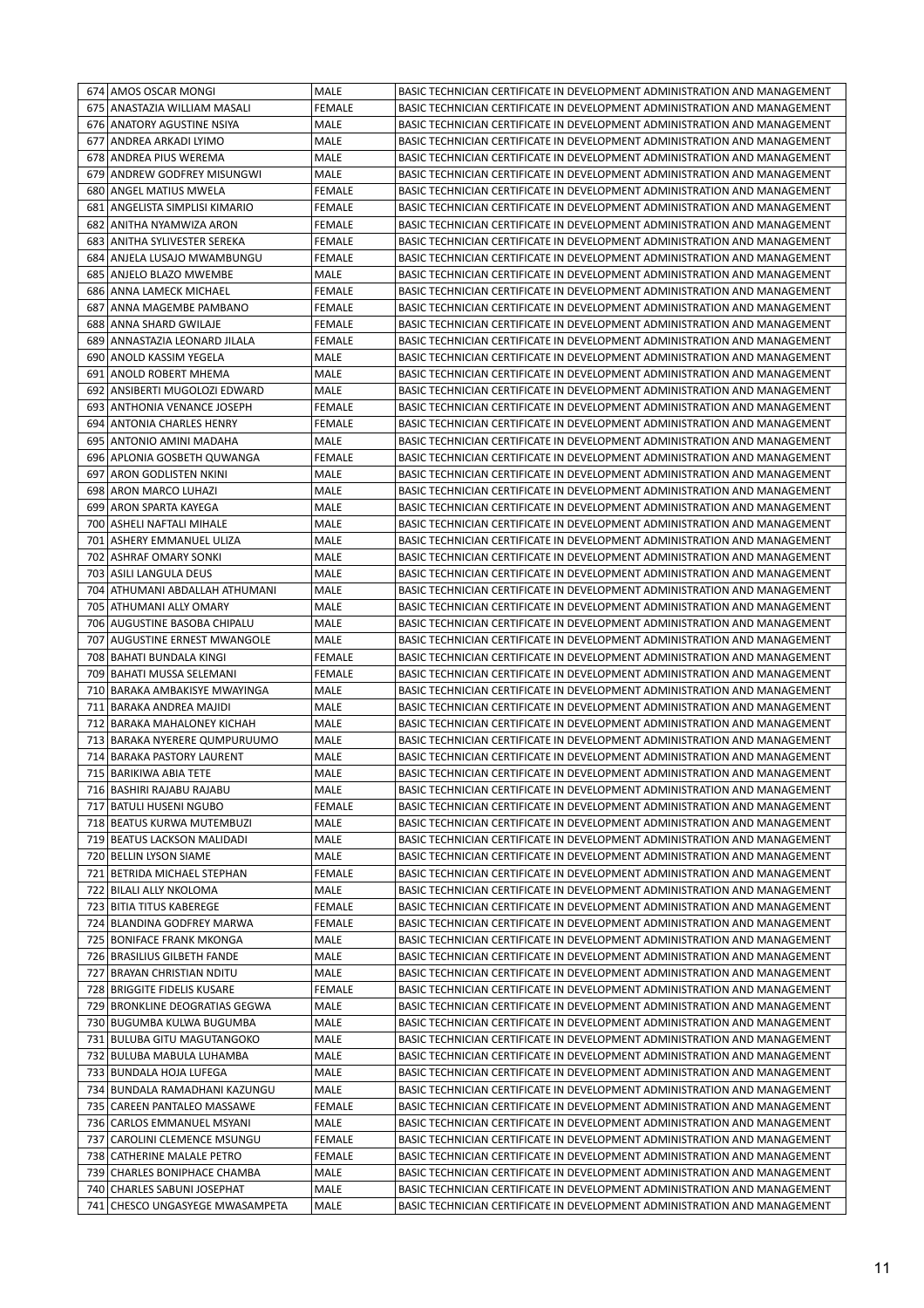| | | | |
|---|---|---|---|
| 674 | AMOS OSCAR MONGI | MALE | BASIC TECHNICIAN CERTIFICATE IN DEVELOPMENT ADMINISTRATION AND MANAGEMENT |
| 675 | ANASTAZIA WILLIAM MASALI | FEMALE | BASIC TECHNICIAN CERTIFICATE IN DEVELOPMENT ADMINISTRATION AND MANAGEMENT |
| 676 | ANATORY AGUSTINE NSIYA | MALE | BASIC TECHNICIAN CERTIFICATE IN DEVELOPMENT ADMINISTRATION AND MANAGEMENT |
| 677 | ANDREA ARKADI LYIMO | MALE | BASIC TECHNICIAN CERTIFICATE IN DEVELOPMENT ADMINISTRATION AND MANAGEMENT |
| 678 | ANDREA PIUS WEREMA | MALE | BASIC TECHNICIAN CERTIFICATE IN DEVELOPMENT ADMINISTRATION AND MANAGEMENT |
| 679 | ANDREW GODFREY MISUNGWI | MALE | BASIC TECHNICIAN CERTIFICATE IN DEVELOPMENT ADMINISTRATION AND MANAGEMENT |
| 680 | ANGEL MATIUS MWELA | FEMALE | BASIC TECHNICIAN CERTIFICATE IN DEVELOPMENT ADMINISTRATION AND MANAGEMENT |
| 681 | ANGELISTA SIMPLISI KIMARIO | FEMALE | BASIC TECHNICIAN CERTIFICATE IN DEVELOPMENT ADMINISTRATION AND MANAGEMENT |
| 682 | ANITHA NYAMWIZA ARON | FEMALE | BASIC TECHNICIAN CERTIFICATE IN DEVELOPMENT ADMINISTRATION AND MANAGEMENT |
| 683 | ANITHA SYLIVESTER SEREKA | FEMALE | BASIC TECHNICIAN CERTIFICATE IN DEVELOPMENT ADMINISTRATION AND MANAGEMENT |
| 684 | ANJELA LUSAJO MWAMBUNGU | FEMALE | BASIC TECHNICIAN CERTIFICATE IN DEVELOPMENT ADMINISTRATION AND MANAGEMENT |
| 685 | ANJELO BLAZO MWEMBE | MALE | BASIC TECHNICIAN CERTIFICATE IN DEVELOPMENT ADMINISTRATION AND MANAGEMENT |
| 686 | ANNA LAMECK MICHAEL | FEMALE | BASIC TECHNICIAN CERTIFICATE IN DEVELOPMENT ADMINISTRATION AND MANAGEMENT |
| 687 | ANNA MAGEMBE PAMBANO | FEMALE | BASIC TECHNICIAN CERTIFICATE IN DEVELOPMENT ADMINISTRATION AND MANAGEMENT |
| 688 | ANNA SHARD GWILAJE | FEMALE | BASIC TECHNICIAN CERTIFICATE IN DEVELOPMENT ADMINISTRATION AND MANAGEMENT |
| 689 | ANNASTAZIA LEONARD JILALA | FEMALE | BASIC TECHNICIAN CERTIFICATE IN DEVELOPMENT ADMINISTRATION AND MANAGEMENT |
| 690 | ANOLD KASSIM YEGELA | MALE | BASIC TECHNICIAN CERTIFICATE IN DEVELOPMENT ADMINISTRATION AND MANAGEMENT |
| 691 | ANOLD ROBERT MHEMA | MALE | BASIC TECHNICIAN CERTIFICATE IN DEVELOPMENT ADMINISTRATION AND MANAGEMENT |
| 692 | ANSIBERTI MUGOLOZI EDWARD | MALE | BASIC TECHNICIAN CERTIFICATE IN DEVELOPMENT ADMINISTRATION AND MANAGEMENT |
| 693 | ANTHONIA VENANCE JOSEPH | FEMALE | BASIC TECHNICIAN CERTIFICATE IN DEVELOPMENT ADMINISTRATION AND MANAGEMENT |
| 694 | ANTONIA CHARLES HENRY | FEMALE | BASIC TECHNICIAN CERTIFICATE IN DEVELOPMENT ADMINISTRATION AND MANAGEMENT |
| 695 | ANTONIO AMINI MADAHA | MALE | BASIC TECHNICIAN CERTIFICATE IN DEVELOPMENT ADMINISTRATION AND MANAGEMENT |
| 696 | APLONIA GOSBETH QUWANGA | FEMALE | BASIC TECHNICIAN CERTIFICATE IN DEVELOPMENT ADMINISTRATION AND MANAGEMENT |
| 697 | ARON GODLISTEN NKINI | MALE | BASIC TECHNICIAN CERTIFICATE IN DEVELOPMENT ADMINISTRATION AND MANAGEMENT |
| 698 | ARON MARCO LUHAZI | MALE | BASIC TECHNICIAN CERTIFICATE IN DEVELOPMENT ADMINISTRATION AND MANAGEMENT |
| 699 | ARON SPARTA KAYEGA | MALE | BASIC TECHNICIAN CERTIFICATE IN DEVELOPMENT ADMINISTRATION AND MANAGEMENT |
| 700 | ASHELI NAFTALI MIHALE | MALE | BASIC TECHNICIAN CERTIFICATE IN DEVELOPMENT ADMINISTRATION AND MANAGEMENT |
| 701 | ASHERY EMMANUEL ULIZA | MALE | BASIC TECHNICIAN CERTIFICATE IN DEVELOPMENT ADMINISTRATION AND MANAGEMENT |
| 702 | ASHRAF OMARY SONKI | MALE | BASIC TECHNICIAN CERTIFICATE IN DEVELOPMENT ADMINISTRATION AND MANAGEMENT |
| 703 | ASILI LANGULA DEUS | MALE | BASIC TECHNICIAN CERTIFICATE IN DEVELOPMENT ADMINISTRATION AND MANAGEMENT |
| 704 | ATHUMANI ABDALLAH ATHUMANI | MALE | BASIC TECHNICIAN CERTIFICATE IN DEVELOPMENT ADMINISTRATION AND MANAGEMENT |
| 705 | ATHUMANI ALLY OMARY | MALE | BASIC TECHNICIAN CERTIFICATE IN DEVELOPMENT ADMINISTRATION AND MANAGEMENT |
| 706 | AUGUSTINE BASOBA CHIPALU | MALE | BASIC TECHNICIAN CERTIFICATE IN DEVELOPMENT ADMINISTRATION AND MANAGEMENT |
| 707 | AUGUSTINE ERNEST MWANGOLE | MALE | BASIC TECHNICIAN CERTIFICATE IN DEVELOPMENT ADMINISTRATION AND MANAGEMENT |
| 708 | BAHATI BUNDALA KINGI | FEMALE | BASIC TECHNICIAN CERTIFICATE IN DEVELOPMENT ADMINISTRATION AND MANAGEMENT |
| 709 | BAHATI MUSSA SELEMANI | FEMALE | BASIC TECHNICIAN CERTIFICATE IN DEVELOPMENT ADMINISTRATION AND MANAGEMENT |
| 710 | BARAKA AMBAKISYE MWAYINGA | MALE | BASIC TECHNICIAN CERTIFICATE IN DEVELOPMENT ADMINISTRATION AND MANAGEMENT |
| 711 | BARAKA ANDREA MAJIDI | MALE | BASIC TECHNICIAN CERTIFICATE IN DEVELOPMENT ADMINISTRATION AND MANAGEMENT |
| 712 | BARAKA MAHALONEY KICHAH | MALE | BASIC TECHNICIAN CERTIFICATE IN DEVELOPMENT ADMINISTRATION AND MANAGEMENT |
| 713 | BARAKA NYERERE QUMPURUUMO | MALE | BASIC TECHNICIAN CERTIFICATE IN DEVELOPMENT ADMINISTRATION AND MANAGEMENT |
| 714 | BARAKA PASTORY LAURENT | MALE | BASIC TECHNICIAN CERTIFICATE IN DEVELOPMENT ADMINISTRATION AND MANAGEMENT |
| 715 | BARIKIWA ABIA TETE | MALE | BASIC TECHNICIAN CERTIFICATE IN DEVELOPMENT ADMINISTRATION AND MANAGEMENT |
| 716 | BASHIRI RAJABU RAJABU | MALE | BASIC TECHNICIAN CERTIFICATE IN DEVELOPMENT ADMINISTRATION AND MANAGEMENT |
| 717 | BATULI HUSENI NGUBO | FEMALE | BASIC TECHNICIAN CERTIFICATE IN DEVELOPMENT ADMINISTRATION AND MANAGEMENT |
| 718 | BEATUS KURWA MUTEMBUZI | MALE | BASIC TECHNICIAN CERTIFICATE IN DEVELOPMENT ADMINISTRATION AND MANAGEMENT |
| 719 | BEATUS LACKSON MALIDADI | MALE | BASIC TECHNICIAN CERTIFICATE IN DEVELOPMENT ADMINISTRATION AND MANAGEMENT |
| 720 | BELLIN LYSON SIAME | MALE | BASIC TECHNICIAN CERTIFICATE IN DEVELOPMENT ADMINISTRATION AND MANAGEMENT |
| 721 | BETRIDA MICHAEL STEPHAN | FEMALE | BASIC TECHNICIAN CERTIFICATE IN DEVELOPMENT ADMINISTRATION AND MANAGEMENT |
| 722 | BILALI ALLY NKOLOMA | MALE | BASIC TECHNICIAN CERTIFICATE IN DEVELOPMENT ADMINISTRATION AND MANAGEMENT |
| 723 | BITIA TITUS KABEREGE | FEMALE | BASIC TECHNICIAN CERTIFICATE IN DEVELOPMENT ADMINISTRATION AND MANAGEMENT |
| 724 | BLANDINA GODFREY MARWA | FEMALE | BASIC TECHNICIAN CERTIFICATE IN DEVELOPMENT ADMINISTRATION AND MANAGEMENT |
| 725 | BONIFACE FRANK MKONGA | MALE | BASIC TECHNICIAN CERTIFICATE IN DEVELOPMENT ADMINISTRATION AND MANAGEMENT |
| 726 | BRASILIUS GILBETH FANDE | MALE | BASIC TECHNICIAN CERTIFICATE IN DEVELOPMENT ADMINISTRATION AND MANAGEMENT |
| 727 | BRAYAN CHRISTIAN NDITU | MALE | BASIC TECHNICIAN CERTIFICATE IN DEVELOPMENT ADMINISTRATION AND MANAGEMENT |
| 728 | BRIGGITE FIDELIS KUSARE | FEMALE | BASIC TECHNICIAN CERTIFICATE IN DEVELOPMENT ADMINISTRATION AND MANAGEMENT |
| 729 | BRONKLINE DEOGRATIAS GEGWA | MALE | BASIC TECHNICIAN CERTIFICATE IN DEVELOPMENT ADMINISTRATION AND MANAGEMENT |
| 730 | BUGUMBA KULWA BUGUMBA | MALE | BASIC TECHNICIAN CERTIFICATE IN DEVELOPMENT ADMINISTRATION AND MANAGEMENT |
| 731 | BULUBA GITU MAGUTANGOKO | MALE | BASIC TECHNICIAN CERTIFICATE IN DEVELOPMENT ADMINISTRATION AND MANAGEMENT |
| 732 | BULUBA MABULA LUHAMBA | MALE | BASIC TECHNICIAN CERTIFICATE IN DEVELOPMENT ADMINISTRATION AND MANAGEMENT |
| 733 | BUNDALA HOJA LUFEGA | MALE | BASIC TECHNICIAN CERTIFICATE IN DEVELOPMENT ADMINISTRATION AND MANAGEMENT |
| 734 | BUNDALA RAMADHANI KAZUNGU | MALE | BASIC TECHNICIAN CERTIFICATE IN DEVELOPMENT ADMINISTRATION AND MANAGEMENT |
| 735 | CAREEN PANTALEO MASSAWE | FEMALE | BASIC TECHNICIAN CERTIFICATE IN DEVELOPMENT ADMINISTRATION AND MANAGEMENT |
| 736 | CARLOS EMMANUEL MSYANI | MALE | BASIC TECHNICIAN CERTIFICATE IN DEVELOPMENT ADMINISTRATION AND MANAGEMENT |
| 737 | CAROLINI CLEMENCE MSUNGU | FEMALE | BASIC TECHNICIAN CERTIFICATE IN DEVELOPMENT ADMINISTRATION AND MANAGEMENT |
| 738 | CATHERINE MALALE PETRO | FEMALE | BASIC TECHNICIAN CERTIFICATE IN DEVELOPMENT ADMINISTRATION AND MANAGEMENT |
| 739 | CHARLES BONIPHACE CHAMBA | MALE | BASIC TECHNICIAN CERTIFICATE IN DEVELOPMENT ADMINISTRATION AND MANAGEMENT |
| 740 | CHARLES SABUNI JOSEPHAT | MALE | BASIC TECHNICIAN CERTIFICATE IN DEVELOPMENT ADMINISTRATION AND MANAGEMENT |
| 741 | CHESCO UNGASYEGE MWASAMPETA | MALE | BASIC TECHNICIAN CERTIFICATE IN DEVELOPMENT ADMINISTRATION AND MANAGEMENT |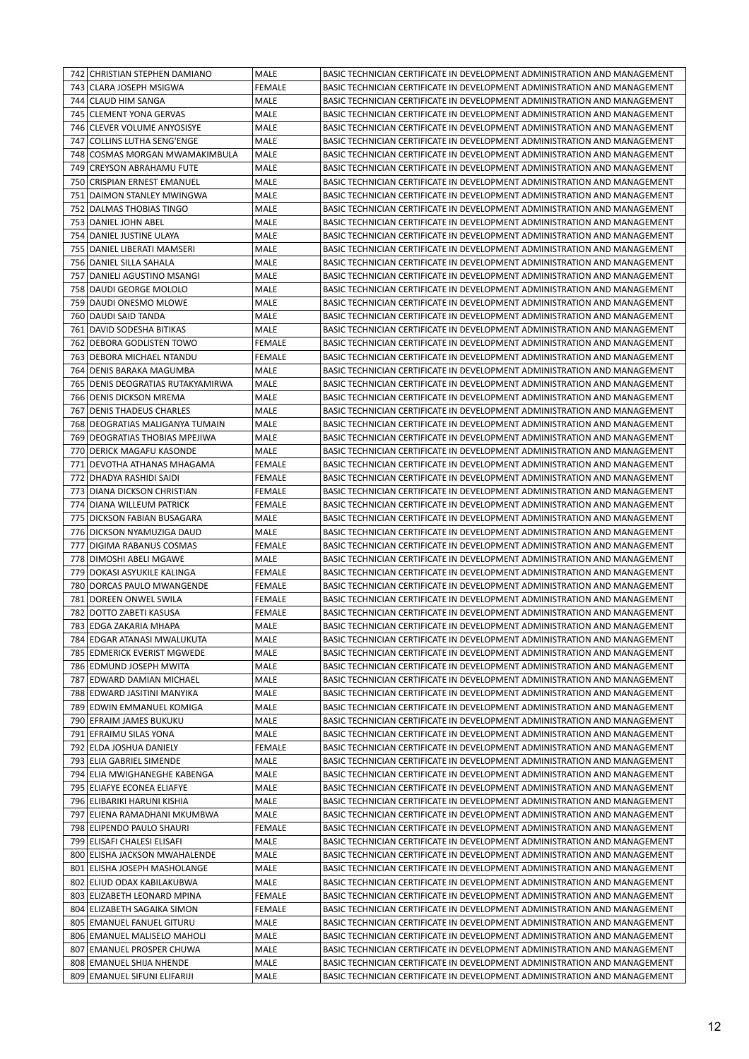| 742 | CHRISTIAN STEPHEN DAMIANO | MALE | BASIC TECHNICIAN CERTIFICATE IN DEVELOPMENT ADMINISTRATION AND MANAGEMENT |
|---|---|---|---|
| 743 | CLARA JOSEPH MSIGWA | FEMALE | BASIC TECHNICIAN CERTIFICATE IN DEVELOPMENT ADMINISTRATION AND MANAGEMENT |
| 744 | CLAUD HIM SANGA | MALE | BASIC TECHNICIAN CERTIFICATE IN DEVELOPMENT ADMINISTRATION AND MANAGEMENT |
| 745 | CLEMENT YONA GERVAS | MALE | BASIC TECHNICIAN CERTIFICATE IN DEVELOPMENT ADMINISTRATION AND MANAGEMENT |
| 746 | CLEVER VOLUME ANYOSISYE | MALE | BASIC TECHNICIAN CERTIFICATE IN DEVELOPMENT ADMINISTRATION AND MANAGEMENT |
| 747 | COLLINS LUTHA SENG'ENGE | MALE | BASIC TECHNICIAN CERTIFICATE IN DEVELOPMENT ADMINISTRATION AND MANAGEMENT |
| 748 | COSMAS MORGAN MWAMAKIMBULA | MALE | BASIC TECHNICIAN CERTIFICATE IN DEVELOPMENT ADMINISTRATION AND MANAGEMENT |
| 749 | CREYSON ABRAHAMU FUTE | MALE | BASIC TECHNICIAN CERTIFICATE IN DEVELOPMENT ADMINISTRATION AND MANAGEMENT |
| 750 | CRISPIAN ERNEST EMANUEL | MALE | BASIC TECHNICIAN CERTIFICATE IN DEVELOPMENT ADMINISTRATION AND MANAGEMENT |
| 751 | DAIMON STANLEY MWINGWA | MALE | BASIC TECHNICIAN CERTIFICATE IN DEVELOPMENT ADMINISTRATION AND MANAGEMENT |
| 752 | DALMAS THOBIAS TINGO | MALE | BASIC TECHNICIAN CERTIFICATE IN DEVELOPMENT ADMINISTRATION AND MANAGEMENT |
| 753 | DANIEL JOHN ABEL | MALE | BASIC TECHNICIAN CERTIFICATE IN DEVELOPMENT ADMINISTRATION AND MANAGEMENT |
| 754 | DANIEL JUSTINE ULAYA | MALE | BASIC TECHNICIAN CERTIFICATE IN DEVELOPMENT ADMINISTRATION AND MANAGEMENT |
| 755 | DANIEL LIBERATI MAMSERI | MALE | BASIC TECHNICIAN CERTIFICATE IN DEVELOPMENT ADMINISTRATION AND MANAGEMENT |
| 756 | DANIEL SILLA SAHALA | MALE | BASIC TECHNICIAN CERTIFICATE IN DEVELOPMENT ADMINISTRATION AND MANAGEMENT |
| 757 | DANIELI AGUSTINO MSANGI | MALE | BASIC TECHNICIAN CERTIFICATE IN DEVELOPMENT ADMINISTRATION AND MANAGEMENT |
| 758 | DAUDI GEORGE MOLOLO | MALE | BASIC TECHNICIAN CERTIFICATE IN DEVELOPMENT ADMINISTRATION AND MANAGEMENT |
| 759 | DAUDI ONESMO MLOWE | MALE | BASIC TECHNICIAN CERTIFICATE IN DEVELOPMENT ADMINISTRATION AND MANAGEMENT |
| 760 | DAUDI SAID TANDA | MALE | BASIC TECHNICIAN CERTIFICATE IN DEVELOPMENT ADMINISTRATION AND MANAGEMENT |
| 761 | DAVID SODESHA BITIKAS | MALE | BASIC TECHNICIAN CERTIFICATE IN DEVELOPMENT ADMINISTRATION AND MANAGEMENT |
| 762 | DEBORA GODLISTEN TOWO | FEMALE | BASIC TECHNICIAN CERTIFICATE IN DEVELOPMENT ADMINISTRATION AND MANAGEMENT |
| 763 | DEBORA MICHAEL NTANDU | FEMALE | BASIC TECHNICIAN CERTIFICATE IN DEVELOPMENT ADMINISTRATION AND MANAGEMENT |
| 764 | DENIS BARAKA MAGUMBA | MALE | BASIC TECHNICIAN CERTIFICATE IN DEVELOPMENT ADMINISTRATION AND MANAGEMENT |
| 765 | DENIS DEOGRATIAS RUTAKYAMIRWA | MALE | BASIC TECHNICIAN CERTIFICATE IN DEVELOPMENT ADMINISTRATION AND MANAGEMENT |
| 766 | DENIS DICKSON MREMA | MALE | BASIC TECHNICIAN CERTIFICATE IN DEVELOPMENT ADMINISTRATION AND MANAGEMENT |
| 767 | DENIS THADEUS CHARLES | MALE | BASIC TECHNICIAN CERTIFICATE IN DEVELOPMENT ADMINISTRATION AND MANAGEMENT |
| 768 | DEOGRATIAS MALIGANYA TUMAIN | MALE | BASIC TECHNICIAN CERTIFICATE IN DEVELOPMENT ADMINISTRATION AND MANAGEMENT |
| 769 | DEOGRATIAS THOBIAS MPEJIWA | MALE | BASIC TECHNICIAN CERTIFICATE IN DEVELOPMENT ADMINISTRATION AND MANAGEMENT |
| 770 | DERICK MAGAFU KASONDE | MALE | BASIC TECHNICIAN CERTIFICATE IN DEVELOPMENT ADMINISTRATION AND MANAGEMENT |
| 771 | DEVOTHA ATHANAS MHAGAMA | FEMALE | BASIC TECHNICIAN CERTIFICATE IN DEVELOPMENT ADMINISTRATION AND MANAGEMENT |
| 772 | DHADYA RASHIDI SAIDI | FEMALE | BASIC TECHNICIAN CERTIFICATE IN DEVELOPMENT ADMINISTRATION AND MANAGEMENT |
| 773 | DIANA DICKSON CHRISTIAN | FEMALE | BASIC TECHNICIAN CERTIFICATE IN DEVELOPMENT ADMINISTRATION AND MANAGEMENT |
| 774 | DIANA WILLEUM PATRICK | FEMALE | BASIC TECHNICIAN CERTIFICATE IN DEVELOPMENT ADMINISTRATION AND MANAGEMENT |
| 775 | DICKSON FABIAN BUSAGARA | MALE | BASIC TECHNICIAN CERTIFICATE IN DEVELOPMENT ADMINISTRATION AND MANAGEMENT |
| 776 | DICKSON NYAMUZIGA DAUD | MALE | BASIC TECHNICIAN CERTIFICATE IN DEVELOPMENT ADMINISTRATION AND MANAGEMENT |
| 777 | DIGIMA RABANUS COSMAS | FEMALE | BASIC TECHNICIAN CERTIFICATE IN DEVELOPMENT ADMINISTRATION AND MANAGEMENT |
| 778 | DIMOSHI ABELI MGAWE | MALE | BASIC TECHNICIAN CERTIFICATE IN DEVELOPMENT ADMINISTRATION AND MANAGEMENT |
| 779 | DOKASI ASYUKILE KALINGA | FEMALE | BASIC TECHNICIAN CERTIFICATE IN DEVELOPMENT ADMINISTRATION AND MANAGEMENT |
| 780 | DORCAS PAULO MWANGENDE | FEMALE | BASIC TECHNICIAN CERTIFICATE IN DEVELOPMENT ADMINISTRATION AND MANAGEMENT |
| 781 | DOREEN ONWEL SWILA | FEMALE | BASIC TECHNICIAN CERTIFICATE IN DEVELOPMENT ADMINISTRATION AND MANAGEMENT |
| 782 | DOTTO ZABETI KASUSA | FEMALE | BASIC TECHNICIAN CERTIFICATE IN DEVELOPMENT ADMINISTRATION AND MANAGEMENT |
| 783 | EDGA ZAKARIA MHAPA | MALE | BASIC TECHNICIAN CERTIFICATE IN DEVELOPMENT ADMINISTRATION AND MANAGEMENT |
| 784 | EDGAR ATANASI MWALUKUTA | MALE | BASIC TECHNICIAN CERTIFICATE IN DEVELOPMENT ADMINISTRATION AND MANAGEMENT |
| 785 | EDMERICK EVERIST MGWEDE | MALE | BASIC TECHNICIAN CERTIFICATE IN DEVELOPMENT ADMINISTRATION AND MANAGEMENT |
| 786 | EDMUND JOSEPH MWITA | MALE | BASIC TECHNICIAN CERTIFICATE IN DEVELOPMENT ADMINISTRATION AND MANAGEMENT |
| 787 | EDWARD DAMIAN MICHAEL | MALE | BASIC TECHNICIAN CERTIFICATE IN DEVELOPMENT ADMINISTRATION AND MANAGEMENT |
| 788 | EDWARD JASITINI MANYIKA | MALE | BASIC TECHNICIAN CERTIFICATE IN DEVELOPMENT ADMINISTRATION AND MANAGEMENT |
| 789 | EDWIN EMMANUEL KOMIGA | MALE | BASIC TECHNICIAN CERTIFICATE IN DEVELOPMENT ADMINISTRATION AND MANAGEMENT |
| 790 | EFRAIM JAMES BUKUKU | MALE | BASIC TECHNICIAN CERTIFICATE IN DEVELOPMENT ADMINISTRATION AND MANAGEMENT |
| 791 | EFRAIMU SILAS YONA | MALE | BASIC TECHNICIAN CERTIFICATE IN DEVELOPMENT ADMINISTRATION AND MANAGEMENT |
| 792 | ELDA JOSHUA DANIELY | FEMALE | BASIC TECHNICIAN CERTIFICATE IN DEVELOPMENT ADMINISTRATION AND MANAGEMENT |
| 793 | ELIA GABRIEL SIMENDE | MALE | BASIC TECHNICIAN CERTIFICATE IN DEVELOPMENT ADMINISTRATION AND MANAGEMENT |
| 794 | ELIA MWIGHANEGHE KABENGA | MALE | BASIC TECHNICIAN CERTIFICATE IN DEVELOPMENT ADMINISTRATION AND MANAGEMENT |
| 795 | ELIAFYE ECONEA ELIAFYE | MALE | BASIC TECHNICIAN CERTIFICATE IN DEVELOPMENT ADMINISTRATION AND MANAGEMENT |
| 796 | ELIBARIKI HARUNI KISHIA | MALE | BASIC TECHNICIAN CERTIFICATE IN DEVELOPMENT ADMINISTRATION AND MANAGEMENT |
| 797 | ELIENA RAMADHANI MKUMBWA | MALE | BASIC TECHNICIAN CERTIFICATE IN DEVELOPMENT ADMINISTRATION AND MANAGEMENT |
| 798 | ELIPENDO PAULO SHAURI | FEMALE | BASIC TECHNICIAN CERTIFICATE IN DEVELOPMENT ADMINISTRATION AND MANAGEMENT |
| 799 | ELISAFI CHALESI ELISAFI | MALE | BASIC TECHNICIAN CERTIFICATE IN DEVELOPMENT ADMINISTRATION AND MANAGEMENT |
| 800 | ELISHA JACKSON MWAHALENDE | MALE | BASIC TECHNICIAN CERTIFICATE IN DEVELOPMENT ADMINISTRATION AND MANAGEMENT |
| 801 | ELISHA JOSEPH MASHOLANGE | MALE | BASIC TECHNICIAN CERTIFICATE IN DEVELOPMENT ADMINISTRATION AND MANAGEMENT |
| 802 | ELIUD ODAX KABILAKUBWA | MALE | BASIC TECHNICIAN CERTIFICATE IN DEVELOPMENT ADMINISTRATION AND MANAGEMENT |
| 803 | ELIZABETH LEONARD MPINA | FEMALE | BASIC TECHNICIAN CERTIFICATE IN DEVELOPMENT ADMINISTRATION AND MANAGEMENT |
| 804 | ELIZABETH SAGAIKA SIMON | FEMALE | BASIC TECHNICIAN CERTIFICATE IN DEVELOPMENT ADMINISTRATION AND MANAGEMENT |
| 805 | EMANUEL FANUEL GITURU | MALE | BASIC TECHNICIAN CERTIFICATE IN DEVELOPMENT ADMINISTRATION AND MANAGEMENT |
| 806 | EMANUEL MALISELO MAHOLI | MALE | BASIC TECHNICIAN CERTIFICATE IN DEVELOPMENT ADMINISTRATION AND MANAGEMENT |
| 807 | EMANUEL PROSPER CHUWA | MALE | BASIC TECHNICIAN CERTIFICATE IN DEVELOPMENT ADMINISTRATION AND MANAGEMENT |
| 808 | EMANUEL SHIJA NHENDE | MALE | BASIC TECHNICIAN CERTIFICATE IN DEVELOPMENT ADMINISTRATION AND MANAGEMENT |
| 809 | EMANUEL SIFUNI ELIFARIJI | MALE | BASIC TECHNICIAN CERTIFICATE IN DEVELOPMENT ADMINISTRATION AND MANAGEMENT |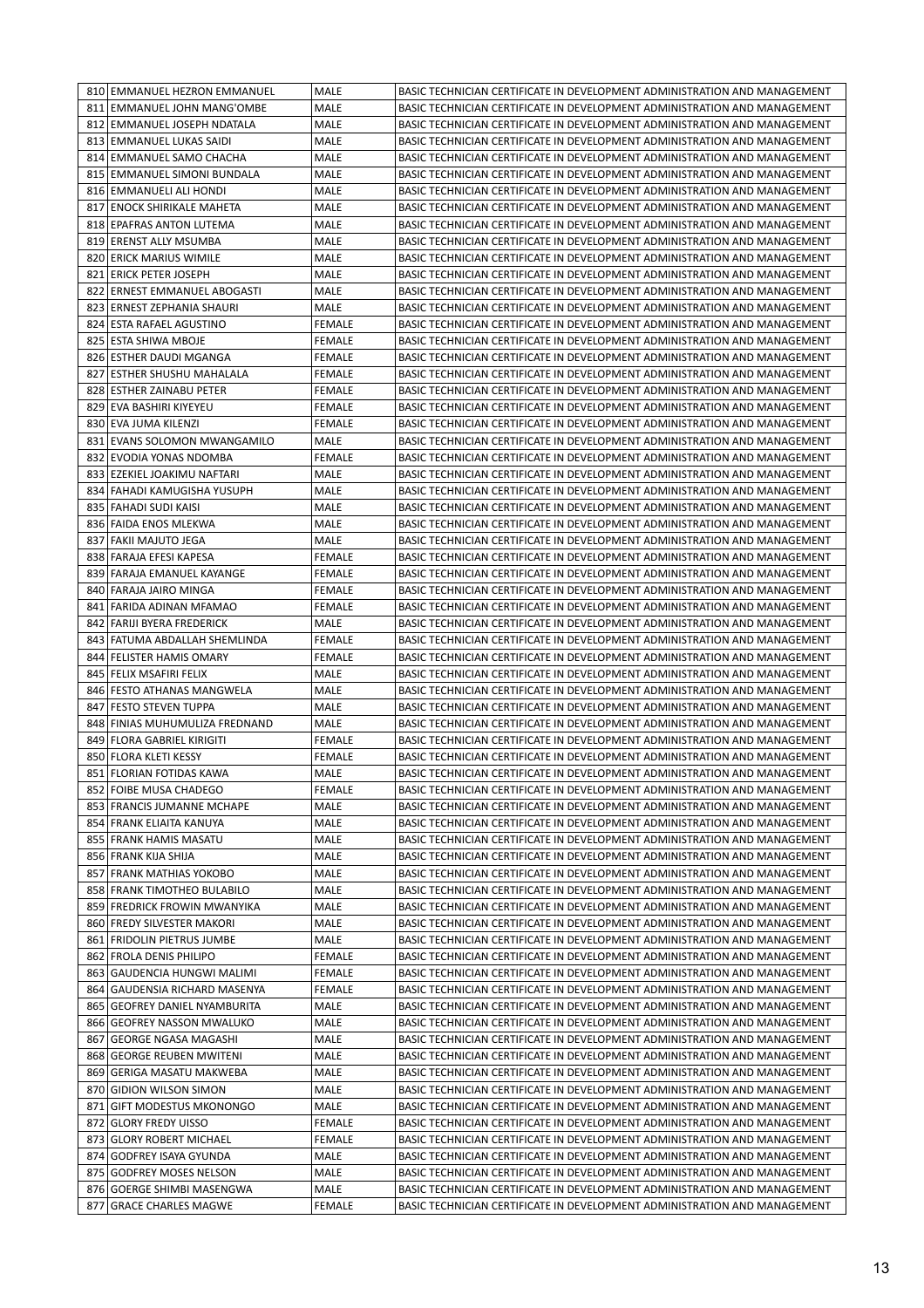| | | | |
|---|---|---|---|
| 810 | EMMANUEL HEZRON EMMANUEL | MALE | BASIC TECHNICIAN CERTIFICATE IN DEVELOPMENT ADMINISTRATION AND MANAGEMENT |
| 811 | EMMANUEL JOHN MANG'OMBE | MALE | BASIC TECHNICIAN CERTIFICATE IN DEVELOPMENT ADMINISTRATION AND MANAGEMENT |
| 812 | EMMANUEL JOSEPH NDATALA | MALE | BASIC TECHNICIAN CERTIFICATE IN DEVELOPMENT ADMINISTRATION AND MANAGEMENT |
| 813 | EMMANUEL LUKAS SAIDI | MALE | BASIC TECHNICIAN CERTIFICATE IN DEVELOPMENT ADMINISTRATION AND MANAGEMENT |
| 814 | EMMANUEL SAMO CHACHA | MALE | BASIC TECHNICIAN CERTIFICATE IN DEVELOPMENT ADMINISTRATION AND MANAGEMENT |
| 815 | EMMANUEL SIMONI BUNDALA | MALE | BASIC TECHNICIAN CERTIFICATE IN DEVELOPMENT ADMINISTRATION AND MANAGEMENT |
| 816 | EMMANUELI ALI HONDI | MALE | BASIC TECHNICIAN CERTIFICATE IN DEVELOPMENT ADMINISTRATION AND MANAGEMENT |
| 817 | ENOCK SHIRIKALE MAHETA | MALE | BASIC TECHNICIAN CERTIFICATE IN DEVELOPMENT ADMINISTRATION AND MANAGEMENT |
| 818 | EPAFRAS ANTON LUTEMA | MALE | BASIC TECHNICIAN CERTIFICATE IN DEVELOPMENT ADMINISTRATION AND MANAGEMENT |
| 819 | ERENST ALLY MSUMBA | MALE | BASIC TECHNICIAN CERTIFICATE IN DEVELOPMENT ADMINISTRATION AND MANAGEMENT |
| 820 | ERICK MARIUS WIMILE | MALE | BASIC TECHNICIAN CERTIFICATE IN DEVELOPMENT ADMINISTRATION AND MANAGEMENT |
| 821 | ERICK PETER JOSEPH | MALE | BASIC TECHNICIAN CERTIFICATE IN DEVELOPMENT ADMINISTRATION AND MANAGEMENT |
| 822 | ERNEST EMMANUEL ABOGASTI | MALE | BASIC TECHNICIAN CERTIFICATE IN DEVELOPMENT ADMINISTRATION AND MANAGEMENT |
| 823 | ERNEST ZEPHANIA SHAURI | MALE | BASIC TECHNICIAN CERTIFICATE IN DEVELOPMENT ADMINISTRATION AND MANAGEMENT |
| 824 | ESTA RAFAEL AGUSTINO | FEMALE | BASIC TECHNICIAN CERTIFICATE IN DEVELOPMENT ADMINISTRATION AND MANAGEMENT |
| 825 | ESTA SHIWA MBOJE | FEMALE | BASIC TECHNICIAN CERTIFICATE IN DEVELOPMENT ADMINISTRATION AND MANAGEMENT |
| 826 | ESTHER DAUDI MGANGA | FEMALE | BASIC TECHNICIAN CERTIFICATE IN DEVELOPMENT ADMINISTRATION AND MANAGEMENT |
| 827 | ESTHER SHUSHU MAHALALA | FEMALE | BASIC TECHNICIAN CERTIFICATE IN DEVELOPMENT ADMINISTRATION AND MANAGEMENT |
| 828 | ESTHER ZAINABU PETER | FEMALE | BASIC TECHNICIAN CERTIFICATE IN DEVELOPMENT ADMINISTRATION AND MANAGEMENT |
| 829 | EVA BASHIRI KIYEYEU | FEMALE | BASIC TECHNICIAN CERTIFICATE IN DEVELOPMENT ADMINISTRATION AND MANAGEMENT |
| 830 | EVA JUMA KILENZI | FEMALE | BASIC TECHNICIAN CERTIFICATE IN DEVELOPMENT ADMINISTRATION AND MANAGEMENT |
| 831 | EVANS SOLOMON MWANGAMILO | MALE | BASIC TECHNICIAN CERTIFICATE IN DEVELOPMENT ADMINISTRATION AND MANAGEMENT |
| 832 | EVODIA YONAS NDOMBA | FEMALE | BASIC TECHNICIAN CERTIFICATE IN DEVELOPMENT ADMINISTRATION AND MANAGEMENT |
| 833 | EZEKIEL JOAKIMU NAFTARI | MALE | BASIC TECHNICIAN CERTIFICATE IN DEVELOPMENT ADMINISTRATION AND MANAGEMENT |
| 834 | FAHADI KAMUGISHA YUSUPH | MALE | BASIC TECHNICIAN CERTIFICATE IN DEVELOPMENT ADMINISTRATION AND MANAGEMENT |
| 835 | FAHADI SUDI KAISI | MALE | BASIC TECHNICIAN CERTIFICATE IN DEVELOPMENT ADMINISTRATION AND MANAGEMENT |
| 836 | FAIDA ENOS MLEKWA | MALE | BASIC TECHNICIAN CERTIFICATE IN DEVELOPMENT ADMINISTRATION AND MANAGEMENT |
| 837 | FAKII MAJUTO JEGA | MALE | BASIC TECHNICIAN CERTIFICATE IN DEVELOPMENT ADMINISTRATION AND MANAGEMENT |
| 838 | FARAJA EFESI KAPESA | FEMALE | BASIC TECHNICIAN CERTIFICATE IN DEVELOPMENT ADMINISTRATION AND MANAGEMENT |
| 839 | FARAJA EMANUEL KAYANGE | FEMALE | BASIC TECHNICIAN CERTIFICATE IN DEVELOPMENT ADMINISTRATION AND MANAGEMENT |
| 840 | FARAJA JAIRO MINGA | FEMALE | BASIC TECHNICIAN CERTIFICATE IN DEVELOPMENT ADMINISTRATION AND MANAGEMENT |
| 841 | FARIDA ADINAN MFAMAO | FEMALE | BASIC TECHNICIAN CERTIFICATE IN DEVELOPMENT ADMINISTRATION AND MANAGEMENT |
| 842 | FARIJI BYERA FREDERICK | MALE | BASIC TECHNICIAN CERTIFICATE IN DEVELOPMENT ADMINISTRATION AND MANAGEMENT |
| 843 | FATUMA ABDALLAH SHEMLINDA | FEMALE | BASIC TECHNICIAN CERTIFICATE IN DEVELOPMENT ADMINISTRATION AND MANAGEMENT |
| 844 | FELISTER HAMIS OMARY | FEMALE | BASIC TECHNICIAN CERTIFICATE IN DEVELOPMENT ADMINISTRATION AND MANAGEMENT |
| 845 | FELIX MSAFIRI FELIX | MALE | BASIC TECHNICIAN CERTIFICATE IN DEVELOPMENT ADMINISTRATION AND MANAGEMENT |
| 846 | FESTO ATHANAS MANGWELA | MALE | BASIC TECHNICIAN CERTIFICATE IN DEVELOPMENT ADMINISTRATION AND MANAGEMENT |
| 847 | FESTO STEVEN TUPPA | MALE | BASIC TECHNICIAN CERTIFICATE IN DEVELOPMENT ADMINISTRATION AND MANAGEMENT |
| 848 | FINIAS MUHUMULIZA FREDNAND | MALE | BASIC TECHNICIAN CERTIFICATE IN DEVELOPMENT ADMINISTRATION AND MANAGEMENT |
| 849 | FLORA GABRIEL KIRIGITI | FEMALE | BASIC TECHNICIAN CERTIFICATE IN DEVELOPMENT ADMINISTRATION AND MANAGEMENT |
| 850 | FLORA KLETI KESSY | FEMALE | BASIC TECHNICIAN CERTIFICATE IN DEVELOPMENT ADMINISTRATION AND MANAGEMENT |
| 851 | FLORIAN FOTIDAS KAWA | MALE | BASIC TECHNICIAN CERTIFICATE IN DEVELOPMENT ADMINISTRATION AND MANAGEMENT |
| 852 | FOIBE MUSA CHADEGO | FEMALE | BASIC TECHNICIAN CERTIFICATE IN DEVELOPMENT ADMINISTRATION AND MANAGEMENT |
| 853 | FRANCIS JUMANNE MCHAPE | MALE | BASIC TECHNICIAN CERTIFICATE IN DEVELOPMENT ADMINISTRATION AND MANAGEMENT |
| 854 | FRANK ELIAITA KANUYA | MALE | BASIC TECHNICIAN CERTIFICATE IN DEVELOPMENT ADMINISTRATION AND MANAGEMENT |
| 855 | FRANK HAMIS MASATU | MALE | BASIC TECHNICIAN CERTIFICATE IN DEVELOPMENT ADMINISTRATION AND MANAGEMENT |
| 856 | FRANK KIJA SHIJA | MALE | BASIC TECHNICIAN CERTIFICATE IN DEVELOPMENT ADMINISTRATION AND MANAGEMENT |
| 857 | FRANK MATHIAS YOKOBO | MALE | BASIC TECHNICIAN CERTIFICATE IN DEVELOPMENT ADMINISTRATION AND MANAGEMENT |
| 858 | FRANK TIMOTHEO BULABILO | MALE | BASIC TECHNICIAN CERTIFICATE IN DEVELOPMENT ADMINISTRATION AND MANAGEMENT |
| 859 | FREDRICK FROWIN MWANYIKA | MALE | BASIC TECHNICIAN CERTIFICATE IN DEVELOPMENT ADMINISTRATION AND MANAGEMENT |
| 860 | FREDY SILVESTER MAKORI | MALE | BASIC TECHNICIAN CERTIFICATE IN DEVELOPMENT ADMINISTRATION AND MANAGEMENT |
| 861 | FRIDOLIN PIETRUS JUMBE | MALE | BASIC TECHNICIAN CERTIFICATE IN DEVELOPMENT ADMINISTRATION AND MANAGEMENT |
| 862 | FROLA DENIS PHILIPO | FEMALE | BASIC TECHNICIAN CERTIFICATE IN DEVELOPMENT ADMINISTRATION AND MANAGEMENT |
| 863 | GAUDENCIA HUNGWI MALIMI | FEMALE | BASIC TECHNICIAN CERTIFICATE IN DEVELOPMENT ADMINISTRATION AND MANAGEMENT |
| 864 | GAUDENSIA RICHARD MASENYA | FEMALE | BASIC TECHNICIAN CERTIFICATE IN DEVELOPMENT ADMINISTRATION AND MANAGEMENT |
| 865 | GEOFREY DANIEL NYAMBURITA | MALE | BASIC TECHNICIAN CERTIFICATE IN DEVELOPMENT ADMINISTRATION AND MANAGEMENT |
| 866 | GEOFREY NASSON MWALUKO | MALE | BASIC TECHNICIAN CERTIFICATE IN DEVELOPMENT ADMINISTRATION AND MANAGEMENT |
| 867 | GEORGE NGASA MAGASHI | MALE | BASIC TECHNICIAN CERTIFICATE IN DEVELOPMENT ADMINISTRATION AND MANAGEMENT |
| 868 | GEORGE REUBEN MWITENI | MALE | BASIC TECHNICIAN CERTIFICATE IN DEVELOPMENT ADMINISTRATION AND MANAGEMENT |
| 869 | GERIGA MASATU MAKWEBA | MALE | BASIC TECHNICIAN CERTIFICATE IN DEVELOPMENT ADMINISTRATION AND MANAGEMENT |
| 870 | GIDION WILSON SIMON | MALE | BASIC TECHNICIAN CERTIFICATE IN DEVELOPMENT ADMINISTRATION AND MANAGEMENT |
| 871 | GIFT MODESTUS MKONONGO | MALE | BASIC TECHNICIAN CERTIFICATE IN DEVELOPMENT ADMINISTRATION AND MANAGEMENT |
| 872 | GLORY FREDY UISSO | FEMALE | BASIC TECHNICIAN CERTIFICATE IN DEVELOPMENT ADMINISTRATION AND MANAGEMENT |
| 873 | GLORY ROBERT MICHAEL | FEMALE | BASIC TECHNICIAN CERTIFICATE IN DEVELOPMENT ADMINISTRATION AND MANAGEMENT |
| 874 | GODFREY ISAYA GYUNDA | MALE | BASIC TECHNICIAN CERTIFICATE IN DEVELOPMENT ADMINISTRATION AND MANAGEMENT |
| 875 | GODFREY MOSES NELSON | MALE | BASIC TECHNICIAN CERTIFICATE IN DEVELOPMENT ADMINISTRATION AND MANAGEMENT |
| 876 | GOERGE SHIMBI MASENGWA | MALE | BASIC TECHNICIAN CERTIFICATE IN DEVELOPMENT ADMINISTRATION AND MANAGEMENT |
| 877 | GRACE CHARLES MAGWE | FEMALE | BASIC TECHNICIAN CERTIFICATE IN DEVELOPMENT ADMINISTRATION AND MANAGEMENT |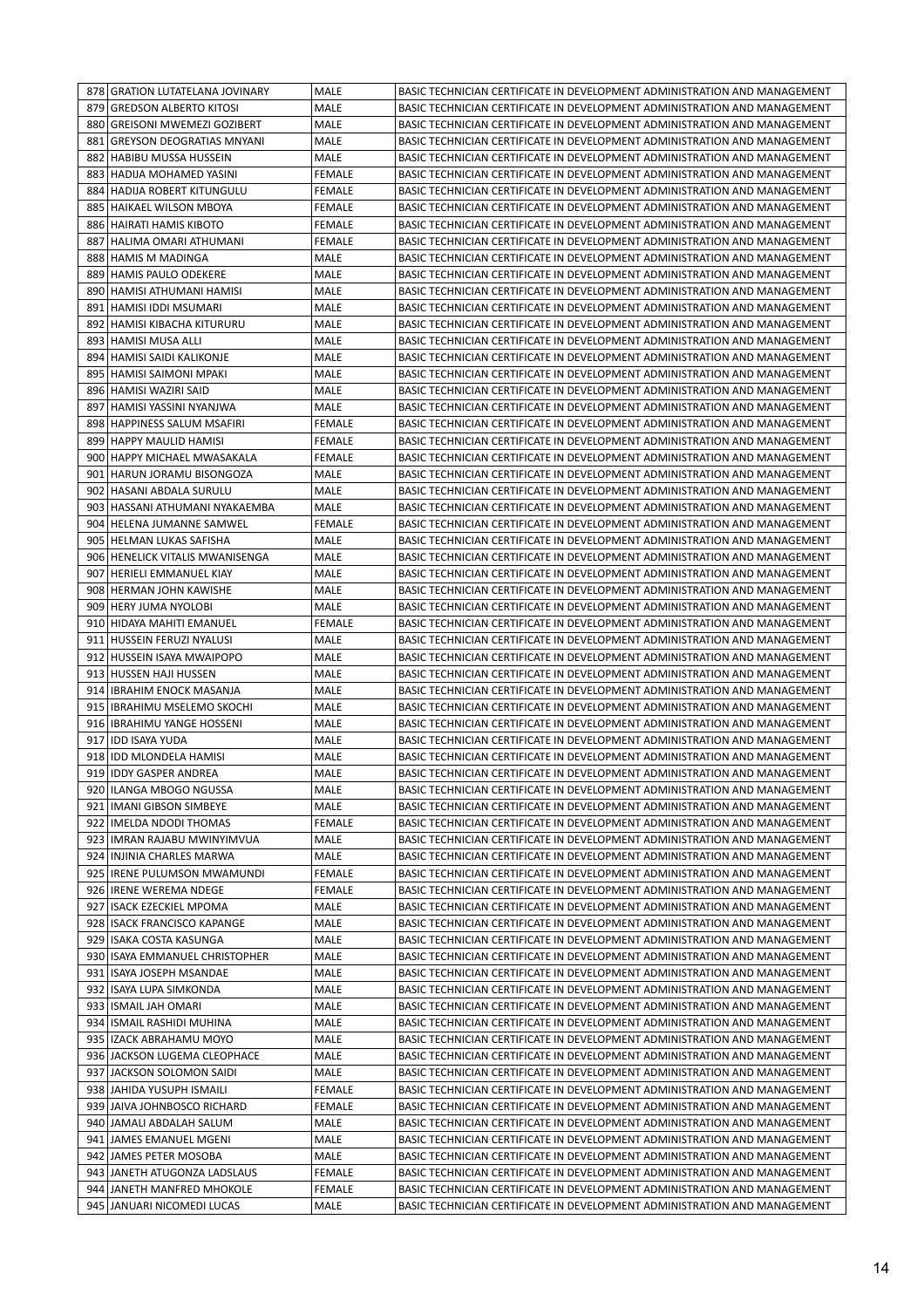| 878 | GRATION LUTATELANA JOVINARY | MALE | BASIC TECHNICIAN CERTIFICATE IN DEVELOPMENT ADMINISTRATION AND MANAGEMENT |
|---|---|---|---|
| 879 | GREDSON ALBERTO KITOSI | MALE | BASIC TECHNICIAN CERTIFICATE IN DEVELOPMENT ADMINISTRATION AND MANAGEMENT |
| 880 | GREISONI MWEMEZI GOZIBERT | MALE | BASIC TECHNICIAN CERTIFICATE IN DEVELOPMENT ADMINISTRATION AND MANAGEMENT |
| 881 | GREYSON DEOGRATIAS MNYANI | MALE | BASIC TECHNICIAN CERTIFICATE IN DEVELOPMENT ADMINISTRATION AND MANAGEMENT |
| 882 | HABIBU MUSSA HUSSEIN | MALE | BASIC TECHNICIAN CERTIFICATE IN DEVELOPMENT ADMINISTRATION AND MANAGEMENT |
| 883 | HADIJA MOHAMED YASINI | FEMALE | BASIC TECHNICIAN CERTIFICATE IN DEVELOPMENT ADMINISTRATION AND MANAGEMENT |
| 884 | HADIJA ROBERT KITUNGULU | FEMALE | BASIC TECHNICIAN CERTIFICATE IN DEVELOPMENT ADMINISTRATION AND MANAGEMENT |
| 885 | HAIKAEL WILSON MBOYA | FEMALE | BASIC TECHNICIAN CERTIFICATE IN DEVELOPMENT ADMINISTRATION AND MANAGEMENT |
| 886 | HAIRATI HAMIS KIBOTO | FEMALE | BASIC TECHNICIAN CERTIFICATE IN DEVELOPMENT ADMINISTRATION AND MANAGEMENT |
| 887 | HALIMA OMARI ATHUMANI | FEMALE | BASIC TECHNICIAN CERTIFICATE IN DEVELOPMENT ADMINISTRATION AND MANAGEMENT |
| 888 | HAMIS M MADINGA | MALE | BASIC TECHNICIAN CERTIFICATE IN DEVELOPMENT ADMINISTRATION AND MANAGEMENT |
| 889 | HAMIS PAULO ODEKERE | MALE | BASIC TECHNICIAN CERTIFICATE IN DEVELOPMENT ADMINISTRATION AND MANAGEMENT |
| 890 | HAMISI ATHUMANI HAMISI | MALE | BASIC TECHNICIAN CERTIFICATE IN DEVELOPMENT ADMINISTRATION AND MANAGEMENT |
| 891 | HAMISI IDDI MSUMARI | MALE | BASIC TECHNICIAN CERTIFICATE IN DEVELOPMENT ADMINISTRATION AND MANAGEMENT |
| 892 | HAMISI KIBACHA KITURURU | MALE | BASIC TECHNICIAN CERTIFICATE IN DEVELOPMENT ADMINISTRATION AND MANAGEMENT |
| 893 | HAMISI MUSA ALLI | MALE | BASIC TECHNICIAN CERTIFICATE IN DEVELOPMENT ADMINISTRATION AND MANAGEMENT |
| 894 | HAMISI SAIDI KALIKONJE | MALE | BASIC TECHNICIAN CERTIFICATE IN DEVELOPMENT ADMINISTRATION AND MANAGEMENT |
| 895 | HAMISI SAIMONI MPAKI | MALE | BASIC TECHNICIAN CERTIFICATE IN DEVELOPMENT ADMINISTRATION AND MANAGEMENT |
| 896 | HAMISI WAZIRI SAID | MALE | BASIC TECHNICIAN CERTIFICATE IN DEVELOPMENT ADMINISTRATION AND MANAGEMENT |
| 897 | HAMISI YASSINI NYANJWA | MALE | BASIC TECHNICIAN CERTIFICATE IN DEVELOPMENT ADMINISTRATION AND MANAGEMENT |
| 898 | HAPPINESS SALUM MSAFIRI | FEMALE | BASIC TECHNICIAN CERTIFICATE IN DEVELOPMENT ADMINISTRATION AND MANAGEMENT |
| 899 | HAPPY MAULID HAMISI | FEMALE | BASIC TECHNICIAN CERTIFICATE IN DEVELOPMENT ADMINISTRATION AND MANAGEMENT |
| 900 | HAPPY MICHAEL MWASAKALA | FEMALE | BASIC TECHNICIAN CERTIFICATE IN DEVELOPMENT ADMINISTRATION AND MANAGEMENT |
| 901 | HARUN JORAMU BISONGOZA | MALE | BASIC TECHNICIAN CERTIFICATE IN DEVELOPMENT ADMINISTRATION AND MANAGEMENT |
| 902 | HASANI ABDALA SURULU | MALE | BASIC TECHNICIAN CERTIFICATE IN DEVELOPMENT ADMINISTRATION AND MANAGEMENT |
| 903 | HASSANI ATHUMANI NYAKAEMBA | MALE | BASIC TECHNICIAN CERTIFICATE IN DEVELOPMENT ADMINISTRATION AND MANAGEMENT |
| 904 | HELENA JUMANNE SAMWEL | FEMALE | BASIC TECHNICIAN CERTIFICATE IN DEVELOPMENT ADMINISTRATION AND MANAGEMENT |
| 905 | HELMAN LUKAS SAFISHA | MALE | BASIC TECHNICIAN CERTIFICATE IN DEVELOPMENT ADMINISTRATION AND MANAGEMENT |
| 906 | HENELICK VITALIS MWANISENGA | MALE | BASIC TECHNICIAN CERTIFICATE IN DEVELOPMENT ADMINISTRATION AND MANAGEMENT |
| 907 | HERIELI EMMANUEL KIAY | MALE | BASIC TECHNICIAN CERTIFICATE IN DEVELOPMENT ADMINISTRATION AND MANAGEMENT |
| 908 | HERMAN JOHN KAWISHE | MALE | BASIC TECHNICIAN CERTIFICATE IN DEVELOPMENT ADMINISTRATION AND MANAGEMENT |
| 909 | HERY JUMA NYOLOBI | MALE | BASIC TECHNICIAN CERTIFICATE IN DEVELOPMENT ADMINISTRATION AND MANAGEMENT |
| 910 | HIDAYA MAHITI EMANUEL | FEMALE | BASIC TECHNICIAN CERTIFICATE IN DEVELOPMENT ADMINISTRATION AND MANAGEMENT |
| 911 | HUSSEIN FERUZI NYALUSI | MALE | BASIC TECHNICIAN CERTIFICATE IN DEVELOPMENT ADMINISTRATION AND MANAGEMENT |
| 912 | HUSSEIN ISAYA MWAIPOPO | MALE | BASIC TECHNICIAN CERTIFICATE IN DEVELOPMENT ADMINISTRATION AND MANAGEMENT |
| 913 | HUSSEN HAJI HUSSEN | MALE | BASIC TECHNICIAN CERTIFICATE IN DEVELOPMENT ADMINISTRATION AND MANAGEMENT |
| 914 | IBRAHIM ENOCK MASANJA | MALE | BASIC TECHNICIAN CERTIFICATE IN DEVELOPMENT ADMINISTRATION AND MANAGEMENT |
| 915 | IBRAHIMU MSELEMO SKOCHI | MALE | BASIC TECHNICIAN CERTIFICATE IN DEVELOPMENT ADMINISTRATION AND MANAGEMENT |
| 916 | IBRAHIMU YANGE HOSSENI | MALE | BASIC TECHNICIAN CERTIFICATE IN DEVELOPMENT ADMINISTRATION AND MANAGEMENT |
| 917 | IDD ISAYA YUDA | MALE | BASIC TECHNICIAN CERTIFICATE IN DEVELOPMENT ADMINISTRATION AND MANAGEMENT |
| 918 | IDD MLONDELA HAMISI | MALE | BASIC TECHNICIAN CERTIFICATE IN DEVELOPMENT ADMINISTRATION AND MANAGEMENT |
| 919 | IDDY GASPER ANDREA | MALE | BASIC TECHNICIAN CERTIFICATE IN DEVELOPMENT ADMINISTRATION AND MANAGEMENT |
| 920 | ILANGA MBOGO NGUSSA | MALE | BASIC TECHNICIAN CERTIFICATE IN DEVELOPMENT ADMINISTRATION AND MANAGEMENT |
| 921 | IMANI GIBSON SIMBEYE | MALE | BASIC TECHNICIAN CERTIFICATE IN DEVELOPMENT ADMINISTRATION AND MANAGEMENT |
| 922 | IMELDA NDODI THOMAS | FEMALE | BASIC TECHNICIAN CERTIFICATE IN DEVELOPMENT ADMINISTRATION AND MANAGEMENT |
| 923 | IMRAN RAJABU MWINYIMVUA | MALE | BASIC TECHNICIAN CERTIFICATE IN DEVELOPMENT ADMINISTRATION AND MANAGEMENT |
| 924 | INJINIA CHARLES MARWA | MALE | BASIC TECHNICIAN CERTIFICATE IN DEVELOPMENT ADMINISTRATION AND MANAGEMENT |
| 925 | IRENE PULUMSON MWAMUNDI | FEMALE | BASIC TECHNICIAN CERTIFICATE IN DEVELOPMENT ADMINISTRATION AND MANAGEMENT |
| 926 | IRENE WEREMA NDEGE | FEMALE | BASIC TECHNICIAN CERTIFICATE IN DEVELOPMENT ADMINISTRATION AND MANAGEMENT |
| 927 | ISACK EZECKIEL MPOMA | MALE | BASIC TECHNICIAN CERTIFICATE IN DEVELOPMENT ADMINISTRATION AND MANAGEMENT |
| 928 | ISACK FRANCISCO KAPANGE | MALE | BASIC TECHNICIAN CERTIFICATE IN DEVELOPMENT ADMINISTRATION AND MANAGEMENT |
| 929 | ISAKA COSTA KASUNGA | MALE | BASIC TECHNICIAN CERTIFICATE IN DEVELOPMENT ADMINISTRATION AND MANAGEMENT |
| 930 | ISAYA EMMANUEL CHRISTOPHER | MALE | BASIC TECHNICIAN CERTIFICATE IN DEVELOPMENT ADMINISTRATION AND MANAGEMENT |
| 931 | ISAYA JOSEPH MSANDAE | MALE | BASIC TECHNICIAN CERTIFICATE IN DEVELOPMENT ADMINISTRATION AND MANAGEMENT |
| 932 | ISAYA LUPA SIMKONDA | MALE | BASIC TECHNICIAN CERTIFICATE IN DEVELOPMENT ADMINISTRATION AND MANAGEMENT |
| 933 | ISMAIL JAH OMARI | MALE | BASIC TECHNICIAN CERTIFICATE IN DEVELOPMENT ADMINISTRATION AND MANAGEMENT |
| 934 | ISMAIL RASHIDI MUHINA | MALE | BASIC TECHNICIAN CERTIFICATE IN DEVELOPMENT ADMINISTRATION AND MANAGEMENT |
| 935 | IZACK ABRAHAMU MOYO | MALE | BASIC TECHNICIAN CERTIFICATE IN DEVELOPMENT ADMINISTRATION AND MANAGEMENT |
| 936 | JACKSON LUGEMA CLEOPHACE | MALE | BASIC TECHNICIAN CERTIFICATE IN DEVELOPMENT ADMINISTRATION AND MANAGEMENT |
| 937 | JACKSON SOLOMON SAIDI | MALE | BASIC TECHNICIAN CERTIFICATE IN DEVELOPMENT ADMINISTRATION AND MANAGEMENT |
| 938 | JAHIDA YUSUPH ISMAILI | FEMALE | BASIC TECHNICIAN CERTIFICATE IN DEVELOPMENT ADMINISTRATION AND MANAGEMENT |
| 939 | JAIVA JOHNBOSCO RICHARD | FEMALE | BASIC TECHNICIAN CERTIFICATE IN DEVELOPMENT ADMINISTRATION AND MANAGEMENT |
| 940 | JAMALI ABDALAH SALUM | MALE | BASIC TECHNICIAN CERTIFICATE IN DEVELOPMENT ADMINISTRATION AND MANAGEMENT |
| 941 | JAMES EMANUEL MGENI | MALE | BASIC TECHNICIAN CERTIFICATE IN DEVELOPMENT ADMINISTRATION AND MANAGEMENT |
| 942 | JAMES PETER MOSOBA | MALE | BASIC TECHNICIAN CERTIFICATE IN DEVELOPMENT ADMINISTRATION AND MANAGEMENT |
| 943 | JANETH ATUGONZA LADSLAUS | FEMALE | BASIC TECHNICIAN CERTIFICATE IN DEVELOPMENT ADMINISTRATION AND MANAGEMENT |
| 944 | JANETH MANFRED MHOKOLE | FEMALE | BASIC TECHNICIAN CERTIFICATE IN DEVELOPMENT ADMINISTRATION AND MANAGEMENT |
| 945 | JANUARI NICOMEDI LUCAS | MALE | BASIC TECHNICIAN CERTIFICATE IN DEVELOPMENT ADMINISTRATION AND MANAGEMENT |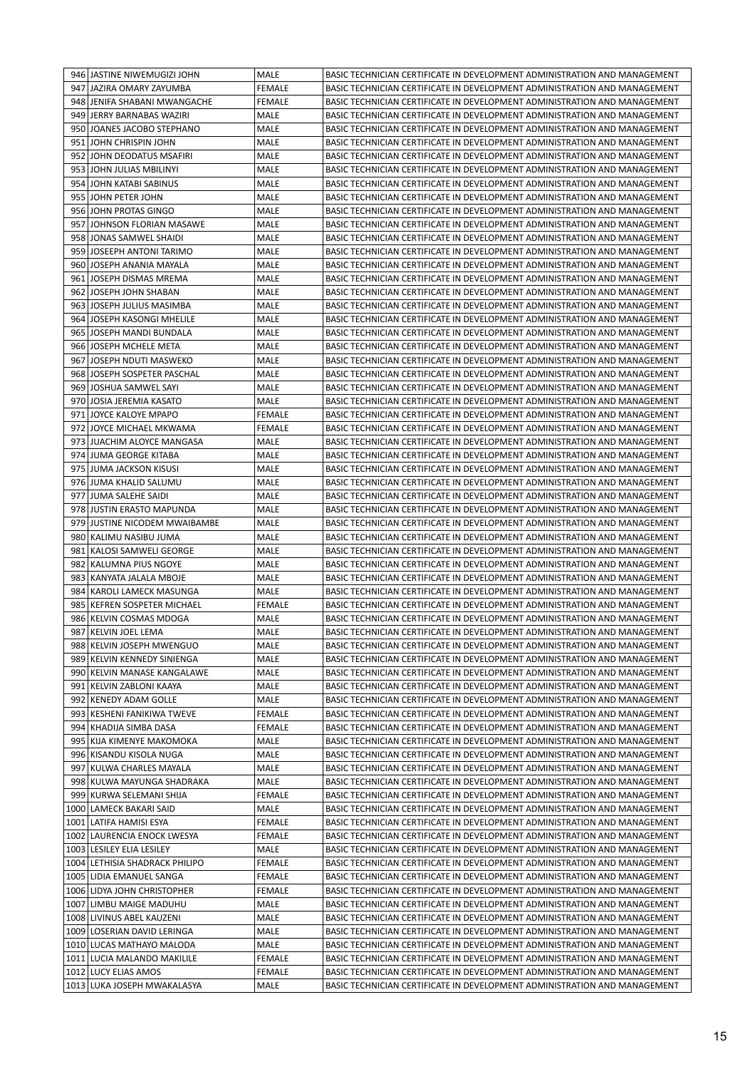| | | | |
|---|---|---|---|
| 946 | JASTINE NIWEMUGIZI JOHN | MALE | BASIC TECHNICIAN CERTIFICATE IN DEVELOPMENT ADMINISTRATION AND MANAGEMENT |
| 947 | JAZIRA OMARY ZAYUMBA | FEMALE | BASIC TECHNICIAN CERTIFICATE IN DEVELOPMENT ADMINISTRATION AND MANAGEMENT |
| 948 | JENIFA SHABANI MWANGACHE | FEMALE | BASIC TECHNICIAN CERTIFICATE IN DEVELOPMENT ADMINISTRATION AND MANAGEMENT |
| 949 | JERRY BARNABAS WAZIRI | MALE | BASIC TECHNICIAN CERTIFICATE IN DEVELOPMENT ADMINISTRATION AND MANAGEMENT |
| 950 | JOANES JACOBO STEPHANO | MALE | BASIC TECHNICIAN CERTIFICATE IN DEVELOPMENT ADMINISTRATION AND MANAGEMENT |
| 951 | JOHN CHRISPIN JOHN | MALE | BASIC TECHNICIAN CERTIFICATE IN DEVELOPMENT ADMINISTRATION AND MANAGEMENT |
| 952 | JOHN DEODATUS MSAFIRI | MALE | BASIC TECHNICIAN CERTIFICATE IN DEVELOPMENT ADMINISTRATION AND MANAGEMENT |
| 953 | JOHN JULIAS MBILINYI | MALE | BASIC TECHNICIAN CERTIFICATE IN DEVELOPMENT ADMINISTRATION AND MANAGEMENT |
| 954 | JOHN KATABI SABINUS | MALE | BASIC TECHNICIAN CERTIFICATE IN DEVELOPMENT ADMINISTRATION AND MANAGEMENT |
| 955 | JOHN PETER JOHN | MALE | BASIC TECHNICIAN CERTIFICATE IN DEVELOPMENT ADMINISTRATION AND MANAGEMENT |
| 956 | JOHN PROTAS GINGO | MALE | BASIC TECHNICIAN CERTIFICATE IN DEVELOPMENT ADMINISTRATION AND MANAGEMENT |
| 957 | JOHNSON FLORIAN MASAWE | MALE | BASIC TECHNICIAN CERTIFICATE IN DEVELOPMENT ADMINISTRATION AND MANAGEMENT |
| 958 | JONAS SAMWEL SHAIDI | MALE | BASIC TECHNICIAN CERTIFICATE IN DEVELOPMENT ADMINISTRATION AND MANAGEMENT |
| 959 | JOSEEPH ANTONI TARIMO | MALE | BASIC TECHNICIAN CERTIFICATE IN DEVELOPMENT ADMINISTRATION AND MANAGEMENT |
| 960 | JOSEPH ANANIA MAYALA | MALE | BASIC TECHNICIAN CERTIFICATE IN DEVELOPMENT ADMINISTRATION AND MANAGEMENT |
| 961 | JOSEPH DISMAS MREMA | MALE | BASIC TECHNICIAN CERTIFICATE IN DEVELOPMENT ADMINISTRATION AND MANAGEMENT |
| 962 | JOSEPH JOHN SHABAN | MALE | BASIC TECHNICIAN CERTIFICATE IN DEVELOPMENT ADMINISTRATION AND MANAGEMENT |
| 963 | JOSEPH JULIUS MASIMBA | MALE | BASIC TECHNICIAN CERTIFICATE IN DEVELOPMENT ADMINISTRATION AND MANAGEMENT |
| 964 | JOSEPH KASONGI MHELILE | MALE | BASIC TECHNICIAN CERTIFICATE IN DEVELOPMENT ADMINISTRATION AND MANAGEMENT |
| 965 | JOSEPH MANDI BUNDALA | MALE | BASIC TECHNICIAN CERTIFICATE IN DEVELOPMENT ADMINISTRATION AND MANAGEMENT |
| 966 | JOSEPH MCHELE META | MALE | BASIC TECHNICIAN CERTIFICATE IN DEVELOPMENT ADMINISTRATION AND MANAGEMENT |
| 967 | JOSEPH NDUTI MASWEKO | MALE | BASIC TECHNICIAN CERTIFICATE IN DEVELOPMENT ADMINISTRATION AND MANAGEMENT |
| 968 | JOSEPH SOSPETER PASCHAL | MALE | BASIC TECHNICIAN CERTIFICATE IN DEVELOPMENT ADMINISTRATION AND MANAGEMENT |
| 969 | JOSHUA SAMWEL SAYI | MALE | BASIC TECHNICIAN CERTIFICATE IN DEVELOPMENT ADMINISTRATION AND MANAGEMENT |
| 970 | JOSIA JEREMIA KASATO | MALE | BASIC TECHNICIAN CERTIFICATE IN DEVELOPMENT ADMINISTRATION AND MANAGEMENT |
| 971 | JOYCE KALOYE MPAPO | FEMALE | BASIC TECHNICIAN CERTIFICATE IN DEVELOPMENT ADMINISTRATION AND MANAGEMENT |
| 972 | JOYCE MICHAEL MKWAMA | FEMALE | BASIC TECHNICIAN CERTIFICATE IN DEVELOPMENT ADMINISTRATION AND MANAGEMENT |
| 973 | JUACHIM ALOYCE MANGASA | MALE | BASIC TECHNICIAN CERTIFICATE IN DEVELOPMENT ADMINISTRATION AND MANAGEMENT |
| 974 | JUMA GEORGE KITABA | MALE | BASIC TECHNICIAN CERTIFICATE IN DEVELOPMENT ADMINISTRATION AND MANAGEMENT |
| 975 | JUMA JACKSON KISUSI | MALE | BASIC TECHNICIAN CERTIFICATE IN DEVELOPMENT ADMINISTRATION AND MANAGEMENT |
| 976 | JUMA KHALID SALUMU | MALE | BASIC TECHNICIAN CERTIFICATE IN DEVELOPMENT ADMINISTRATION AND MANAGEMENT |
| 977 | JUMA SALEHE SAIDI | MALE | BASIC TECHNICIAN CERTIFICATE IN DEVELOPMENT ADMINISTRATION AND MANAGEMENT |
| 978 | JUSTIN ERASTO MAPUNDA | MALE | BASIC TECHNICIAN CERTIFICATE IN DEVELOPMENT ADMINISTRATION AND MANAGEMENT |
| 979 | JUSTINE NICODEM MWAIBAMBE | MALE | BASIC TECHNICIAN CERTIFICATE IN DEVELOPMENT ADMINISTRATION AND MANAGEMENT |
| 980 | KALIMU NASIBU JUMA | MALE | BASIC TECHNICIAN CERTIFICATE IN DEVELOPMENT ADMINISTRATION AND MANAGEMENT |
| 981 | KALOSI SAMWELI GEORGE | MALE | BASIC TECHNICIAN CERTIFICATE IN DEVELOPMENT ADMINISTRATION AND MANAGEMENT |
| 982 | KALUMNA PIUS NGOYE | MALE | BASIC TECHNICIAN CERTIFICATE IN DEVELOPMENT ADMINISTRATION AND MANAGEMENT |
| 983 | KANYATA JALALA MBOJE | MALE | BASIC TECHNICIAN CERTIFICATE IN DEVELOPMENT ADMINISTRATION AND MANAGEMENT |
| 984 | KAROLI LAMECK MASUNGA | MALE | BASIC TECHNICIAN CERTIFICATE IN DEVELOPMENT ADMINISTRATION AND MANAGEMENT |
| 985 | KEFREN SOSPETER MICHAEL | FEMALE | BASIC TECHNICIAN CERTIFICATE IN DEVELOPMENT ADMINISTRATION AND MANAGEMENT |
| 986 | KELVIN COSMAS MDOGA | MALE | BASIC TECHNICIAN CERTIFICATE IN DEVELOPMENT ADMINISTRATION AND MANAGEMENT |
| 987 | KELVIN JOEL LEMA | MALE | BASIC TECHNICIAN CERTIFICATE IN DEVELOPMENT ADMINISTRATION AND MANAGEMENT |
| 988 | KELVIN JOSEPH MWENGUO | MALE | BASIC TECHNICIAN CERTIFICATE IN DEVELOPMENT ADMINISTRATION AND MANAGEMENT |
| 989 | KELVIN KENNEDY SINIENGA | MALE | BASIC TECHNICIAN CERTIFICATE IN DEVELOPMENT ADMINISTRATION AND MANAGEMENT |
| 990 | KELVIN MANASE KANGALAWE | MALE | BASIC TECHNICIAN CERTIFICATE IN DEVELOPMENT ADMINISTRATION AND MANAGEMENT |
| 991 | KELVIN ZABLONI KAAYA | MALE | BASIC TECHNICIAN CERTIFICATE IN DEVELOPMENT ADMINISTRATION AND MANAGEMENT |
| 992 | KENEDY ADAM GOLLE | MALE | BASIC TECHNICIAN CERTIFICATE IN DEVELOPMENT ADMINISTRATION AND MANAGEMENT |
| 993 | KESHENI FANIKIWA TWEVE | FEMALE | BASIC TECHNICIAN CERTIFICATE IN DEVELOPMENT ADMINISTRATION AND MANAGEMENT |
| 994 | KHADIJA SIMBA DASA | FEMALE | BASIC TECHNICIAN CERTIFICATE IN DEVELOPMENT ADMINISTRATION AND MANAGEMENT |
| 995 | KIJA KIMENYE MAKOMOKA | MALE | BASIC TECHNICIAN CERTIFICATE IN DEVELOPMENT ADMINISTRATION AND MANAGEMENT |
| 996 | KISANDU KISOLA NUGA | MALE | BASIC TECHNICIAN CERTIFICATE IN DEVELOPMENT ADMINISTRATION AND MANAGEMENT |
| 997 | KULWA CHARLES MAYALA | MALE | BASIC TECHNICIAN CERTIFICATE IN DEVELOPMENT ADMINISTRATION AND MANAGEMENT |
| 998 | KULWA MAYUNGA SHADRAKA | MALE | BASIC TECHNICIAN CERTIFICATE IN DEVELOPMENT ADMINISTRATION AND MANAGEMENT |
| 999 | KURWA SELEMANI SHIJA | FEMALE | BASIC TECHNICIAN CERTIFICATE IN DEVELOPMENT ADMINISTRATION AND MANAGEMENT |
| 1000 | LAMECK BAKARI SAID | MALE | BASIC TECHNICIAN CERTIFICATE IN DEVELOPMENT ADMINISTRATION AND MANAGEMENT |
| 1001 | LATIFA HAMISI ESYA | FEMALE | BASIC TECHNICIAN CERTIFICATE IN DEVELOPMENT ADMINISTRATION AND MANAGEMENT |
| 1002 | LAURENCIA ENOCK LWESYA | FEMALE | BASIC TECHNICIAN CERTIFICATE IN DEVELOPMENT ADMINISTRATION AND MANAGEMENT |
| 1003 | LESILEY ELIA LESILEY | MALE | BASIC TECHNICIAN CERTIFICATE IN DEVELOPMENT ADMINISTRATION AND MANAGEMENT |
| 1004 | LETHISIA SHADRACK PHILIPO | FEMALE | BASIC TECHNICIAN CERTIFICATE IN DEVELOPMENT ADMINISTRATION AND MANAGEMENT |
| 1005 | LIDIA EMANUEL SANGA | FEMALE | BASIC TECHNICIAN CERTIFICATE IN DEVELOPMENT ADMINISTRATION AND MANAGEMENT |
| 1006 | LIDYA JOHN CHRISTOPHER | FEMALE | BASIC TECHNICIAN CERTIFICATE IN DEVELOPMENT ADMINISTRATION AND MANAGEMENT |
| 1007 | LIMBU MAIGE MADUHU | MALE | BASIC TECHNICIAN CERTIFICATE IN DEVELOPMENT ADMINISTRATION AND MANAGEMENT |
| 1008 | LIVINUS ABEL KAUZENI | MALE | BASIC TECHNICIAN CERTIFICATE IN DEVELOPMENT ADMINISTRATION AND MANAGEMENT |
| 1009 | LOSERIAN DAVID LERINGA | MALE | BASIC TECHNICIAN CERTIFICATE IN DEVELOPMENT ADMINISTRATION AND MANAGEMENT |
| 1010 | LUCAS MATHAYO MALODA | MALE | BASIC TECHNICIAN CERTIFICATE IN DEVELOPMENT ADMINISTRATION AND MANAGEMENT |
| 1011 | LUCIA MALANDO MAKILILE | FEMALE | BASIC TECHNICIAN CERTIFICATE IN DEVELOPMENT ADMINISTRATION AND MANAGEMENT |
| 1012 | LUCY ELIAS AMOS | FEMALE | BASIC TECHNICIAN CERTIFICATE IN DEVELOPMENT ADMINISTRATION AND MANAGEMENT |
| 1013 | LUKA JOSEPH MWAKALASYA | MALE | BASIC TECHNICIAN CERTIFICATE IN DEVELOPMENT ADMINISTRATION AND MANAGEMENT |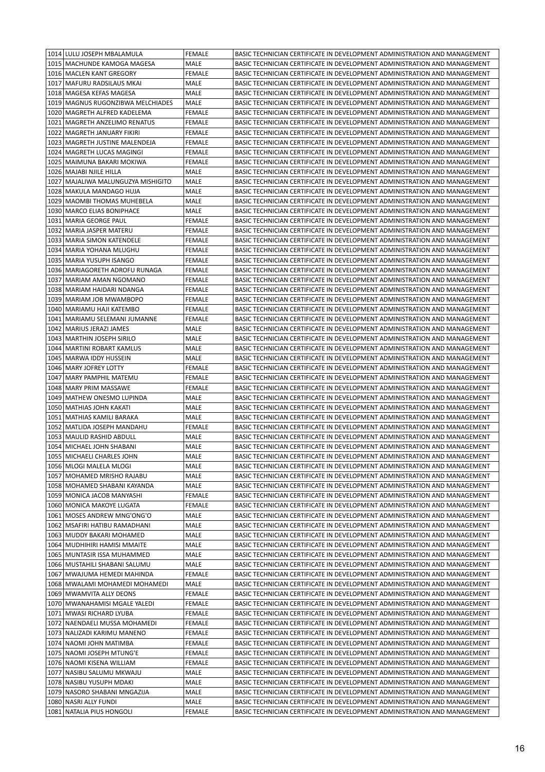| | | | |
|---|---|---|---|
| 1014 | LULU JOSEPH MBALAMULA | FEMALE | BASIC TECHNICIAN CERTIFICATE IN DEVELOPMENT ADMINISTRATION AND MANAGEMENT |
| 1015 | MACHUNDE KAMOGA MAGESA | MALE | BASIC TECHNICIAN CERTIFICATE IN DEVELOPMENT ADMINISTRATION AND MANAGEMENT |
| 1016 | MACLEN KANT GREGORY | FEMALE | BASIC TECHNICIAN CERTIFICATE IN DEVELOPMENT ADMINISTRATION AND MANAGEMENT |
| 1017 | MAFURU RADSILAUS MKAI | MALE | BASIC TECHNICIAN CERTIFICATE IN DEVELOPMENT ADMINISTRATION AND MANAGEMENT |
| 1018 | MAGESA KEFAS MAGESA | MALE | BASIC TECHNICIAN CERTIFICATE IN DEVELOPMENT ADMINISTRATION AND MANAGEMENT |
| 1019 | MAGNUS RUGONZIBWA MELCHIADES | MALE | BASIC TECHNICIAN CERTIFICATE IN DEVELOPMENT ADMINISTRATION AND MANAGEMENT |
| 1020 | MAGRETH ALFRED KADELEMA | FEMALE | BASIC TECHNICIAN CERTIFICATE IN DEVELOPMENT ADMINISTRATION AND MANAGEMENT |
| 1021 | MAGRETH ANZELIMO RENATUS | FEMALE | BASIC TECHNICIAN CERTIFICATE IN DEVELOPMENT ADMINISTRATION AND MANAGEMENT |
| 1022 | MAGRETH JANUARY FIKIRI | FEMALE | BASIC TECHNICIAN CERTIFICATE IN DEVELOPMENT ADMINISTRATION AND MANAGEMENT |
| 1023 | MAGRETH JUSTINE MALENDEJA | FEMALE | BASIC TECHNICIAN CERTIFICATE IN DEVELOPMENT ADMINISTRATION AND MANAGEMENT |
| 1024 | MAGRETH LUCAS MAGINGI | FEMALE | BASIC TECHNICIAN CERTIFICATE IN DEVELOPMENT ADMINISTRATION AND MANAGEMENT |
| 1025 | MAIMUNA BAKARI MOKIWA | FEMALE | BASIC TECHNICIAN CERTIFICATE IN DEVELOPMENT ADMINISTRATION AND MANAGEMENT |
| 1026 | MAJABI NJILE HILLA | MALE | BASIC TECHNICIAN CERTIFICATE IN DEVELOPMENT ADMINISTRATION AND MANAGEMENT |
| 1027 | MAJALIWA MALUNGUZYA MISHIGITO | MALE | BASIC TECHNICIAN CERTIFICATE IN DEVELOPMENT ADMINISTRATION AND MANAGEMENT |
| 1028 | MAKULA MANDAGO HUJA | MALE | BASIC TECHNICIAN CERTIFICATE IN DEVELOPMENT ADMINISTRATION AND MANAGEMENT |
| 1029 | MAOMBI THOMAS MUHEBELA | MALE | BASIC TECHNICIAN CERTIFICATE IN DEVELOPMENT ADMINISTRATION AND MANAGEMENT |
| 1030 | MARCO ELIAS BONIPHACE | MALE | BASIC TECHNICIAN CERTIFICATE IN DEVELOPMENT ADMINISTRATION AND MANAGEMENT |
| 1031 | MARIA GEORGE PAUL | FEMALE | BASIC TECHNICIAN CERTIFICATE IN DEVELOPMENT ADMINISTRATION AND MANAGEMENT |
| 1032 | MARIA JASPER MATERU | FEMALE | BASIC TECHNICIAN CERTIFICATE IN DEVELOPMENT ADMINISTRATION AND MANAGEMENT |
| 1033 | MARIA SIMON KATENDELE | FEMALE | BASIC TECHNICIAN CERTIFICATE IN DEVELOPMENT ADMINISTRATION AND MANAGEMENT |
| 1034 | MARIA YOHANA MLUGHU | FEMALE | BASIC TECHNICIAN CERTIFICATE IN DEVELOPMENT ADMINISTRATION AND MANAGEMENT |
| 1035 | MARIA YUSUPH ISANGO | FEMALE | BASIC TECHNICIAN CERTIFICATE IN DEVELOPMENT ADMINISTRATION AND MANAGEMENT |
| 1036 | MARIAGORETH ADROFU RUNAGA | FEMALE | BASIC TECHNICIAN CERTIFICATE IN DEVELOPMENT ADMINISTRATION AND MANAGEMENT |
| 1037 | MARIAM AMAN NGOMANO | FEMALE | BASIC TECHNICIAN CERTIFICATE IN DEVELOPMENT ADMINISTRATION AND MANAGEMENT |
| 1038 | MARIAM HAIDARI NDANGA | FEMALE | BASIC TECHNICIAN CERTIFICATE IN DEVELOPMENT ADMINISTRATION AND MANAGEMENT |
| 1039 | MARIAM JOB MWAMBOPO | FEMALE | BASIC TECHNICIAN CERTIFICATE IN DEVELOPMENT ADMINISTRATION AND MANAGEMENT |
| 1040 | MARIAMU HAJI KATEMBO | FEMALE | BASIC TECHNICIAN CERTIFICATE IN DEVELOPMENT ADMINISTRATION AND MANAGEMENT |
| 1041 | MARIAMU SELEMANI JUMANNE | FEMALE | BASIC TECHNICIAN CERTIFICATE IN DEVELOPMENT ADMINISTRATION AND MANAGEMENT |
| 1042 | MARIUS JERAZI JAMES | MALE | BASIC TECHNICIAN CERTIFICATE IN DEVELOPMENT ADMINISTRATION AND MANAGEMENT |
| 1043 | MARTHIN JOSEPH SIRILO | MALE | BASIC TECHNICIAN CERTIFICATE IN DEVELOPMENT ADMINISTRATION AND MANAGEMENT |
| 1044 | MARTINI ROBART KAMLUS | MALE | BASIC TECHNICIAN CERTIFICATE IN DEVELOPMENT ADMINISTRATION AND MANAGEMENT |
| 1045 | MARWA IDDY HUSSEIN | MALE | BASIC TECHNICIAN CERTIFICATE IN DEVELOPMENT ADMINISTRATION AND MANAGEMENT |
| 1046 | MARY JOFREY LOTTY | FEMALE | BASIC TECHNICIAN CERTIFICATE IN DEVELOPMENT ADMINISTRATION AND MANAGEMENT |
| 1047 | MARY PAMPHIL MATEMU | FEMALE | BASIC TECHNICIAN CERTIFICATE IN DEVELOPMENT ADMINISTRATION AND MANAGEMENT |
| 1048 | MARY PRIM MASSAWE | FEMALE | BASIC TECHNICIAN CERTIFICATE IN DEVELOPMENT ADMINISTRATION AND MANAGEMENT |
| 1049 | MATHEW ONESMO LUPINDA | MALE | BASIC TECHNICIAN CERTIFICATE IN DEVELOPMENT ADMINISTRATION AND MANAGEMENT |
| 1050 | MATHIAS JOHN KAKATI | MALE | BASIC TECHNICIAN CERTIFICATE IN DEVELOPMENT ADMINISTRATION AND MANAGEMENT |
| 1051 | MATHIAS KAMILI BARAKA | MALE | BASIC TECHNICIAN CERTIFICATE IN DEVELOPMENT ADMINISTRATION AND MANAGEMENT |
| 1052 | MATLIDA JOSEPH MANDAHU | FEMALE | BASIC TECHNICIAN CERTIFICATE IN DEVELOPMENT ADMINISTRATION AND MANAGEMENT |
| 1053 | MAULID RASHID ABDULL | MALE | BASIC TECHNICIAN CERTIFICATE IN DEVELOPMENT ADMINISTRATION AND MANAGEMENT |
| 1054 | MICHAEL JOHN SHABANI | MALE | BASIC TECHNICIAN CERTIFICATE IN DEVELOPMENT ADMINISTRATION AND MANAGEMENT |
| 1055 | MICHAELI CHARLES JOHN | MALE | BASIC TECHNICIAN CERTIFICATE IN DEVELOPMENT ADMINISTRATION AND MANAGEMENT |
| 1056 | MLOGI MALELA MLOGI | MALE | BASIC TECHNICIAN CERTIFICATE IN DEVELOPMENT ADMINISTRATION AND MANAGEMENT |
| 1057 | MOHAMED MRISHO RAJABU | MALE | BASIC TECHNICIAN CERTIFICATE IN DEVELOPMENT ADMINISTRATION AND MANAGEMENT |
| 1058 | MOHAMED SHABANI KAYANDA | MALE | BASIC TECHNICIAN CERTIFICATE IN DEVELOPMENT ADMINISTRATION AND MANAGEMENT |
| 1059 | MONICA JACOB MANYASHI | FEMALE | BASIC TECHNICIAN CERTIFICATE IN DEVELOPMENT ADMINISTRATION AND MANAGEMENT |
| 1060 | MONICA MAKOYE LUGATA | FEMALE | BASIC TECHNICIAN CERTIFICATE IN DEVELOPMENT ADMINISTRATION AND MANAGEMENT |
| 1061 | MOSES ANDREW MNG'ONG'O | MALE | BASIC TECHNICIAN CERTIFICATE IN DEVELOPMENT ADMINISTRATION AND MANAGEMENT |
| 1062 | MSAFIRI HATIBU RAMADHANI | MALE | BASIC TECHNICIAN CERTIFICATE IN DEVELOPMENT ADMINISTRATION AND MANAGEMENT |
| 1063 | MUDDY BAKARI MOHAMED | MALE | BASIC TECHNICIAN CERTIFICATE IN DEVELOPMENT ADMINISTRATION AND MANAGEMENT |
| 1064 | MUDHIHIRI HAMISI MMAITE | MALE | BASIC TECHNICIAN CERTIFICATE IN DEVELOPMENT ADMINISTRATION AND MANAGEMENT |
| 1065 | MUNTASIR ISSA MUHAMMED | MALE | BASIC TECHNICIAN CERTIFICATE IN DEVELOPMENT ADMINISTRATION AND MANAGEMENT |
| 1066 | MUSTAHILI SHABANI SALUMU | MALE | BASIC TECHNICIAN CERTIFICATE IN DEVELOPMENT ADMINISTRATION AND MANAGEMENT |
| 1067 | MWAJUMA HEMEDI MAHINDA | FEMALE | BASIC TECHNICIAN CERTIFICATE IN DEVELOPMENT ADMINISTRATION AND MANAGEMENT |
| 1068 | MWALAMI MOHAMEDI MOHAMEDI | MALE | BASIC TECHNICIAN CERTIFICATE IN DEVELOPMENT ADMINISTRATION AND MANAGEMENT |
| 1069 | MWAMVITA ALLY DEONS | FEMALE | BASIC TECHNICIAN CERTIFICATE IN DEVELOPMENT ADMINISTRATION AND MANAGEMENT |
| 1070 | MWANAHAMISI MGALE YALEDI | FEMALE | BASIC TECHNICIAN CERTIFICATE IN DEVELOPMENT ADMINISTRATION AND MANAGEMENT |
| 1071 | MWASI RICHARD LYUBA | FEMALE | BASIC TECHNICIAN CERTIFICATE IN DEVELOPMENT ADMINISTRATION AND MANAGEMENT |
| 1072 | NAENDAELI MUSSA MOHAMEDI | FEMALE | BASIC TECHNICIAN CERTIFICATE IN DEVELOPMENT ADMINISTRATION AND MANAGEMENT |
| 1073 | NALIZADI KARIMU MANENO | FEMALE | BASIC TECHNICIAN CERTIFICATE IN DEVELOPMENT ADMINISTRATION AND MANAGEMENT |
| 1074 | NAOMI JOHN MATIMBA | FEMALE | BASIC TECHNICIAN CERTIFICATE IN DEVELOPMENT ADMINISTRATION AND MANAGEMENT |
| 1075 | NAOMI JOSEPH MTUNG'E | FEMALE | BASIC TECHNICIAN CERTIFICATE IN DEVELOPMENT ADMINISTRATION AND MANAGEMENT |
| 1076 | NAOMI KISENA WILLIAM | FEMALE | BASIC TECHNICIAN CERTIFICATE IN DEVELOPMENT ADMINISTRATION AND MANAGEMENT |
| 1077 | NASIBU SALUMU MKWAJU | MALE | BASIC TECHNICIAN CERTIFICATE IN DEVELOPMENT ADMINISTRATION AND MANAGEMENT |
| 1078 | NASIBU YUSUPH MDAKI | MALE | BASIC TECHNICIAN CERTIFICATE IN DEVELOPMENT ADMINISTRATION AND MANAGEMENT |
| 1079 | NASORO SHABANI MNGAZIJA | MALE | BASIC TECHNICIAN CERTIFICATE IN DEVELOPMENT ADMINISTRATION AND MANAGEMENT |
| 1080 | NASRI ALLY FUNDI | MALE | BASIC TECHNICIAN CERTIFICATE IN DEVELOPMENT ADMINISTRATION AND MANAGEMENT |
| 1081 | NATALIA PIUS HONGOLI | FEMALE | BASIC TECHNICIAN CERTIFICATE IN DEVELOPMENT ADMINISTRATION AND MANAGEMENT |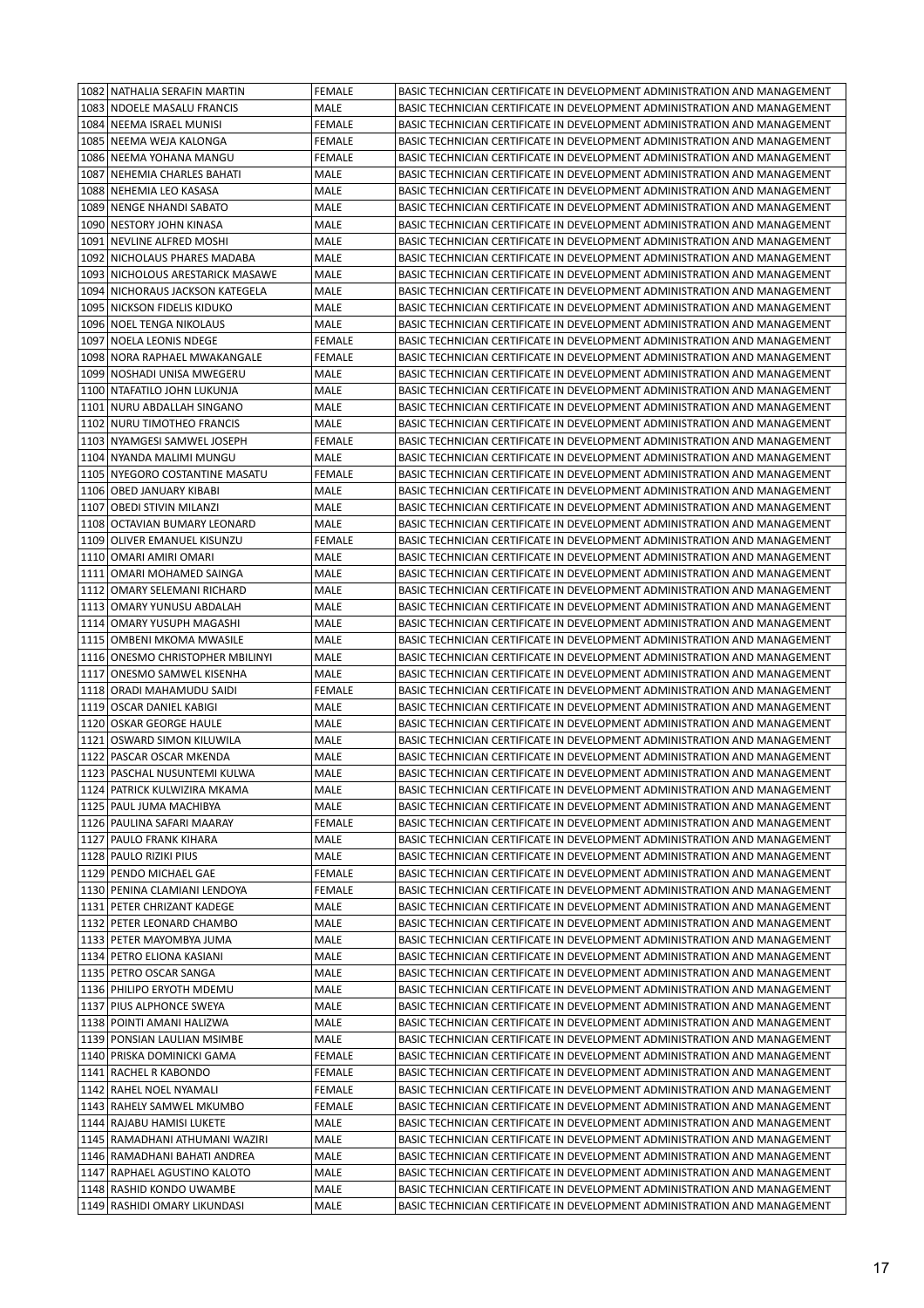| | | | |
|---|---|---|---|
| 1082 | NATHALIA SERAFIN MARTIN | FEMALE | BASIC TECHNICIAN CERTIFICATE IN DEVELOPMENT ADMINISTRATION AND MANAGEMENT |
| 1083 | NDOELE MASALU FRANCIS | MALE | BASIC TECHNICIAN CERTIFICATE IN DEVELOPMENT ADMINISTRATION AND MANAGEMENT |
| 1084 | NEEMA ISRAEL MUNISI | FEMALE | BASIC TECHNICIAN CERTIFICATE IN DEVELOPMENT ADMINISTRATION AND MANAGEMENT |
| 1085 | NEEMA WEJA KALONGA | FEMALE | BASIC TECHNICIAN CERTIFICATE IN DEVELOPMENT ADMINISTRATION AND MANAGEMENT |
| 1086 | NEEMA YOHANA MANGU | FEMALE | BASIC TECHNICIAN CERTIFICATE IN DEVELOPMENT ADMINISTRATION AND MANAGEMENT |
| 1087 | NEHEMIA CHARLES BAHATI | MALE | BASIC TECHNICIAN CERTIFICATE IN DEVELOPMENT ADMINISTRATION AND MANAGEMENT |
| 1088 | NEHEMIA LEO KASASA | MALE | BASIC TECHNICIAN CERTIFICATE IN DEVELOPMENT ADMINISTRATION AND MANAGEMENT |
| 1089 | NENGE NHANDI SABATO | MALE | BASIC TECHNICIAN CERTIFICATE IN DEVELOPMENT ADMINISTRATION AND MANAGEMENT |
| 1090 | NESTORY JOHN KINASA | MALE | BASIC TECHNICIAN CERTIFICATE IN DEVELOPMENT ADMINISTRATION AND MANAGEMENT |
| 1091 | NEVLINE ALFRED MOSHI | MALE | BASIC TECHNICIAN CERTIFICATE IN DEVELOPMENT ADMINISTRATION AND MANAGEMENT |
| 1092 | NICHOLAUS PHARES MADABA | MALE | BASIC TECHNICIAN CERTIFICATE IN DEVELOPMENT ADMINISTRATION AND MANAGEMENT |
| 1093 | NICHOLOUS ARESTARICK MASAWE | MALE | BASIC TECHNICIAN CERTIFICATE IN DEVELOPMENT ADMINISTRATION AND MANAGEMENT |
| 1094 | NICHORAUS JACKSON KATEGELA | MALE | BASIC TECHNICIAN CERTIFICATE IN DEVELOPMENT ADMINISTRATION AND MANAGEMENT |
| 1095 | NICKSON FIDELIS KIDUKO | MALE | BASIC TECHNICIAN CERTIFICATE IN DEVELOPMENT ADMINISTRATION AND MANAGEMENT |
| 1096 | NOEL TENGA NIKOLAUS | MALE | BASIC TECHNICIAN CERTIFICATE IN DEVELOPMENT ADMINISTRATION AND MANAGEMENT |
| 1097 | NOELA LEONIS NDEGE | FEMALE | BASIC TECHNICIAN CERTIFICATE IN DEVELOPMENT ADMINISTRATION AND MANAGEMENT |
| 1098 | NORA RAPHAEL MWAKANGALE | FEMALE | BASIC TECHNICIAN CERTIFICATE IN DEVELOPMENT ADMINISTRATION AND MANAGEMENT |
| 1099 | NOSHADI UNISA MWEGERU | MALE | BASIC TECHNICIAN CERTIFICATE IN DEVELOPMENT ADMINISTRATION AND MANAGEMENT |
| 1100 | NTAFATILO JOHN LUKUNJA | MALE | BASIC TECHNICIAN CERTIFICATE IN DEVELOPMENT ADMINISTRATION AND MANAGEMENT |
| 1101 | NURU ABDALLAH SINGANO | MALE | BASIC TECHNICIAN CERTIFICATE IN DEVELOPMENT ADMINISTRATION AND MANAGEMENT |
| 1102 | NURU TIMOTHEO FRANCIS | MALE | BASIC TECHNICIAN CERTIFICATE IN DEVELOPMENT ADMINISTRATION AND MANAGEMENT |
| 1103 | NYAMGESI SAMWEL JOSEPH | FEMALE | BASIC TECHNICIAN CERTIFICATE IN DEVELOPMENT ADMINISTRATION AND MANAGEMENT |
| 1104 | NYANDA MALIMI MUNGU | MALE | BASIC TECHNICIAN CERTIFICATE IN DEVELOPMENT ADMINISTRATION AND MANAGEMENT |
| 1105 | NYEGORO COSTANTINE MASATU | FEMALE | BASIC TECHNICIAN CERTIFICATE IN DEVELOPMENT ADMINISTRATION AND MANAGEMENT |
| 1106 | OBED JANUARY KIBABI | MALE | BASIC TECHNICIAN CERTIFICATE IN DEVELOPMENT ADMINISTRATION AND MANAGEMENT |
| 1107 | OBEDI STIVIN MILANZI | MALE | BASIC TECHNICIAN CERTIFICATE IN DEVELOPMENT ADMINISTRATION AND MANAGEMENT |
| 1108 | OCTAVIAN BUMARY LEONARD | MALE | BASIC TECHNICIAN CERTIFICATE IN DEVELOPMENT ADMINISTRATION AND MANAGEMENT |
| 1109 | OLIVER EMANUEL KISUNZU | FEMALE | BASIC TECHNICIAN CERTIFICATE IN DEVELOPMENT ADMINISTRATION AND MANAGEMENT |
| 1110 | OMARI AMIRI OMARI | MALE | BASIC TECHNICIAN CERTIFICATE IN DEVELOPMENT ADMINISTRATION AND MANAGEMENT |
| 1111 | OMARI MOHAMED SAINGA | MALE | BASIC TECHNICIAN CERTIFICATE IN DEVELOPMENT ADMINISTRATION AND MANAGEMENT |
| 1112 | OMARY SELEMANI RICHARD | MALE | BASIC TECHNICIAN CERTIFICATE IN DEVELOPMENT ADMINISTRATION AND MANAGEMENT |
| 1113 | OMARY YUNUSU ABDALAH | MALE | BASIC TECHNICIAN CERTIFICATE IN DEVELOPMENT ADMINISTRATION AND MANAGEMENT |
| 1114 | OMARY YUSUPH MAGASHI | MALE | BASIC TECHNICIAN CERTIFICATE IN DEVELOPMENT ADMINISTRATION AND MANAGEMENT |
| 1115 | OMBENI MKOMA MWASILE | MALE | BASIC TECHNICIAN CERTIFICATE IN DEVELOPMENT ADMINISTRATION AND MANAGEMENT |
| 1116 | ONESMO CHRISTOPHER MBILINYI | MALE | BASIC TECHNICIAN CERTIFICATE IN DEVELOPMENT ADMINISTRATION AND MANAGEMENT |
| 1117 | ONESMO SAMWEL KISENHA | MALE | BASIC TECHNICIAN CERTIFICATE IN DEVELOPMENT ADMINISTRATION AND MANAGEMENT |
| 1118 | ORADI MAHAMUDU SAIDI | FEMALE | BASIC TECHNICIAN CERTIFICATE IN DEVELOPMENT ADMINISTRATION AND MANAGEMENT |
| 1119 | OSCAR DANIEL KABIGI | MALE | BASIC TECHNICIAN CERTIFICATE IN DEVELOPMENT ADMINISTRATION AND MANAGEMENT |
| 1120 | OSKAR GEORGE HAULE | MALE | BASIC TECHNICIAN CERTIFICATE IN DEVELOPMENT ADMINISTRATION AND MANAGEMENT |
| 1121 | OSWARD SIMON KILUWILA | MALE | BASIC TECHNICIAN CERTIFICATE IN DEVELOPMENT ADMINISTRATION AND MANAGEMENT |
| 1122 | PASCAR OSCAR MKENDA | MALE | BASIC TECHNICIAN CERTIFICATE IN DEVELOPMENT ADMINISTRATION AND MANAGEMENT |
| 1123 | PASCHAL NUSUNTEMI KULWA | MALE | BASIC TECHNICIAN CERTIFICATE IN DEVELOPMENT ADMINISTRATION AND MANAGEMENT |
| 1124 | PATRICK KULWIZIRA MKAMA | MALE | BASIC TECHNICIAN CERTIFICATE IN DEVELOPMENT ADMINISTRATION AND MANAGEMENT |
| 1125 | PAUL JUMA MACHIBYA | MALE | BASIC TECHNICIAN CERTIFICATE IN DEVELOPMENT ADMINISTRATION AND MANAGEMENT |
| 1126 | PAULINA SAFARI MAARAY | FEMALE | BASIC TECHNICIAN CERTIFICATE IN DEVELOPMENT ADMINISTRATION AND MANAGEMENT |
| 1127 | PAULO FRANK KIHARA | MALE | BASIC TECHNICIAN CERTIFICATE IN DEVELOPMENT ADMINISTRATION AND MANAGEMENT |
| 1128 | PAULO RIZIKI PIUS | MALE | BASIC TECHNICIAN CERTIFICATE IN DEVELOPMENT ADMINISTRATION AND MANAGEMENT |
| 1129 | PENDO MICHAEL GAE | FEMALE | BASIC TECHNICIAN CERTIFICATE IN DEVELOPMENT ADMINISTRATION AND MANAGEMENT |
| 1130 | PENINA CLAMIANI LENDOYA | FEMALE | BASIC TECHNICIAN CERTIFICATE IN DEVELOPMENT ADMINISTRATION AND MANAGEMENT |
| 1131 | PETER CHRIZANT KADEGE | MALE | BASIC TECHNICIAN CERTIFICATE IN DEVELOPMENT ADMINISTRATION AND MANAGEMENT |
| 1132 | PETER LEONARD CHAMBO | MALE | BASIC TECHNICIAN CERTIFICATE IN DEVELOPMENT ADMINISTRATION AND MANAGEMENT |
| 1133 | PETER MAYOMBYA JUMA | MALE | BASIC TECHNICIAN CERTIFICATE IN DEVELOPMENT ADMINISTRATION AND MANAGEMENT |
| 1134 | PETRO ELIONA KASIANI | MALE | BASIC TECHNICIAN CERTIFICATE IN DEVELOPMENT ADMINISTRATION AND MANAGEMENT |
| 1135 | PETRO OSCAR SANGA | MALE | BASIC TECHNICIAN CERTIFICATE IN DEVELOPMENT ADMINISTRATION AND MANAGEMENT |
| 1136 | PHILIPO ERYOTH MDEMU | MALE | BASIC TECHNICIAN CERTIFICATE IN DEVELOPMENT ADMINISTRATION AND MANAGEMENT |
| 1137 | PIUS ALPHONCE SWEYA | MALE | BASIC TECHNICIAN CERTIFICATE IN DEVELOPMENT ADMINISTRATION AND MANAGEMENT |
| 1138 | POINTI AMANI HALIZWA | MALE | BASIC TECHNICIAN CERTIFICATE IN DEVELOPMENT ADMINISTRATION AND MANAGEMENT |
| 1139 | PONSIAN LAULIAN MSIMBE | MALE | BASIC TECHNICIAN CERTIFICATE IN DEVELOPMENT ADMINISTRATION AND MANAGEMENT |
| 1140 | PRISKA DOMINICKI GAMA | FEMALE | BASIC TECHNICIAN CERTIFICATE IN DEVELOPMENT ADMINISTRATION AND MANAGEMENT |
| 1141 | RACHEL R KABONDO | FEMALE | BASIC TECHNICIAN CERTIFICATE IN DEVELOPMENT ADMINISTRATION AND MANAGEMENT |
| 1142 | RAHEL NOEL NYAMALI | FEMALE | BASIC TECHNICIAN CERTIFICATE IN DEVELOPMENT ADMINISTRATION AND MANAGEMENT |
| 1143 | RAHELY SAMWEL MKUMBO | FEMALE | BASIC TECHNICIAN CERTIFICATE IN DEVELOPMENT ADMINISTRATION AND MANAGEMENT |
| 1144 | RAJABU HAMISI LUKETE | MALE | BASIC TECHNICIAN CERTIFICATE IN DEVELOPMENT ADMINISTRATION AND MANAGEMENT |
| 1145 | RAMADHANI ATHUMANI WAZIRI | MALE | BASIC TECHNICIAN CERTIFICATE IN DEVELOPMENT ADMINISTRATION AND MANAGEMENT |
| 1146 | RAMADHANI BAHATI ANDREA | MALE | BASIC TECHNICIAN CERTIFICATE IN DEVELOPMENT ADMINISTRATION AND MANAGEMENT |
| 1147 | RAPHAEL AGUSTINO KALOTO | MALE | BASIC TECHNICIAN CERTIFICATE IN DEVELOPMENT ADMINISTRATION AND MANAGEMENT |
| 1148 | RASHID KONDO UWAMBE | MALE | BASIC TECHNICIAN CERTIFICATE IN DEVELOPMENT ADMINISTRATION AND MANAGEMENT |
| 1149 | RASHIDI OMARY LIKUNDASI | MALE | BASIC TECHNICIAN CERTIFICATE IN DEVELOPMENT ADMINISTRATION AND MANAGEMENT |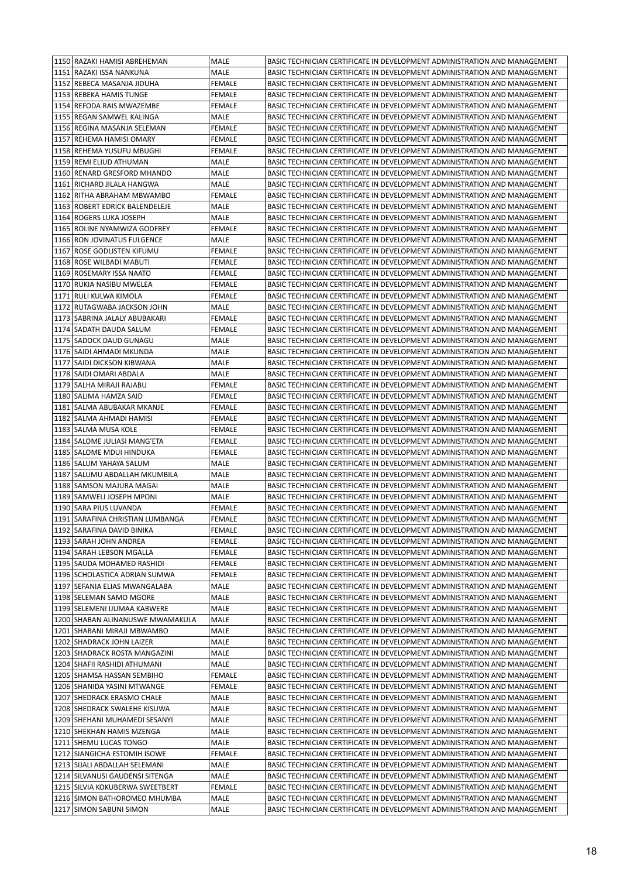| | | | |
|---|---|---|---|
| 1150 | RAZAKI HAMISI ABREHEMAN | MALE | BASIC TECHNICIAN CERTIFICATE IN DEVELOPMENT ADMINISTRATION AND MANAGEMENT |
| 1151 | RAZAKI ISSA NANKUNA | MALE | BASIC TECHNICIAN CERTIFICATE IN DEVELOPMENT ADMINISTRATION AND MANAGEMENT |
| 1152 | REBECA MASANJA JIDUHA | FEMALE | BASIC TECHNICIAN CERTIFICATE IN DEVELOPMENT ADMINISTRATION AND MANAGEMENT |
| 1153 | REBEKA HAMIS TUNGE | FEMALE | BASIC TECHNICIAN CERTIFICATE IN DEVELOPMENT ADMINISTRATION AND MANAGEMENT |
| 1154 | REFODA RAIS MWAZEMBE | FEMALE | BASIC TECHNICIAN CERTIFICATE IN DEVELOPMENT ADMINISTRATION AND MANAGEMENT |
| 1155 | REGAN SAMWEL KALINGA | MALE | BASIC TECHNICIAN CERTIFICATE IN DEVELOPMENT ADMINISTRATION AND MANAGEMENT |
| 1156 | REGINA MASANJA SELEMAN | FEMALE | BASIC TECHNICIAN CERTIFICATE IN DEVELOPMENT ADMINISTRATION AND MANAGEMENT |
| 1157 | REHEMA HAMISI OMARY | FEMALE | BASIC TECHNICIAN CERTIFICATE IN DEVELOPMENT ADMINISTRATION AND MANAGEMENT |
| 1158 | REHEMA YUSUFU MBUGHI | FEMALE | BASIC TECHNICIAN CERTIFICATE IN DEVELOPMENT ADMINISTRATION AND MANAGEMENT |
| 1159 | REMI ELIUD ATHUMAN | MALE | BASIC TECHNICIAN CERTIFICATE IN DEVELOPMENT ADMINISTRATION AND MANAGEMENT |
| 1160 | RENARD GRESFORD MHANDO | MALE | BASIC TECHNICIAN CERTIFICATE IN DEVELOPMENT ADMINISTRATION AND MANAGEMENT |
| 1161 | RICHARD JILALA HANGWA | MALE | BASIC TECHNICIAN CERTIFICATE IN DEVELOPMENT ADMINISTRATION AND MANAGEMENT |
| 1162 | RITHA ABRAHAM MBWAMBO | FEMALE | BASIC TECHNICIAN CERTIFICATE IN DEVELOPMENT ADMINISTRATION AND MANAGEMENT |
| 1163 | ROBERT EDRICK BALENDELEJE | MALE | BASIC TECHNICIAN CERTIFICATE IN DEVELOPMENT ADMINISTRATION AND MANAGEMENT |
| 1164 | ROGERS LUKA JOSEPH | MALE | BASIC TECHNICIAN CERTIFICATE IN DEVELOPMENT ADMINISTRATION AND MANAGEMENT |
| 1165 | ROLINE NYAMWIZA GODFREY | FEMALE | BASIC TECHNICIAN CERTIFICATE IN DEVELOPMENT ADMINISTRATION AND MANAGEMENT |
| 1166 | RON JOVINATUS FULGENCE | MALE | BASIC TECHNICIAN CERTIFICATE IN DEVELOPMENT ADMINISTRATION AND MANAGEMENT |
| 1167 | ROSE GODLISTEN KIFUMU | FEMALE | BASIC TECHNICIAN CERTIFICATE IN DEVELOPMENT ADMINISTRATION AND MANAGEMENT |
| 1168 | ROSE WILBADI MABUTI | FEMALE | BASIC TECHNICIAN CERTIFICATE IN DEVELOPMENT ADMINISTRATION AND MANAGEMENT |
| 1169 | ROSEMARY ISSA NAATO | FEMALE | BASIC TECHNICIAN CERTIFICATE IN DEVELOPMENT ADMINISTRATION AND MANAGEMENT |
| 1170 | RUKIA NASIBU MWELEA | FEMALE | BASIC TECHNICIAN CERTIFICATE IN DEVELOPMENT ADMINISTRATION AND MANAGEMENT |
| 1171 | RULI KULWA KIMOLA | FEMALE | BASIC TECHNICIAN CERTIFICATE IN DEVELOPMENT ADMINISTRATION AND MANAGEMENT |
| 1172 | RUTAGWABA JACKSON JOHN | MALE | BASIC TECHNICIAN CERTIFICATE IN DEVELOPMENT ADMINISTRATION AND MANAGEMENT |
| 1173 | SABRINA JALALY ABUBAKARI | FEMALE | BASIC TECHNICIAN CERTIFICATE IN DEVELOPMENT ADMINISTRATION AND MANAGEMENT |
| 1174 | SADATH DAUDA SALUM | FEMALE | BASIC TECHNICIAN CERTIFICATE IN DEVELOPMENT ADMINISTRATION AND MANAGEMENT |
| 1175 | SADOCK DAUD GUNAGU | MALE | BASIC TECHNICIAN CERTIFICATE IN DEVELOPMENT ADMINISTRATION AND MANAGEMENT |
| 1176 | SAIDI AHMADI MKUNDA | MALE | BASIC TECHNICIAN CERTIFICATE IN DEVELOPMENT ADMINISTRATION AND MANAGEMENT |
| 1177 | SAIDI DICKSON KIBWANA | MALE | BASIC TECHNICIAN CERTIFICATE IN DEVELOPMENT ADMINISTRATION AND MANAGEMENT |
| 1178 | SAIDI OMARI ABDALA | MALE | BASIC TECHNICIAN CERTIFICATE IN DEVELOPMENT ADMINISTRATION AND MANAGEMENT |
| 1179 | SALHA MIRAJI RAJABU | FEMALE | BASIC TECHNICIAN CERTIFICATE IN DEVELOPMENT ADMINISTRATION AND MANAGEMENT |
| 1180 | SALIMA HAMZA SAID | FEMALE | BASIC TECHNICIAN CERTIFICATE IN DEVELOPMENT ADMINISTRATION AND MANAGEMENT |
| 1181 | SALMA ABUBAKAR MKANJE | FEMALE | BASIC TECHNICIAN CERTIFICATE IN DEVELOPMENT ADMINISTRATION AND MANAGEMENT |
| 1182 | SALMA AHMADI HAMISI | FEMALE | BASIC TECHNICIAN CERTIFICATE IN DEVELOPMENT ADMINISTRATION AND MANAGEMENT |
| 1183 | SALMA MUSA KOLE | FEMALE | BASIC TECHNICIAN CERTIFICATE IN DEVELOPMENT ADMINISTRATION AND MANAGEMENT |
| 1184 | SALOME JULIASI MANG'ETA | FEMALE | BASIC TECHNICIAN CERTIFICATE IN DEVELOPMENT ADMINISTRATION AND MANAGEMENT |
| 1185 | SALOME MDUI HINDUKA | FEMALE | BASIC TECHNICIAN CERTIFICATE IN DEVELOPMENT ADMINISTRATION AND MANAGEMENT |
| 1186 | SALUM YAHAYA SALUM | MALE | BASIC TECHNICIAN CERTIFICATE IN DEVELOPMENT ADMINISTRATION AND MANAGEMENT |
| 1187 | SALUMU ABDALLAH MKUMBILA | MALE | BASIC TECHNICIAN CERTIFICATE IN DEVELOPMENT ADMINISTRATION AND MANAGEMENT |
| 1188 | SAMSON MAJURA MAGAI | MALE | BASIC TECHNICIAN CERTIFICATE IN DEVELOPMENT ADMINISTRATION AND MANAGEMENT |
| 1189 | SAMWELI JOSEPH MPONI | MALE | BASIC TECHNICIAN CERTIFICATE IN DEVELOPMENT ADMINISTRATION AND MANAGEMENT |
| 1190 | SARA PIUS LUVANDA | FEMALE | BASIC TECHNICIAN CERTIFICATE IN DEVELOPMENT ADMINISTRATION AND MANAGEMENT |
| 1191 | SARAFINA CHRISTIAN LUMBANGA | FEMALE | BASIC TECHNICIAN CERTIFICATE IN DEVELOPMENT ADMINISTRATION AND MANAGEMENT |
| 1192 | SARAFINA DAVID BINIKA | FEMALE | BASIC TECHNICIAN CERTIFICATE IN DEVELOPMENT ADMINISTRATION AND MANAGEMENT |
| 1193 | SARAH JOHN ANDREA | FEMALE | BASIC TECHNICIAN CERTIFICATE IN DEVELOPMENT ADMINISTRATION AND MANAGEMENT |
| 1194 | SARAH LEBSON MGALLA | FEMALE | BASIC TECHNICIAN CERTIFICATE IN DEVELOPMENT ADMINISTRATION AND MANAGEMENT |
| 1195 | SAUDA MOHAMED RASHIDI | FEMALE | BASIC TECHNICIAN CERTIFICATE IN DEVELOPMENT ADMINISTRATION AND MANAGEMENT |
| 1196 | SCHOLASTICA ADRIAN SUMWA | FEMALE | BASIC TECHNICIAN CERTIFICATE IN DEVELOPMENT ADMINISTRATION AND MANAGEMENT |
| 1197 | SEFANIA ELIAS MWANGALABA | MALE | BASIC TECHNICIAN CERTIFICATE IN DEVELOPMENT ADMINISTRATION AND MANAGEMENT |
| 1198 | SELEMAN SAMO MGORE | MALE | BASIC TECHNICIAN CERTIFICATE IN DEVELOPMENT ADMINISTRATION AND MANAGEMENT |
| 1199 | SELEMENI IJUMAA KABWERE | MALE | BASIC TECHNICIAN CERTIFICATE IN DEVELOPMENT ADMINISTRATION AND MANAGEMENT |
| 1200 | SHABAN ALINANUSWE MWAMAKULA | MALE | BASIC TECHNICIAN CERTIFICATE IN DEVELOPMENT ADMINISTRATION AND MANAGEMENT |
| 1201 | SHABANI MIRAJI MBWAMBO | MALE | BASIC TECHNICIAN CERTIFICATE IN DEVELOPMENT ADMINISTRATION AND MANAGEMENT |
| 1202 | SHADRACK JOHN LAIZER | MALE | BASIC TECHNICIAN CERTIFICATE IN DEVELOPMENT ADMINISTRATION AND MANAGEMENT |
| 1203 | SHADRACK ROSTA MANGAZINI | MALE | BASIC TECHNICIAN CERTIFICATE IN DEVELOPMENT ADMINISTRATION AND MANAGEMENT |
| 1204 | SHAFII RASHIDI ATHUMANI | MALE | BASIC TECHNICIAN CERTIFICATE IN DEVELOPMENT ADMINISTRATION AND MANAGEMENT |
| 1205 | SHAMSA HASSAN SEMBIHO | FEMALE | BASIC TECHNICIAN CERTIFICATE IN DEVELOPMENT ADMINISTRATION AND MANAGEMENT |
| 1206 | SHANIDA YASINI MTWANGE | FEMALE | BASIC TECHNICIAN CERTIFICATE IN DEVELOPMENT ADMINISTRATION AND MANAGEMENT |
| 1207 | SHEDRACK ERASMO CHALE | MALE | BASIC TECHNICIAN CERTIFICATE IN DEVELOPMENT ADMINISTRATION AND MANAGEMENT |
| 1208 | SHEDRACK SWALEHE KISUWA | MALE | BASIC TECHNICIAN CERTIFICATE IN DEVELOPMENT ADMINISTRATION AND MANAGEMENT |
| 1209 | SHEHANI MUHAMEDI SESANYI | MALE | BASIC TECHNICIAN CERTIFICATE IN DEVELOPMENT ADMINISTRATION AND MANAGEMENT |
| 1210 | SHEKHAN HAMIS MZENGA | MALE | BASIC TECHNICIAN CERTIFICATE IN DEVELOPMENT ADMINISTRATION AND MANAGEMENT |
| 1211 | SHEMU LUCAS TONGO | MALE | BASIC TECHNICIAN CERTIFICATE IN DEVELOPMENT ADMINISTRATION AND MANAGEMENT |
| 1212 | SIANGICHA ESTOMIH ISOWE | FEMALE | BASIC TECHNICIAN CERTIFICATE IN DEVELOPMENT ADMINISTRATION AND MANAGEMENT |
| 1213 | SIJALI ABDALLAH SELEMANI | MALE | BASIC TECHNICIAN CERTIFICATE IN DEVELOPMENT ADMINISTRATION AND MANAGEMENT |
| 1214 | SILVANUSI GAUDENSI SITENGA | MALE | BASIC TECHNICIAN CERTIFICATE IN DEVELOPMENT ADMINISTRATION AND MANAGEMENT |
| 1215 | SILVIA KOKUBERWA SWEETBERT | FEMALE | BASIC TECHNICIAN CERTIFICATE IN DEVELOPMENT ADMINISTRATION AND MANAGEMENT |
| 1216 | SIMON BATHOROMEO MHUMBA | MALE | BASIC TECHNICIAN CERTIFICATE IN DEVELOPMENT ADMINISTRATION AND MANAGEMENT |
| 1217 | SIMON SABUNI SIMON | MALE | BASIC TECHNICIAN CERTIFICATE IN DEVELOPMENT ADMINISTRATION AND MANAGEMENT |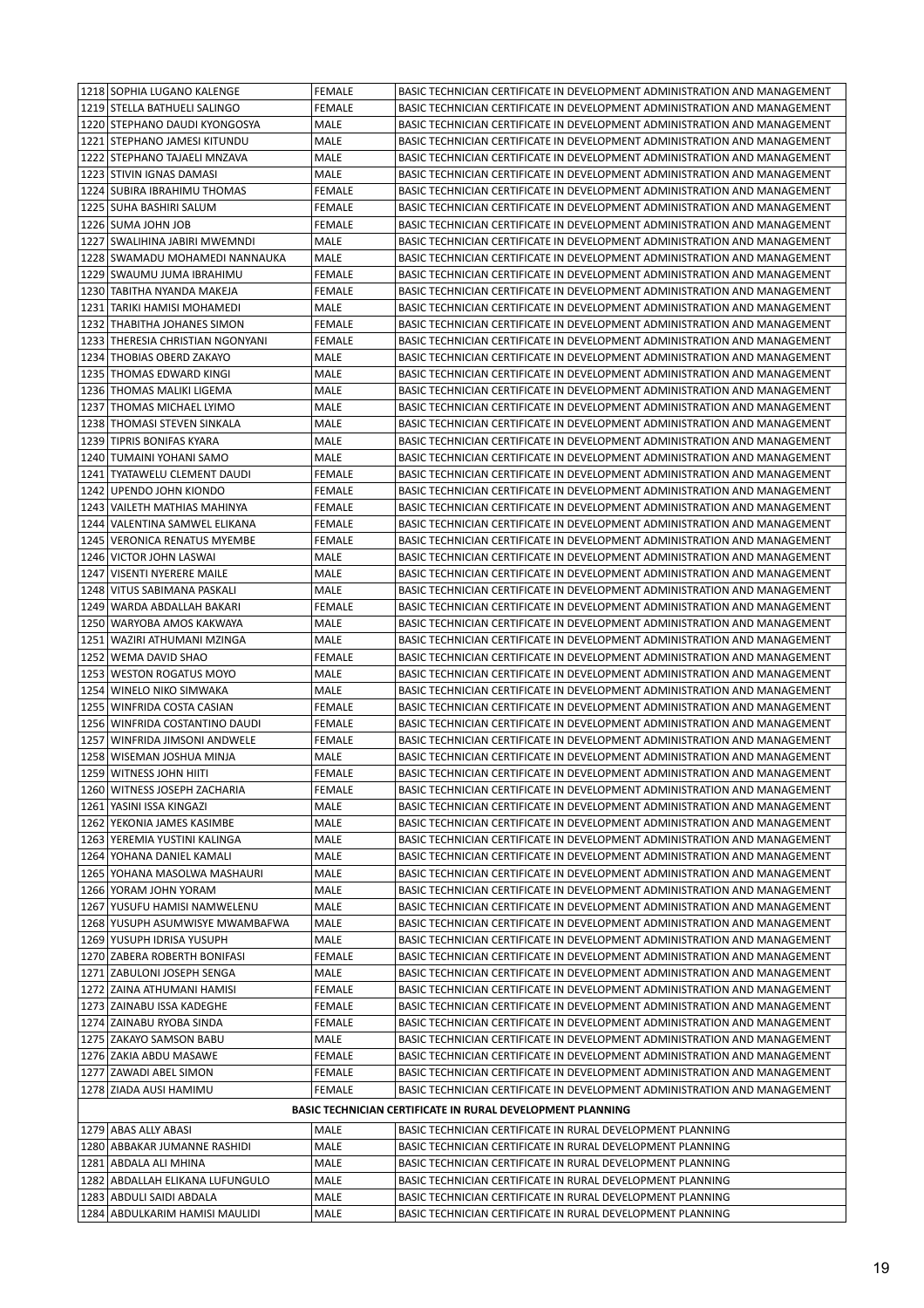| | | | |
|---|---|---|---|
| 1218 | SOPHIA LUGANO KALENGE | FEMALE | BASIC TECHNICIAN CERTIFICATE IN DEVELOPMENT ADMINISTRATION AND MANAGEMENT |
| 1219 | STELLA BATHUELI SALINGO | FEMALE | BASIC TECHNICIAN CERTIFICATE IN DEVELOPMENT ADMINISTRATION AND MANAGEMENT |
| 1220 | STEPHANO DAUDI KYONGOSYA | MALE | BASIC TECHNICIAN CERTIFICATE IN DEVELOPMENT ADMINISTRATION AND MANAGEMENT |
| 1221 | STEPHANO JAMESI KITUNDU | MALE | BASIC TECHNICIAN CERTIFICATE IN DEVELOPMENT ADMINISTRATION AND MANAGEMENT |
| 1222 | STEPHANO TAJAELI MNZAVA | MALE | BASIC TECHNICIAN CERTIFICATE IN DEVELOPMENT ADMINISTRATION AND MANAGEMENT |
| 1223 | STIVIN IGNAS DAMASI | MALE | BASIC TECHNICIAN CERTIFICATE IN DEVELOPMENT ADMINISTRATION AND MANAGEMENT |
| 1224 | SUBIRA IBRAHIMU THOMAS | FEMALE | BASIC TECHNICIAN CERTIFICATE IN DEVELOPMENT ADMINISTRATION AND MANAGEMENT |
| 1225 | SUHA BASHIRI SALUM | FEMALE | BASIC TECHNICIAN CERTIFICATE IN DEVELOPMENT ADMINISTRATION AND MANAGEMENT |
| 1226 | SUMA JOHN JOB | FEMALE | BASIC TECHNICIAN CERTIFICATE IN DEVELOPMENT ADMINISTRATION AND MANAGEMENT |
| 1227 | SWALIHINA JABIRI MWEMNDI | MALE | BASIC TECHNICIAN CERTIFICATE IN DEVELOPMENT ADMINISTRATION AND MANAGEMENT |
| 1228 | SWAMADU MOHAMEDI NANNAUKA | MALE | BASIC TECHNICIAN CERTIFICATE IN DEVELOPMENT ADMINISTRATION AND MANAGEMENT |
| 1229 | SWAUMU JUMA IBRAHIMU | FEMALE | BASIC TECHNICIAN CERTIFICATE IN DEVELOPMENT ADMINISTRATION AND MANAGEMENT |
| 1230 | TABITHA NYANDA MAKEJA | FEMALE | BASIC TECHNICIAN CERTIFICATE IN DEVELOPMENT ADMINISTRATION AND MANAGEMENT |
| 1231 | TARIKI HAMISI MOHAMEDI | MALE | BASIC TECHNICIAN CERTIFICATE IN DEVELOPMENT ADMINISTRATION AND MANAGEMENT |
| 1232 | THABITHA JOHANES SIMON | FEMALE | BASIC TECHNICIAN CERTIFICATE IN DEVELOPMENT ADMINISTRATION AND MANAGEMENT |
| 1233 | THERESIA CHRISTIAN NGONYANI | FEMALE | BASIC TECHNICIAN CERTIFICATE IN DEVELOPMENT ADMINISTRATION AND MANAGEMENT |
| 1234 | THOBIAS OBERD ZAKAYO | MALE | BASIC TECHNICIAN CERTIFICATE IN DEVELOPMENT ADMINISTRATION AND MANAGEMENT |
| 1235 | THOMAS EDWARD KINGI | MALE | BASIC TECHNICIAN CERTIFICATE IN DEVELOPMENT ADMINISTRATION AND MANAGEMENT |
| 1236 | THOMAS MALIKI LIGEMA | MALE | BASIC TECHNICIAN CERTIFICATE IN DEVELOPMENT ADMINISTRATION AND MANAGEMENT |
| 1237 | THOMAS MICHAEL LYIMO | MALE | BASIC TECHNICIAN CERTIFICATE IN DEVELOPMENT ADMINISTRATION AND MANAGEMENT |
| 1238 | THOMASI STEVEN SINKALA | MALE | BASIC TECHNICIAN CERTIFICATE IN DEVELOPMENT ADMINISTRATION AND MANAGEMENT |
| 1239 | TIPRIS BONIFAS KYARA | MALE | BASIC TECHNICIAN CERTIFICATE IN DEVELOPMENT ADMINISTRATION AND MANAGEMENT |
| 1240 | TUMAINI YOHANI SAMO | MALE | BASIC TECHNICIAN CERTIFICATE IN DEVELOPMENT ADMINISTRATION AND MANAGEMENT |
| 1241 | TYATAWELU CLEMENT DAUDI | FEMALE | BASIC TECHNICIAN CERTIFICATE IN DEVELOPMENT ADMINISTRATION AND MANAGEMENT |
| 1242 | UPENDO JOHN KIONDO | FEMALE | BASIC TECHNICIAN CERTIFICATE IN DEVELOPMENT ADMINISTRATION AND MANAGEMENT |
| 1243 | VAILETH MATHIAS MAHINYA | FEMALE | BASIC TECHNICIAN CERTIFICATE IN DEVELOPMENT ADMINISTRATION AND MANAGEMENT |
| 1244 | VALENTINA SAMWEL ELIKANA | FEMALE | BASIC TECHNICIAN CERTIFICATE IN DEVELOPMENT ADMINISTRATION AND MANAGEMENT |
| 1245 | VERONICA RENATUS MYEMBE | FEMALE | BASIC TECHNICIAN CERTIFICATE IN DEVELOPMENT ADMINISTRATION AND MANAGEMENT |
| 1246 | VICTOR JOHN LASWAI | MALE | BASIC TECHNICIAN CERTIFICATE IN DEVELOPMENT ADMINISTRATION AND MANAGEMENT |
| 1247 | VISENTI NYERERE MAILE | MALE | BASIC TECHNICIAN CERTIFICATE IN DEVELOPMENT ADMINISTRATION AND MANAGEMENT |
| 1248 | VITUS SABIMANA PASKALI | MALE | BASIC TECHNICIAN CERTIFICATE IN DEVELOPMENT ADMINISTRATION AND MANAGEMENT |
| 1249 | WARDA ABDALLAH BAKARI | FEMALE | BASIC TECHNICIAN CERTIFICATE IN DEVELOPMENT ADMINISTRATION AND MANAGEMENT |
| 1250 | WARYOBA AMOS KAKWAYA | MALE | BASIC TECHNICIAN CERTIFICATE IN DEVELOPMENT ADMINISTRATION AND MANAGEMENT |
| 1251 | WAZIRI ATHUMANI MZINGA | MALE | BASIC TECHNICIAN CERTIFICATE IN DEVELOPMENT ADMINISTRATION AND MANAGEMENT |
| 1252 | WEMA DAVID SHAO | FEMALE | BASIC TECHNICIAN CERTIFICATE IN DEVELOPMENT ADMINISTRATION AND MANAGEMENT |
| 1253 | WESTON ROGATUS MOYO | MALE | BASIC TECHNICIAN CERTIFICATE IN DEVELOPMENT ADMINISTRATION AND MANAGEMENT |
| 1254 | WINELO NIKO SIMWAKA | MALE | BASIC TECHNICIAN CERTIFICATE IN DEVELOPMENT ADMINISTRATION AND MANAGEMENT |
| 1255 | WINFRIDA COSTA CASIAN | FEMALE | BASIC TECHNICIAN CERTIFICATE IN DEVELOPMENT ADMINISTRATION AND MANAGEMENT |
| 1256 | WINFRIDA COSTANTINO DAUDI | FEMALE | BASIC TECHNICIAN CERTIFICATE IN DEVELOPMENT ADMINISTRATION AND MANAGEMENT |
| 1257 | WINFRIDA JIMSONI ANDWELE | FEMALE | BASIC TECHNICIAN CERTIFICATE IN DEVELOPMENT ADMINISTRATION AND MANAGEMENT |
| 1258 | WISEMAN JOSHUA MINJA | MALE | BASIC TECHNICIAN CERTIFICATE IN DEVELOPMENT ADMINISTRATION AND MANAGEMENT |
| 1259 | WITNESS JOHN HIITI | FEMALE | BASIC TECHNICIAN CERTIFICATE IN DEVELOPMENT ADMINISTRATION AND MANAGEMENT |
| 1260 | WITNESS JOSEPH ZACHARIA | FEMALE | BASIC TECHNICIAN CERTIFICATE IN DEVELOPMENT ADMINISTRATION AND MANAGEMENT |
| 1261 | YASINI ISSA KINGAZI | MALE | BASIC TECHNICIAN CERTIFICATE IN DEVELOPMENT ADMINISTRATION AND MANAGEMENT |
| 1262 | YEKONIA JAMES KASIMBE | MALE | BASIC TECHNICIAN CERTIFICATE IN DEVELOPMENT ADMINISTRATION AND MANAGEMENT |
| 1263 | YEREMIA YUSTINI KALINGA | MALE | BASIC TECHNICIAN CERTIFICATE IN DEVELOPMENT ADMINISTRATION AND MANAGEMENT |
| 1264 | YOHANA DANIEL KAMALI | MALE | BASIC TECHNICIAN CERTIFICATE IN DEVELOPMENT ADMINISTRATION AND MANAGEMENT |
| 1265 | YOHANA MASOLWA MASHAURI | MALE | BASIC TECHNICIAN CERTIFICATE IN DEVELOPMENT ADMINISTRATION AND MANAGEMENT |
| 1266 | YORAM JOHN YORAM | MALE | BASIC TECHNICIAN CERTIFICATE IN DEVELOPMENT ADMINISTRATION AND MANAGEMENT |
| 1267 | YUSUFU HAMISI NAMWELENU | MALE | BASIC TECHNICIAN CERTIFICATE IN DEVELOPMENT ADMINISTRATION AND MANAGEMENT |
| 1268 | YUSUPH ASUMWISYE MWAMBAFWA | MALE | BASIC TECHNICIAN CERTIFICATE IN DEVELOPMENT ADMINISTRATION AND MANAGEMENT |
| 1269 | YUSUPH IDRISA YUSUPH | MALE | BASIC TECHNICIAN CERTIFICATE IN DEVELOPMENT ADMINISTRATION AND MANAGEMENT |
| 1270 | ZABERA ROBERTH BONIFASI | FEMALE | BASIC TECHNICIAN CERTIFICATE IN DEVELOPMENT ADMINISTRATION AND MANAGEMENT |
| 1271 | ZABULONI JOSEPH SENGA | MALE | BASIC TECHNICIAN CERTIFICATE IN DEVELOPMENT ADMINISTRATION AND MANAGEMENT |
| 1272 | ZAINA ATHUMANI HAMISI | FEMALE | BASIC TECHNICIAN CERTIFICATE IN DEVELOPMENT ADMINISTRATION AND MANAGEMENT |
| 1273 | ZAINABU ISSA KADEGHE | FEMALE | BASIC TECHNICIAN CERTIFICATE IN DEVELOPMENT ADMINISTRATION AND MANAGEMENT |
| 1274 | ZAINABU RYOBA SINDA | FEMALE | BASIC TECHNICIAN CERTIFICATE IN DEVELOPMENT ADMINISTRATION AND MANAGEMENT |
| 1275 | ZAKAYO SAMSON BABU | MALE | BASIC TECHNICIAN CERTIFICATE IN DEVELOPMENT ADMINISTRATION AND MANAGEMENT |
| 1276 | ZAKIA ABDU MASAWE | FEMALE | BASIC TECHNICIAN CERTIFICATE IN DEVELOPMENT ADMINISTRATION AND MANAGEMENT |
| 1277 | ZAWADI ABEL SIMON | FEMALE | BASIC TECHNICIAN CERTIFICATE IN DEVELOPMENT ADMINISTRATION AND MANAGEMENT |
| 1278 | ZIADA AUSI HAMIMU | FEMALE | BASIC TECHNICIAN CERTIFICATE IN DEVELOPMENT ADMINISTRATION AND MANAGEMENT |
| | **BASIC TECHNICIAN CERTIFICATE IN RURAL DEVELOPMENT PLANNING** | | |
| 1279 | ABAS ALLY ABASI | MALE | BASIC TECHNICIAN CERTIFICATE IN RURAL DEVELOPMENT PLANNING |
| 1280 | ABBAKAR JUMANNE RASHIDI | MALE | BASIC TECHNICIAN CERTIFICATE IN RURAL DEVELOPMENT PLANNING |
| 1281 | ABDALA ALI MHINA | MALE | BASIC TECHNICIAN CERTIFICATE IN RURAL DEVELOPMENT PLANNING |
| 1282 | ABDALLAH ELIKANA LUFUNGULO | MALE | BASIC TECHNICIAN CERTIFICATE IN RURAL DEVELOPMENT PLANNING |
| 1283 | ABDULI SAIDI ABDALA | MALE | BASIC TECHNICIAN CERTIFICATE IN RURAL DEVELOPMENT PLANNING |
| 1284 | ABDULKARIM HAMISI MAULIDI | MALE | BASIC TECHNICIAN CERTIFICATE IN RURAL DEVELOPMENT PLANNING |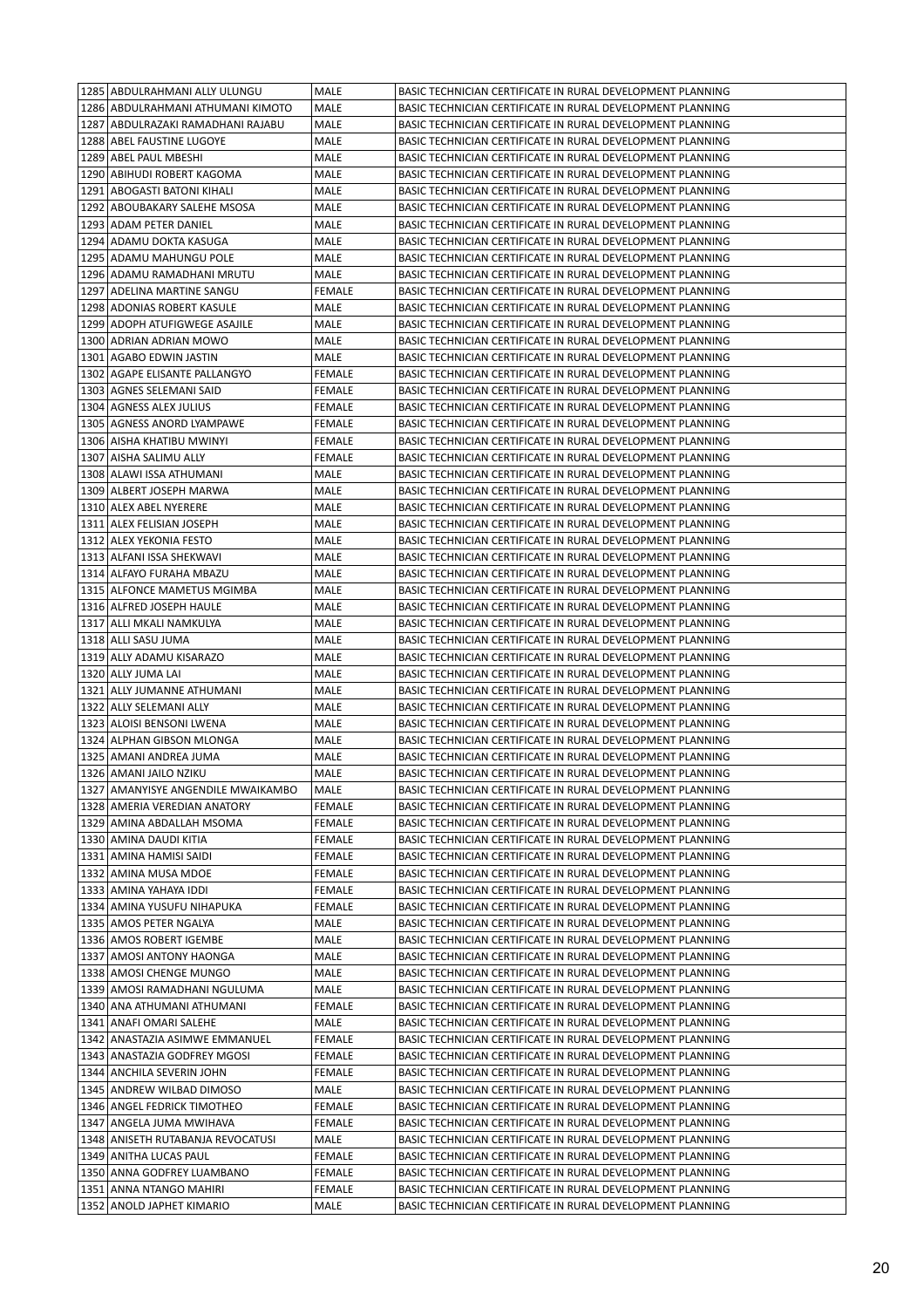| 1285 | ABDULRAHMANI ALLY ULUNGU | MALE | BASIC TECHNICIAN CERTIFICATE IN RURAL DEVELOPMENT PLANNING |
|---|---|---|---|
| 1286 | ABDULRAHMANI ATHUMANI KIMOTO | MALE | BASIC TECHNICIAN CERTIFICATE IN RURAL DEVELOPMENT PLANNING |
| 1287 | ABDULRAZAKI RAMADHANI RAJABU | MALE | BASIC TECHNICIAN CERTIFICATE IN RURAL DEVELOPMENT PLANNING |
| 1288 | ABEL FAUSTINE LUGOYE | MALE | BASIC TECHNICIAN CERTIFICATE IN RURAL DEVELOPMENT PLANNING |
| 1289 | ABEL PAUL MBESHI | MALE | BASIC TECHNICIAN CERTIFICATE IN RURAL DEVELOPMENT PLANNING |
| 1290 | ABIHUDI ROBERT KAGOMA | MALE | BASIC TECHNICIAN CERTIFICATE IN RURAL DEVELOPMENT PLANNING |
| 1291 | ABOGASTI BATONI KIHALI | MALE | BASIC TECHNICIAN CERTIFICATE IN RURAL DEVELOPMENT PLANNING |
| 1292 | ABOUBAKARY SALEHE MSOSA | MALE | BASIC TECHNICIAN CERTIFICATE IN RURAL DEVELOPMENT PLANNING |
| 1293 | ADAM PETER DANIEL | MALE | BASIC TECHNICIAN CERTIFICATE IN RURAL DEVELOPMENT PLANNING |
| 1294 | ADAMU DOKTA KASUGA | MALE | BASIC TECHNICIAN CERTIFICATE IN RURAL DEVELOPMENT PLANNING |
| 1295 | ADAMU MAHUNGU POLE | MALE | BASIC TECHNICIAN CERTIFICATE IN RURAL DEVELOPMENT PLANNING |
| 1296 | ADAMU RAMADHANI MRUTU | MALE | BASIC TECHNICIAN CERTIFICATE IN RURAL DEVELOPMENT PLANNING |
| 1297 | ADELINA MARTINE SANGU | FEMALE | BASIC TECHNICIAN CERTIFICATE IN RURAL DEVELOPMENT PLANNING |
| 1298 | ADONIAS ROBERT KASULE | MALE | BASIC TECHNICIAN CERTIFICATE IN RURAL DEVELOPMENT PLANNING |
| 1299 | ADOPH ATUFIGWEGE ASAJILE | MALE | BASIC TECHNICIAN CERTIFICATE IN RURAL DEVELOPMENT PLANNING |
| 1300 | ADRIAN ADRIAN MOWO | MALE | BASIC TECHNICIAN CERTIFICATE IN RURAL DEVELOPMENT PLANNING |
| 1301 | AGABO EDWIN JASTIN | MALE | BASIC TECHNICIAN CERTIFICATE IN RURAL DEVELOPMENT PLANNING |
| 1302 | AGAPE ELISANTE PALLANGYO | FEMALE | BASIC TECHNICIAN CERTIFICATE IN RURAL DEVELOPMENT PLANNING |
| 1303 | AGNES SELEMANI SAID | FEMALE | BASIC TECHNICIAN CERTIFICATE IN RURAL DEVELOPMENT PLANNING |
| 1304 | AGNESS ALEX JULIUS | FEMALE | BASIC TECHNICIAN CERTIFICATE IN RURAL DEVELOPMENT PLANNING |
| 1305 | AGNESS ANORD LYAMPAWE | FEMALE | BASIC TECHNICIAN CERTIFICATE IN RURAL DEVELOPMENT PLANNING |
| 1306 | AISHA KHATIBU MWINYI | FEMALE | BASIC TECHNICIAN CERTIFICATE IN RURAL DEVELOPMENT PLANNING |
| 1307 | AISHA SALIMU ALLY | FEMALE | BASIC TECHNICIAN CERTIFICATE IN RURAL DEVELOPMENT PLANNING |
| 1308 | ALAWI ISSA ATHUMANI | MALE | BASIC TECHNICIAN CERTIFICATE IN RURAL DEVELOPMENT PLANNING |
| 1309 | ALBERT JOSEPH MARWA | MALE | BASIC TECHNICIAN CERTIFICATE IN RURAL DEVELOPMENT PLANNING |
| 1310 | ALEX ABEL NYERERE | MALE | BASIC TECHNICIAN CERTIFICATE IN RURAL DEVELOPMENT PLANNING |
| 1311 | ALEX FELISIAN JOSEPH | MALE | BASIC TECHNICIAN CERTIFICATE IN RURAL DEVELOPMENT PLANNING |
| 1312 | ALEX YEKONIA FESTO | MALE | BASIC TECHNICIAN CERTIFICATE IN RURAL DEVELOPMENT PLANNING |
| 1313 | ALFANI ISSA SHEKWAVI | MALE | BASIC TECHNICIAN CERTIFICATE IN RURAL DEVELOPMENT PLANNING |
| 1314 | ALFAYO FURAHA MBAZU | MALE | BASIC TECHNICIAN CERTIFICATE IN RURAL DEVELOPMENT PLANNING |
| 1315 | ALFONCE MAMETUS MGIMBA | MALE | BASIC TECHNICIAN CERTIFICATE IN RURAL DEVELOPMENT PLANNING |
| 1316 | ALFRED JOSEPH HAULE | MALE | BASIC TECHNICIAN CERTIFICATE IN RURAL DEVELOPMENT PLANNING |
| 1317 | ALLI MKALI NAMKULYA | MALE | BASIC TECHNICIAN CERTIFICATE IN RURAL DEVELOPMENT PLANNING |
| 1318 | ALLI SASU JUMA | MALE | BASIC TECHNICIAN CERTIFICATE IN RURAL DEVELOPMENT PLANNING |
| 1319 | ALLY ADAMU KISARAZO | MALE | BASIC TECHNICIAN CERTIFICATE IN RURAL DEVELOPMENT PLANNING |
| 1320 | ALLY JUMA LAI | MALE | BASIC TECHNICIAN CERTIFICATE IN RURAL DEVELOPMENT PLANNING |
| 1321 | ALLY JUMANNE ATHUMANI | MALE | BASIC TECHNICIAN CERTIFICATE IN RURAL DEVELOPMENT PLANNING |
| 1322 | ALLY SELEMANI ALLY | MALE | BASIC TECHNICIAN CERTIFICATE IN RURAL DEVELOPMENT PLANNING |
| 1323 | ALOISI BENSONI LWENA | MALE | BASIC TECHNICIAN CERTIFICATE IN RURAL DEVELOPMENT PLANNING |
| 1324 | ALPHAN GIBSON MLONGA | MALE | BASIC TECHNICIAN CERTIFICATE IN RURAL DEVELOPMENT PLANNING |
| 1325 | AMANI ANDREA JUMA | MALE | BASIC TECHNICIAN CERTIFICATE IN RURAL DEVELOPMENT PLANNING |
| 1326 | AMANI JAILO NZIKU | MALE | BASIC TECHNICIAN CERTIFICATE IN RURAL DEVELOPMENT PLANNING |
| 1327 | AMANYISYE ANGENDILE MWAIKAMBO | MALE | BASIC TECHNICIAN CERTIFICATE IN RURAL DEVELOPMENT PLANNING |
| 1328 | AMERIA VEREDIAN ANATORY | FEMALE | BASIC TECHNICIAN CERTIFICATE IN RURAL DEVELOPMENT PLANNING |
| 1329 | AMINA ABDALLAH MSOMA | FEMALE | BASIC TECHNICIAN CERTIFICATE IN RURAL DEVELOPMENT PLANNING |
| 1330 | AMINA DAUDI KITIA | FEMALE | BASIC TECHNICIAN CERTIFICATE IN RURAL DEVELOPMENT PLANNING |
| 1331 | AMINA HAMISI SAIDI | FEMALE | BASIC TECHNICIAN CERTIFICATE IN RURAL DEVELOPMENT PLANNING |
| 1332 | AMINA MUSA MDOE | FEMALE | BASIC TECHNICIAN CERTIFICATE IN RURAL DEVELOPMENT PLANNING |
| 1333 | AMINA YAHAYA IDDI | FEMALE | BASIC TECHNICIAN CERTIFICATE IN RURAL DEVELOPMENT PLANNING |
| 1334 | AMINA YUSUFU NIHAPUKA | FEMALE | BASIC TECHNICIAN CERTIFICATE IN RURAL DEVELOPMENT PLANNING |
| 1335 | AMOS PETER NGALYA | MALE | BASIC TECHNICIAN CERTIFICATE IN RURAL DEVELOPMENT PLANNING |
| 1336 | AMOS ROBERT IGEMBE | MALE | BASIC TECHNICIAN CERTIFICATE IN RURAL DEVELOPMENT PLANNING |
| 1337 | AMOSI ANTONY HAONGA | MALE | BASIC TECHNICIAN CERTIFICATE IN RURAL DEVELOPMENT PLANNING |
| 1338 | AMOSI CHENGE MUNGO | MALE | BASIC TECHNICIAN CERTIFICATE IN RURAL DEVELOPMENT PLANNING |
| 1339 | AMOSI RAMADHANI NGULUMA | MALE | BASIC TECHNICIAN CERTIFICATE IN RURAL DEVELOPMENT PLANNING |
| 1340 | ANA ATHUMANI ATHUMANI | FEMALE | BASIC TECHNICIAN CERTIFICATE IN RURAL DEVELOPMENT PLANNING |
| 1341 | ANAFI OMARI SALEHE | MALE | BASIC TECHNICIAN CERTIFICATE IN RURAL DEVELOPMENT PLANNING |
| 1342 | ANASTAZIA ASIMWE EMMANUEL | FEMALE | BASIC TECHNICIAN CERTIFICATE IN RURAL DEVELOPMENT PLANNING |
| 1343 | ANASTAZIA GODFREY MGOSI | FEMALE | BASIC TECHNICIAN CERTIFICATE IN RURAL DEVELOPMENT PLANNING |
| 1344 | ANCHILA SEVERIN JOHN | FEMALE | BASIC TECHNICIAN CERTIFICATE IN RURAL DEVELOPMENT PLANNING |
| 1345 | ANDREW WILBAD DIMOSO | MALE | BASIC TECHNICIAN CERTIFICATE IN RURAL DEVELOPMENT PLANNING |
| 1346 | ANGEL FEDRICK TIMOTHEO | FEMALE | BASIC TECHNICIAN CERTIFICATE IN RURAL DEVELOPMENT PLANNING |
| 1347 | ANGELA JUMA MWIHAVA | FEMALE | BASIC TECHNICIAN CERTIFICATE IN RURAL DEVELOPMENT PLANNING |
| 1348 | ANISETH RUTABANJA REVOCATUSI | MALE | BASIC TECHNICIAN CERTIFICATE IN RURAL DEVELOPMENT PLANNING |
| 1349 | ANITHA LUCAS PAUL | FEMALE | BASIC TECHNICIAN CERTIFICATE IN RURAL DEVELOPMENT PLANNING |
| 1350 | ANNA GODFREY LUAMBANO | FEMALE | BASIC TECHNICIAN CERTIFICATE IN RURAL DEVELOPMENT PLANNING |
| 1351 | ANNA NTANGO MAHIRI | FEMALE | BASIC TECHNICIAN CERTIFICATE IN RURAL DEVELOPMENT PLANNING |
| 1352 | ANOLD JAPHET KIMARIO | MALE | BASIC TECHNICIAN CERTIFICATE IN RURAL DEVELOPMENT PLANNING |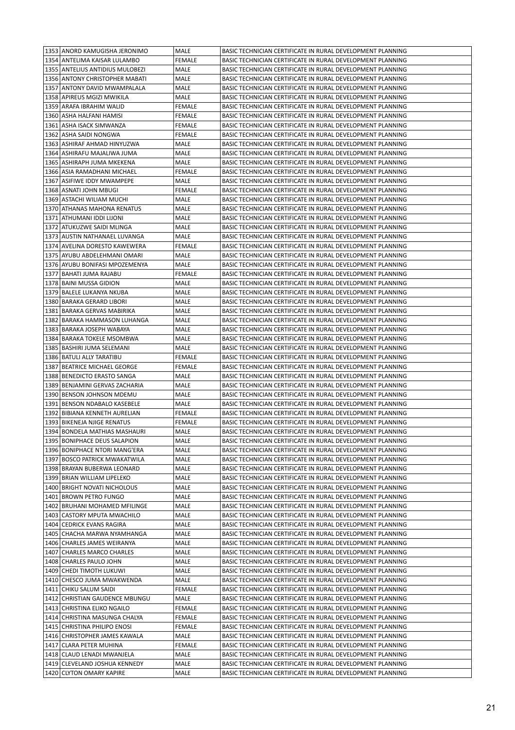| | | | |
|---|---|---|---|
| 1353 | ANORD KAMUGISHA JERONIMO | MALE | BASIC TECHNICIAN CERTIFICATE IN RURAL DEVELOPMENT PLANNING |
| 1354 | ANTELIMA KAISAR LULAMBO | FEMALE | BASIC TECHNICIAN CERTIFICATE IN RURAL DEVELOPMENT PLANNING |
| 1355 | ANTELIUS ANTIDIUS MULOBEZI | MALE | BASIC TECHNICIAN CERTIFICATE IN RURAL DEVELOPMENT PLANNING |
| 1356 | ANTONY CHRISTOPHER MABATI | MALE | BASIC TECHNICIAN CERTIFICATE IN RURAL DEVELOPMENT PLANNING |
| 1357 | ANTONY DAVID MWAMPALALA | MALE | BASIC TECHNICIAN CERTIFICATE IN RURAL DEVELOPMENT PLANNING |
| 1358 | APIREUS MGIZI MWIKILA | MALE | BASIC TECHNICIAN CERTIFICATE IN RURAL DEVELOPMENT PLANNING |
| 1359 | ARAFA IBRAHIM WALID | FEMALE | BASIC TECHNICIAN CERTIFICATE IN RURAL DEVELOPMENT PLANNING |
| 1360 | ASHA HALFANI HAMISI | FEMALE | BASIC TECHNICIAN CERTIFICATE IN RURAL DEVELOPMENT PLANNING |
| 1361 | ASHA ISACK SIMWANZA | FEMALE | BASIC TECHNICIAN CERTIFICATE IN RURAL DEVELOPMENT PLANNING |
| 1362 | ASHA SAIDI NONGWA | FEMALE | BASIC TECHNICIAN CERTIFICATE IN RURAL DEVELOPMENT PLANNING |
| 1363 | ASHIRAF AHMAD HINYUZWA | MALE | BASIC TECHNICIAN CERTIFICATE IN RURAL DEVELOPMENT PLANNING |
| 1364 | ASHIRAFU MAJALIWA JUMA | MALE | BASIC TECHNICIAN CERTIFICATE IN RURAL DEVELOPMENT PLANNING |
| 1365 | ASHIRAPH JUMA MKEKENA | MALE | BASIC TECHNICIAN CERTIFICATE IN RURAL DEVELOPMENT PLANNING |
| 1366 | ASIA RAMADHANI MICHAEL | FEMALE | BASIC TECHNICIAN CERTIFICATE IN RURAL DEVELOPMENT PLANNING |
| 1367 | ASIFIWE IDDY MWAMPEPE | MALE | BASIC TECHNICIAN CERTIFICATE IN RURAL DEVELOPMENT PLANNING |
| 1368 | ASNATI JOHN MBUGI | FEMALE | BASIC TECHNICIAN CERTIFICATE IN RURAL DEVELOPMENT PLANNING |
| 1369 | ASTACHI WILIAM MUCHI | MALE | BASIC TECHNICIAN CERTIFICATE IN RURAL DEVELOPMENT PLANNING |
| 1370 | ATHANAS MAHONA RENATUS | MALE | BASIC TECHNICIAN CERTIFICATE IN RURAL DEVELOPMENT PLANNING |
| 1371 | ATHUMANI IDDI LIJONI | MALE | BASIC TECHNICIAN CERTIFICATE IN RURAL DEVELOPMENT PLANNING |
| 1372 | ATUKUZWE SAIDI MLINGA | MALE | BASIC TECHNICIAN CERTIFICATE IN RURAL DEVELOPMENT PLANNING |
| 1373 | AUSTIN NATHANAEL LUVANGA | MALE | BASIC TECHNICIAN CERTIFICATE IN RURAL DEVELOPMENT PLANNING |
| 1374 | AVELINA DORESTO KAWEWERA | FEMALE | BASIC TECHNICIAN CERTIFICATE IN RURAL DEVELOPMENT PLANNING |
| 1375 | AYUBU ABDELEHMANI OMARI | MALE | BASIC TECHNICIAN CERTIFICATE IN RURAL DEVELOPMENT PLANNING |
| 1376 | AYUBU BONIFASI MPOZEMENYA | MALE | BASIC TECHNICIAN CERTIFICATE IN RURAL DEVELOPMENT PLANNING |
| 1377 | BAHATI JUMA RAJABU | FEMALE | BASIC TECHNICIAN CERTIFICATE IN RURAL DEVELOPMENT PLANNING |
| 1378 | BAINI MUSSA GIDION | MALE | BASIC TECHNICIAN CERTIFICATE IN RURAL DEVELOPMENT PLANNING |
| 1379 | BALELE LUKANYA NKUBA | MALE | BASIC TECHNICIAN CERTIFICATE IN RURAL DEVELOPMENT PLANNING |
| 1380 | BARAKA GERARD LIBORI | MALE | BASIC TECHNICIAN CERTIFICATE IN RURAL DEVELOPMENT PLANNING |
| 1381 | BARAKA GERVAS MABIRIKA | MALE | BASIC TECHNICIAN CERTIFICATE IN RURAL DEVELOPMENT PLANNING |
| 1382 | BARAKA HAMMASON LUHANGA | MALE | BASIC TECHNICIAN CERTIFICATE IN RURAL DEVELOPMENT PLANNING |
| 1383 | BARAKA JOSEPH WABAYA | MALE | BASIC TECHNICIAN CERTIFICATE IN RURAL DEVELOPMENT PLANNING |
| 1384 | BARAKA TOKELE MSOMBWA | MALE | BASIC TECHNICIAN CERTIFICATE IN RURAL DEVELOPMENT PLANNING |
| 1385 | BASHIRI JUMA SELEMANI | MALE | BASIC TECHNICIAN CERTIFICATE IN RURAL DEVELOPMENT PLANNING |
| 1386 | BATULI ALLY TARATIBU | FEMALE | BASIC TECHNICIAN CERTIFICATE IN RURAL DEVELOPMENT PLANNING |
| 1387 | BEATRICE MICHAEL GEORGE | FEMALE | BASIC TECHNICIAN CERTIFICATE IN RURAL DEVELOPMENT PLANNING |
| 1388 | BENEDICTO ERASTO SANGA | MALE | BASIC TECHNICIAN CERTIFICATE IN RURAL DEVELOPMENT PLANNING |
| 1389 | BENJAMINI GERVAS ZACHARIA | MALE | BASIC TECHNICIAN CERTIFICATE IN RURAL DEVELOPMENT PLANNING |
| 1390 | BENSON JOHNSON MDEMU | MALE | BASIC TECHNICIAN CERTIFICATE IN RURAL DEVELOPMENT PLANNING |
| 1391 | BENSON NDABALO KASEBELE | MALE | BASIC TECHNICIAN CERTIFICATE IN RURAL DEVELOPMENT PLANNING |
| 1392 | BIBIANA KENNETH AURELIAN | FEMALE | BASIC TECHNICIAN CERTIFICATE IN RURAL DEVELOPMENT PLANNING |
| 1393 | BIKENEJA NJIGE RENATUS | FEMALE | BASIC TECHNICIAN CERTIFICATE IN RURAL DEVELOPMENT PLANNING |
| 1394 | BONDELA MATHIAS MASHAURI | MALE | BASIC TECHNICIAN CERTIFICATE IN RURAL DEVELOPMENT PLANNING |
| 1395 | BONIPHACE DEUS SALAPION | MALE | BASIC TECHNICIAN CERTIFICATE IN RURAL DEVELOPMENT PLANNING |
| 1396 | BONIPHACE NTORI MANG'ERA | MALE | BASIC TECHNICIAN CERTIFICATE IN RURAL DEVELOPMENT PLANNING |
| 1397 | BOSCO PATRICK MWAKATWILA | MALE | BASIC TECHNICIAN CERTIFICATE IN RURAL DEVELOPMENT PLANNING |
| 1398 | BRAYAN BUBERWA LEONARD | MALE | BASIC TECHNICIAN CERTIFICATE IN RURAL DEVELOPMENT PLANNING |
| 1399 | BRIAN WILLIAM LIPELEKO | MALE | BASIC TECHNICIAN CERTIFICATE IN RURAL DEVELOPMENT PLANNING |
| 1400 | BRIGHT NOVATI NICHOLOUS | MALE | BASIC TECHNICIAN CERTIFICATE IN RURAL DEVELOPMENT PLANNING |
| 1401 | BROWN PETRO FUNGO | MALE | BASIC TECHNICIAN CERTIFICATE IN RURAL DEVELOPMENT PLANNING |
| 1402 | BRUHANI MOHAMED MFILINGE | MALE | BASIC TECHNICIAN CERTIFICATE IN RURAL DEVELOPMENT PLANNING |
| 1403 | CASTORY MPUTA MWACHILO | MALE | BASIC TECHNICIAN CERTIFICATE IN RURAL DEVELOPMENT PLANNING |
| 1404 | CEDRICK EVANS RAGIRA | MALE | BASIC TECHNICIAN CERTIFICATE IN RURAL DEVELOPMENT PLANNING |
| 1405 | CHACHA MARWA NYAMHANGA | MALE | BASIC TECHNICIAN CERTIFICATE IN RURAL DEVELOPMENT PLANNING |
| 1406 | CHARLES JAMES WEIRANYA | MALE | BASIC TECHNICIAN CERTIFICATE IN RURAL DEVELOPMENT PLANNING |
| 1407 | CHARLES MARCO CHARLES | MALE | BASIC TECHNICIAN CERTIFICATE IN RURAL DEVELOPMENT PLANNING |
| 1408 | CHARLES PAULO JOHN | MALE | BASIC TECHNICIAN CERTIFICATE IN RURAL DEVELOPMENT PLANNING |
| 1409 | CHEDI TIMOTH LUKUWI | MALE | BASIC TECHNICIAN CERTIFICATE IN RURAL DEVELOPMENT PLANNING |
| 1410 | CHESCO JUMA MWAKWENDA | MALE | BASIC TECHNICIAN CERTIFICATE IN RURAL DEVELOPMENT PLANNING |
| 1411 | CHIKU SALUM SAIDI | FEMALE | BASIC TECHNICIAN CERTIFICATE IN RURAL DEVELOPMENT PLANNING |
| 1412 | CHRISTIAN GAUDENCE MBUNGU | MALE | BASIC TECHNICIAN CERTIFICATE IN RURAL DEVELOPMENT PLANNING |
| 1413 | CHRISTINA ELIKO NGAILO | FEMALE | BASIC TECHNICIAN CERTIFICATE IN RURAL DEVELOPMENT PLANNING |
| 1414 | CHRISTINA MASUNGA CHALYA | FEMALE | BASIC TECHNICIAN CERTIFICATE IN RURAL DEVELOPMENT PLANNING |
| 1415 | CHRISTINA PHILIPO ENOSI | FEMALE | BASIC TECHNICIAN CERTIFICATE IN RURAL DEVELOPMENT PLANNING |
| 1416 | CHRISTOPHER JAMES KAWALA | MALE | BASIC TECHNICIAN CERTIFICATE IN RURAL DEVELOPMENT PLANNING |
| 1417 | CLARA PETER MUHINA | FEMALE | BASIC TECHNICIAN CERTIFICATE IN RURAL DEVELOPMENT PLANNING |
| 1418 | CLAUD LENADI MWANJELA | MALE | BASIC TECHNICIAN CERTIFICATE IN RURAL DEVELOPMENT PLANNING |
| 1419 | CLEVELAND JOSHUA KENNEDY | MALE | BASIC TECHNICIAN CERTIFICATE IN RURAL DEVELOPMENT PLANNING |
| 1420 | CLYTON OMARY KAPIRE | MALE | BASIC TECHNICIAN CERTIFICATE IN RURAL DEVELOPMENT PLANNING |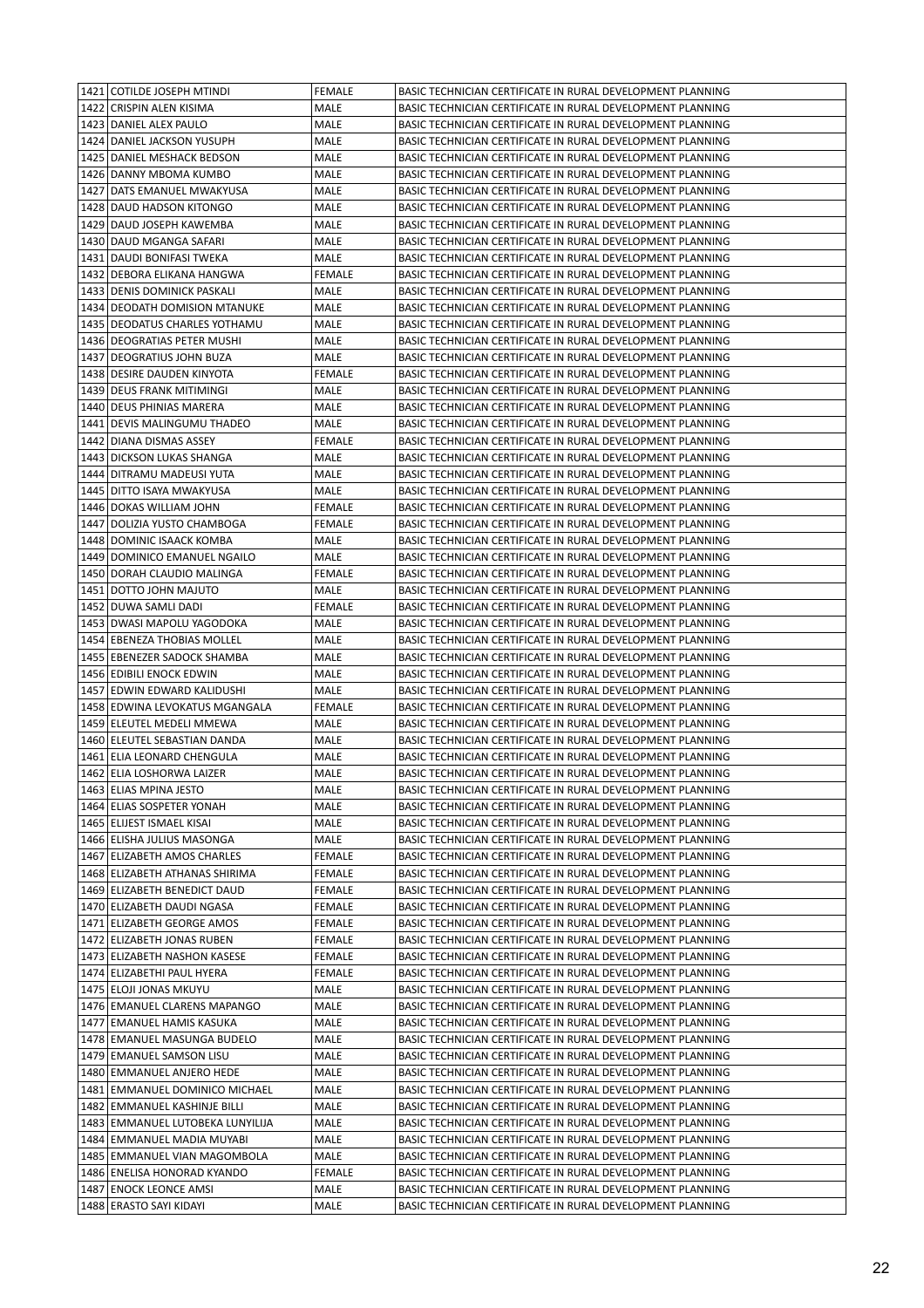| | | | |
|---|---|---|---|
| 1421 | COTILDE JOSEPH MTINDI | FEMALE | BASIC TECHNICIAN CERTIFICATE IN RURAL DEVELOPMENT PLANNING |
| 1422 | CRISPIN ALEN KISIMA | MALE | BASIC TECHNICIAN CERTIFICATE IN RURAL DEVELOPMENT PLANNING |
| 1423 | DANIEL ALEX PAULO | MALE | BASIC TECHNICIAN CERTIFICATE IN RURAL DEVELOPMENT PLANNING |
| 1424 | DANIEL JACKSON YUSUPH | MALE | BASIC TECHNICIAN CERTIFICATE IN RURAL DEVELOPMENT PLANNING |
| 1425 | DANIEL MESHACK BEDSON | MALE | BASIC TECHNICIAN CERTIFICATE IN RURAL DEVELOPMENT PLANNING |
| 1426 | DANNY MBOMA KUMBO | MALE | BASIC TECHNICIAN CERTIFICATE IN RURAL DEVELOPMENT PLANNING |
| 1427 | DATS EMANUEL MWAKYUSA | MALE | BASIC TECHNICIAN CERTIFICATE IN RURAL DEVELOPMENT PLANNING |
| 1428 | DAUD HADSON KITONGO | MALE | BASIC TECHNICIAN CERTIFICATE IN RURAL DEVELOPMENT PLANNING |
| 1429 | DAUD JOSEPH KAWEMBA | MALE | BASIC TECHNICIAN CERTIFICATE IN RURAL DEVELOPMENT PLANNING |
| 1430 | DAUD MGANGA SAFARI | MALE | BASIC TECHNICIAN CERTIFICATE IN RURAL DEVELOPMENT PLANNING |
| 1431 | DAUDI BONIFASI TWEKA | MALE | BASIC TECHNICIAN CERTIFICATE IN RURAL DEVELOPMENT PLANNING |
| 1432 | DEBORA ELIKANA HANGWA | FEMALE | BASIC TECHNICIAN CERTIFICATE IN RURAL DEVELOPMENT PLANNING |
| 1433 | DENIS DOMINICK PASKALI | MALE | BASIC TECHNICIAN CERTIFICATE IN RURAL DEVELOPMENT PLANNING |
| 1434 | DEODATH DOMISION MTANUKE | MALE | BASIC TECHNICIAN CERTIFICATE IN RURAL DEVELOPMENT PLANNING |
| 1435 | DEODATUS CHARLES YOTHAMU | MALE | BASIC TECHNICIAN CERTIFICATE IN RURAL DEVELOPMENT PLANNING |
| 1436 | DEOGRATIAS PETER MUSHI | MALE | BASIC TECHNICIAN CERTIFICATE IN RURAL DEVELOPMENT PLANNING |
| 1437 | DEOGRATIUS JOHN BUZA | MALE | BASIC TECHNICIAN CERTIFICATE IN RURAL DEVELOPMENT PLANNING |
| 1438 | DESIRE DAUDEN KINYOTA | FEMALE | BASIC TECHNICIAN CERTIFICATE IN RURAL DEVELOPMENT PLANNING |
| 1439 | DEUS FRANK MITIMINGI | MALE | BASIC TECHNICIAN CERTIFICATE IN RURAL DEVELOPMENT PLANNING |
| 1440 | DEUS PHINIAS MARERA | MALE | BASIC TECHNICIAN CERTIFICATE IN RURAL DEVELOPMENT PLANNING |
| 1441 | DEVIS MALINGUMU THADEO | MALE | BASIC TECHNICIAN CERTIFICATE IN RURAL DEVELOPMENT PLANNING |
| 1442 | DIANA DISMAS ASSEY | FEMALE | BASIC TECHNICIAN CERTIFICATE IN RURAL DEVELOPMENT PLANNING |
| 1443 | DICKSON LUKAS SHANGA | MALE | BASIC TECHNICIAN CERTIFICATE IN RURAL DEVELOPMENT PLANNING |
| 1444 | DITRAMU MADEUSI YUTA | MALE | BASIC TECHNICIAN CERTIFICATE IN RURAL DEVELOPMENT PLANNING |
| 1445 | DITTO ISAYA MWAKYUSA | MALE | BASIC TECHNICIAN CERTIFICATE IN RURAL DEVELOPMENT PLANNING |
| 1446 | DOKAS WILLIAM JOHN | FEMALE | BASIC TECHNICIAN CERTIFICATE IN RURAL DEVELOPMENT PLANNING |
| 1447 | DOLIZIA YUSTO CHAMBOGA | FEMALE | BASIC TECHNICIAN CERTIFICATE IN RURAL DEVELOPMENT PLANNING |
| 1448 | DOMINIC ISAACK KOMBA | MALE | BASIC TECHNICIAN CERTIFICATE IN RURAL DEVELOPMENT PLANNING |
| 1449 | DOMINICO EMANUEL NGAILO | MALE | BASIC TECHNICIAN CERTIFICATE IN RURAL DEVELOPMENT PLANNING |
| 1450 | DORAH CLAUDIO MALINGA | FEMALE | BASIC TECHNICIAN CERTIFICATE IN RURAL DEVELOPMENT PLANNING |
| 1451 | DOTTO JOHN MAJUTO | MALE | BASIC TECHNICIAN CERTIFICATE IN RURAL DEVELOPMENT PLANNING |
| 1452 | DUWA SAMLI DADI | FEMALE | BASIC TECHNICIAN CERTIFICATE IN RURAL DEVELOPMENT PLANNING |
| 1453 | DWASI MAPOLU YAGODOKA | MALE | BASIC TECHNICIAN CERTIFICATE IN RURAL DEVELOPMENT PLANNING |
| 1454 | EBENEZA THOBIAS MOLLEL | MALE | BASIC TECHNICIAN CERTIFICATE IN RURAL DEVELOPMENT PLANNING |
| 1455 | EBENEZER SADOCK SHAMBA | MALE | BASIC TECHNICIAN CERTIFICATE IN RURAL DEVELOPMENT PLANNING |
| 1456 | EDIBILI ENOCK EDWIN | MALE | BASIC TECHNICIAN CERTIFICATE IN RURAL DEVELOPMENT PLANNING |
| 1457 | EDWIN EDWARD KALIDUSHI | MALE | BASIC TECHNICIAN CERTIFICATE IN RURAL DEVELOPMENT PLANNING |
| 1458 | EDWINA LEVOKATUS MGANGALA | FEMALE | BASIC TECHNICIAN CERTIFICATE IN RURAL DEVELOPMENT PLANNING |
| 1459 | ELEUTEL MEDELI MMEWA | MALE | BASIC TECHNICIAN CERTIFICATE IN RURAL DEVELOPMENT PLANNING |
| 1460 | ELEUTEL SEBASTIAN DANDA | MALE | BASIC TECHNICIAN CERTIFICATE IN RURAL DEVELOPMENT PLANNING |
| 1461 | ELIA LEONARD CHENGULA | MALE | BASIC TECHNICIAN CERTIFICATE IN RURAL DEVELOPMENT PLANNING |
| 1462 | ELIA LOSHORWA LAIZER | MALE | BASIC TECHNICIAN CERTIFICATE IN RURAL DEVELOPMENT PLANNING |
| 1463 | ELIAS MPINA JESTO | MALE | BASIC TECHNICIAN CERTIFICATE IN RURAL DEVELOPMENT PLANNING |
| 1464 | ELIAS SOSPETER YONAH | MALE | BASIC TECHNICIAN CERTIFICATE IN RURAL DEVELOPMENT PLANNING |
| 1465 | ELIJEST ISMAEL KISAI | MALE | BASIC TECHNICIAN CERTIFICATE IN RURAL DEVELOPMENT PLANNING |
| 1466 | ELISHA JULIUS MASONGA | MALE | BASIC TECHNICIAN CERTIFICATE IN RURAL DEVELOPMENT PLANNING |
| 1467 | ELIZABETH AMOS CHARLES | FEMALE | BASIC TECHNICIAN CERTIFICATE IN RURAL DEVELOPMENT PLANNING |
| 1468 | ELIZABETH ATHANAS SHIRIMA | FEMALE | BASIC TECHNICIAN CERTIFICATE IN RURAL DEVELOPMENT PLANNING |
| 1469 | ELIZABETH BENEDICT DAUD | FEMALE | BASIC TECHNICIAN CERTIFICATE IN RURAL DEVELOPMENT PLANNING |
| 1470 | ELIZABETH DAUDI NGASA | FEMALE | BASIC TECHNICIAN CERTIFICATE IN RURAL DEVELOPMENT PLANNING |
| 1471 | ELIZABETH GEORGE AMOS | FEMALE | BASIC TECHNICIAN CERTIFICATE IN RURAL DEVELOPMENT PLANNING |
| 1472 | ELIZABETH JONAS RUBEN | FEMALE | BASIC TECHNICIAN CERTIFICATE IN RURAL DEVELOPMENT PLANNING |
| 1473 | ELIZABETH NASHON KASESE | FEMALE | BASIC TECHNICIAN CERTIFICATE IN RURAL DEVELOPMENT PLANNING |
| 1474 | ELIZABETHI PAUL HYERA | FEMALE | BASIC TECHNICIAN CERTIFICATE IN RURAL DEVELOPMENT PLANNING |
| 1475 | ELOJI JONAS MKUYU | MALE | BASIC TECHNICIAN CERTIFICATE IN RURAL DEVELOPMENT PLANNING |
| 1476 | EMANUEL CLARENS MAPANGO | MALE | BASIC TECHNICIAN CERTIFICATE IN RURAL DEVELOPMENT PLANNING |
| 1477 | EMANUEL HAMIS KASUKA | MALE | BASIC TECHNICIAN CERTIFICATE IN RURAL DEVELOPMENT PLANNING |
| 1478 | EMANUEL MASUNGA BUDELO | MALE | BASIC TECHNICIAN CERTIFICATE IN RURAL DEVELOPMENT PLANNING |
| 1479 | EMANUEL SAMSON LISU | MALE | BASIC TECHNICIAN CERTIFICATE IN RURAL DEVELOPMENT PLANNING |
| 1480 | EMMANUEL ANJERO HEDE | MALE | BASIC TECHNICIAN CERTIFICATE IN RURAL DEVELOPMENT PLANNING |
| 1481 | EMMANUEL DOMINICO MICHAEL | MALE | BASIC TECHNICIAN CERTIFICATE IN RURAL DEVELOPMENT PLANNING |
| 1482 | EMMANUEL KASHINJE BILLI | MALE | BASIC TECHNICIAN CERTIFICATE IN RURAL DEVELOPMENT PLANNING |
| 1483 | EMMANUEL LUTOBEKA LUNYILIJA | MALE | BASIC TECHNICIAN CERTIFICATE IN RURAL DEVELOPMENT PLANNING |
| 1484 | EMMANUEL MADIA MUYABI | MALE | BASIC TECHNICIAN CERTIFICATE IN RURAL DEVELOPMENT PLANNING |
| 1485 | EMMANUEL VIAN MAGOMBOLA | MALE | BASIC TECHNICIAN CERTIFICATE IN RURAL DEVELOPMENT PLANNING |
| 1486 | ENELISA HONORAD KYANDO | FEMALE | BASIC TECHNICIAN CERTIFICATE IN RURAL DEVELOPMENT PLANNING |
| 1487 | ENOCK LEONCE AMSI | MALE | BASIC TECHNICIAN CERTIFICATE IN RURAL DEVELOPMENT PLANNING |
| 1488 | ERASTO SAYI KIDAYI | MALE | BASIC TECHNICIAN CERTIFICATE IN RURAL DEVELOPMENT PLANNING |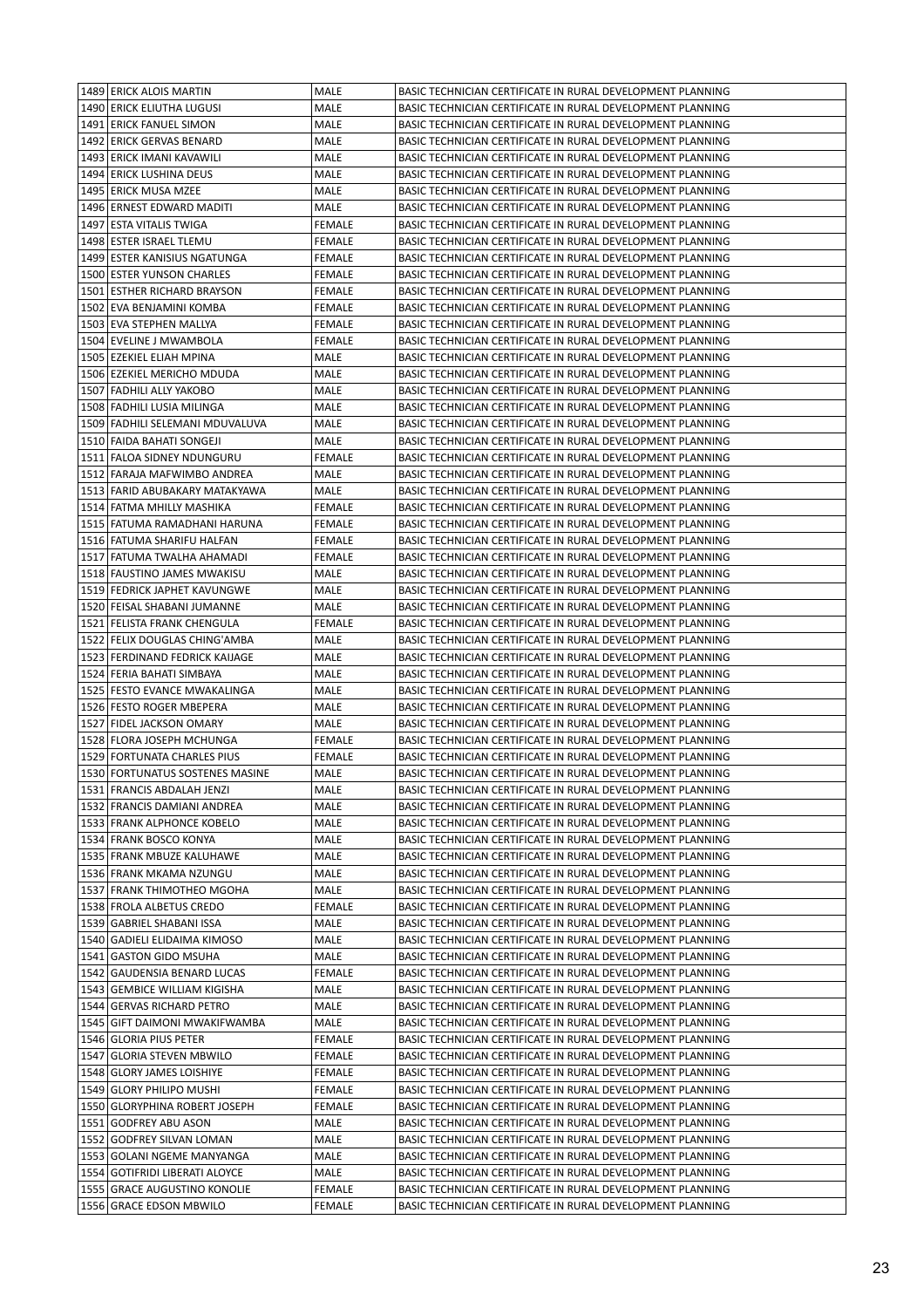| | | | |
|---|---|---|---|
| 1489 | ERICK ALOIS MARTIN | MALE | BASIC TECHNICIAN CERTIFICATE IN RURAL DEVELOPMENT PLANNING |
| 1490 | ERICK ELIUTHA LUGUSI | MALE | BASIC TECHNICIAN CERTIFICATE IN RURAL DEVELOPMENT PLANNING |
| 1491 | ERICK FANUEL SIMON | MALE | BASIC TECHNICIAN CERTIFICATE IN RURAL DEVELOPMENT PLANNING |
| 1492 | ERICK GERVAS BENARD | MALE | BASIC TECHNICIAN CERTIFICATE IN RURAL DEVELOPMENT PLANNING |
| 1493 | ERICK IMANI KAVAWILI | MALE | BASIC TECHNICIAN CERTIFICATE IN RURAL DEVELOPMENT PLANNING |
| 1494 | ERICK LUSHINA DEUS | MALE | BASIC TECHNICIAN CERTIFICATE IN RURAL DEVELOPMENT PLANNING |
| 1495 | ERICK MUSA MZEE | MALE | BASIC TECHNICIAN CERTIFICATE IN RURAL DEVELOPMENT PLANNING |
| 1496 | ERNEST EDWARD MADITI | MALE | BASIC TECHNICIAN CERTIFICATE IN RURAL DEVELOPMENT PLANNING |
| 1497 | ESTA VITALIS TWIGA | FEMALE | BASIC TECHNICIAN CERTIFICATE IN RURAL DEVELOPMENT PLANNING |
| 1498 | ESTER ISRAEL TLEMU | FEMALE | BASIC TECHNICIAN CERTIFICATE IN RURAL DEVELOPMENT PLANNING |
| 1499 | ESTER KANISIUS NGATUNGA | FEMALE | BASIC TECHNICIAN CERTIFICATE IN RURAL DEVELOPMENT PLANNING |
| 1500 | ESTER YUNSON CHARLES | FEMALE | BASIC TECHNICIAN CERTIFICATE IN RURAL DEVELOPMENT PLANNING |
| 1501 | ESTHER RICHARD BRAYSON | FEMALE | BASIC TECHNICIAN CERTIFICATE IN RURAL DEVELOPMENT PLANNING |
| 1502 | EVA BENJAMINI KOMBA | FEMALE | BASIC TECHNICIAN CERTIFICATE IN RURAL DEVELOPMENT PLANNING |
| 1503 | EVA STEPHEN MALLYA | FEMALE | BASIC TECHNICIAN CERTIFICATE IN RURAL DEVELOPMENT PLANNING |
| 1504 | EVELINE J MWAMBOLA | FEMALE | BASIC TECHNICIAN CERTIFICATE IN RURAL DEVELOPMENT PLANNING |
| 1505 | EZEKIEL ELIAH MPINA | MALE | BASIC TECHNICIAN CERTIFICATE IN RURAL DEVELOPMENT PLANNING |
| 1506 | EZEKIEL MERICHO MDUDA | MALE | BASIC TECHNICIAN CERTIFICATE IN RURAL DEVELOPMENT PLANNING |
| 1507 | FADHILI ALLY YAKOBO | MALE | BASIC TECHNICIAN CERTIFICATE IN RURAL DEVELOPMENT PLANNING |
| 1508 | FADHILI LUSIA MILINGA | MALE | BASIC TECHNICIAN CERTIFICATE IN RURAL DEVELOPMENT PLANNING |
| 1509 | FADHILI SELEMANI MDUVALUVA | MALE | BASIC TECHNICIAN CERTIFICATE IN RURAL DEVELOPMENT PLANNING |
| 1510 | FAIDA BAHATI SONGEJI | MALE | BASIC TECHNICIAN CERTIFICATE IN RURAL DEVELOPMENT PLANNING |
| 1511 | FALOA SIDNEY NDUNGURU | FEMALE | BASIC TECHNICIAN CERTIFICATE IN RURAL DEVELOPMENT PLANNING |
| 1512 | FARAJA MAFWIMBO ANDREA | MALE | BASIC TECHNICIAN CERTIFICATE IN RURAL DEVELOPMENT PLANNING |
| 1513 | FARID ABUBAKARY MATAKYAWA | MALE | BASIC TECHNICIAN CERTIFICATE IN RURAL DEVELOPMENT PLANNING |
| 1514 | FATMA MHILLY MASHIKA | FEMALE | BASIC TECHNICIAN CERTIFICATE IN RURAL DEVELOPMENT PLANNING |
| 1515 | FATUMA RAMADHANI HARUNA | FEMALE | BASIC TECHNICIAN CERTIFICATE IN RURAL DEVELOPMENT PLANNING |
| 1516 | FATUMA SHARIFU HALFAN | FEMALE | BASIC TECHNICIAN CERTIFICATE IN RURAL DEVELOPMENT PLANNING |
| 1517 | FATUMA TWALHA AHAMADI | FEMALE | BASIC TECHNICIAN CERTIFICATE IN RURAL DEVELOPMENT PLANNING |
| 1518 | FAUSTINO JAMES MWAKISU | MALE | BASIC TECHNICIAN CERTIFICATE IN RURAL DEVELOPMENT PLANNING |
| 1519 | FEDRICK JAPHET KAVUNGWE | MALE | BASIC TECHNICIAN CERTIFICATE IN RURAL DEVELOPMENT PLANNING |
| 1520 | FEISAL SHABANI JUMANNE | MALE | BASIC TECHNICIAN CERTIFICATE IN RURAL DEVELOPMENT PLANNING |
| 1521 | FELISTA FRANK CHENGULA | FEMALE | BASIC TECHNICIAN CERTIFICATE IN RURAL DEVELOPMENT PLANNING |
| 1522 | FELIX DOUGLAS CHING'AMBA | MALE | BASIC TECHNICIAN CERTIFICATE IN RURAL DEVELOPMENT PLANNING |
| 1523 | FERDINAND FEDRICK KAIJAGE | MALE | BASIC TECHNICIAN CERTIFICATE IN RURAL DEVELOPMENT PLANNING |
| 1524 | FERIA BAHATI SIMBAYA | MALE | BASIC TECHNICIAN CERTIFICATE IN RURAL DEVELOPMENT PLANNING |
| 1525 | FESTO EVANCE MWAKALINGA | MALE | BASIC TECHNICIAN CERTIFICATE IN RURAL DEVELOPMENT PLANNING |
| 1526 | FESTO ROGER MBEPERA | MALE | BASIC TECHNICIAN CERTIFICATE IN RURAL DEVELOPMENT PLANNING |
| 1527 | FIDEL JACKSON OMARY | MALE | BASIC TECHNICIAN CERTIFICATE IN RURAL DEVELOPMENT PLANNING |
| 1528 | FLORA JOSEPH MCHUNGA | FEMALE | BASIC TECHNICIAN CERTIFICATE IN RURAL DEVELOPMENT PLANNING |
| 1529 | FORTUNATA CHARLES PIUS | FEMALE | BASIC TECHNICIAN CERTIFICATE IN RURAL DEVELOPMENT PLANNING |
| 1530 | FORTUNATUS SOSTENES MASINE | MALE | BASIC TECHNICIAN CERTIFICATE IN RURAL DEVELOPMENT PLANNING |
| 1531 | FRANCIS ABDALAH JENZI | MALE | BASIC TECHNICIAN CERTIFICATE IN RURAL DEVELOPMENT PLANNING |
| 1532 | FRANCIS DAMIANI ANDREA | MALE | BASIC TECHNICIAN CERTIFICATE IN RURAL DEVELOPMENT PLANNING |
| 1533 | FRANK ALPHONCE KOBELO | MALE | BASIC TECHNICIAN CERTIFICATE IN RURAL DEVELOPMENT PLANNING |
| 1534 | FRANK BOSCO KONYA | MALE | BASIC TECHNICIAN CERTIFICATE IN RURAL DEVELOPMENT PLANNING |
| 1535 | FRANK MBUZE KALUHAWE | MALE | BASIC TECHNICIAN CERTIFICATE IN RURAL DEVELOPMENT PLANNING |
| 1536 | FRANK MKAMA NZUNGU | MALE | BASIC TECHNICIAN CERTIFICATE IN RURAL DEVELOPMENT PLANNING |
| 1537 | FRANK THIMOTHEO MGOHA | MALE | BASIC TECHNICIAN CERTIFICATE IN RURAL DEVELOPMENT PLANNING |
| 1538 | FROLA ALBETUS CREDO | FEMALE | BASIC TECHNICIAN CERTIFICATE IN RURAL DEVELOPMENT PLANNING |
| 1539 | GABRIEL SHABANI ISSA | MALE | BASIC TECHNICIAN CERTIFICATE IN RURAL DEVELOPMENT PLANNING |
| 1540 | GADIELI ELIDAIMA KIMOSO | MALE | BASIC TECHNICIAN CERTIFICATE IN RURAL DEVELOPMENT PLANNING |
| 1541 | GASTON GIDO MSUHA | MALE | BASIC TECHNICIAN CERTIFICATE IN RURAL DEVELOPMENT PLANNING |
| 1542 | GAUDENSIA BENARD LUCAS | FEMALE | BASIC TECHNICIAN CERTIFICATE IN RURAL DEVELOPMENT PLANNING |
| 1543 | GEMBICE WILLIAM KIGISHA | MALE | BASIC TECHNICIAN CERTIFICATE IN RURAL DEVELOPMENT PLANNING |
| 1544 | GERVAS RICHARD PETRO | MALE | BASIC TECHNICIAN CERTIFICATE IN RURAL DEVELOPMENT PLANNING |
| 1545 | GIFT DAIMONI MWAKIFWAMBA | MALE | BASIC TECHNICIAN CERTIFICATE IN RURAL DEVELOPMENT PLANNING |
| 1546 | GLORIA PIUS PETER | FEMALE | BASIC TECHNICIAN CERTIFICATE IN RURAL DEVELOPMENT PLANNING |
| 1547 | GLORIA STEVEN MBWILO | FEMALE | BASIC TECHNICIAN CERTIFICATE IN RURAL DEVELOPMENT PLANNING |
| 1548 | GLORY JAMES LOISHIYE | FEMALE | BASIC TECHNICIAN CERTIFICATE IN RURAL DEVELOPMENT PLANNING |
| 1549 | GLORY PHILIPO MUSHI | FEMALE | BASIC TECHNICIAN CERTIFICATE IN RURAL DEVELOPMENT PLANNING |
| 1550 | GLORYPHINA ROBERT JOSEPH | FEMALE | BASIC TECHNICIAN CERTIFICATE IN RURAL DEVELOPMENT PLANNING |
| 1551 | GODFREY ABU ASON | MALE | BASIC TECHNICIAN CERTIFICATE IN RURAL DEVELOPMENT PLANNING |
| 1552 | GODFREY SILVAN LOMAN | MALE | BASIC TECHNICIAN CERTIFICATE IN RURAL DEVELOPMENT PLANNING |
| 1553 | GOLANI NGEME MANYANGA | MALE | BASIC TECHNICIAN CERTIFICATE IN RURAL DEVELOPMENT PLANNING |
| 1554 | GOTIFRIDI LIBERATI ALOYCE | MALE | BASIC TECHNICIAN CERTIFICATE IN RURAL DEVELOPMENT PLANNING |
| 1555 | GRACE AUGUSTINO KONOLIE | FEMALE | BASIC TECHNICIAN CERTIFICATE IN RURAL DEVELOPMENT PLANNING |
| 1556 | GRACE EDSON MBWILO | FEMALE | BASIC TECHNICIAN CERTIFICATE IN RURAL DEVELOPMENT PLANNING |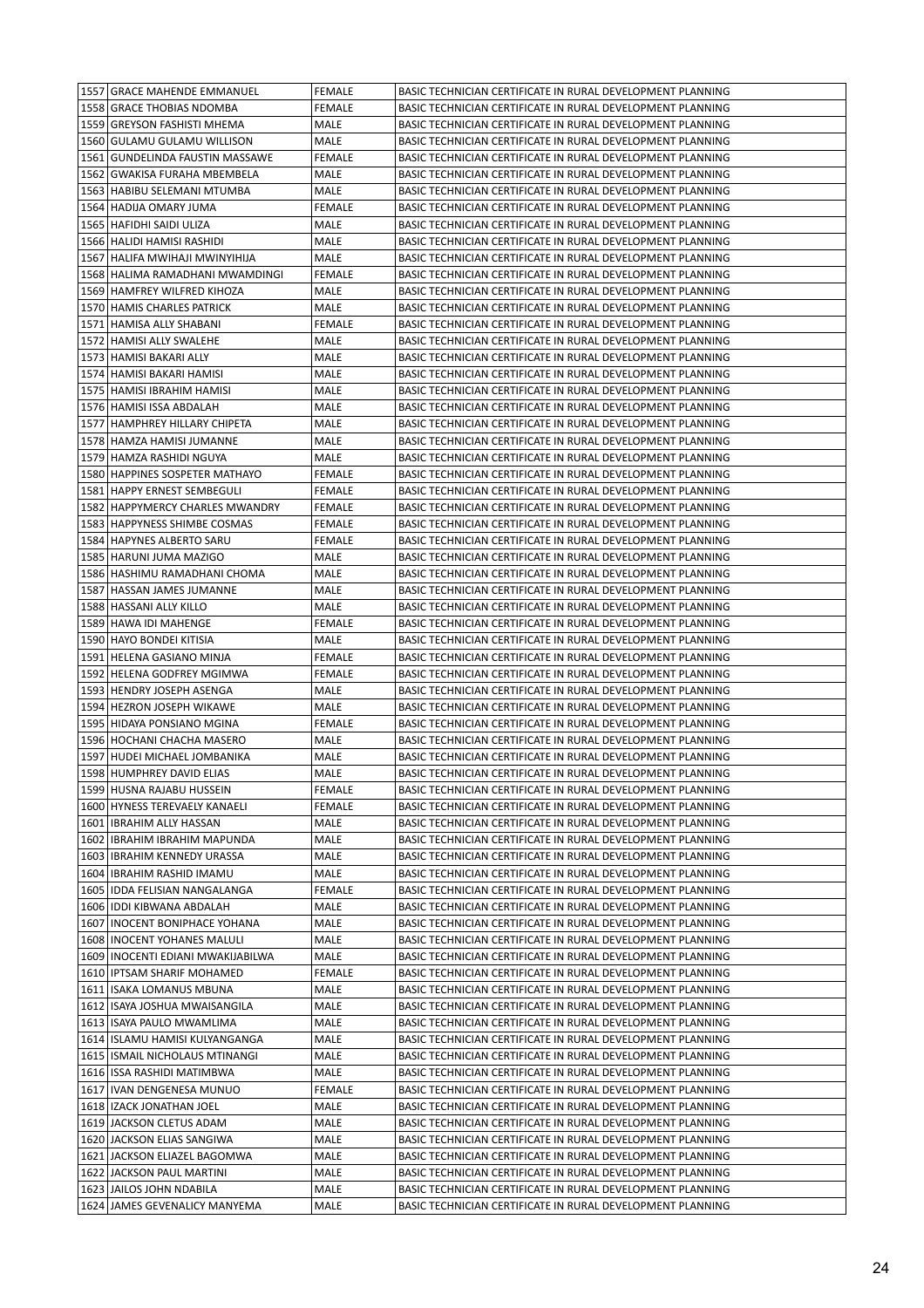| 1557 | GRACE MAHENDE EMMANUEL | FEMALE | BASIC TECHNICIAN CERTIFICATE IN RURAL DEVELOPMENT PLANNING |
|---|---|---|---|
| 1558 | GRACE THOBIAS NDOMBA | FEMALE | BASIC TECHNICIAN CERTIFICATE IN RURAL DEVELOPMENT PLANNING |
| 1559 | GREYSON FASHISTI MHEMA | MALE | BASIC TECHNICIAN CERTIFICATE IN RURAL DEVELOPMENT PLANNING |
| 1560 | GULAMU GULAMU WILLISON | MALE | BASIC TECHNICIAN CERTIFICATE IN RURAL DEVELOPMENT PLANNING |
| 1561 | GUNDELINDA FAUSTIN MASSAWE | FEMALE | BASIC TECHNICIAN CERTIFICATE IN RURAL DEVELOPMENT PLANNING |
| 1562 | GWAKISA FURAHA MBEMBELA | MALE | BASIC TECHNICIAN CERTIFICATE IN RURAL DEVELOPMENT PLANNING |
| 1563 | HABIBU SELEMANI MTUMBA | MALE | BASIC TECHNICIAN CERTIFICATE IN RURAL DEVELOPMENT PLANNING |
| 1564 | HADIJA OMARY JUMA | FEMALE | BASIC TECHNICIAN CERTIFICATE IN RURAL DEVELOPMENT PLANNING |
| 1565 | HAFIDHI SAIDI ULIZA | MALE | BASIC TECHNICIAN CERTIFICATE IN RURAL DEVELOPMENT PLANNING |
| 1566 | HALIDI HAMISI RASHIDI | MALE | BASIC TECHNICIAN CERTIFICATE IN RURAL DEVELOPMENT PLANNING |
| 1567 | HALIFA MWIHAJI MWINYIHIJA | MALE | BASIC TECHNICIAN CERTIFICATE IN RURAL DEVELOPMENT PLANNING |
| 1568 | HALIMA RAMADHANI MWAMDINGI | FEMALE | BASIC TECHNICIAN CERTIFICATE IN RURAL DEVELOPMENT PLANNING |
| 1569 | HAMFREY WILFRED KIHOZA | MALE | BASIC TECHNICIAN CERTIFICATE IN RURAL DEVELOPMENT PLANNING |
| 1570 | HAMIS CHARLES PATRICK | MALE | BASIC TECHNICIAN CERTIFICATE IN RURAL DEVELOPMENT PLANNING |
| 1571 | HAMISA ALLY SHABANI | FEMALE | BASIC TECHNICIAN CERTIFICATE IN RURAL DEVELOPMENT PLANNING |
| 1572 | HAMISI ALLY SWALEHE | MALE | BASIC TECHNICIAN CERTIFICATE IN RURAL DEVELOPMENT PLANNING |
| 1573 | HAMISI BAKARI ALLY | MALE | BASIC TECHNICIAN CERTIFICATE IN RURAL DEVELOPMENT PLANNING |
| 1574 | HAMISI BAKARI HAMISI | MALE | BASIC TECHNICIAN CERTIFICATE IN RURAL DEVELOPMENT PLANNING |
| 1575 | HAMISI IBRAHIM HAMISI | MALE | BASIC TECHNICIAN CERTIFICATE IN RURAL DEVELOPMENT PLANNING |
| 1576 | HAMISI ISSA ABDALAH | MALE | BASIC TECHNICIAN CERTIFICATE IN RURAL DEVELOPMENT PLANNING |
| 1577 | HAMPHREY HILLARY CHIPETA | MALE | BASIC TECHNICIAN CERTIFICATE IN RURAL DEVELOPMENT PLANNING |
| 1578 | HAMZA HAMISI JUMANNE | MALE | BASIC TECHNICIAN CERTIFICATE IN RURAL DEVELOPMENT PLANNING |
| 1579 | HAMZA RASHIDI NGUYA | MALE | BASIC TECHNICIAN CERTIFICATE IN RURAL DEVELOPMENT PLANNING |
| 1580 | HAPPINES SOSPETER MATHAYO | FEMALE | BASIC TECHNICIAN CERTIFICATE IN RURAL DEVELOPMENT PLANNING |
| 1581 | HAPPY ERNEST SEMBEGULI | FEMALE | BASIC TECHNICIAN CERTIFICATE IN RURAL DEVELOPMENT PLANNING |
| 1582 | HAPPYMERCY CHARLES MWANDRY | FEMALE | BASIC TECHNICIAN CERTIFICATE IN RURAL DEVELOPMENT PLANNING |
| 1583 | HAPPYNESS SHIMBE COSMAS | FEMALE | BASIC TECHNICIAN CERTIFICATE IN RURAL DEVELOPMENT PLANNING |
| 1584 | HAPYNES ALBERTO SARU | FEMALE | BASIC TECHNICIAN CERTIFICATE IN RURAL DEVELOPMENT PLANNING |
| 1585 | HARUNI JUMA MAZIGO | MALE | BASIC TECHNICIAN CERTIFICATE IN RURAL DEVELOPMENT PLANNING |
| 1586 | HASHIMU RAMADHANI CHOMA | MALE | BASIC TECHNICIAN CERTIFICATE IN RURAL DEVELOPMENT PLANNING |
| 1587 | HASSAN JAMES JUMANNE | MALE | BASIC TECHNICIAN CERTIFICATE IN RURAL DEVELOPMENT PLANNING |
| 1588 | HASSANI ALLY KILLO | MALE | BASIC TECHNICIAN CERTIFICATE IN RURAL DEVELOPMENT PLANNING |
| 1589 | HAWA IDI MAHENGE | FEMALE | BASIC TECHNICIAN CERTIFICATE IN RURAL DEVELOPMENT PLANNING |
| 1590 | HAYO BONDEI KITISIA | MALE | BASIC TECHNICIAN CERTIFICATE IN RURAL DEVELOPMENT PLANNING |
| 1591 | HELENA GASIANO MINJA | FEMALE | BASIC TECHNICIAN CERTIFICATE IN RURAL DEVELOPMENT PLANNING |
| 1592 | HELENA GODFREY MGIMWA | FEMALE | BASIC TECHNICIAN CERTIFICATE IN RURAL DEVELOPMENT PLANNING |
| 1593 | HENDRY JOSEPH ASENGA | MALE | BASIC TECHNICIAN CERTIFICATE IN RURAL DEVELOPMENT PLANNING |
| 1594 | HEZRON JOSEPH WIKAWE | MALE | BASIC TECHNICIAN CERTIFICATE IN RURAL DEVELOPMENT PLANNING |
| 1595 | HIDAYA PONSIANO MGINA | FEMALE | BASIC TECHNICIAN CERTIFICATE IN RURAL DEVELOPMENT PLANNING |
| 1596 | HOCHANI CHACHA MASERO | MALE | BASIC TECHNICIAN CERTIFICATE IN RURAL DEVELOPMENT PLANNING |
| 1597 | HUDEI MICHAEL JOMBANIKA | MALE | BASIC TECHNICIAN CERTIFICATE IN RURAL DEVELOPMENT PLANNING |
| 1598 | HUMPHREY DAVID ELIAS | MALE | BASIC TECHNICIAN CERTIFICATE IN RURAL DEVELOPMENT PLANNING |
| 1599 | HUSNA RAJABU HUSSEIN | FEMALE | BASIC TECHNICIAN CERTIFICATE IN RURAL DEVELOPMENT PLANNING |
| 1600 | HYNESS TEREVAELY KANAELI | FEMALE | BASIC TECHNICIAN CERTIFICATE IN RURAL DEVELOPMENT PLANNING |
| 1601 | IBRAHIM ALLY HASSAN | MALE | BASIC TECHNICIAN CERTIFICATE IN RURAL DEVELOPMENT PLANNING |
| 1602 | IBRAHIM IBRAHIM MAPUNDA | MALE | BASIC TECHNICIAN CERTIFICATE IN RURAL DEVELOPMENT PLANNING |
| 1603 | IBRAHIM KENNEDY URASSA | MALE | BASIC TECHNICIAN CERTIFICATE IN RURAL DEVELOPMENT PLANNING |
| 1604 | IBRAHIM RASHID IMAMU | MALE | BASIC TECHNICIAN CERTIFICATE IN RURAL DEVELOPMENT PLANNING |
| 1605 | IDDA FELISIAN NANGALANGA | FEMALE | BASIC TECHNICIAN CERTIFICATE IN RURAL DEVELOPMENT PLANNING |
| 1606 | IDDI KIBWANA ABDALAH | MALE | BASIC TECHNICIAN CERTIFICATE IN RURAL DEVELOPMENT PLANNING |
| 1607 | INOCENT BONIPHACE YOHANA | MALE | BASIC TECHNICIAN CERTIFICATE IN RURAL DEVELOPMENT PLANNING |
| 1608 | INOCENT YOHANES MALULI | MALE | BASIC TECHNICIAN CERTIFICATE IN RURAL DEVELOPMENT PLANNING |
| 1609 | INOCENTI EDIANI MWAKIJABILWA | MALE | BASIC TECHNICIAN CERTIFICATE IN RURAL DEVELOPMENT PLANNING |
| 1610 | IPTSAM SHARIF MOHAMED | FEMALE | BASIC TECHNICIAN CERTIFICATE IN RURAL DEVELOPMENT PLANNING |
| 1611 | ISAKA LOMANUS MBUNA | MALE | BASIC TECHNICIAN CERTIFICATE IN RURAL DEVELOPMENT PLANNING |
| 1612 | ISAYA JOSHUA MWAISANGILA | MALE | BASIC TECHNICIAN CERTIFICATE IN RURAL DEVELOPMENT PLANNING |
| 1613 | ISAYA PAULO MWAMLIMA | MALE | BASIC TECHNICIAN CERTIFICATE IN RURAL DEVELOPMENT PLANNING |
| 1614 | ISLAMU HAMISI KULYANGANGA | MALE | BASIC TECHNICIAN CERTIFICATE IN RURAL DEVELOPMENT PLANNING |
| 1615 | ISMAIL NICHOLAUS MTINANGI | MALE | BASIC TECHNICIAN CERTIFICATE IN RURAL DEVELOPMENT PLANNING |
| 1616 | ISSA RASHIDI MATIMBWA | MALE | BASIC TECHNICIAN CERTIFICATE IN RURAL DEVELOPMENT PLANNING |
| 1617 | IVAN DENGENESA MUNUO | FEMALE | BASIC TECHNICIAN CERTIFICATE IN RURAL DEVELOPMENT PLANNING |
| 1618 | IZACK JONATHAN JOEL | MALE | BASIC TECHNICIAN CERTIFICATE IN RURAL DEVELOPMENT PLANNING |
| 1619 | JACKSON CLETUS ADAM | MALE | BASIC TECHNICIAN CERTIFICATE IN RURAL DEVELOPMENT PLANNING |
| 1620 | JACKSON ELIAS SANGIWA | MALE | BASIC TECHNICIAN CERTIFICATE IN RURAL DEVELOPMENT PLANNING |
| 1621 | JACKSON ELIAZEL BAGOMWA | MALE | BASIC TECHNICIAN CERTIFICATE IN RURAL DEVELOPMENT PLANNING |
| 1622 | JACKSON PAUL MARTINI | MALE | BASIC TECHNICIAN CERTIFICATE IN RURAL DEVELOPMENT PLANNING |
| 1623 | JAILOS JOHN NDABILA | MALE | BASIC TECHNICIAN CERTIFICATE IN RURAL DEVELOPMENT PLANNING |
| 1624 | JAMES GEVENALICY MANYEMA | MALE | BASIC TECHNICIAN CERTIFICATE IN RURAL DEVELOPMENT PLANNING |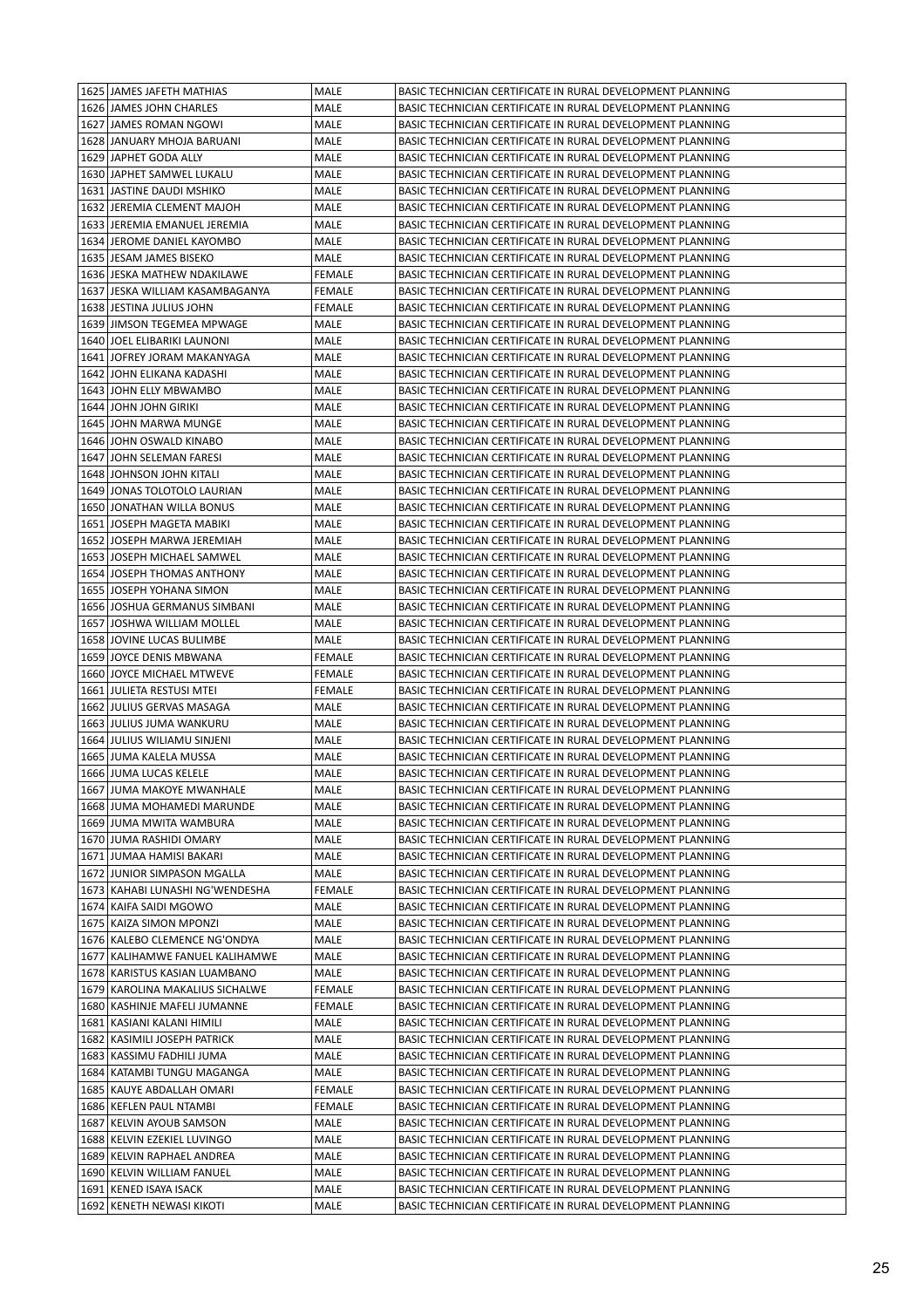| 1625 | JAMES JAFETH MATHIAS | MALE | BASIC TECHNICIAN CERTIFICATE IN RURAL DEVELOPMENT PLANNING |
|---|---|---|---|
| 1626 | JAMES JOHN CHARLES | MALE | BASIC TECHNICIAN CERTIFICATE IN RURAL DEVELOPMENT PLANNING |
| 1627 | JAMES ROMAN NGOWI | MALE | BASIC TECHNICIAN CERTIFICATE IN RURAL DEVELOPMENT PLANNING |
| 1628 | JANUARY MHOJA BARUANI | MALE | BASIC TECHNICIAN CERTIFICATE IN RURAL DEVELOPMENT PLANNING |
| 1629 | JAPHET GODA ALLY | MALE | BASIC TECHNICIAN CERTIFICATE IN RURAL DEVELOPMENT PLANNING |
| 1630 | JAPHET SAMWEL LUKALU | MALE | BASIC TECHNICIAN CERTIFICATE IN RURAL DEVELOPMENT PLANNING |
| 1631 | JASTINE DAUDI MSHIKO | MALE | BASIC TECHNICIAN CERTIFICATE IN RURAL DEVELOPMENT PLANNING |
| 1632 | JEREMIA CLEMENT MAJOH | MALE | BASIC TECHNICIAN CERTIFICATE IN RURAL DEVELOPMENT PLANNING |
| 1633 | JEREMIA EMANUEL JEREMIA | MALE | BASIC TECHNICIAN CERTIFICATE IN RURAL DEVELOPMENT PLANNING |
| 1634 | JEROME DANIEL KAYOMBO | MALE | BASIC TECHNICIAN CERTIFICATE IN RURAL DEVELOPMENT PLANNING |
| 1635 | JESAM JAMES BISEKO | MALE | BASIC TECHNICIAN CERTIFICATE IN RURAL DEVELOPMENT PLANNING |
| 1636 | JESKA MATHEW NDAKILAWE | FEMALE | BASIC TECHNICIAN CERTIFICATE IN RURAL DEVELOPMENT PLANNING |
| 1637 | JESKA WILLIAM KASAMBAGANYA | FEMALE | BASIC TECHNICIAN CERTIFICATE IN RURAL DEVELOPMENT PLANNING |
| 1638 | JESTINA JULIUS JOHN | FEMALE | BASIC TECHNICIAN CERTIFICATE IN RURAL DEVELOPMENT PLANNING |
| 1639 | JIMSON TEGEMEA MPWAGE | MALE | BASIC TECHNICIAN CERTIFICATE IN RURAL DEVELOPMENT PLANNING |
| 1640 | JOEL ELIBARIKI LAUNONI | MALE | BASIC TECHNICIAN CERTIFICATE IN RURAL DEVELOPMENT PLANNING |
| 1641 | JOFREY JORAM MAKANYAGA | MALE | BASIC TECHNICIAN CERTIFICATE IN RURAL DEVELOPMENT PLANNING |
| 1642 | JOHN ELIKANA KADASHI | MALE | BASIC TECHNICIAN CERTIFICATE IN RURAL DEVELOPMENT PLANNING |
| 1643 | JOHN ELLY MBWAMBO | MALE | BASIC TECHNICIAN CERTIFICATE IN RURAL DEVELOPMENT PLANNING |
| 1644 | JOHN JOHN GIRIKI | MALE | BASIC TECHNICIAN CERTIFICATE IN RURAL DEVELOPMENT PLANNING |
| 1645 | JOHN MARWA MUNGE | MALE | BASIC TECHNICIAN CERTIFICATE IN RURAL DEVELOPMENT PLANNING |
| 1646 | JOHN OSWALD KINABO | MALE | BASIC TECHNICIAN CERTIFICATE IN RURAL DEVELOPMENT PLANNING |
| 1647 | JOHN SELEMAN FARESI | MALE | BASIC TECHNICIAN CERTIFICATE IN RURAL DEVELOPMENT PLANNING |
| 1648 | JOHNSON JOHN KITALI | MALE | BASIC TECHNICIAN CERTIFICATE IN RURAL DEVELOPMENT PLANNING |
| 1649 | JONAS TOLOTOLO LAURIAN | MALE | BASIC TECHNICIAN CERTIFICATE IN RURAL DEVELOPMENT PLANNING |
| 1650 | JONATHAN WILLA BONUS | MALE | BASIC TECHNICIAN CERTIFICATE IN RURAL DEVELOPMENT PLANNING |
| 1651 | JOSEPH MAGETA MABIKI | MALE | BASIC TECHNICIAN CERTIFICATE IN RURAL DEVELOPMENT PLANNING |
| 1652 | JOSEPH MARWA JEREMIAH | MALE | BASIC TECHNICIAN CERTIFICATE IN RURAL DEVELOPMENT PLANNING |
| 1653 | JOSEPH MICHAEL SAMWEL | MALE | BASIC TECHNICIAN CERTIFICATE IN RURAL DEVELOPMENT PLANNING |
| 1654 | JOSEPH THOMAS ANTHONY | MALE | BASIC TECHNICIAN CERTIFICATE IN RURAL DEVELOPMENT PLANNING |
| 1655 | JOSEPH YOHANA SIMON | MALE | BASIC TECHNICIAN CERTIFICATE IN RURAL DEVELOPMENT PLANNING |
| 1656 | JOSHUA GERMANUS SIMBANI | MALE | BASIC TECHNICIAN CERTIFICATE IN RURAL DEVELOPMENT PLANNING |
| 1657 | JOSHWA WILLIAM MOLLEL | MALE | BASIC TECHNICIAN CERTIFICATE IN RURAL DEVELOPMENT PLANNING |
| 1658 | JOVINE LUCAS BULIMBE | MALE | BASIC TECHNICIAN CERTIFICATE IN RURAL DEVELOPMENT PLANNING |
| 1659 | JOYCE DENIS MBWANA | FEMALE | BASIC TECHNICIAN CERTIFICATE IN RURAL DEVELOPMENT PLANNING |
| 1660 | JOYCE MICHAEL MTWEVE | FEMALE | BASIC TECHNICIAN CERTIFICATE IN RURAL DEVELOPMENT PLANNING |
| 1661 | JULIETA RESTUSI MTEI | FEMALE | BASIC TECHNICIAN CERTIFICATE IN RURAL DEVELOPMENT PLANNING |
| 1662 | JULIUS GERVAS MASAGA | MALE | BASIC TECHNICIAN CERTIFICATE IN RURAL DEVELOPMENT PLANNING |
| 1663 | JULIUS JUMA WANKURU | MALE | BASIC TECHNICIAN CERTIFICATE IN RURAL DEVELOPMENT PLANNING |
| 1664 | JULIUS WILIAMU SINJENI | MALE | BASIC TECHNICIAN CERTIFICATE IN RURAL DEVELOPMENT PLANNING |
| 1665 | JUMA KALELA MUSSA | MALE | BASIC TECHNICIAN CERTIFICATE IN RURAL DEVELOPMENT PLANNING |
| 1666 | JUMA LUCAS KELELE | MALE | BASIC TECHNICIAN CERTIFICATE IN RURAL DEVELOPMENT PLANNING |
| 1667 | JUMA MAKOYE MWANHALE | MALE | BASIC TECHNICIAN CERTIFICATE IN RURAL DEVELOPMENT PLANNING |
| 1668 | JUMA MOHAMEDI MARUNDE | MALE | BASIC TECHNICIAN CERTIFICATE IN RURAL DEVELOPMENT PLANNING |
| 1669 | JUMA MWITA WAMBURA | MALE | BASIC TECHNICIAN CERTIFICATE IN RURAL DEVELOPMENT PLANNING |
| 1670 | JUMA RASHIDI OMARY | MALE | BASIC TECHNICIAN CERTIFICATE IN RURAL DEVELOPMENT PLANNING |
| 1671 | JUMAA HAMISI BAKARI | MALE | BASIC TECHNICIAN CERTIFICATE IN RURAL DEVELOPMENT PLANNING |
| 1672 | JUNIOR SIMPASON MGALLA | MALE | BASIC TECHNICIAN CERTIFICATE IN RURAL DEVELOPMENT PLANNING |
| 1673 | KAHABI LUNASHI NG'WENDESHA | FEMALE | BASIC TECHNICIAN CERTIFICATE IN RURAL DEVELOPMENT PLANNING |
| 1674 | KAIFA SAIDI MGOWO | MALE | BASIC TECHNICIAN CERTIFICATE IN RURAL DEVELOPMENT PLANNING |
| 1675 | KAIZA SIMON MPONZI | MALE | BASIC TECHNICIAN CERTIFICATE IN RURAL DEVELOPMENT PLANNING |
| 1676 | KALEBO CLEMENCE NG'ONDYA | MALE | BASIC TECHNICIAN CERTIFICATE IN RURAL DEVELOPMENT PLANNING |
| 1677 | KALIHAMWE FANUEL KALIHAMWE | MALE | BASIC TECHNICIAN CERTIFICATE IN RURAL DEVELOPMENT PLANNING |
| 1678 | KARISTUS KASIAN LUAMBANO | MALE | BASIC TECHNICIAN CERTIFICATE IN RURAL DEVELOPMENT PLANNING |
| 1679 | KAROLINA MAKALIUS SICHALWE | FEMALE | BASIC TECHNICIAN CERTIFICATE IN RURAL DEVELOPMENT PLANNING |
| 1680 | KASHINJE MAFELI JUMANNE | FEMALE | BASIC TECHNICIAN CERTIFICATE IN RURAL DEVELOPMENT PLANNING |
| 1681 | KASIANI KALANI HIMILI | MALE | BASIC TECHNICIAN CERTIFICATE IN RURAL DEVELOPMENT PLANNING |
| 1682 | KASIMILI JOSEPH PATRICK | MALE | BASIC TECHNICIAN CERTIFICATE IN RURAL DEVELOPMENT PLANNING |
| 1683 | KASSIMU FADHILI JUMA | MALE | BASIC TECHNICIAN CERTIFICATE IN RURAL DEVELOPMENT PLANNING |
| 1684 | KATAMBI TUNGU MAGANGA | MALE | BASIC TECHNICIAN CERTIFICATE IN RURAL DEVELOPMENT PLANNING |
| 1685 | KAUYE ABDALLAH OMARI | FEMALE | BASIC TECHNICIAN CERTIFICATE IN RURAL DEVELOPMENT PLANNING |
| 1686 | KEFLEN PAUL NTAMBI | FEMALE | BASIC TECHNICIAN CERTIFICATE IN RURAL DEVELOPMENT PLANNING |
| 1687 | KELVIN AYOUB SAMSON | MALE | BASIC TECHNICIAN CERTIFICATE IN RURAL DEVELOPMENT PLANNING |
| 1688 | KELVIN EZEKIEL LUVINGO | MALE | BASIC TECHNICIAN CERTIFICATE IN RURAL DEVELOPMENT PLANNING |
| 1689 | KELVIN RAPHAEL ANDREA | MALE | BASIC TECHNICIAN CERTIFICATE IN RURAL DEVELOPMENT PLANNING |
| 1690 | KELVIN WILLIAM FANUEL | MALE | BASIC TECHNICIAN CERTIFICATE IN RURAL DEVELOPMENT PLANNING |
| 1691 | KENED ISAYA ISACK | MALE | BASIC TECHNICIAN CERTIFICATE IN RURAL DEVELOPMENT PLANNING |
| 1692 | KENETH NEWASI KIKOTI | MALE | BASIC TECHNICIAN CERTIFICATE IN RURAL DEVELOPMENT PLANNING |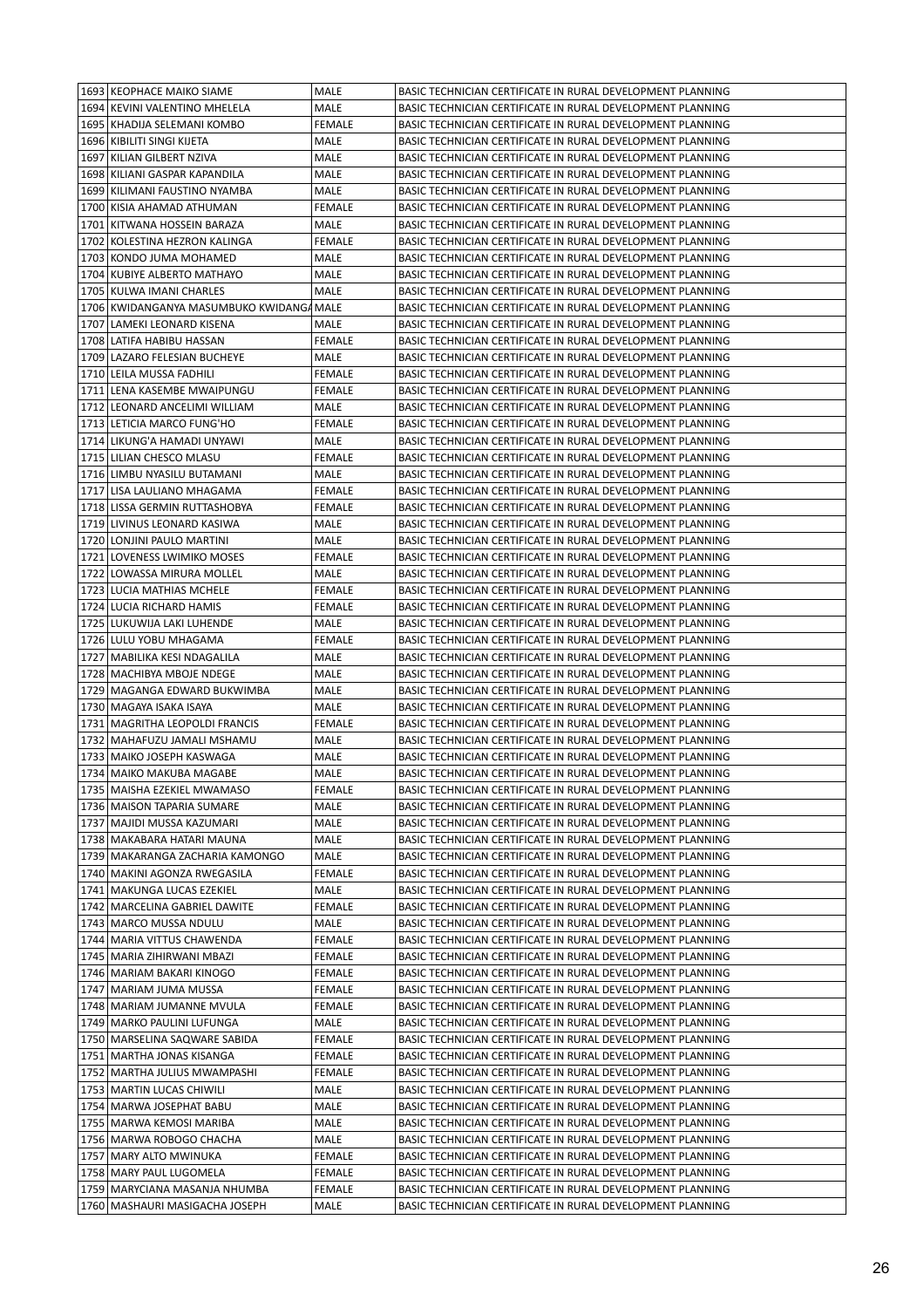| | | | |
|---|---|---|---|
| 1693 | KEOPHACE MAIKO SIAME | MALE | BASIC TECHNICIAN CERTIFICATE IN RURAL DEVELOPMENT PLANNING |
| 1694 | KEVINI VALENTINO MHELELA | MALE | BASIC TECHNICIAN CERTIFICATE IN RURAL DEVELOPMENT PLANNING |
| 1695 | KHADIJA SELEMANI KOMBO | FEMALE | BASIC TECHNICIAN CERTIFICATE IN RURAL DEVELOPMENT PLANNING |
| 1696 | KIBILITI SINGI KIJETA | MALE | BASIC TECHNICIAN CERTIFICATE IN RURAL DEVELOPMENT PLANNING |
| 1697 | KILIAN GILBERT NZIVA | MALE | BASIC TECHNICIAN CERTIFICATE IN RURAL DEVELOPMENT PLANNING |
| 1698 | KILIANI GASPAR KAPANDILA | MALE | BASIC TECHNICIAN CERTIFICATE IN RURAL DEVELOPMENT PLANNING |
| 1699 | KILIMANI FAUSTINO NYAMBA | MALE | BASIC TECHNICIAN CERTIFICATE IN RURAL DEVELOPMENT PLANNING |
| 1700 | KISIA AHAMAD ATHUMAN | FEMALE | BASIC TECHNICIAN CERTIFICATE IN RURAL DEVELOPMENT PLANNING |
| 1701 | KITWANA HOSSEIN BARAZA | MALE | BASIC TECHNICIAN CERTIFICATE IN RURAL DEVELOPMENT PLANNING |
| 1702 | KOLESTINA HEZRON KALINGA | FEMALE | BASIC TECHNICIAN CERTIFICATE IN RURAL DEVELOPMENT PLANNING |
| 1703 | KONDO JUMA MOHAMED | MALE | BASIC TECHNICIAN CERTIFICATE IN RURAL DEVELOPMENT PLANNING |
| 1704 | KUBIYE ALBERTO MATHAYO | MALE | BASIC TECHNICIAN CERTIFICATE IN RURAL DEVELOPMENT PLANNING |
| 1705 | KULWA IMANI CHARLES | MALE | BASIC TECHNICIAN CERTIFICATE IN RURAL DEVELOPMENT PLANNING |
| 1706 | KWIDANGANYA MASUMBUKO KWIDANGA | MALE | BASIC TECHNICIAN CERTIFICATE IN RURAL DEVELOPMENT PLANNING |
| 1707 | LAMEKI LEONARD KISENA | MALE | BASIC TECHNICIAN CERTIFICATE IN RURAL DEVELOPMENT PLANNING |
| 1708 | LATIFA HABIBU HASSAN | FEMALE | BASIC TECHNICIAN CERTIFICATE IN RURAL DEVELOPMENT PLANNING |
| 1709 | LAZARO FELESIAN BUCHEYE | MALE | BASIC TECHNICIAN CERTIFICATE IN RURAL DEVELOPMENT PLANNING |
| 1710 | LEILA MUSSA FADHILI | FEMALE | BASIC TECHNICIAN CERTIFICATE IN RURAL DEVELOPMENT PLANNING |
| 1711 | LENA KASEMBE MWAIPUNGU | FEMALE | BASIC TECHNICIAN CERTIFICATE IN RURAL DEVELOPMENT PLANNING |
| 1712 | LEONARD ANCELIMI WILLIAM | MALE | BASIC TECHNICIAN CERTIFICATE IN RURAL DEVELOPMENT PLANNING |
| 1713 | LETICIA MARCO FUNG'HO | FEMALE | BASIC TECHNICIAN CERTIFICATE IN RURAL DEVELOPMENT PLANNING |
| 1714 | LIKUNG'A HAMADI UNYAWI | MALE | BASIC TECHNICIAN CERTIFICATE IN RURAL DEVELOPMENT PLANNING |
| 1715 | LILIAN CHESCO MLASU | FEMALE | BASIC TECHNICIAN CERTIFICATE IN RURAL DEVELOPMENT PLANNING |
| 1716 | LIMBU NYASILU BUTAMANI | MALE | BASIC TECHNICIAN CERTIFICATE IN RURAL DEVELOPMENT PLANNING |
| 1717 | LISA LAULIANO MHAGAMA | FEMALE | BASIC TECHNICIAN CERTIFICATE IN RURAL DEVELOPMENT PLANNING |
| 1718 | LISSA GERMIN RUTTASHOBYA | FEMALE | BASIC TECHNICIAN CERTIFICATE IN RURAL DEVELOPMENT PLANNING |
| 1719 | LIVINUS LEONARD KASIWA | MALE | BASIC TECHNICIAN CERTIFICATE IN RURAL DEVELOPMENT PLANNING |
| 1720 | LONJINI PAULO MARTINI | MALE | BASIC TECHNICIAN CERTIFICATE IN RURAL DEVELOPMENT PLANNING |
| 1721 | LOVENESS LWIMIKO MOSES | FEMALE | BASIC TECHNICIAN CERTIFICATE IN RURAL DEVELOPMENT PLANNING |
| 1722 | LOWASSA MIRURA MOLLEL | MALE | BASIC TECHNICIAN CERTIFICATE IN RURAL DEVELOPMENT PLANNING |
| 1723 | LUCIA MATHIAS MCHELE | FEMALE | BASIC TECHNICIAN CERTIFICATE IN RURAL DEVELOPMENT PLANNING |
| 1724 | LUCIA RICHARD HAMIS | FEMALE | BASIC TECHNICIAN CERTIFICATE IN RURAL DEVELOPMENT PLANNING |
| 1725 | LUKUWIJA LAKI LUHENDE | MALE | BASIC TECHNICIAN CERTIFICATE IN RURAL DEVELOPMENT PLANNING |
| 1726 | LULU YOBU MHAGAMA | FEMALE | BASIC TECHNICIAN CERTIFICATE IN RURAL DEVELOPMENT PLANNING |
| 1727 | MABILIKA KESI NDAGALILA | MALE | BASIC TECHNICIAN CERTIFICATE IN RURAL DEVELOPMENT PLANNING |
| 1728 | MACHIBYA MBOJE NDEGE | MALE | BASIC TECHNICIAN CERTIFICATE IN RURAL DEVELOPMENT PLANNING |
| 1729 | MAGANGA EDWARD BUKWIMBA | MALE | BASIC TECHNICIAN CERTIFICATE IN RURAL DEVELOPMENT PLANNING |
| 1730 | MAGAYA ISAKA ISAYA | MALE | BASIC TECHNICIAN CERTIFICATE IN RURAL DEVELOPMENT PLANNING |
| 1731 | MAGRITHA LEOPOLDI FRANCIS | FEMALE | BASIC TECHNICIAN CERTIFICATE IN RURAL DEVELOPMENT PLANNING |
| 1732 | MAHAFUZU JAMALI MSHAMU | MALE | BASIC TECHNICIAN CERTIFICATE IN RURAL DEVELOPMENT PLANNING |
| 1733 | MAIKO JOSEPH KASWAGA | MALE | BASIC TECHNICIAN CERTIFICATE IN RURAL DEVELOPMENT PLANNING |
| 1734 | MAIKO MAKUBA MAGABE | MALE | BASIC TECHNICIAN CERTIFICATE IN RURAL DEVELOPMENT PLANNING |
| 1735 | MAISHA EZEKIEL MWAMASO | FEMALE | BASIC TECHNICIAN CERTIFICATE IN RURAL DEVELOPMENT PLANNING |
| 1736 | MAISON TAPARIA SUMARE | MALE | BASIC TECHNICIAN CERTIFICATE IN RURAL DEVELOPMENT PLANNING |
| 1737 | MAJIDI MUSSA KAZUMARI | MALE | BASIC TECHNICIAN CERTIFICATE IN RURAL DEVELOPMENT PLANNING |
| 1738 | MAKABARA HATARI MAUNA | MALE | BASIC TECHNICIAN CERTIFICATE IN RURAL DEVELOPMENT PLANNING |
| 1739 | MAKARANGA ZACHARIA KAMONGO | MALE | BASIC TECHNICIAN CERTIFICATE IN RURAL DEVELOPMENT PLANNING |
| 1740 | MAKINI AGONZA RWEGASILA | FEMALE | BASIC TECHNICIAN CERTIFICATE IN RURAL DEVELOPMENT PLANNING |
| 1741 | MAKUNGA LUCAS EZEKIEL | MALE | BASIC TECHNICIAN CERTIFICATE IN RURAL DEVELOPMENT PLANNING |
| 1742 | MARCELINA GABRIEL DAWITE | FEMALE | BASIC TECHNICIAN CERTIFICATE IN RURAL DEVELOPMENT PLANNING |
| 1743 | MARCO MUSSA NDULU | MALE | BASIC TECHNICIAN CERTIFICATE IN RURAL DEVELOPMENT PLANNING |
| 1744 | MARIA VITTUS CHAWENDA | FEMALE | BASIC TECHNICIAN CERTIFICATE IN RURAL DEVELOPMENT PLANNING |
| 1745 | MARIA ZIHIRWANI MBAZI | FEMALE | BASIC TECHNICIAN CERTIFICATE IN RURAL DEVELOPMENT PLANNING |
| 1746 | MARIAM BAKARI KINOGO | FEMALE | BASIC TECHNICIAN CERTIFICATE IN RURAL DEVELOPMENT PLANNING |
| 1747 | MARIAM JUMA MUSSA | FEMALE | BASIC TECHNICIAN CERTIFICATE IN RURAL DEVELOPMENT PLANNING |
| 1748 | MARIAM JUMANNE MVULA | FEMALE | BASIC TECHNICIAN CERTIFICATE IN RURAL DEVELOPMENT PLANNING |
| 1749 | MARKO PAULINI LUFUNGA | MALE | BASIC TECHNICIAN CERTIFICATE IN RURAL DEVELOPMENT PLANNING |
| 1750 | MARSELINA SAQWARE SABIDA | FEMALE | BASIC TECHNICIAN CERTIFICATE IN RURAL DEVELOPMENT PLANNING |
| 1751 | MARTHA JONAS KISANGA | FEMALE | BASIC TECHNICIAN CERTIFICATE IN RURAL DEVELOPMENT PLANNING |
| 1752 | MARTHA JULIUS MWAMPASHI | FEMALE | BASIC TECHNICIAN CERTIFICATE IN RURAL DEVELOPMENT PLANNING |
| 1753 | MARTIN LUCAS CHIWILI | MALE | BASIC TECHNICIAN CERTIFICATE IN RURAL DEVELOPMENT PLANNING |
| 1754 | MARWA JOSEPHAT BABU | MALE | BASIC TECHNICIAN CERTIFICATE IN RURAL DEVELOPMENT PLANNING |
| 1755 | MARWA KEMOSI MARIBA | MALE | BASIC TECHNICIAN CERTIFICATE IN RURAL DEVELOPMENT PLANNING |
| 1756 | MARWA ROBOGO CHACHA | MALE | BASIC TECHNICIAN CERTIFICATE IN RURAL DEVELOPMENT PLANNING |
| 1757 | MARY ALTO MWINUKA | FEMALE | BASIC TECHNICIAN CERTIFICATE IN RURAL DEVELOPMENT PLANNING |
| 1758 | MARY PAUL LUGOMELA | FEMALE | BASIC TECHNICIAN CERTIFICATE IN RURAL DEVELOPMENT PLANNING |
| 1759 | MARYCIANA MASANJA NHUMBA | FEMALE | BASIC TECHNICIAN CERTIFICATE IN RURAL DEVELOPMENT PLANNING |
| 1760 | MASHAURI MASIGACHA JOSEPH | MALE | BASIC TECHNICIAN CERTIFICATE IN RURAL DEVELOPMENT PLANNING |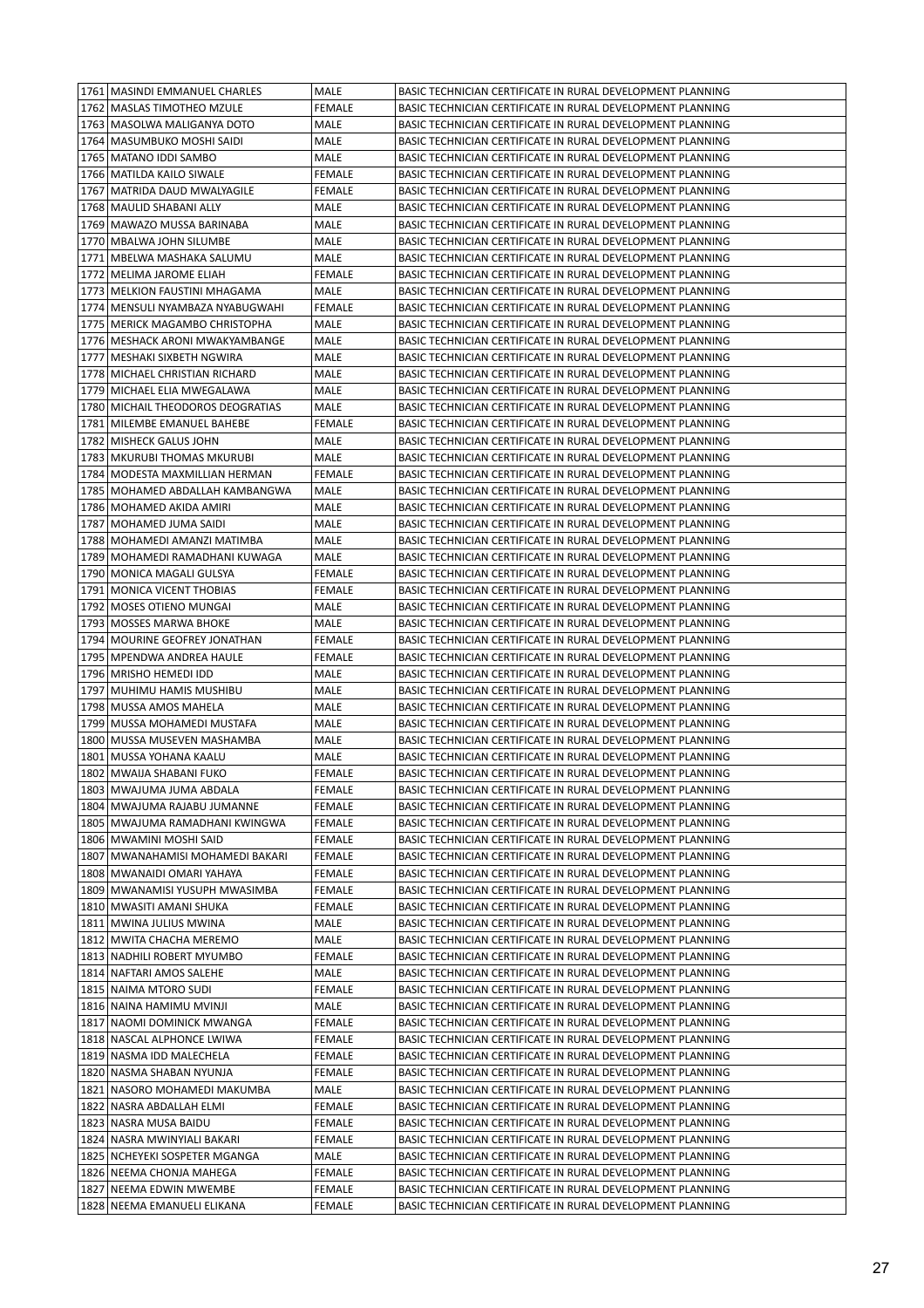| 1761 | MASINDI EMMANUEL CHARLES | MALE | BASIC TECHNICIAN CERTIFICATE IN RURAL DEVELOPMENT PLANNING |
|---|---|---|---|
| 1762 | MASLAS TIMOTHEO MZULE | FEMALE | BASIC TECHNICIAN CERTIFICATE IN RURAL DEVELOPMENT PLANNING |
| 1763 | MASOLWA MALIGANYA DOTO | MALE | BASIC TECHNICIAN CERTIFICATE IN RURAL DEVELOPMENT PLANNING |
| 1764 | MASUMBUKO MOSHI SAIDI | MALE | BASIC TECHNICIAN CERTIFICATE IN RURAL DEVELOPMENT PLANNING |
| 1765 | MATANO IDDI SAMBO | MALE | BASIC TECHNICIAN CERTIFICATE IN RURAL DEVELOPMENT PLANNING |
| 1766 | MATILDA KAILO SIWALE | FEMALE | BASIC TECHNICIAN CERTIFICATE IN RURAL DEVELOPMENT PLANNING |
| 1767 | MATRIDA DAUD MWALYAGILE | FEMALE | BASIC TECHNICIAN CERTIFICATE IN RURAL DEVELOPMENT PLANNING |
| 1768 | MAULID SHABANI ALLY | MALE | BASIC TECHNICIAN CERTIFICATE IN RURAL DEVELOPMENT PLANNING |
| 1769 | MAWAZO MUSSA BARINABA | MALE | BASIC TECHNICIAN CERTIFICATE IN RURAL DEVELOPMENT PLANNING |
| 1770 | MBALWA JOHN SILUMBE | MALE | BASIC TECHNICIAN CERTIFICATE IN RURAL DEVELOPMENT PLANNING |
| 1771 | MBELWA MASHAKA SALUMU | MALE | BASIC TECHNICIAN CERTIFICATE IN RURAL DEVELOPMENT PLANNING |
| 1772 | MELIMA JAROME ELIAH | FEMALE | BASIC TECHNICIAN CERTIFICATE IN RURAL DEVELOPMENT PLANNING |
| 1773 | MELKION FAUSTINI MHAGAMA | MALE | BASIC TECHNICIAN CERTIFICATE IN RURAL DEVELOPMENT PLANNING |
| 1774 | MENSULI NYAMBAZA NYABUGWAHI | FEMALE | BASIC TECHNICIAN CERTIFICATE IN RURAL DEVELOPMENT PLANNING |
| 1775 | MERICK MAGAMBO CHRISTOPHA | MALE | BASIC TECHNICIAN CERTIFICATE IN RURAL DEVELOPMENT PLANNING |
| 1776 | MESHACK ARONI MWAKYAMBANGE | MALE | BASIC TECHNICIAN CERTIFICATE IN RURAL DEVELOPMENT PLANNING |
| 1777 | MESHAKI SIXBETH NGWIRA | MALE | BASIC TECHNICIAN CERTIFICATE IN RURAL DEVELOPMENT PLANNING |
| 1778 | MICHAEL CHRISTIAN RICHARD | MALE | BASIC TECHNICIAN CERTIFICATE IN RURAL DEVELOPMENT PLANNING |
| 1779 | MICHAEL ELIA MWEGALAWA | MALE | BASIC TECHNICIAN CERTIFICATE IN RURAL DEVELOPMENT PLANNING |
| 1780 | MICHAIL THEODOROS DEOGRATIAS | MALE | BASIC TECHNICIAN CERTIFICATE IN RURAL DEVELOPMENT PLANNING |
| 1781 | MILEMBE EMANUEL BAHEBE | FEMALE | BASIC TECHNICIAN CERTIFICATE IN RURAL DEVELOPMENT PLANNING |
| 1782 | MISHECK GALUS JOHN | MALE | BASIC TECHNICIAN CERTIFICATE IN RURAL DEVELOPMENT PLANNING |
| 1783 | MKURUBI THOMAS MKURUBI | MALE | BASIC TECHNICIAN CERTIFICATE IN RURAL DEVELOPMENT PLANNING |
| 1784 | MODESTA MAXMILLIAN HERMAN | FEMALE | BASIC TECHNICIAN CERTIFICATE IN RURAL DEVELOPMENT PLANNING |
| 1785 | MOHAMED ABDALLAH KAMBANGWA | MALE | BASIC TECHNICIAN CERTIFICATE IN RURAL DEVELOPMENT PLANNING |
| 1786 | MOHAMED AKIDA AMIRI | MALE | BASIC TECHNICIAN CERTIFICATE IN RURAL DEVELOPMENT PLANNING |
| 1787 | MOHAMED JUMA SAIDI | MALE | BASIC TECHNICIAN CERTIFICATE IN RURAL DEVELOPMENT PLANNING |
| 1788 | MOHAMEDI AMANZI MATIMBA | MALE | BASIC TECHNICIAN CERTIFICATE IN RURAL DEVELOPMENT PLANNING |
| 1789 | MOHAMEDI RAMADHANI KUWAGA | MALE | BASIC TECHNICIAN CERTIFICATE IN RURAL DEVELOPMENT PLANNING |
| 1790 | MONICA MAGALI GULSYA | FEMALE | BASIC TECHNICIAN CERTIFICATE IN RURAL DEVELOPMENT PLANNING |
| 1791 | MONICA VICENT THOBIAS | FEMALE | BASIC TECHNICIAN CERTIFICATE IN RURAL DEVELOPMENT PLANNING |
| 1792 | MOSES OTIENO MUNGAI | MALE | BASIC TECHNICIAN CERTIFICATE IN RURAL DEVELOPMENT PLANNING |
| 1793 | MOSSES MARWA BHOKE | MALE | BASIC TECHNICIAN CERTIFICATE IN RURAL DEVELOPMENT PLANNING |
| 1794 | MOURINE GEOFREY JONATHAN | FEMALE | BASIC TECHNICIAN CERTIFICATE IN RURAL DEVELOPMENT PLANNING |
| 1795 | MPENDWA ANDREA HAULE | FEMALE | BASIC TECHNICIAN CERTIFICATE IN RURAL DEVELOPMENT PLANNING |
| 1796 | MRISHO HEMEDI IDD | MALE | BASIC TECHNICIAN CERTIFICATE IN RURAL DEVELOPMENT PLANNING |
| 1797 | MUHIMU HAMIS MUSHIBU | MALE | BASIC TECHNICIAN CERTIFICATE IN RURAL DEVELOPMENT PLANNING |
| 1798 | MUSSA AMOS MAHELA | MALE | BASIC TECHNICIAN CERTIFICATE IN RURAL DEVELOPMENT PLANNING |
| 1799 | MUSSA MOHAMEDI MUSTAFA | MALE | BASIC TECHNICIAN CERTIFICATE IN RURAL DEVELOPMENT PLANNING |
| 1800 | MUSSA MUSEVEN MASHAMBA | MALE | BASIC TECHNICIAN CERTIFICATE IN RURAL DEVELOPMENT PLANNING |
| 1801 | MUSSA YOHANA KAALU | MALE | BASIC TECHNICIAN CERTIFICATE IN RURAL DEVELOPMENT PLANNING |
| 1802 | MWAIJA SHABANI FUKO | FEMALE | BASIC TECHNICIAN CERTIFICATE IN RURAL DEVELOPMENT PLANNING |
| 1803 | MWAJUMA JUMA ABDALA | FEMALE | BASIC TECHNICIAN CERTIFICATE IN RURAL DEVELOPMENT PLANNING |
| 1804 | MWAJUMA RAJABU JUMANNE | FEMALE | BASIC TECHNICIAN CERTIFICATE IN RURAL DEVELOPMENT PLANNING |
| 1805 | MWAJUMA RAMADHANI KWINGWA | FEMALE | BASIC TECHNICIAN CERTIFICATE IN RURAL DEVELOPMENT PLANNING |
| 1806 | MWAMINI MOSHI SAID | FEMALE | BASIC TECHNICIAN CERTIFICATE IN RURAL DEVELOPMENT PLANNING |
| 1807 | MWANAHAMISI MOHAMEDI BAKARI | FEMALE | BASIC TECHNICIAN CERTIFICATE IN RURAL DEVELOPMENT PLANNING |
| 1808 | MWANAIDI OMARI YAHAYA | FEMALE | BASIC TECHNICIAN CERTIFICATE IN RURAL DEVELOPMENT PLANNING |
| 1809 | MWANAMISI YUSUPH MWASIMBA | FEMALE | BASIC TECHNICIAN CERTIFICATE IN RURAL DEVELOPMENT PLANNING |
| 1810 | MWASITI AMANI SHUKA | FEMALE | BASIC TECHNICIAN CERTIFICATE IN RURAL DEVELOPMENT PLANNING |
| 1811 | MWINA JULIUS MWINA | MALE | BASIC TECHNICIAN CERTIFICATE IN RURAL DEVELOPMENT PLANNING |
| 1812 | MWITA CHACHA MEREMO | MALE | BASIC TECHNICIAN CERTIFICATE IN RURAL DEVELOPMENT PLANNING |
| 1813 | NADHILI ROBERT MYUMBO | FEMALE | BASIC TECHNICIAN CERTIFICATE IN RURAL DEVELOPMENT PLANNING |
| 1814 | NAFTARI AMOS SALEHE | MALE | BASIC TECHNICIAN CERTIFICATE IN RURAL DEVELOPMENT PLANNING |
| 1815 | NAIMA MTORO SUDI | FEMALE | BASIC TECHNICIAN CERTIFICATE IN RURAL DEVELOPMENT PLANNING |
| 1816 | NAINA HAMIMU MVINJI | MALE | BASIC TECHNICIAN CERTIFICATE IN RURAL DEVELOPMENT PLANNING |
| 1817 | NAOMI DOMINICK MWANGA | FEMALE | BASIC TECHNICIAN CERTIFICATE IN RURAL DEVELOPMENT PLANNING |
| 1818 | NASCAL ALPHONCE LWIWA | FEMALE | BASIC TECHNICIAN CERTIFICATE IN RURAL DEVELOPMENT PLANNING |
| 1819 | NASMA IDD MALECHELA | FEMALE | BASIC TECHNICIAN CERTIFICATE IN RURAL DEVELOPMENT PLANNING |
| 1820 | NASMA SHABAN NYUNJA | FEMALE | BASIC TECHNICIAN CERTIFICATE IN RURAL DEVELOPMENT PLANNING |
| 1821 | NASORO MOHAMEDI MAKUMBA | MALE | BASIC TECHNICIAN CERTIFICATE IN RURAL DEVELOPMENT PLANNING |
| 1822 | NASRA ABDALLAH ELMI | FEMALE | BASIC TECHNICIAN CERTIFICATE IN RURAL DEVELOPMENT PLANNING |
| 1823 | NASRA MUSA BAIDU | FEMALE | BASIC TECHNICIAN CERTIFICATE IN RURAL DEVELOPMENT PLANNING |
| 1824 | NASRA MWINYIALI BAKARI | FEMALE | BASIC TECHNICIAN CERTIFICATE IN RURAL DEVELOPMENT PLANNING |
| 1825 | NCHEYEKI SOSPETER MGANGA | MALE | BASIC TECHNICIAN CERTIFICATE IN RURAL DEVELOPMENT PLANNING |
| 1826 | NEEMA CHONJA MAHEGA | FEMALE | BASIC TECHNICIAN CERTIFICATE IN RURAL DEVELOPMENT PLANNING |
| 1827 | NEEMA EDWIN MWEMBE | FEMALE | BASIC TECHNICIAN CERTIFICATE IN RURAL DEVELOPMENT PLANNING |
| 1828 | NEEMA EMANUELI ELIKANA | FEMALE | BASIC TECHNICIAN CERTIFICATE IN RURAL DEVELOPMENT PLANNING |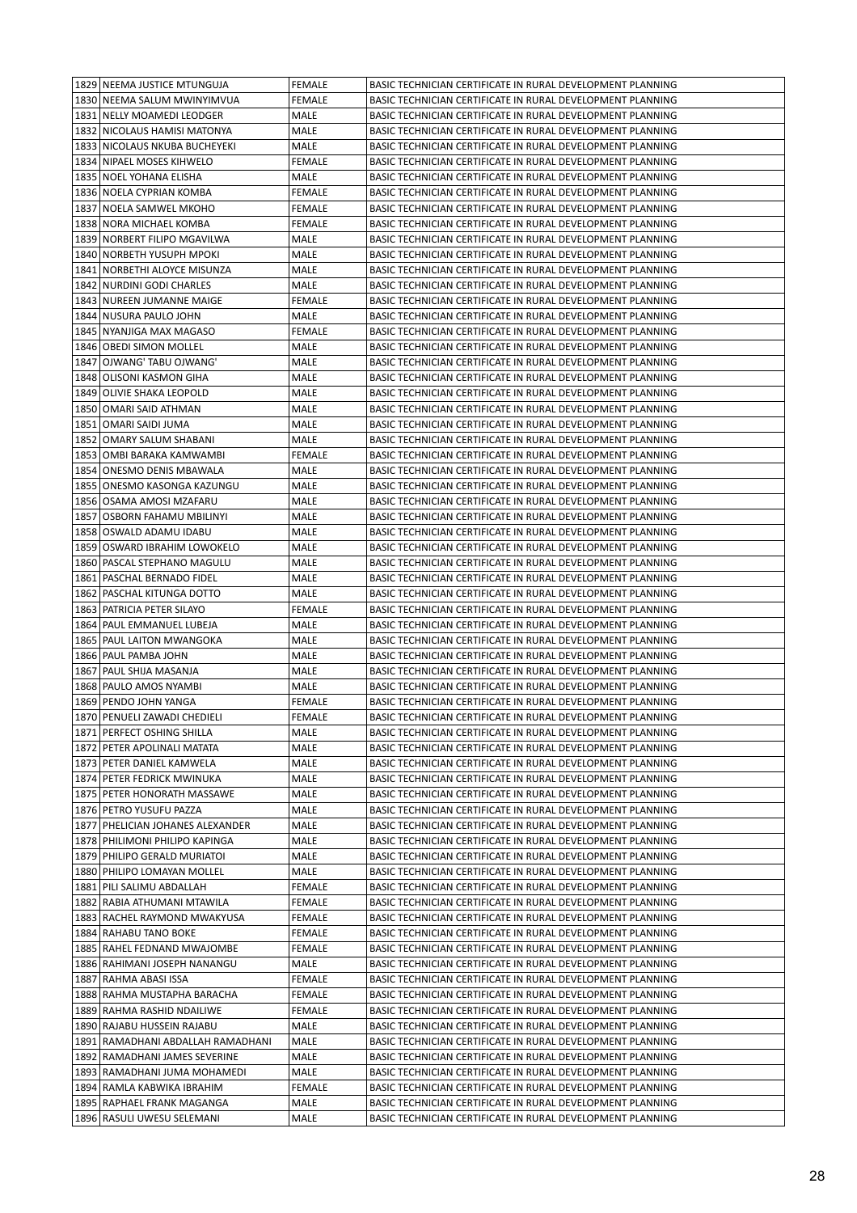| 1829 | NEEMA JUSTICE MTUNGUJA | FEMALE | BASIC TECHNICIAN CERTIFICATE IN RURAL DEVELOPMENT PLANNING |
|---|---|---|---|
| 1830 | NEEMA SALUM MWINYIMVUA | FEMALE | BASIC TECHNICIAN CERTIFICATE IN RURAL DEVELOPMENT PLANNING |
| 1831 | NELLY MOAMEDI LEODGER | MALE | BASIC TECHNICIAN CERTIFICATE IN RURAL DEVELOPMENT PLANNING |
| 1832 | NICOLAUS HAMISI MATONYA | MALE | BASIC TECHNICIAN CERTIFICATE IN RURAL DEVELOPMENT PLANNING |
| 1833 | NICOLAUS NKUBA BUCHEYEKI | MALE | BASIC TECHNICIAN CERTIFICATE IN RURAL DEVELOPMENT PLANNING |
| 1834 | NIPAEL MOSES KIHWELO | FEMALE | BASIC TECHNICIAN CERTIFICATE IN RURAL DEVELOPMENT PLANNING |
| 1835 | NOEL YOHANA ELISHA | MALE | BASIC TECHNICIAN CERTIFICATE IN RURAL DEVELOPMENT PLANNING |
| 1836 | NOELA CYPRIAN KOMBA | FEMALE | BASIC TECHNICIAN CERTIFICATE IN RURAL DEVELOPMENT PLANNING |
| 1837 | NOELA SAMWEL MKOHO | FEMALE | BASIC TECHNICIAN CERTIFICATE IN RURAL DEVELOPMENT PLANNING |
| 1838 | NORA MICHAEL KOMBA | FEMALE | BASIC TECHNICIAN CERTIFICATE IN RURAL DEVELOPMENT PLANNING |
| 1839 | NORBERT FILIPO MGAVILWA | MALE | BASIC TECHNICIAN CERTIFICATE IN RURAL DEVELOPMENT PLANNING |
| 1840 | NORBETH YUSUPH MPOKI | MALE | BASIC TECHNICIAN CERTIFICATE IN RURAL DEVELOPMENT PLANNING |
| 1841 | NORBETHI ALOYCE MISUNZA | MALE | BASIC TECHNICIAN CERTIFICATE IN RURAL DEVELOPMENT PLANNING |
| 1842 | NURDINI GODI CHARLES | MALE | BASIC TECHNICIAN CERTIFICATE IN RURAL DEVELOPMENT PLANNING |
| 1843 | NUREEN JUMANNE MAIGE | FEMALE | BASIC TECHNICIAN CERTIFICATE IN RURAL DEVELOPMENT PLANNING |
| 1844 | NUSURA PAULO JOHN | MALE | BASIC TECHNICIAN CERTIFICATE IN RURAL DEVELOPMENT PLANNING |
| 1845 | NYANJIGA MAX MAGASO | FEMALE | BASIC TECHNICIAN CERTIFICATE IN RURAL DEVELOPMENT PLANNING |
| 1846 | OBEDI SIMON MOLLEL | MALE | BASIC TECHNICIAN CERTIFICATE IN RURAL DEVELOPMENT PLANNING |
| 1847 | OJWANG' TABU OJWANG' | MALE | BASIC TECHNICIAN CERTIFICATE IN RURAL DEVELOPMENT PLANNING |
| 1848 | OLISONI KASMON GIHA | MALE | BASIC TECHNICIAN CERTIFICATE IN RURAL DEVELOPMENT PLANNING |
| 1849 | OLIVIE SHAKA LEOPOLD | MALE | BASIC TECHNICIAN CERTIFICATE IN RURAL DEVELOPMENT PLANNING |
| 1850 | OMARI SAID ATHMAN | MALE | BASIC TECHNICIAN CERTIFICATE IN RURAL DEVELOPMENT PLANNING |
| 1851 | OMARI SAIDI JUMA | MALE | BASIC TECHNICIAN CERTIFICATE IN RURAL DEVELOPMENT PLANNING |
| 1852 | OMARY SALUM SHABANI | MALE | BASIC TECHNICIAN CERTIFICATE IN RURAL DEVELOPMENT PLANNING |
| 1853 | OMBI BARAKA KAMWAMBI | FEMALE | BASIC TECHNICIAN CERTIFICATE IN RURAL DEVELOPMENT PLANNING |
| 1854 | ONESMO DENIS MBAWALA | MALE | BASIC TECHNICIAN CERTIFICATE IN RURAL DEVELOPMENT PLANNING |
| 1855 | ONESMO KASONGA KAZUNGU | MALE | BASIC TECHNICIAN CERTIFICATE IN RURAL DEVELOPMENT PLANNING |
| 1856 | OSAMA AMOSI MZAFARU | MALE | BASIC TECHNICIAN CERTIFICATE IN RURAL DEVELOPMENT PLANNING |
| 1857 | OSBORN FAHAMU MBILINYI | MALE | BASIC TECHNICIAN CERTIFICATE IN RURAL DEVELOPMENT PLANNING |
| 1858 | OSWALD ADAMU IDABU | MALE | BASIC TECHNICIAN CERTIFICATE IN RURAL DEVELOPMENT PLANNING |
| 1859 | OSWARD IBRAHIM LOWOKELO | MALE | BASIC TECHNICIAN CERTIFICATE IN RURAL DEVELOPMENT PLANNING |
| 1860 | PASCAL STEPHANO MAGULU | MALE | BASIC TECHNICIAN CERTIFICATE IN RURAL DEVELOPMENT PLANNING |
| 1861 | PASCHAL BERNADO FIDEL | MALE | BASIC TECHNICIAN CERTIFICATE IN RURAL DEVELOPMENT PLANNING |
| 1862 | PASCHAL KITUNGA DOTTO | MALE | BASIC TECHNICIAN CERTIFICATE IN RURAL DEVELOPMENT PLANNING |
| 1863 | PATRICIA PETER SILAYO | FEMALE | BASIC TECHNICIAN CERTIFICATE IN RURAL DEVELOPMENT PLANNING |
| 1864 | PAUL EMMANUEL LUBEJA | MALE | BASIC TECHNICIAN CERTIFICATE IN RURAL DEVELOPMENT PLANNING |
| 1865 | PAUL LAITON MWANGOKA | MALE | BASIC TECHNICIAN CERTIFICATE IN RURAL DEVELOPMENT PLANNING |
| 1866 | PAUL PAMBA JOHN | MALE | BASIC TECHNICIAN CERTIFICATE IN RURAL DEVELOPMENT PLANNING |
| 1867 | PAUL SHIJA MASANJA | MALE | BASIC TECHNICIAN CERTIFICATE IN RURAL DEVELOPMENT PLANNING |
| 1868 | PAULO AMOS NYAMBI | MALE | BASIC TECHNICIAN CERTIFICATE IN RURAL DEVELOPMENT PLANNING |
| 1869 | PENDO JOHN YANGA | FEMALE | BASIC TECHNICIAN CERTIFICATE IN RURAL DEVELOPMENT PLANNING |
| 1870 | PENUELI ZAWADI CHEDIELI | FEMALE | BASIC TECHNICIAN CERTIFICATE IN RURAL DEVELOPMENT PLANNING |
| 1871 | PERFECT OSHING SHILLA | MALE | BASIC TECHNICIAN CERTIFICATE IN RURAL DEVELOPMENT PLANNING |
| 1872 | PETER APOLINALI MATATA | MALE | BASIC TECHNICIAN CERTIFICATE IN RURAL DEVELOPMENT PLANNING |
| 1873 | PETER DANIEL KAMWELA | MALE | BASIC TECHNICIAN CERTIFICATE IN RURAL DEVELOPMENT PLANNING |
| 1874 | PETER FEDRICK MWINUKA | MALE | BASIC TECHNICIAN CERTIFICATE IN RURAL DEVELOPMENT PLANNING |
| 1875 | PETER HONORATH MASSAWE | MALE | BASIC TECHNICIAN CERTIFICATE IN RURAL DEVELOPMENT PLANNING |
| 1876 | PETRO YUSUFU PAZZA | MALE | BASIC TECHNICIAN CERTIFICATE IN RURAL DEVELOPMENT PLANNING |
| 1877 | PHELICIAN JOHANES ALEXANDER | MALE | BASIC TECHNICIAN CERTIFICATE IN RURAL DEVELOPMENT PLANNING |
| 1878 | PHILIMONI PHILIPO KAPINGA | MALE | BASIC TECHNICIAN CERTIFICATE IN RURAL DEVELOPMENT PLANNING |
| 1879 | PHILIPO GERALD MURIATOI | MALE | BASIC TECHNICIAN CERTIFICATE IN RURAL DEVELOPMENT PLANNING |
| 1880 | PHILIPO LOMAYAN MOLLEL | MALE | BASIC TECHNICIAN CERTIFICATE IN RURAL DEVELOPMENT PLANNING |
| 1881 | PILI SALIMU ABDALLAH | FEMALE | BASIC TECHNICIAN CERTIFICATE IN RURAL DEVELOPMENT PLANNING |
| 1882 | RABIA ATHUMANI MTAWILA | FEMALE | BASIC TECHNICIAN CERTIFICATE IN RURAL DEVELOPMENT PLANNING |
| 1883 | RACHEL RAYMOND MWAKYUSA | FEMALE | BASIC TECHNICIAN CERTIFICATE IN RURAL DEVELOPMENT PLANNING |
| 1884 | RAHABU TANO BOKE | FEMALE | BASIC TECHNICIAN CERTIFICATE IN RURAL DEVELOPMENT PLANNING |
| 1885 | RAHEL FEDNAND MWAJOMBE | FEMALE | BASIC TECHNICIAN CERTIFICATE IN RURAL DEVELOPMENT PLANNING |
| 1886 | RAHIMANI JOSEPH NANANGU | MALE | BASIC TECHNICIAN CERTIFICATE IN RURAL DEVELOPMENT PLANNING |
| 1887 | RAHMA ABASI ISSA | FEMALE | BASIC TECHNICIAN CERTIFICATE IN RURAL DEVELOPMENT PLANNING |
| 1888 | RAHMA MUSTAPHA BARACHA | FEMALE | BASIC TECHNICIAN CERTIFICATE IN RURAL DEVELOPMENT PLANNING |
| 1889 | RAHMA RASHID NDAILIWE | FEMALE | BASIC TECHNICIAN CERTIFICATE IN RURAL DEVELOPMENT PLANNING |
| 1890 | RAJABU HUSSEIN RAJABU | MALE | BASIC TECHNICIAN CERTIFICATE IN RURAL DEVELOPMENT PLANNING |
| 1891 | RAMADHANI ABDALLAH RAMADHANI | MALE | BASIC TECHNICIAN CERTIFICATE IN RURAL DEVELOPMENT PLANNING |
| 1892 | RAMADHANI JAMES SEVERINE | MALE | BASIC TECHNICIAN CERTIFICATE IN RURAL DEVELOPMENT PLANNING |
| 1893 | RAMADHANI JUMA MOHAMEDI | MALE | BASIC TECHNICIAN CERTIFICATE IN RURAL DEVELOPMENT PLANNING |
| 1894 | RAMLA KABWIKA IBRAHIM | FEMALE | BASIC TECHNICIAN CERTIFICATE IN RURAL DEVELOPMENT PLANNING |
| 1895 | RAPHAEL FRANK MAGANGA | MALE | BASIC TECHNICIAN CERTIFICATE IN RURAL DEVELOPMENT PLANNING |
| 1896 | RASULI UWESU SELEMANI | MALE | BASIC TECHNICIAN CERTIFICATE IN RURAL DEVELOPMENT PLANNING |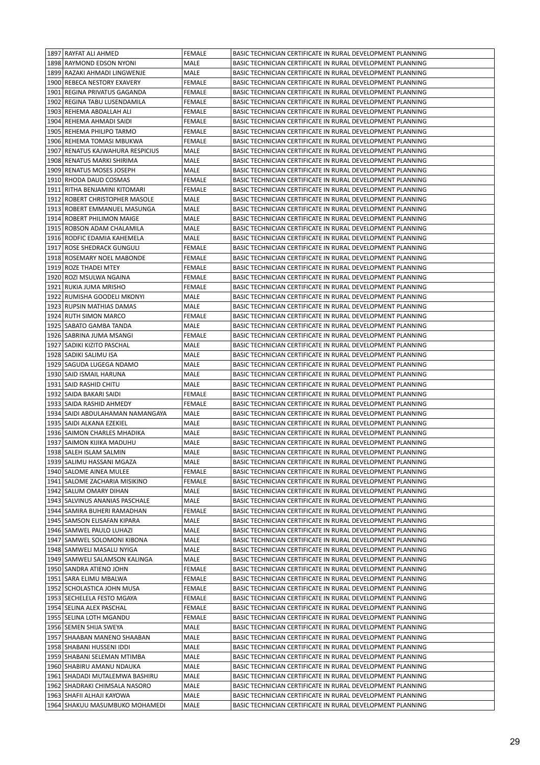| 1897 | RAYFAT ALI AHMED | FEMALE | BASIC TECHNICIAN CERTIFICATE IN RURAL DEVELOPMENT PLANNING |
|---|---|---|---|
| 1898 | RAYMOND EDSON NYONI | MALE | BASIC TECHNICIAN CERTIFICATE IN RURAL DEVELOPMENT PLANNING |
| 1899 | RAZAKI AHMADI LINGWENJE | MALE | BASIC TECHNICIAN CERTIFICATE IN RURAL DEVELOPMENT PLANNING |
| 1900 | REBECA NESTORY EXAVERY | FEMALE | BASIC TECHNICIAN CERTIFICATE IN RURAL DEVELOPMENT PLANNING |
| 1901 | REGINA PRIVATUS GAGANDA | FEMALE | BASIC TECHNICIAN CERTIFICATE IN RURAL DEVELOPMENT PLANNING |
| 1902 | REGINA TABU LUSENDAMILA | FEMALE | BASIC TECHNICIAN CERTIFICATE IN RURAL DEVELOPMENT PLANNING |
| 1903 | REHEMA ABDALLAH ALI | FEMALE | BASIC TECHNICIAN CERTIFICATE IN RURAL DEVELOPMENT PLANNING |
| 1904 | REHEMA AHMADI SAIDI | FEMALE | BASIC TECHNICIAN CERTIFICATE IN RURAL DEVELOPMENT PLANNING |
| 1905 | REHEMA PHILIPO TARMO | FEMALE | BASIC TECHNICIAN CERTIFICATE IN RURAL DEVELOPMENT PLANNING |
| 1906 | REHEMA TOMASI MBUKWA | FEMALE | BASIC TECHNICIAN CERTIFICATE IN RURAL DEVELOPMENT PLANNING |
| 1907 | RENATUS KAJWAHURA RESPICIUS | MALE | BASIC TECHNICIAN CERTIFICATE IN RURAL DEVELOPMENT PLANNING |
| 1908 | RENATUS MARKI SHIRIMA | MALE | BASIC TECHNICIAN CERTIFICATE IN RURAL DEVELOPMENT PLANNING |
| 1909 | RENATUS MOSES JOSEPH | MALE | BASIC TECHNICIAN CERTIFICATE IN RURAL DEVELOPMENT PLANNING |
| 1910 | RHODA DAUD COSMAS | FEMALE | BASIC TECHNICIAN CERTIFICATE IN RURAL DEVELOPMENT PLANNING |
| 1911 | RITHA BENJAMINI KITOMARI | FEMALE | BASIC TECHNICIAN CERTIFICATE IN RURAL DEVELOPMENT PLANNING |
| 1912 | ROBERT CHRISTOPHER MASOLE | MALE | BASIC TECHNICIAN CERTIFICATE IN RURAL DEVELOPMENT PLANNING |
| 1913 | ROBERT EMMANUEL MASUNGA | MALE | BASIC TECHNICIAN CERTIFICATE IN RURAL DEVELOPMENT PLANNING |
| 1914 | ROBERT PHILIMON MAIGE | MALE | BASIC TECHNICIAN CERTIFICATE IN RURAL DEVELOPMENT PLANNING |
| 1915 | ROBSON ADAM CHALAMILA | MALE | BASIC TECHNICIAN CERTIFICATE IN RURAL DEVELOPMENT PLANNING |
| 1916 | RODFIC EDAMIA KAHEMELA | MALE | BASIC TECHNICIAN CERTIFICATE IN RURAL DEVELOPMENT PLANNING |
| 1917 | ROSE SHEDRACK GUNGULI | FEMALE | BASIC TECHNICIAN CERTIFICATE IN RURAL DEVELOPMENT PLANNING |
| 1918 | ROSEMARY NOEL MABONDE | FEMALE | BASIC TECHNICIAN CERTIFICATE IN RURAL DEVELOPMENT PLANNING |
| 1919 | ROZE THADEI MTEY | FEMALE | BASIC TECHNICIAN CERTIFICATE IN RURAL DEVELOPMENT PLANNING |
| 1920 | ROZI MSULWA NGAINA | FEMALE | BASIC TECHNICIAN CERTIFICATE IN RURAL DEVELOPMENT PLANNING |
| 1921 | RUKIA JUMA MRISHO | FEMALE | BASIC TECHNICIAN CERTIFICATE IN RURAL DEVELOPMENT PLANNING |
| 1922 | RUMISHA GOODELI MKONYI | MALE | BASIC TECHNICIAN CERTIFICATE IN RURAL DEVELOPMENT PLANNING |
| 1923 | RUPSIN MATHIAS DAMAS | MALE | BASIC TECHNICIAN CERTIFICATE IN RURAL DEVELOPMENT PLANNING |
| 1924 | RUTH SIMON MARCO | FEMALE | BASIC TECHNICIAN CERTIFICATE IN RURAL DEVELOPMENT PLANNING |
| 1925 | SABATO GAMBA TANDA | MALE | BASIC TECHNICIAN CERTIFICATE IN RURAL DEVELOPMENT PLANNING |
| 1926 | SABRINA JUMA MSANGI | FEMALE | BASIC TECHNICIAN CERTIFICATE IN RURAL DEVELOPMENT PLANNING |
| 1927 | SADIKI KIZITO PASCHAL | MALE | BASIC TECHNICIAN CERTIFICATE IN RURAL DEVELOPMENT PLANNING |
| 1928 | SADIKI SALIMU ISA | MALE | BASIC TECHNICIAN CERTIFICATE IN RURAL DEVELOPMENT PLANNING |
| 1929 | SAGUDA LUGEGA NDAMO | MALE | BASIC TECHNICIAN CERTIFICATE IN RURAL DEVELOPMENT PLANNING |
| 1930 | SAID ISMAIL HARUNA | MALE | BASIC TECHNICIAN CERTIFICATE IN RURAL DEVELOPMENT PLANNING |
| 1931 | SAID RASHID CHITU | MALE | BASIC TECHNICIAN CERTIFICATE IN RURAL DEVELOPMENT PLANNING |
| 1932 | SAIDA BAKARI SAIDI | FEMALE | BASIC TECHNICIAN CERTIFICATE IN RURAL DEVELOPMENT PLANNING |
| 1933 | SAIDA RASHID AHMEDY | FEMALE | BASIC TECHNICIAN CERTIFICATE IN RURAL DEVELOPMENT PLANNING |
| 1934 | SAIDI ABDULAHAMAN NAMANGAYA | MALE | BASIC TECHNICIAN CERTIFICATE IN RURAL DEVELOPMENT PLANNING |
| 1935 | SAIDI ALKANA EZEKIEL | MALE | BASIC TECHNICIAN CERTIFICATE IN RURAL DEVELOPMENT PLANNING |
| 1936 | SAIMON CHARLES MHADIKA | MALE | BASIC TECHNICIAN CERTIFICATE IN RURAL DEVELOPMENT PLANNING |
| 1937 | SAIMON KIJIKA MADUHU | MALE | BASIC TECHNICIAN CERTIFICATE IN RURAL DEVELOPMENT PLANNING |
| 1938 | SALEH ISLAM SALMIN | MALE | BASIC TECHNICIAN CERTIFICATE IN RURAL DEVELOPMENT PLANNING |
| 1939 | SALIMU HASSANI MGAZA | MALE | BASIC TECHNICIAN CERTIFICATE IN RURAL DEVELOPMENT PLANNING |
| 1940 | SALOME AINEA MULEE | FEMALE | BASIC TECHNICIAN CERTIFICATE IN RURAL DEVELOPMENT PLANNING |
| 1941 | SALOME ZACHARIA MISIKINO | FEMALE | BASIC TECHNICIAN CERTIFICATE IN RURAL DEVELOPMENT PLANNING |
| 1942 | SALUM OMARY DIHAN | MALE | BASIC TECHNICIAN CERTIFICATE IN RURAL DEVELOPMENT PLANNING |
| 1943 | SALVINUS ANANIAS PASCHALE | MALE | BASIC TECHNICIAN CERTIFICATE IN RURAL DEVELOPMENT PLANNING |
| 1944 | SAMIRA BUHERI RAMADHAN | FEMALE | BASIC TECHNICIAN CERTIFICATE IN RURAL DEVELOPMENT PLANNING |
| 1945 | SAMSON ELISAFAN KIPARA | MALE | BASIC TECHNICIAN CERTIFICATE IN RURAL DEVELOPMENT PLANNING |
| 1946 | SAMWEL PAULO LUHAZI | MALE | BASIC TECHNICIAN CERTIFICATE IN RURAL DEVELOPMENT PLANNING |
| 1947 | SAMWEL SOLOMONI KIBONA | MALE | BASIC TECHNICIAN CERTIFICATE IN RURAL DEVELOPMENT PLANNING |
| 1948 | SAMWELI MASALU NYIGA | MALE | BASIC TECHNICIAN CERTIFICATE IN RURAL DEVELOPMENT PLANNING |
| 1949 | SAMWELI SALAMSON KALINGA | MALE | BASIC TECHNICIAN CERTIFICATE IN RURAL DEVELOPMENT PLANNING |
| 1950 | SANDRA ATIENO JOHN | FEMALE | BASIC TECHNICIAN CERTIFICATE IN RURAL DEVELOPMENT PLANNING |
| 1951 | SARA ELIMU MBALWA | FEMALE | BASIC TECHNICIAN CERTIFICATE IN RURAL DEVELOPMENT PLANNING |
| 1952 | SCHOLASTICA JOHN MUSA | FEMALE | BASIC TECHNICIAN CERTIFICATE IN RURAL DEVELOPMENT PLANNING |
| 1953 | SECHELELA FESTO MGAYA | FEMALE | BASIC TECHNICIAN CERTIFICATE IN RURAL DEVELOPMENT PLANNING |
| 1954 | SELINA ALEX PASCHAL | FEMALE | BASIC TECHNICIAN CERTIFICATE IN RURAL DEVELOPMENT PLANNING |
| 1955 | SELINA LOTH MGANDU | FEMALE | BASIC TECHNICIAN CERTIFICATE IN RURAL DEVELOPMENT PLANNING |
| 1956 | SEMEN SHIJA SWEYA | MALE | BASIC TECHNICIAN CERTIFICATE IN RURAL DEVELOPMENT PLANNING |
| 1957 | SHAABAN MANENO SHAABAN | MALE | BASIC TECHNICIAN CERTIFICATE IN RURAL DEVELOPMENT PLANNING |
| 1958 | SHABANI HUSSENI IDDI | MALE | BASIC TECHNICIAN CERTIFICATE IN RURAL DEVELOPMENT PLANNING |
| 1959 | SHABANI SELEMAN MTIMBA | MALE | BASIC TECHNICIAN CERTIFICATE IN RURAL DEVELOPMENT PLANNING |
| 1960 | SHABIRU AMANU NDAUKA | MALE | BASIC TECHNICIAN CERTIFICATE IN RURAL DEVELOPMENT PLANNING |
| 1961 | SHADADI MUTALEMWA BASHIRU | MALE | BASIC TECHNICIAN CERTIFICATE IN RURAL DEVELOPMENT PLANNING |
| 1962 | SHADRAKI CHIMSALA NASORO | MALE | BASIC TECHNICIAN CERTIFICATE IN RURAL DEVELOPMENT PLANNING |
| 1963 | SHAFII ALHAJI KAYOWA | MALE | BASIC TECHNICIAN CERTIFICATE IN RURAL DEVELOPMENT PLANNING |
| 1964 | SHAKUU MASUMBUKO MOHAMEDI | MALE | BASIC TECHNICIAN CERTIFICATE IN RURAL DEVELOPMENT PLANNING |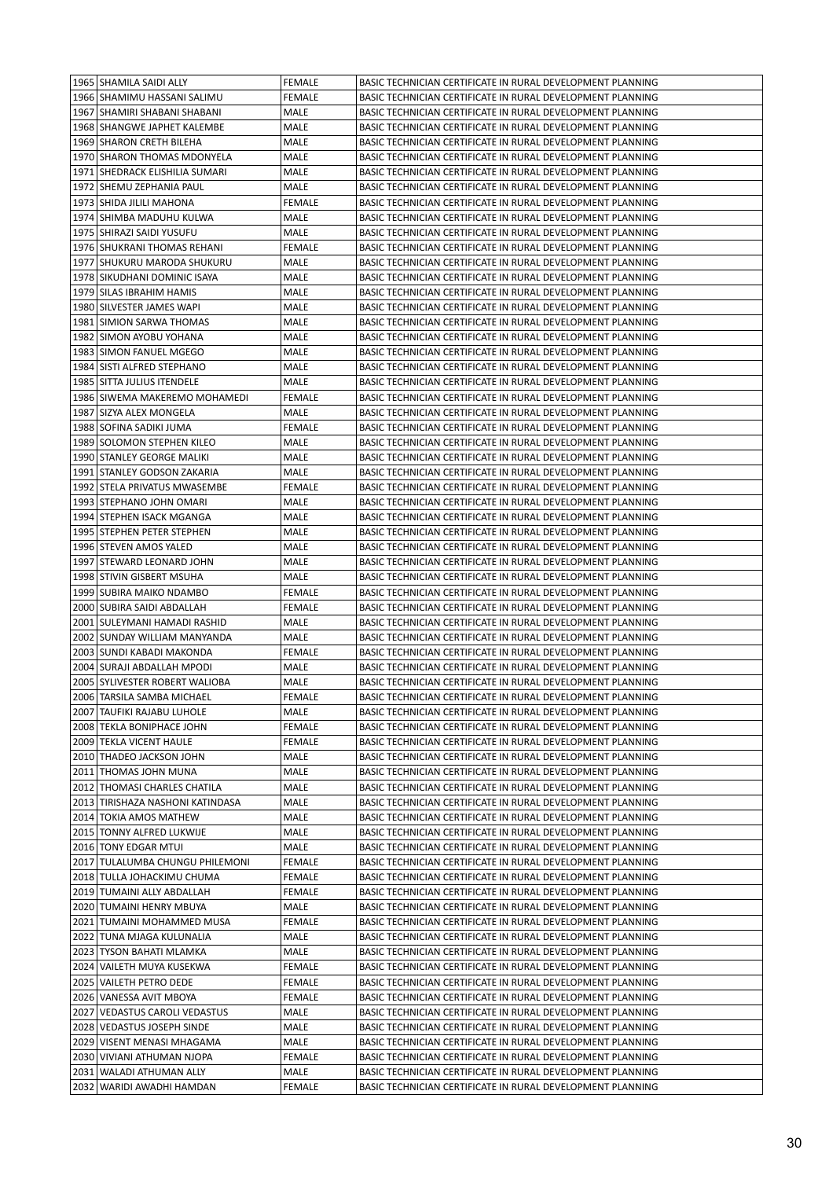| | | | |
|---|---|---|---|
| 1965 | SHAMILA SAIDI ALLY | FEMALE | BASIC TECHNICIAN CERTIFICATE IN RURAL DEVELOPMENT PLANNING |
| 1966 | SHAMIMU HASSANI SALIMU | FEMALE | BASIC TECHNICIAN CERTIFICATE IN RURAL DEVELOPMENT PLANNING |
| 1967 | SHAMIRI SHABANI SHABANI | MALE | BASIC TECHNICIAN CERTIFICATE IN RURAL DEVELOPMENT PLANNING |
| 1968 | SHANGWE JAPHET KALEMBE | MALE | BASIC TECHNICIAN CERTIFICATE IN RURAL DEVELOPMENT PLANNING |
| 1969 | SHARON CRETH BILEHA | MALE | BASIC TECHNICIAN CERTIFICATE IN RURAL DEVELOPMENT PLANNING |
| 1970 | SHARON THOMAS MDONYELA | MALE | BASIC TECHNICIAN CERTIFICATE IN RURAL DEVELOPMENT PLANNING |
| 1971 | SHEDRACK ELISHILIA SUMARI | MALE | BASIC TECHNICIAN CERTIFICATE IN RURAL DEVELOPMENT PLANNING |
| 1972 | SHEMU ZEPHANIA PAUL | MALE | BASIC TECHNICIAN CERTIFICATE IN RURAL DEVELOPMENT PLANNING |
| 1973 | SHIDA JILILI MAHONA | FEMALE | BASIC TECHNICIAN CERTIFICATE IN RURAL DEVELOPMENT PLANNING |
| 1974 | SHIMBA MADUHU KULWA | MALE | BASIC TECHNICIAN CERTIFICATE IN RURAL DEVELOPMENT PLANNING |
| 1975 | SHIRAZI SAIDI YUSUFU | MALE | BASIC TECHNICIAN CERTIFICATE IN RURAL DEVELOPMENT PLANNING |
| 1976 | SHUKRANI THOMAS REHANI | FEMALE | BASIC TECHNICIAN CERTIFICATE IN RURAL DEVELOPMENT PLANNING |
| 1977 | SHUKURU MARODA SHUKURU | MALE | BASIC TECHNICIAN CERTIFICATE IN RURAL DEVELOPMENT PLANNING |
| 1978 | SIKUDHANI DOMINIC ISAYA | MALE | BASIC TECHNICIAN CERTIFICATE IN RURAL DEVELOPMENT PLANNING |
| 1979 | SILAS IBRAHIM HAMIS | MALE | BASIC TECHNICIAN CERTIFICATE IN RURAL DEVELOPMENT PLANNING |
| 1980 | SILVESTER JAMES WAPI | MALE | BASIC TECHNICIAN CERTIFICATE IN RURAL DEVELOPMENT PLANNING |
| 1981 | SIMION SARWA THOMAS | MALE | BASIC TECHNICIAN CERTIFICATE IN RURAL DEVELOPMENT PLANNING |
| 1982 | SIMON AYOBU YOHANA | MALE | BASIC TECHNICIAN CERTIFICATE IN RURAL DEVELOPMENT PLANNING |
| 1983 | SIMON FANUEL MGEGO | MALE | BASIC TECHNICIAN CERTIFICATE IN RURAL DEVELOPMENT PLANNING |
| 1984 | SISTI ALFRED STEPHANO | MALE | BASIC TECHNICIAN CERTIFICATE IN RURAL DEVELOPMENT PLANNING |
| 1985 | SITTA JULIUS ITENDELE | MALE | BASIC TECHNICIAN CERTIFICATE IN RURAL DEVELOPMENT PLANNING |
| 1986 | SIWEMA MAKEREMO MOHAMEDI | FEMALE | BASIC TECHNICIAN CERTIFICATE IN RURAL DEVELOPMENT PLANNING |
| 1987 | SIZYA ALEX MONGELA | MALE | BASIC TECHNICIAN CERTIFICATE IN RURAL DEVELOPMENT PLANNING |
| 1988 | SOFINA SADIKI JUMA | FEMALE | BASIC TECHNICIAN CERTIFICATE IN RURAL DEVELOPMENT PLANNING |
| 1989 | SOLOMON STEPHEN KILEO | MALE | BASIC TECHNICIAN CERTIFICATE IN RURAL DEVELOPMENT PLANNING |
| 1990 | STANLEY GEORGE MALIKI | MALE | BASIC TECHNICIAN CERTIFICATE IN RURAL DEVELOPMENT PLANNING |
| 1991 | STANLEY GODSON ZAKARIA | MALE | BASIC TECHNICIAN CERTIFICATE IN RURAL DEVELOPMENT PLANNING |
| 1992 | STELA PRIVATUS MWASEMBE | FEMALE | BASIC TECHNICIAN CERTIFICATE IN RURAL DEVELOPMENT PLANNING |
| 1993 | STEPHANO JOHN OMARI | MALE | BASIC TECHNICIAN CERTIFICATE IN RURAL DEVELOPMENT PLANNING |
| 1994 | STEPHEN ISACK MGANGA | MALE | BASIC TECHNICIAN CERTIFICATE IN RURAL DEVELOPMENT PLANNING |
| 1995 | STEPHEN PETER STEPHEN | MALE | BASIC TECHNICIAN CERTIFICATE IN RURAL DEVELOPMENT PLANNING |
| 1996 | STEVEN AMOS YALED | MALE | BASIC TECHNICIAN CERTIFICATE IN RURAL DEVELOPMENT PLANNING |
| 1997 | STEWARD LEONARD JOHN | MALE | BASIC TECHNICIAN CERTIFICATE IN RURAL DEVELOPMENT PLANNING |
| 1998 | STIVIN GISBERT MSUHA | MALE | BASIC TECHNICIAN CERTIFICATE IN RURAL DEVELOPMENT PLANNING |
| 1999 | SUBIRA MAIKO NDAMBO | FEMALE | BASIC TECHNICIAN CERTIFICATE IN RURAL DEVELOPMENT PLANNING |
| 2000 | SUBIRA SAIDI ABDALLAH | FEMALE | BASIC TECHNICIAN CERTIFICATE IN RURAL DEVELOPMENT PLANNING |
| 2001 | SULEYMANI HAMADI RASHID | MALE | BASIC TECHNICIAN CERTIFICATE IN RURAL DEVELOPMENT PLANNING |
| 2002 | SUNDAY WILLIAM MANYANDA | MALE | BASIC TECHNICIAN CERTIFICATE IN RURAL DEVELOPMENT PLANNING |
| 2003 | SUNDI KABADI MAKONDA | FEMALE | BASIC TECHNICIAN CERTIFICATE IN RURAL DEVELOPMENT PLANNING |
| 2004 | SURAJI ABDALLAH MPODI | MALE | BASIC TECHNICIAN CERTIFICATE IN RURAL DEVELOPMENT PLANNING |
| 2005 | SYLIVESTER ROBERT WALIOBA | MALE | BASIC TECHNICIAN CERTIFICATE IN RURAL DEVELOPMENT PLANNING |
| 2006 | TARSILA SAMBA MICHAEL | FEMALE | BASIC TECHNICIAN CERTIFICATE IN RURAL DEVELOPMENT PLANNING |
| 2007 | TAUFIKI RAJABU LUHOLE | MALE | BASIC TECHNICIAN CERTIFICATE IN RURAL DEVELOPMENT PLANNING |
| 2008 | TEKLA BONIPHACE JOHN | FEMALE | BASIC TECHNICIAN CERTIFICATE IN RURAL DEVELOPMENT PLANNING |
| 2009 | TEKLA VICENT HAULE | FEMALE | BASIC TECHNICIAN CERTIFICATE IN RURAL DEVELOPMENT PLANNING |
| 2010 | THADEO JACKSON JOHN | MALE | BASIC TECHNICIAN CERTIFICATE IN RURAL DEVELOPMENT PLANNING |
| 2011 | THOMAS JOHN MUNA | MALE | BASIC TECHNICIAN CERTIFICATE IN RURAL DEVELOPMENT PLANNING |
| 2012 | THOMASI CHARLES CHATILA | MALE | BASIC TECHNICIAN CERTIFICATE IN RURAL DEVELOPMENT PLANNING |
| 2013 | TIRISHAZA NASHONI KATINDASA | MALE | BASIC TECHNICIAN CERTIFICATE IN RURAL DEVELOPMENT PLANNING |
| 2014 | TOKIA AMOS MATHEW | MALE | BASIC TECHNICIAN CERTIFICATE IN RURAL DEVELOPMENT PLANNING |
| 2015 | TONNY ALFRED LUKWIJE | MALE | BASIC TECHNICIAN CERTIFICATE IN RURAL DEVELOPMENT PLANNING |
| 2016 | TONY EDGAR MTUI | MALE | BASIC TECHNICIAN CERTIFICATE IN RURAL DEVELOPMENT PLANNING |
| 2017 | TULALUMBA CHUNGU PHILEMONI | FEMALE | BASIC TECHNICIAN CERTIFICATE IN RURAL DEVELOPMENT PLANNING |
| 2018 | TULLA JOHACKIMU CHUMA | FEMALE | BASIC TECHNICIAN CERTIFICATE IN RURAL DEVELOPMENT PLANNING |
| 2019 | TUMAINI ALLY ABDALLAH | FEMALE | BASIC TECHNICIAN CERTIFICATE IN RURAL DEVELOPMENT PLANNING |
| 2020 | TUMAINI HENRY MBUYA | MALE | BASIC TECHNICIAN CERTIFICATE IN RURAL DEVELOPMENT PLANNING |
| 2021 | TUMAINI MOHAMMED MUSA | FEMALE | BASIC TECHNICIAN CERTIFICATE IN RURAL DEVELOPMENT PLANNING |
| 2022 | TUNA MJAGA KULUNALIA | MALE | BASIC TECHNICIAN CERTIFICATE IN RURAL DEVELOPMENT PLANNING |
| 2023 | TYSON BAHATI MLAMKA | MALE | BASIC TECHNICIAN CERTIFICATE IN RURAL DEVELOPMENT PLANNING |
| 2024 | VAILETH MUYA KUSEKWA | FEMALE | BASIC TECHNICIAN CERTIFICATE IN RURAL DEVELOPMENT PLANNING |
| 2025 | VAILETH PETRO DEDE | FEMALE | BASIC TECHNICIAN CERTIFICATE IN RURAL DEVELOPMENT PLANNING |
| 2026 | VANESSA AVIT MBOYA | FEMALE | BASIC TECHNICIAN CERTIFICATE IN RURAL DEVELOPMENT PLANNING |
| 2027 | VEDASTUS CAROLI VEDASTUS | MALE | BASIC TECHNICIAN CERTIFICATE IN RURAL DEVELOPMENT PLANNING |
| 2028 | VEDASTUS JOSEPH SINDE | MALE | BASIC TECHNICIAN CERTIFICATE IN RURAL DEVELOPMENT PLANNING |
| 2029 | VISENT MENASI MHAGAMA | MALE | BASIC TECHNICIAN CERTIFICATE IN RURAL DEVELOPMENT PLANNING |
| 2030 | VIVIANI ATHUMAN NJOPA | FEMALE | BASIC TECHNICIAN CERTIFICATE IN RURAL DEVELOPMENT PLANNING |
| 2031 | WALADI ATHUMAN ALLY | MALE | BASIC TECHNICIAN CERTIFICATE IN RURAL DEVELOPMENT PLANNING |
| 2032 | WARIDI AWADHI HAMDAN | FEMALE | BASIC TECHNICIAN CERTIFICATE IN RURAL DEVELOPMENT PLANNING |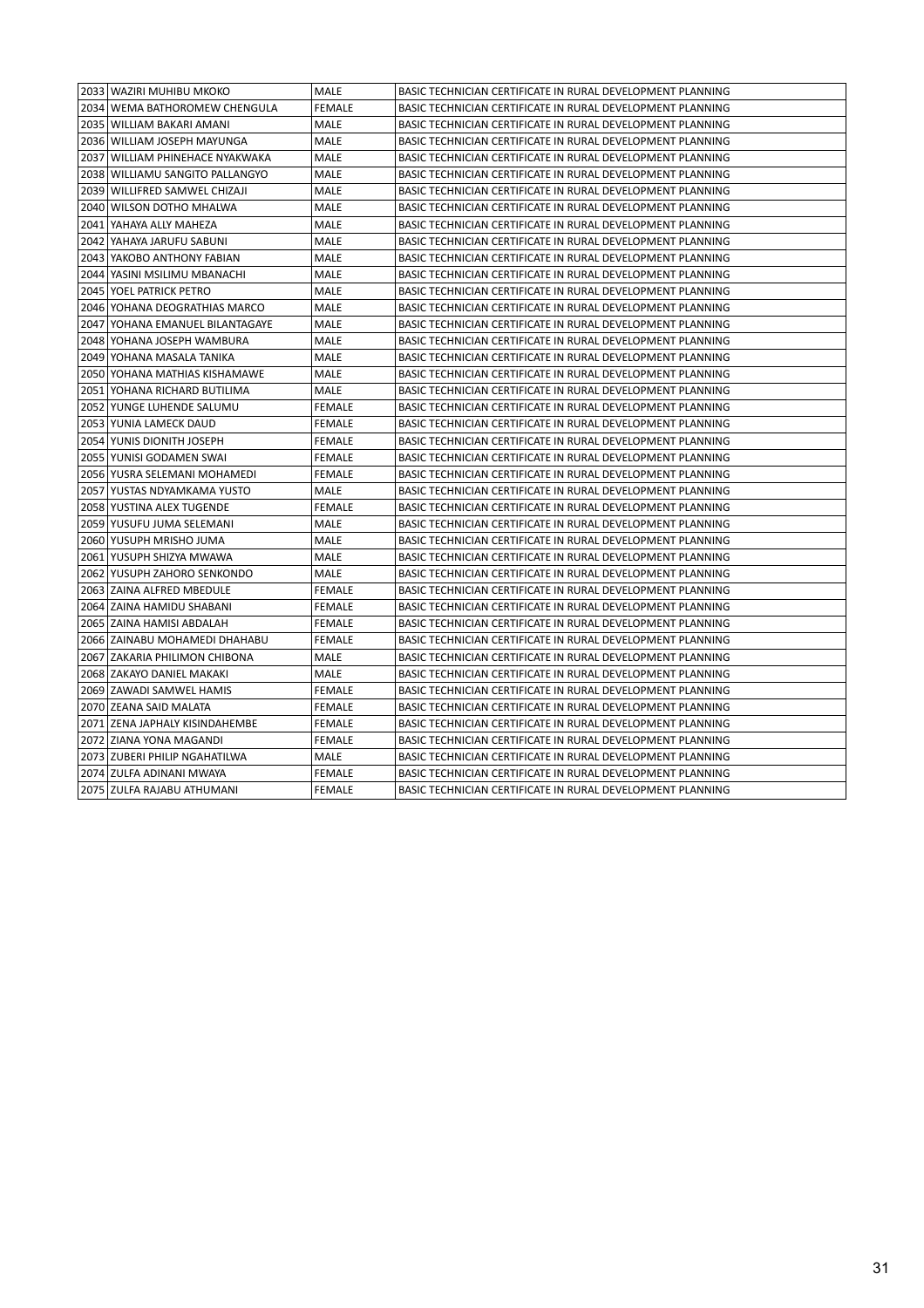| | | | |
|---|---|---|---|
| 2033 | WAZIRI MUHIBU MKOKO | MALE | BASIC TECHNICIAN CERTIFICATE IN RURAL DEVELOPMENT PLANNING |
| 2034 | WEMA BATHOROMEW CHENGULA | FEMALE | BASIC TECHNICIAN CERTIFICATE IN RURAL DEVELOPMENT PLANNING |
| 2035 | WILLIAM BAKARI AMANI | MALE | BASIC TECHNICIAN CERTIFICATE IN RURAL DEVELOPMENT PLANNING |
| 2036 | WILLIAM JOSEPH MAYUNGA | MALE | BASIC TECHNICIAN CERTIFICATE IN RURAL DEVELOPMENT PLANNING |
| 2037 | WILLIAM PHINEHACE NYAKWAKA | MALE | BASIC TECHNICIAN CERTIFICATE IN RURAL DEVELOPMENT PLANNING |
| 2038 | WILLIAMU SANGITO PALLANGYO | MALE | BASIC TECHNICIAN CERTIFICATE IN RURAL DEVELOPMENT PLANNING |
| 2039 | WILLIFRED SAMWEL CHIZAJI | MALE | BASIC TECHNICIAN CERTIFICATE IN RURAL DEVELOPMENT PLANNING |
| 2040 | WILSON DOTHO MHALWA | MALE | BASIC TECHNICIAN CERTIFICATE IN RURAL DEVELOPMENT PLANNING |
| 2041 | YAHAYA ALLY MAHEZA | MALE | BASIC TECHNICIAN CERTIFICATE IN RURAL DEVELOPMENT PLANNING |
| 2042 | YAHAYA JARUFU SABUNI | MALE | BASIC TECHNICIAN CERTIFICATE IN RURAL DEVELOPMENT PLANNING |
| 2043 | YAKOBO ANTHONY FABIAN | MALE | BASIC TECHNICIAN CERTIFICATE IN RURAL DEVELOPMENT PLANNING |
| 2044 | YASINI MSILIMU MBANACHI | MALE | BASIC TECHNICIAN CERTIFICATE IN RURAL DEVELOPMENT PLANNING |
| 2045 | YOEL PATRICK PETRO | MALE | BASIC TECHNICIAN CERTIFICATE IN RURAL DEVELOPMENT PLANNING |
| 2046 | YOHANA DEOGRATHIAS MARCO | MALE | BASIC TECHNICIAN CERTIFICATE IN RURAL DEVELOPMENT PLANNING |
| 2047 | YOHANA EMANUEL BILANTAGAYE | MALE | BASIC TECHNICIAN CERTIFICATE IN RURAL DEVELOPMENT PLANNING |
| 2048 | YOHANA JOSEPH WAMBURA | MALE | BASIC TECHNICIAN CERTIFICATE IN RURAL DEVELOPMENT PLANNING |
| 2049 | YOHANA MASALA TANIKA | MALE | BASIC TECHNICIAN CERTIFICATE IN RURAL DEVELOPMENT PLANNING |
| 2050 | YOHANA MATHIAS KISHAMAWE | MALE | BASIC TECHNICIAN CERTIFICATE IN RURAL DEVELOPMENT PLANNING |
| 2051 | YOHANA RICHARD BUTILIMA | MALE | BASIC TECHNICIAN CERTIFICATE IN RURAL DEVELOPMENT PLANNING |
| 2052 | YUNGE LUHENDE SALUMU | FEMALE | BASIC TECHNICIAN CERTIFICATE IN RURAL DEVELOPMENT PLANNING |
| 2053 | YUNIA LAMECK DAUD | FEMALE | BASIC TECHNICIAN CERTIFICATE IN RURAL DEVELOPMENT PLANNING |
| 2054 | YUNIS DIONITH JOSEPH | FEMALE | BASIC TECHNICIAN CERTIFICATE IN RURAL DEVELOPMENT PLANNING |
| 2055 | YUNISI GODAMEN SWAI | FEMALE | BASIC TECHNICIAN CERTIFICATE IN RURAL DEVELOPMENT PLANNING |
| 2056 | YUSRA SELEMANI MOHAMEDI | FEMALE | BASIC TECHNICIAN CERTIFICATE IN RURAL DEVELOPMENT PLANNING |
| 2057 | YUSTAS NDYAMKAMA YUSTO | MALE | BASIC TECHNICIAN CERTIFICATE IN RURAL DEVELOPMENT PLANNING |
| 2058 | YUSTINA ALEX TUGENDE | FEMALE | BASIC TECHNICIAN CERTIFICATE IN RURAL DEVELOPMENT PLANNING |
| 2059 | YUSUFU JUMA SELEMANI | MALE | BASIC TECHNICIAN CERTIFICATE IN RURAL DEVELOPMENT PLANNING |
| 2060 | YUSUPH MRISHO JUMA | MALE | BASIC TECHNICIAN CERTIFICATE IN RURAL DEVELOPMENT PLANNING |
| 2061 | YUSUPH SHIZYA MWAWA | MALE | BASIC TECHNICIAN CERTIFICATE IN RURAL DEVELOPMENT PLANNING |
| 2062 | YUSUPH ZAHORO SENKONDO | MALE | BASIC TECHNICIAN CERTIFICATE IN RURAL DEVELOPMENT PLANNING |
| 2063 | ZAINA ALFRED MBEDULE | FEMALE | BASIC TECHNICIAN CERTIFICATE IN RURAL DEVELOPMENT PLANNING |
| 2064 | ZAINA HAMIDU SHABANI | FEMALE | BASIC TECHNICIAN CERTIFICATE IN RURAL DEVELOPMENT PLANNING |
| 2065 | ZAINA HAMISI ABDALAH | FEMALE | BASIC TECHNICIAN CERTIFICATE IN RURAL DEVELOPMENT PLANNING |
| 2066 | ZAINABU MOHAMEDI DHAHABU | FEMALE | BASIC TECHNICIAN CERTIFICATE IN RURAL DEVELOPMENT PLANNING |
| 2067 | ZAKARIA PHILIMON CHIBONA | MALE | BASIC TECHNICIAN CERTIFICATE IN RURAL DEVELOPMENT PLANNING |
| 2068 | ZAKAYO DANIEL MAKAKI | MALE | BASIC TECHNICIAN CERTIFICATE IN RURAL DEVELOPMENT PLANNING |
| 2069 | ZAWADI SAMWEL HAMIS | FEMALE | BASIC TECHNICIAN CERTIFICATE IN RURAL DEVELOPMENT PLANNING |
| 2070 | ZEANA SAID MALATA | FEMALE | BASIC TECHNICIAN CERTIFICATE IN RURAL DEVELOPMENT PLANNING |
| 2071 | ZENA JAPHALY KISINDAHEMBE | FEMALE | BASIC TECHNICIAN CERTIFICATE IN RURAL DEVELOPMENT PLANNING |
| 2072 | ZIANA YONA MAGANDI | FEMALE | BASIC TECHNICIAN CERTIFICATE IN RURAL DEVELOPMENT PLANNING |
| 2073 | ZUBERI PHILIP NGAHATILWA | MALE | BASIC TECHNICIAN CERTIFICATE IN RURAL DEVELOPMENT PLANNING |
| 2074 | ZULFA ADINANI MWAYA | FEMALE | BASIC TECHNICIAN CERTIFICATE IN RURAL DEVELOPMENT PLANNING |
| 2075 | ZULFA RAJABU ATHUMANI | FEMALE | BASIC TECHNICIAN CERTIFICATE IN RURAL DEVELOPMENT PLANNING |